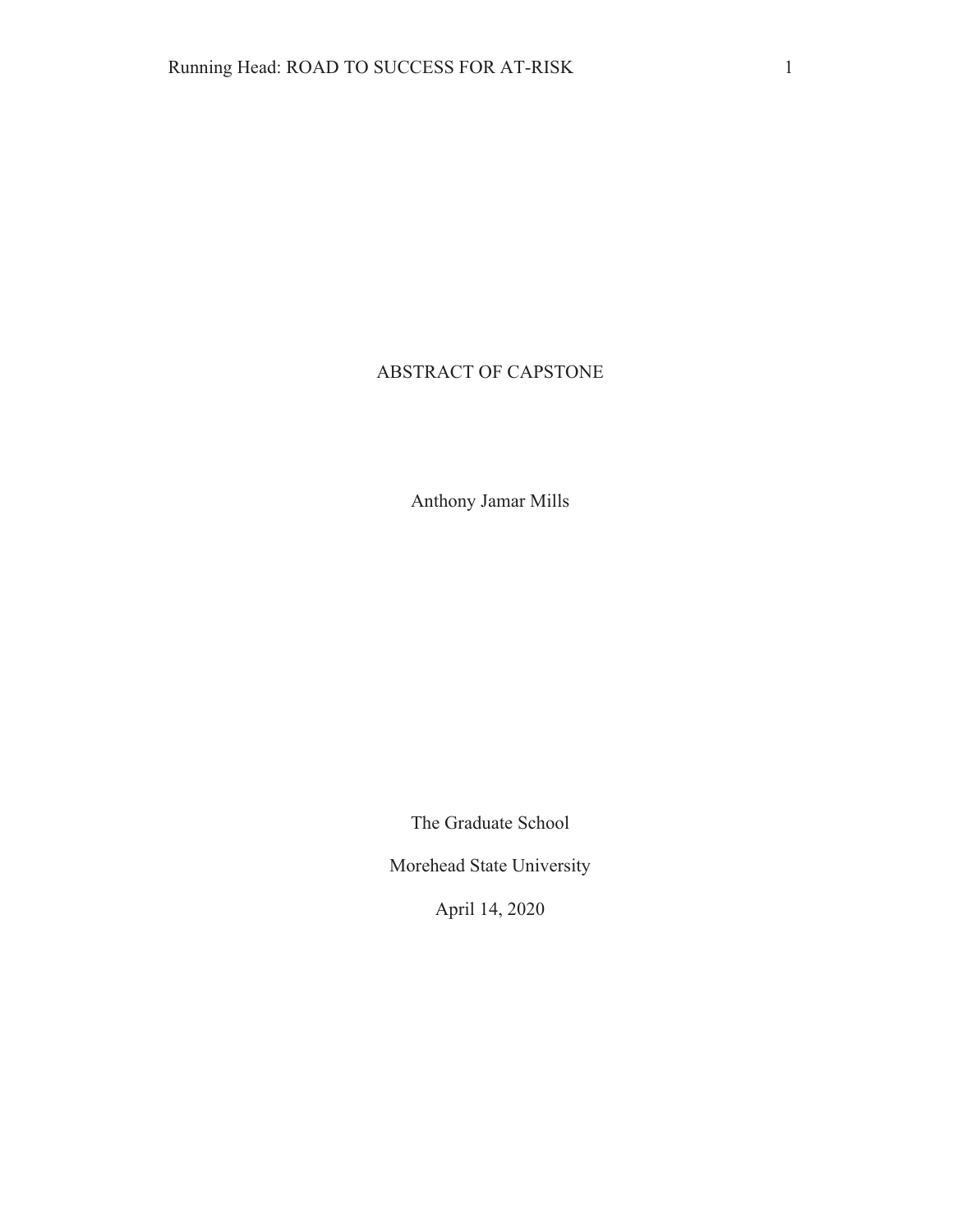# ABSTRACT OF CAPSTONE

Anthony Jamar Mills

The Graduate School

Morehead State University

April 14, 2020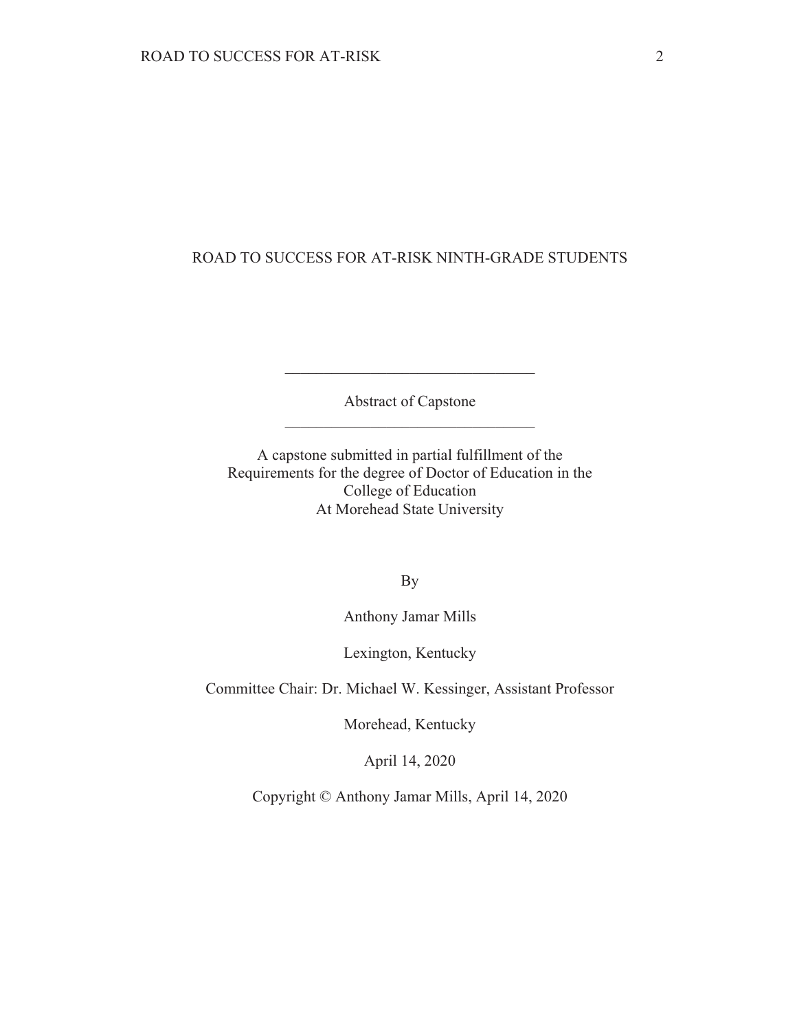ROAD TO SUCCESS FOR AT-RISK NINTH-GRADE STUDENTS

---

Abstract of Capstone

---

A capstone submitted in partial fulfillment of the
Requirements for the degree of Doctor of Education in the
College of Education
At Morehead State University

By

Anthony Jamar Mills

Lexington, Kentucky

Committee Chair: Dr. Michael W. Kessinger, Assistant Professor

Morehead, Kentucky

April 14, 2020

Copyright © Anthony Jamar Mills, April 14, 2020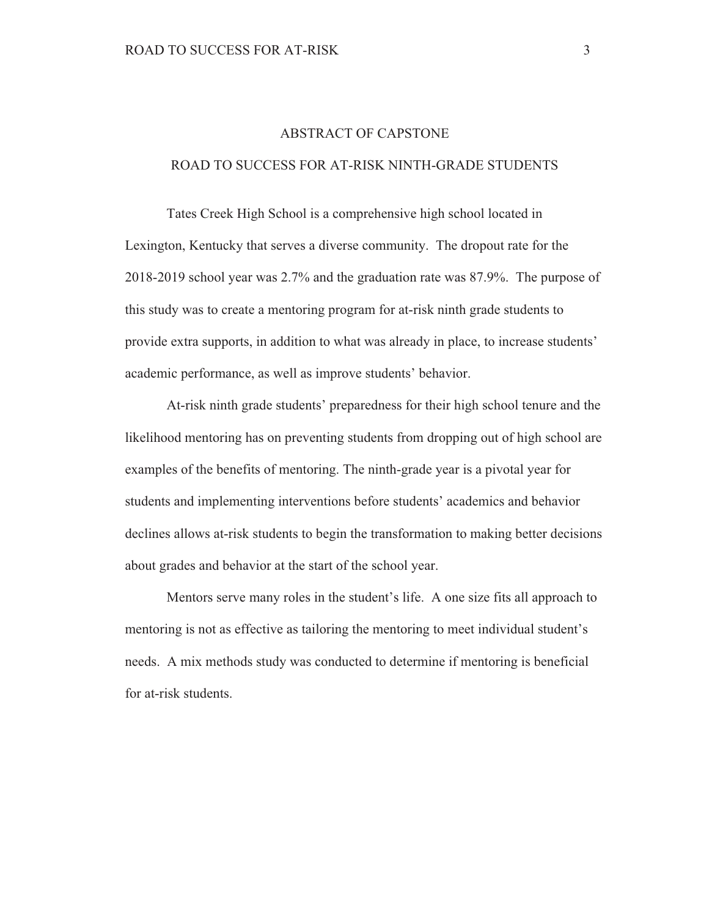# ABSTRACT OF CAPSTONE

## ROAD TO SUCCESS FOR AT-RISK NINTH-GRADE STUDENTS

Tates Creek High School is a comprehensive high school located in Lexington, Kentucky that serves a diverse community. The dropout rate for the 2018-2019 school year was 2.7% and the graduation rate was 87.9%. The purpose of this study was to create a mentoring program for at-risk ninth grade students to provide extra supports, in addition to what was already in place, to increase students' academic performance, as well as improve students' behavior.

At-risk ninth grade students' preparedness for their high school tenure and the likelihood mentoring has on preventing students from dropping out of high school are examples of the benefits of mentoring. The ninth-grade year is a pivotal year for students and implementing interventions before students' academics and behavior declines allows at-risk students to begin the transformation to making better decisions about grades and behavior at the start of the school year.

Mentors serve many roles in the student's life. A one size fits all approach to mentoring is not as effective as tailoring the mentoring to meet individual student's needs. A mix methods study was conducted to determine if mentoring is beneficial for at-risk students.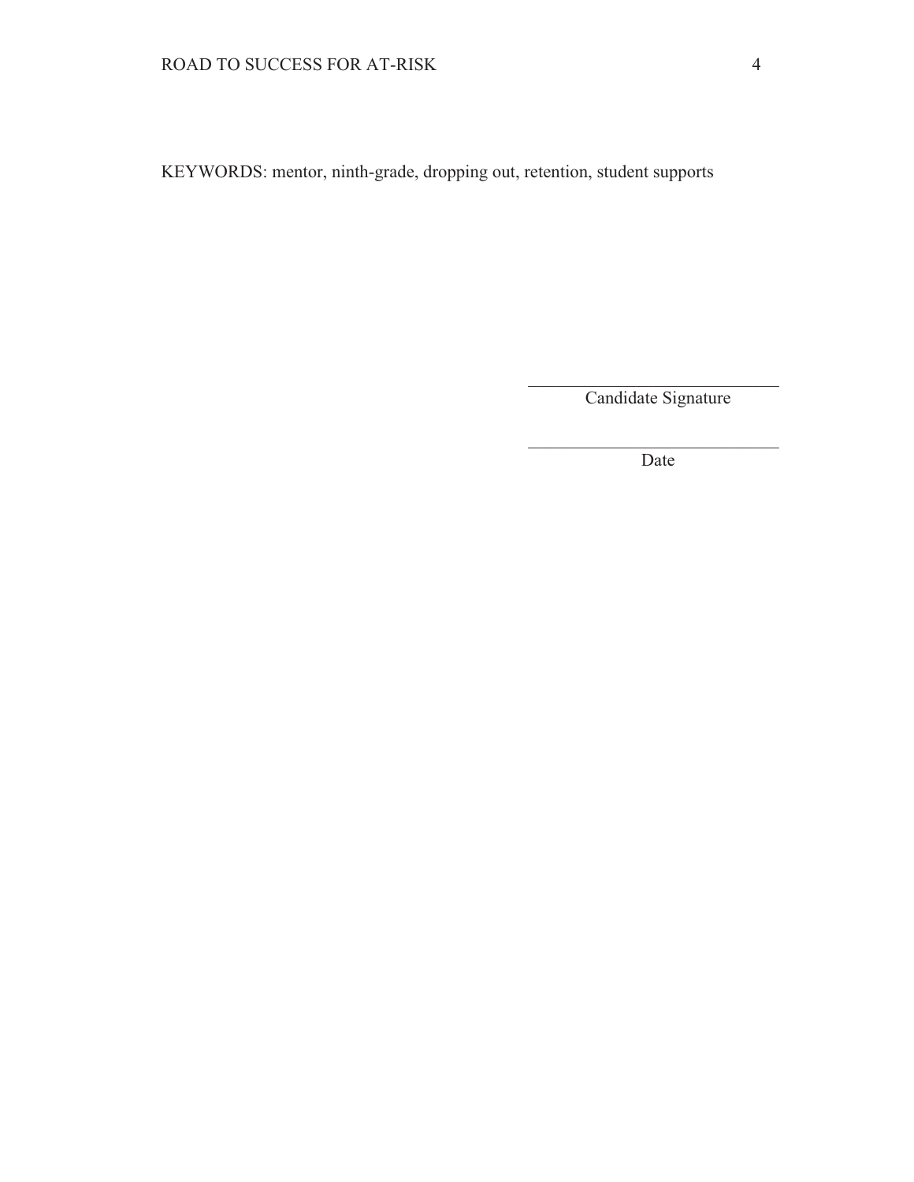KEYWORDS: mentor, ninth-grade, dropping out, retention, student supports

\_\_\_\_\_\_\_\_\_\_\_\_\_\_\_\_\_\_\_\_\_\_\_\_\_\_\_\_\_\_\_\_

Candidate Signature

\_\_\_\_\_\_\_\_\_\_\_\_\_\_\_\_\_\_\_\_\_\_\_\_\_\_\_\_\_\_\_\_

Date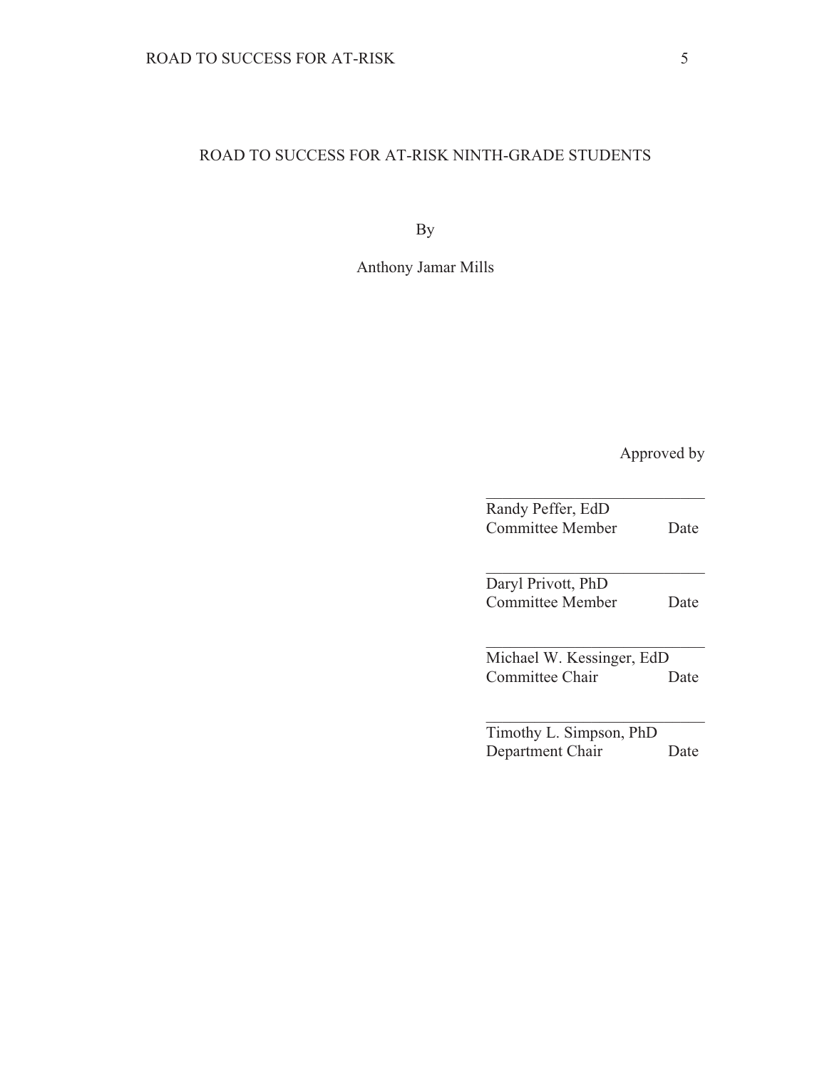ROAD TO SUCCESS FOR AT-RISK NINTH-GRADE STUDENTS

By

Anthony Jamar Mills

Approved by

\_\_\_\_\_\_\_\_\_\_\_\_\_\_\_\_\_\_\_\_\_\_\_\_\_\_\_\_\_\_
Randy Peffer, EdD
Committee Member Date

\_\_\_\_\_\_\_\_\_\_\_\_\_\_\_\_\_\_\_\_\_\_\_\_\_\_\_\_\_\_
Daryl Privott, PhD
Committee Member Date

\_\_\_\_\_\_\_\_\_\_\_\_\_\_\_\_\_\_\_\_\_\_\_\_\_\_\_\_\_\_
Michael W. Kessinger, EdD
Committee Chair Date

\_\_\_\_\_\_\_\_\_\_\_\_\_\_\_\_\_\_\_\_\_\_\_\_\_\_\_\_\_\_
Timothy L. Simpson, PhD
Department Chair Date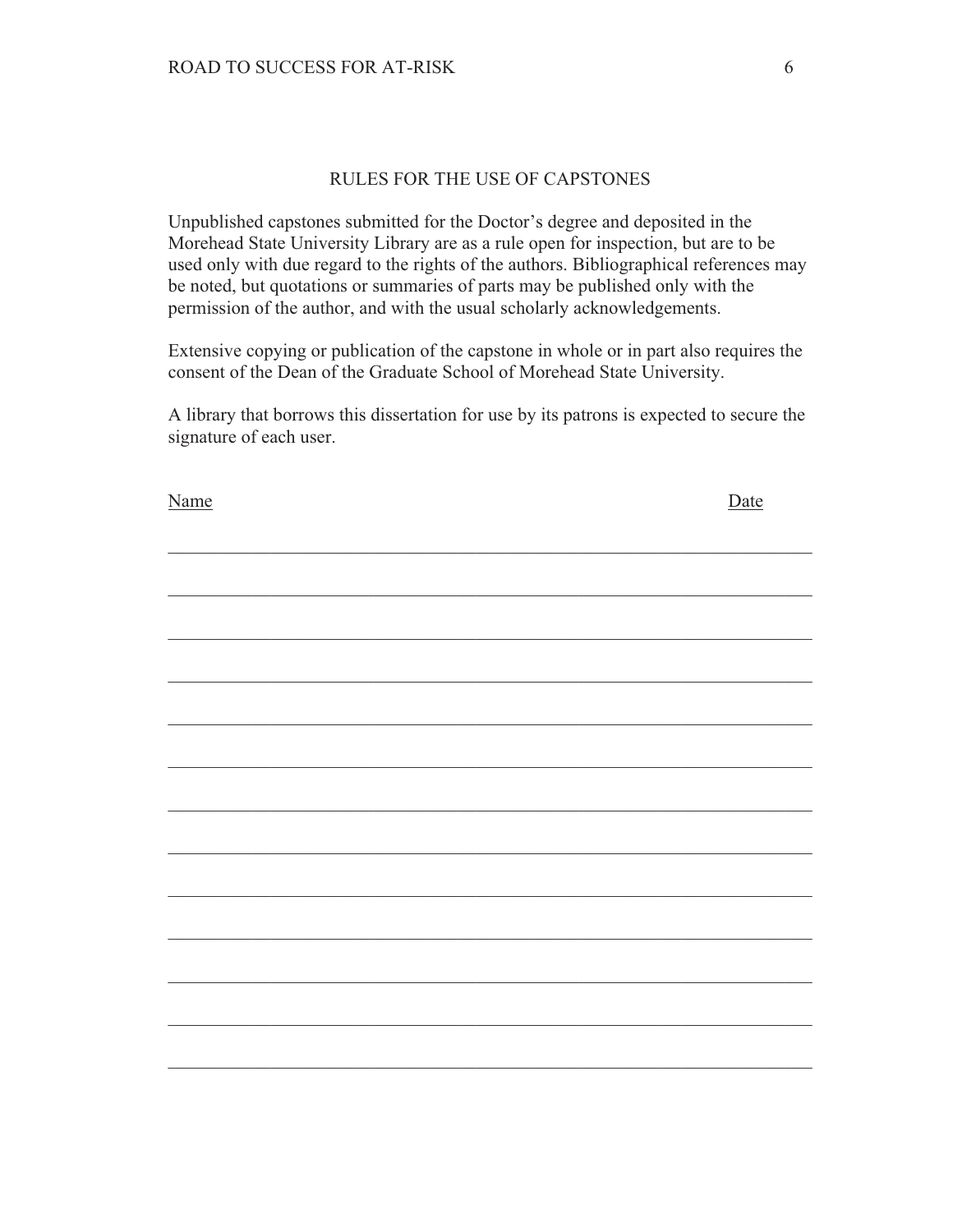## RULES FOR THE USE OF CAPSTONES

Unpublished capstones submitted for the Doctor's degree and deposited in the Morehead State University Library are as a rule open for inspection, but are to be used only with due regard to the rights of the authors. Bibliographical references may be noted, but quotations or summaries of parts may be published only with the permission of the author, and with the usual scholarly acknowledgements.

Extensive copying or publication of the capstone in whole or in part also requires the consent of the Dean of the Graduate School of Morehead State University.

A library that borrows this dissertation for use by its patrons is expected to secure the signature of each user.

| Name | Date |
| --- | --- |
| | |
| | |
| | |
| | |
| | |
| | |
| | |
| | |
| | |
| | |
| | |
| | |
| | |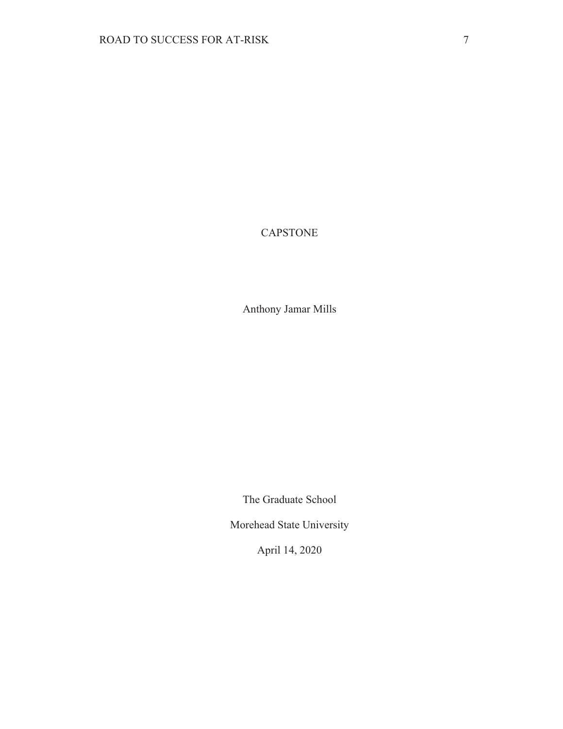CAPSTONE

Anthony Jamar Mills

The Graduate School

Morehead State University

April 14, 2020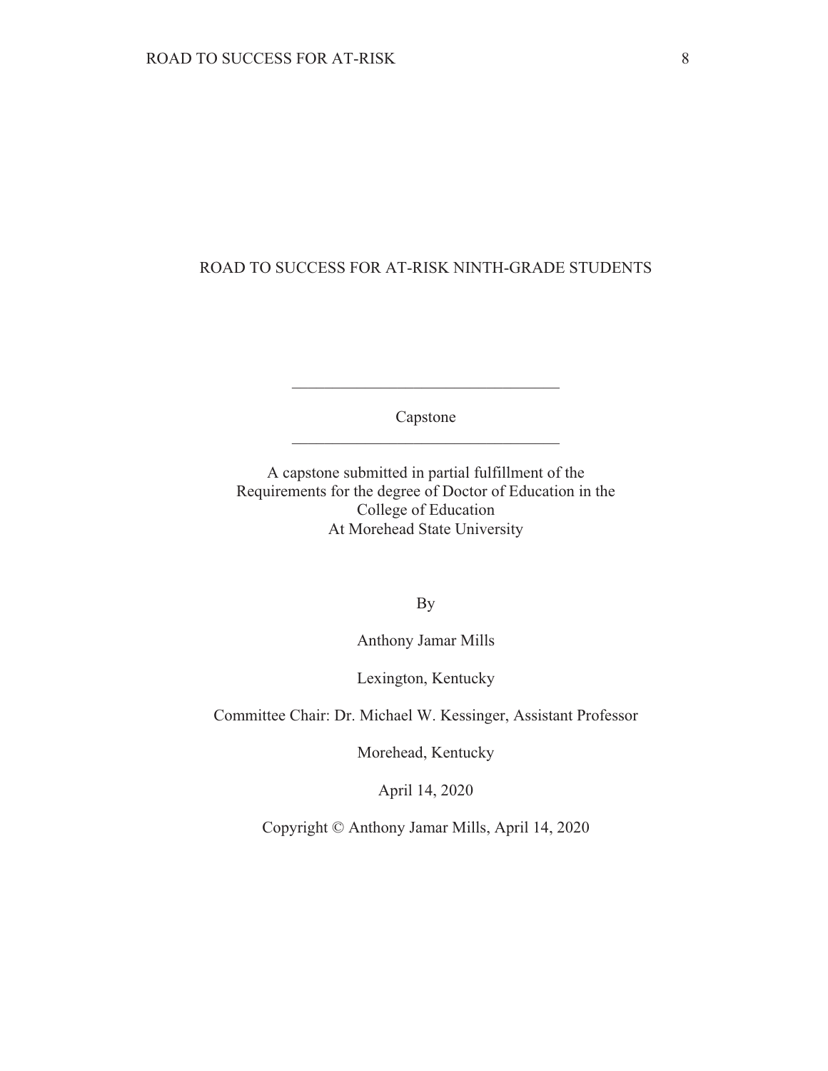ROAD TO SUCCESS FOR AT-RISK NINTH-GRADE STUDENTS

---

Capstone

---

A capstone submitted in partial fulfillment of the
Requirements for the degree of Doctor of Education in the
College of Education
At Morehead State University

By

Anthony Jamar Mills

Lexington, Kentucky

Committee Chair: Dr. Michael W. Kessinger, Assistant Professor

Morehead, Kentucky

April 14, 2020

Copyright © Anthony Jamar Mills, April 14, 2020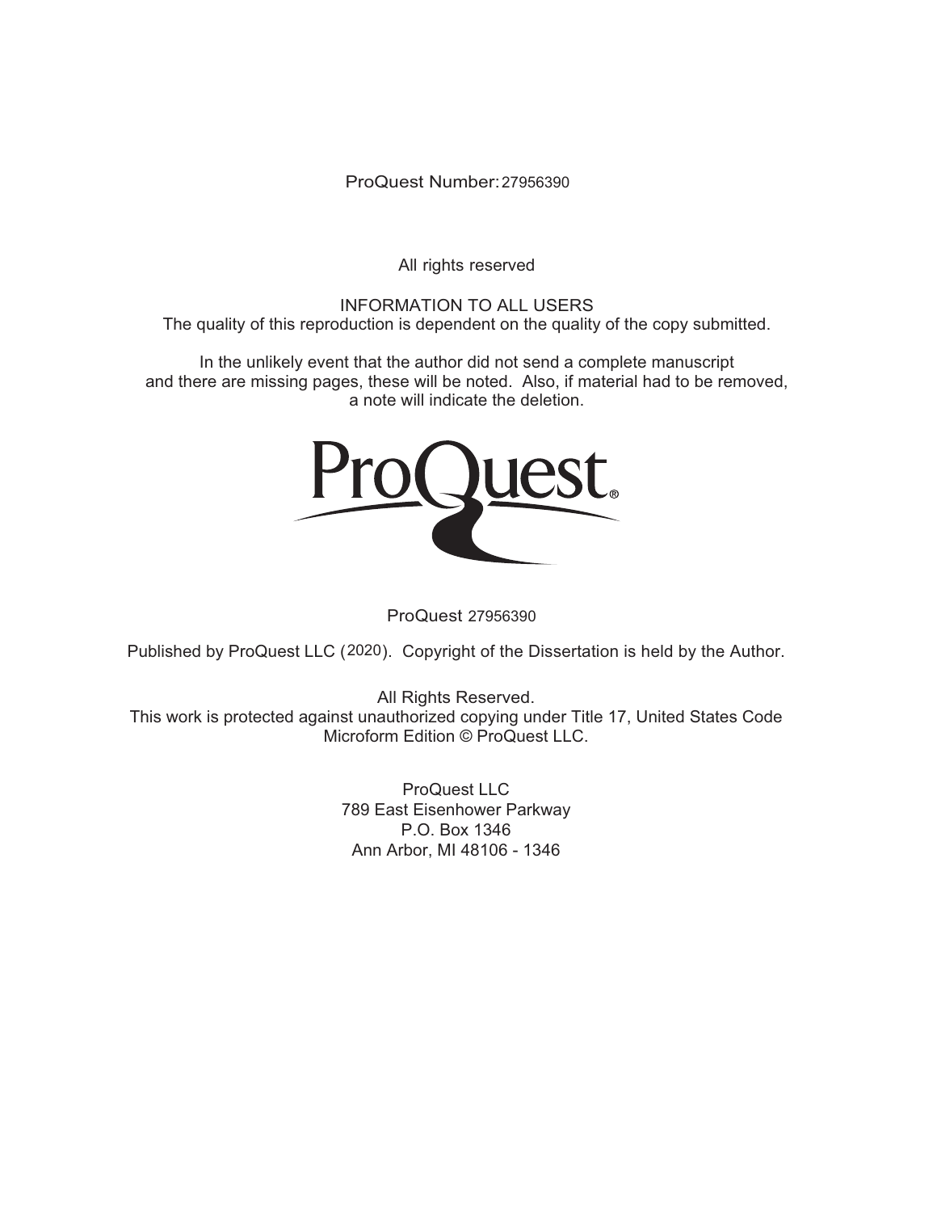ProQuest Number: 27956390

All rights reserved

INFORMATION TO ALL USERS
The quality of this reproduction is dependent on the quality of the copy submitted.

In the unlikely event that the author did not send a complete manuscript
and there are missing pages, these will be noted. Also, if material had to be removed,
a note will indicate the deletion.

ProQuest 27956390

Published by ProQuest LLC (2020). Copyright of the Dissertation is held by the Author.

All Rights Reserved.
This work is protected against unauthorized copying under Title 17, United States Code
Microform Edition © ProQuest LLC.

ProQuest LLC
789 East Eisenhower Parkway
P.O. Box 1346
Ann Arbor, MI 48106 - 1346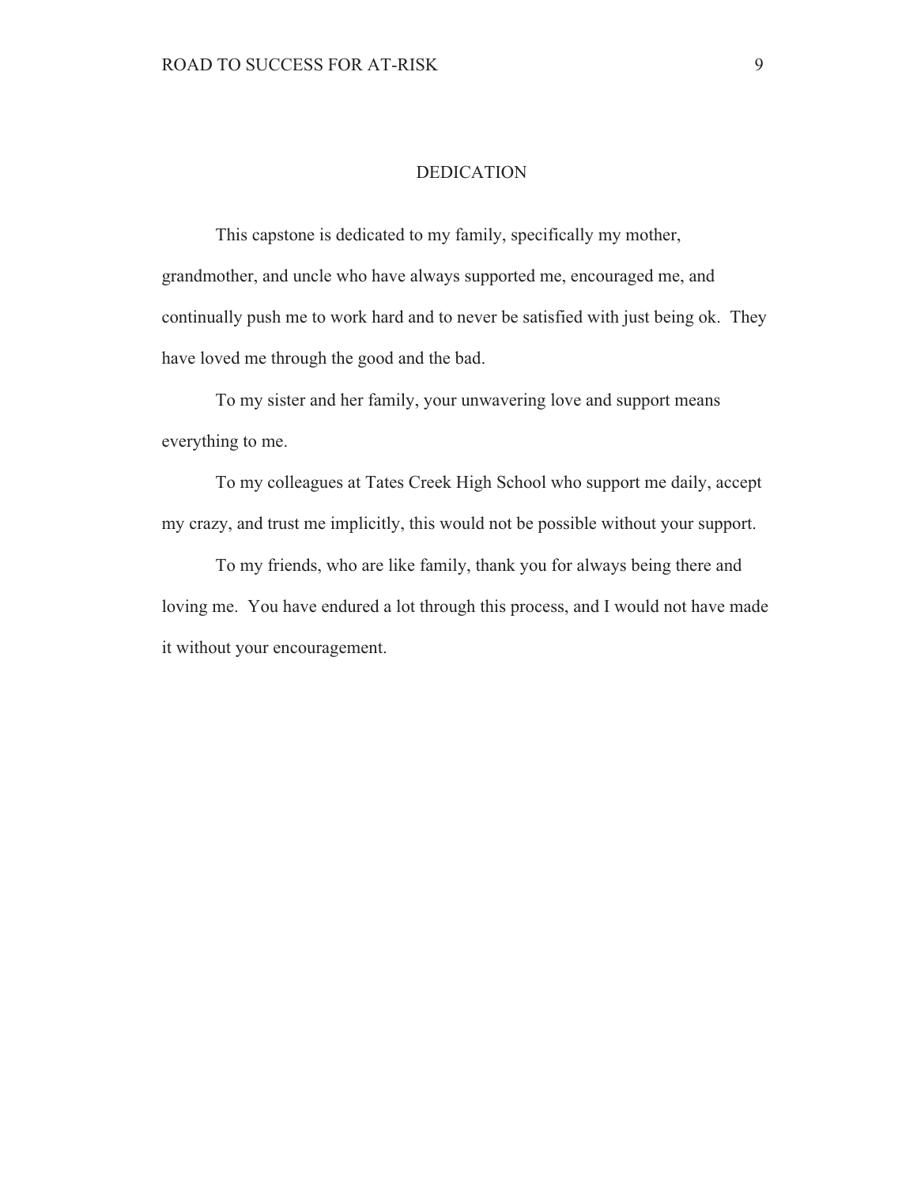# DEDICATION

This capstone is dedicated to my family, specifically my mother, grandmother, and uncle who have always supported me, encouraged me, and continually push me to work hard and to never be satisfied with just being ok. They have loved me through the good and the bad.

To my sister and her family, your unwavering love and support means everything to me.

To my colleagues at Tates Creek High School who support me daily, accept my crazy, and trust me implicitly, this would not be possible without your support.

To my friends, who are like family, thank you for always being there and loving me. You have endured a lot through this process, and I would not have made it without your encouragement.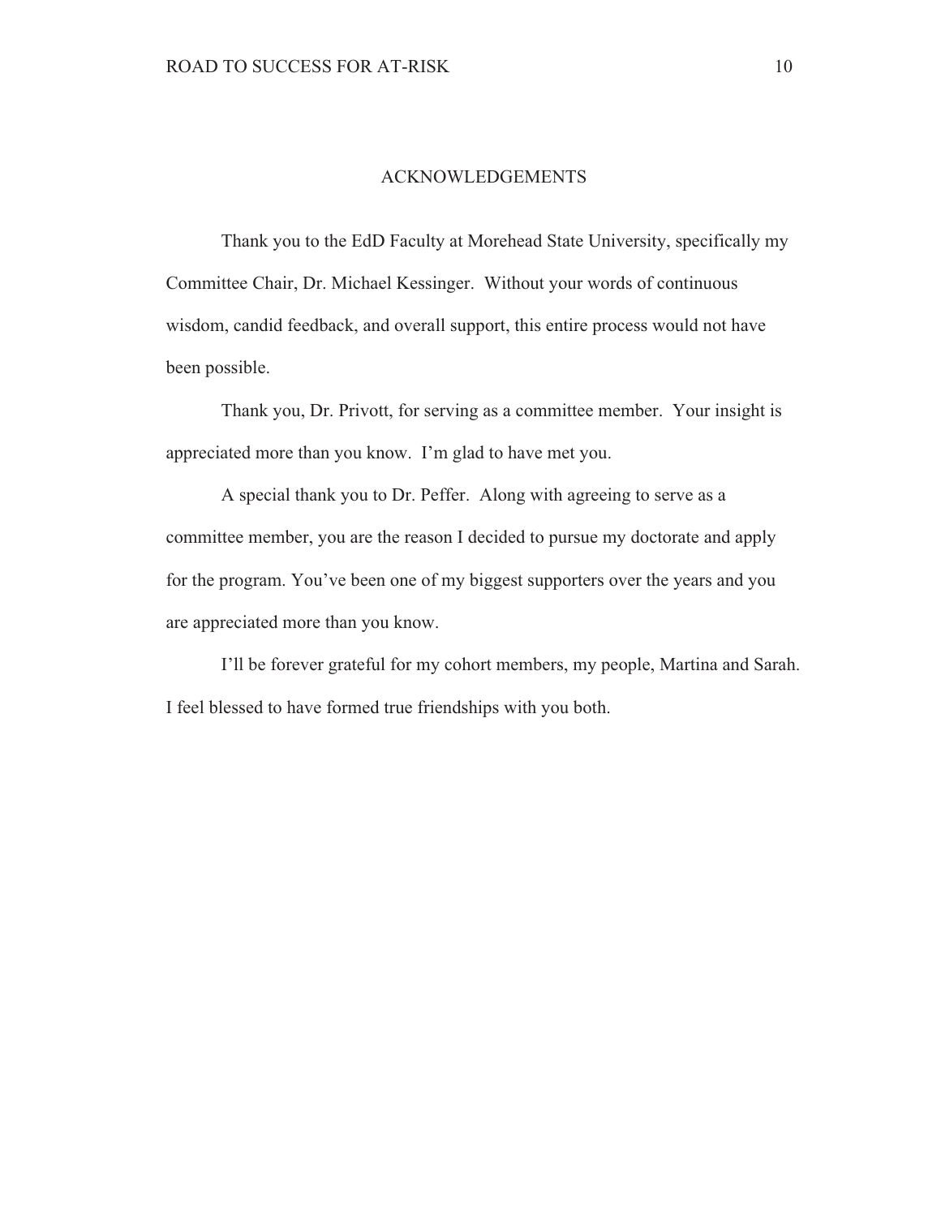# ACKNOWLEDGEMENTS

Thank you to the EdD Faculty at Morehead State University, specifically my Committee Chair, Dr. Michael Kessinger. Without your words of continuous wisdom, candid feedback, and overall support, this entire process would not have been possible.

Thank you, Dr. Privott, for serving as a committee member. Your insight is appreciated more than you know. I'm glad to have met you.

A special thank you to Dr. Peffer. Along with agreeing to serve as a committee member, you are the reason I decided to pursue my doctorate and apply for the program. You've been one of my biggest supporters over the years and you are appreciated more than you know.

I'll be forever grateful for my cohort members, my people, Martina and Sarah. I feel blessed to have formed true friendships with you both.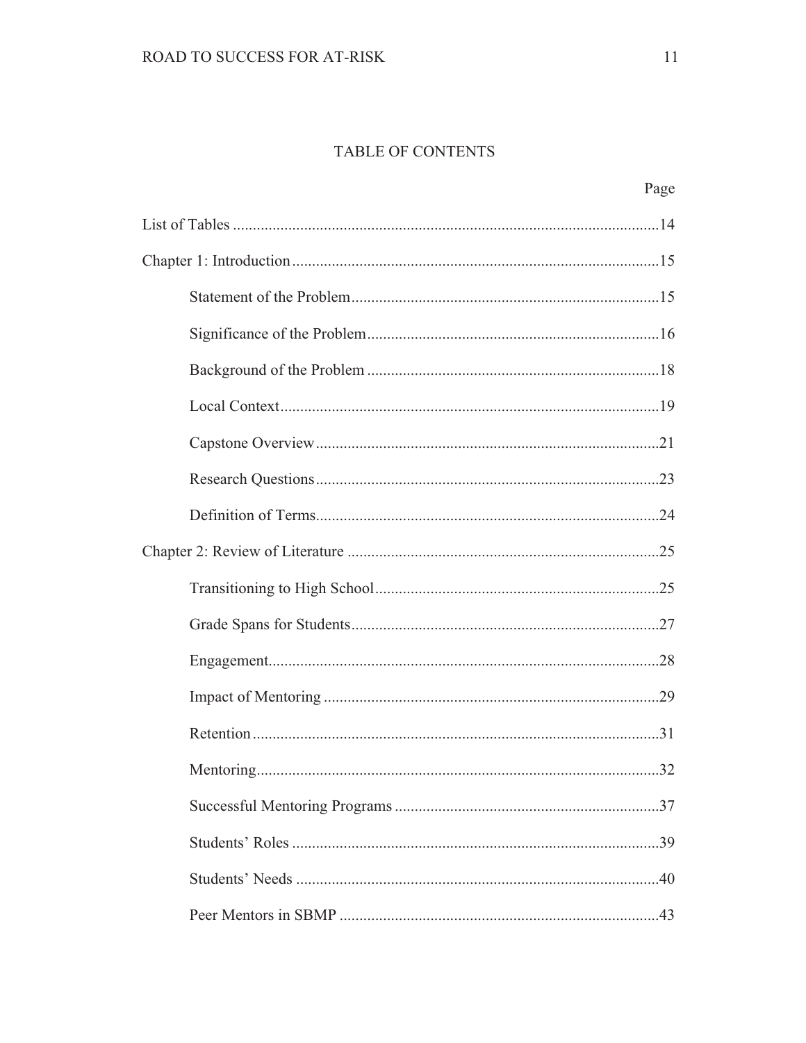# TABLE OF CONTENTS

Page

List of Tables ....................................................................................................14

Chapter 1: Introduction ....................................................................................15

- Statement of the Problem ..........................................................................15
- Significance of the Problem ......................................................................16
- Background of the Problem ......................................................................18
- Local Context ............................................................................................19
- Capstone Overview ...................................................................................21
- Research Questions ...................................................................................23
- Definition of Terms ...................................................................................24

Chapter 2: Review of Literature .....................................................................25

- Transitioning to High School ....................................................................25
- Grade Spans for Students .........................................................................27
- Engagement ...............................................................................................28
- Impact of Mentoring .................................................................................29
- Retention ...................................................................................................31
- Mentoring ..................................................................................................32
- Successful Mentoring Programs ...............................................................37
- Students' Roles .........................................................................................39
- Students' Needs ........................................................................................40
- Peer Mentors in SBMP .............................................................................43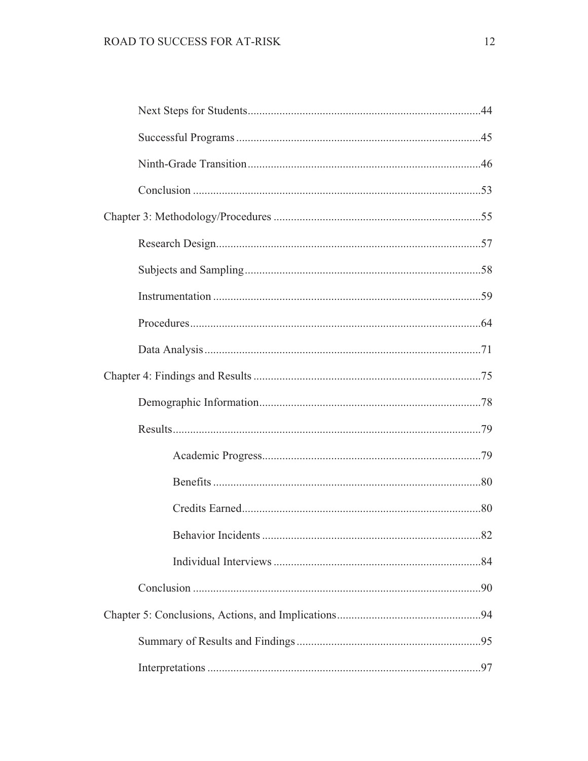Next Steps for Students ........................................................................ 44

Successful Programs ........................................................................ 45

Ninth-Grade Transition ........................................................................ 46

Conclusion ........................................................................ 53

Chapter 3: Methodology/Procedures ........................................................................ 55

Research Design ........................................................................ 57

Subjects and Sampling ........................................................................ 58

Instrumentation ........................................................................ 59

Procedures ........................................................................ 64

Data Analysis ........................................................................ 71

Chapter 4: Findings and Results ........................................................................ 75

Demographic Information ........................................................................ 78

Results ........................................................................ 79

Academic Progress ........................................................................ 79

Benefits ........................................................................ 80

Credits Earned ........................................................................ 80

Behavior Incidents ........................................................................ 82

Individual Interviews ........................................................................ 84

Conclusion ........................................................................ 90

Chapter 5: Conclusions, Actions, and Implications ........................................................................ 94

Summary of Results and Findings ........................................................................ 95

Interpretations ........................................................................ 97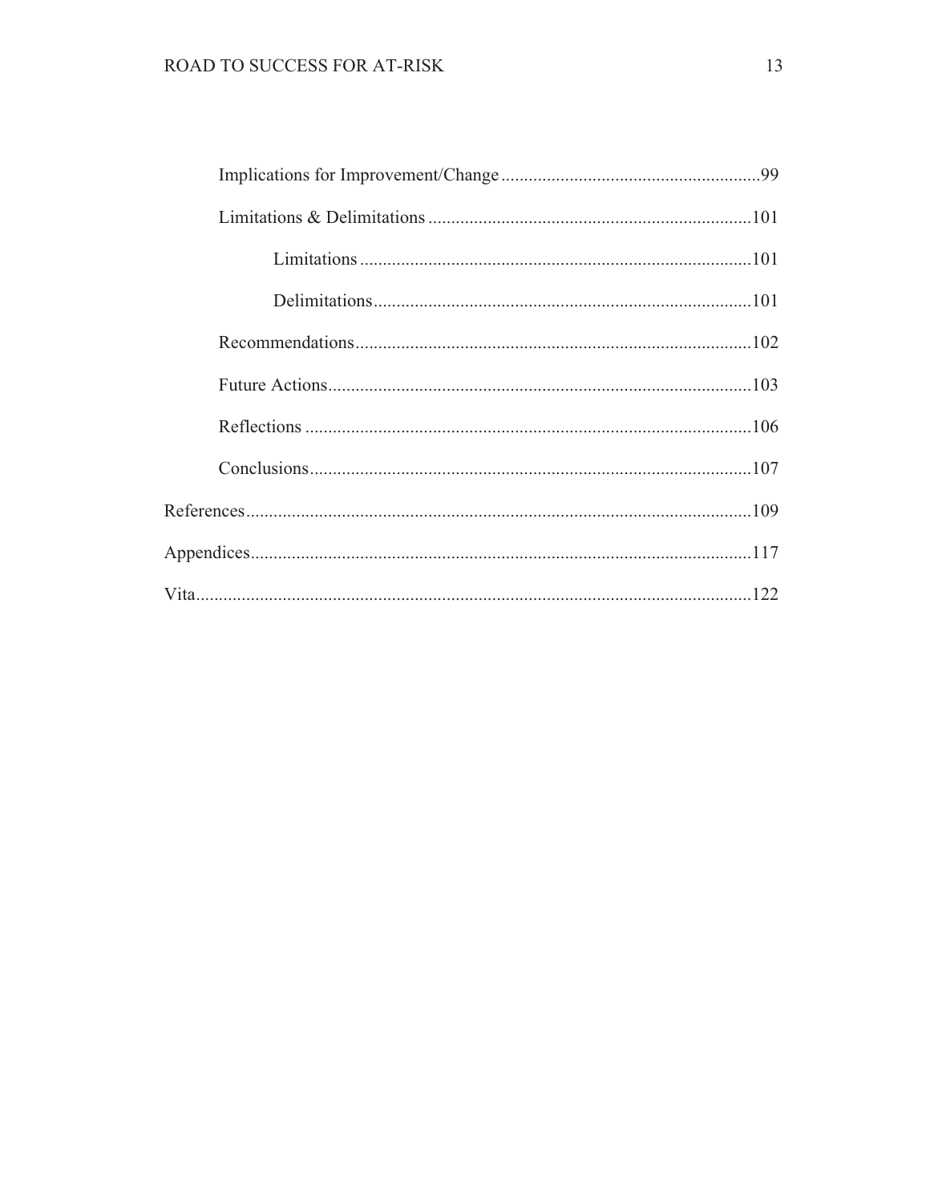Implications for Improvement/Change ........................................................99

Limitations & Delimitations ......................................................................101

Limitations .....................................................................................101

Delimitations..................................................................................101

Recommendations......................................................................................102

Future Actions............................................................................................103

Reflections .................................................................................................106

Conclusions................................................................................................107

References..............................................................................................................109

Appendices.............................................................................................................117

Vita.........................................................................................................................122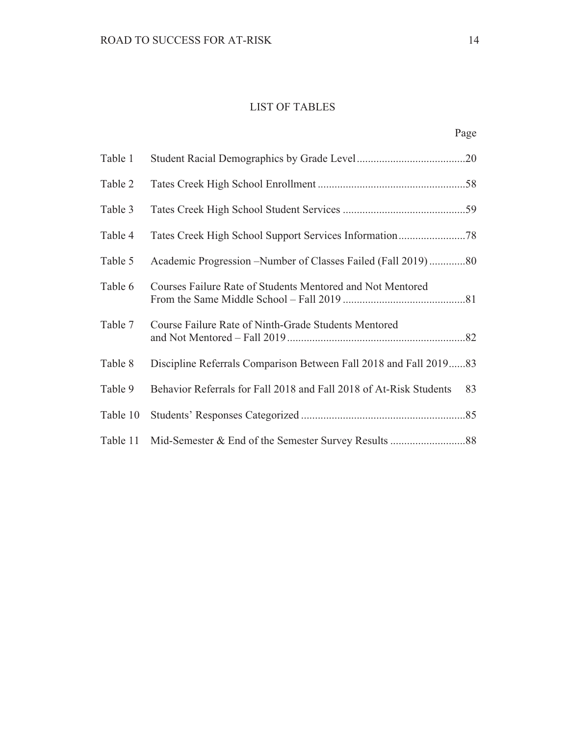# LIST OF TABLES

| | | Page |
|---|---|---|
| Table 1 | Student Racial Demographics by Grade Level | 20 |
| Table 2 | Tates Creek High School Enrollment | 58 |
| Table 3 | Tates Creek High School Student Services | 59 |
| Table 4 | Tates Creek High School Support Services Information | 78 |
| Table 5 | Academic Progression –Number of Classes Failed (Fall 2019) | 80 |
| Table 6 | Courses Failure Rate of Students Mentored and Not Mentored From the Same Middle School – Fall 2019 | 81 |
| Table 7 | Course Failure Rate of Ninth-Grade Students Mentored and Not Mentored – Fall 2019 | 82 |
| Table 8 | Discipline Referrals Comparison Between Fall 2018 and Fall 2019 | 83 |
| Table 9 | Behavior Referrals for Fall 2018 and Fall 2018 of At-Risk Students | 83 |
| Table 10 | Students' Responses Categorized | 85 |
| Table 11 | Mid-Semester & End of the Semester Survey Results | 88 |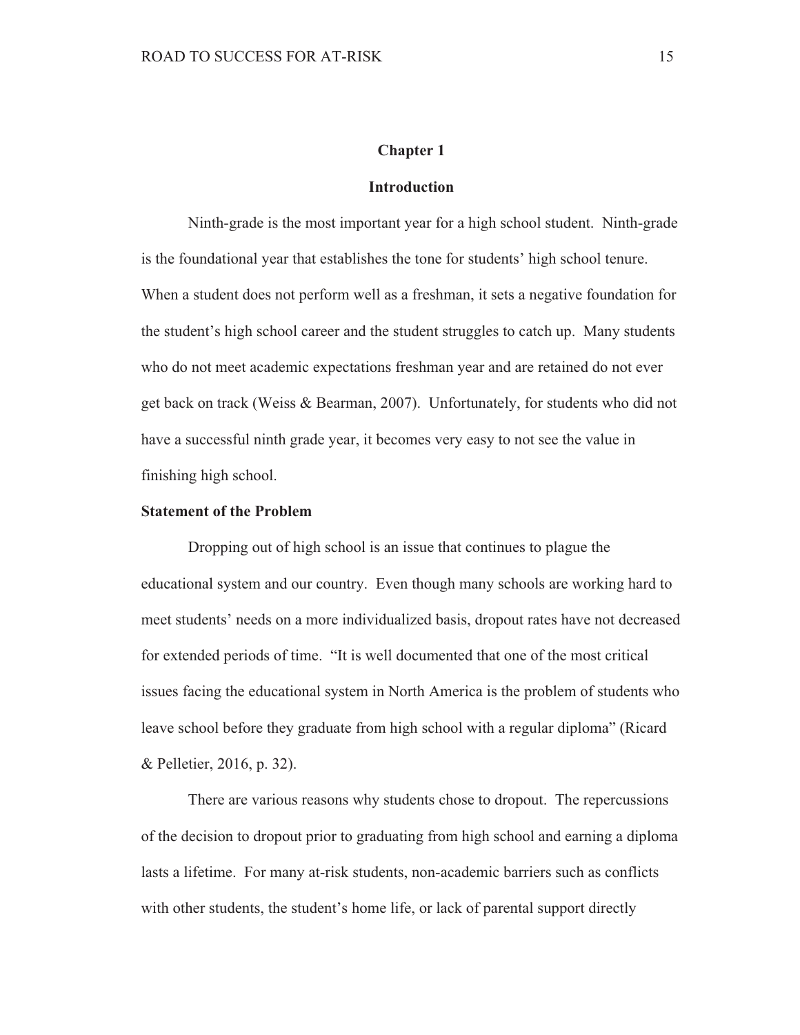# Chapter 1

## Introduction

Ninth-grade is the most important year for a high school student. Ninth-grade is the foundational year that establishes the tone for students' high school tenure. When a student does not perform well as a freshman, it sets a negative foundation for the student's high school career and the student struggles to catch up. Many students who do not meet academic expectations freshman year and are retained do not ever get back on track (Weiss & Bearman, 2007). Unfortunately, for students who did not have a successful ninth grade year, it becomes very easy to not see the value in finishing high school.

### Statement of the Problem

Dropping out of high school is an issue that continues to plague the educational system and our country. Even though many schools are working hard to meet students' needs on a more individualized basis, dropout rates have not decreased for extended periods of time. "It is well documented that one of the most critical issues facing the educational system in North America is the problem of students who leave school before they graduate from high school with a regular diploma" (Ricard & Pelletier, 2016, p. 32).

There are various reasons why students chose to dropout. The repercussions of the decision to dropout prior to graduating from high school and earning a diploma lasts a lifetime. For many at-risk students, non-academic barriers such as conflicts with other students, the student's home life, or lack of parental support directly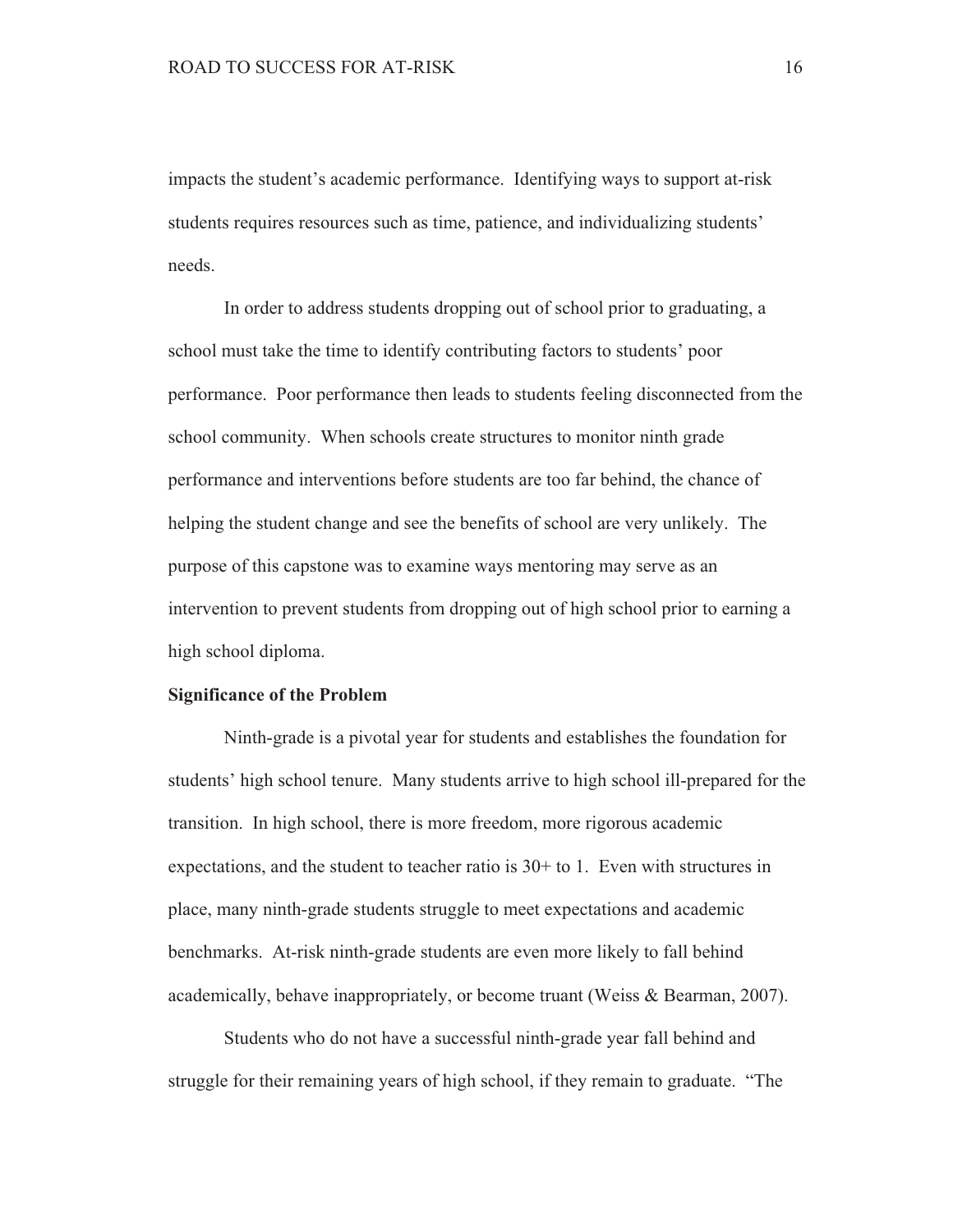impacts the student's academic performance. Identifying ways to support at-risk students requires resources such as time, patience, and individualizing students' needs.

In order to address students dropping out of school prior to graduating, a school must take the time to identify contributing factors to students' poor performance. Poor performance then leads to students feeling disconnected from the school community. When schools create structures to monitor ninth grade performance and interventions before students are too far behind, the chance of helping the student change and see the benefits of school are very unlikely. The purpose of this capstone was to examine ways mentoring may serve as an intervention to prevent students from dropping out of high school prior to earning a high school diploma.

**Significance of the Problem**

Ninth-grade is a pivotal year for students and establishes the foundation for students' high school tenure. Many students arrive to high school ill-prepared for the transition. In high school, there is more freedom, more rigorous academic expectations, and the student to teacher ratio is 30+ to 1. Even with structures in place, many ninth-grade students struggle to meet expectations and academic benchmarks. At-risk ninth-grade students are even more likely to fall behind academically, behave inappropriately, or become truant (Weiss & Bearman, 2007).

Students who do not have a successful ninth-grade year fall behind and struggle for their remaining years of high school, if they remain to graduate. "The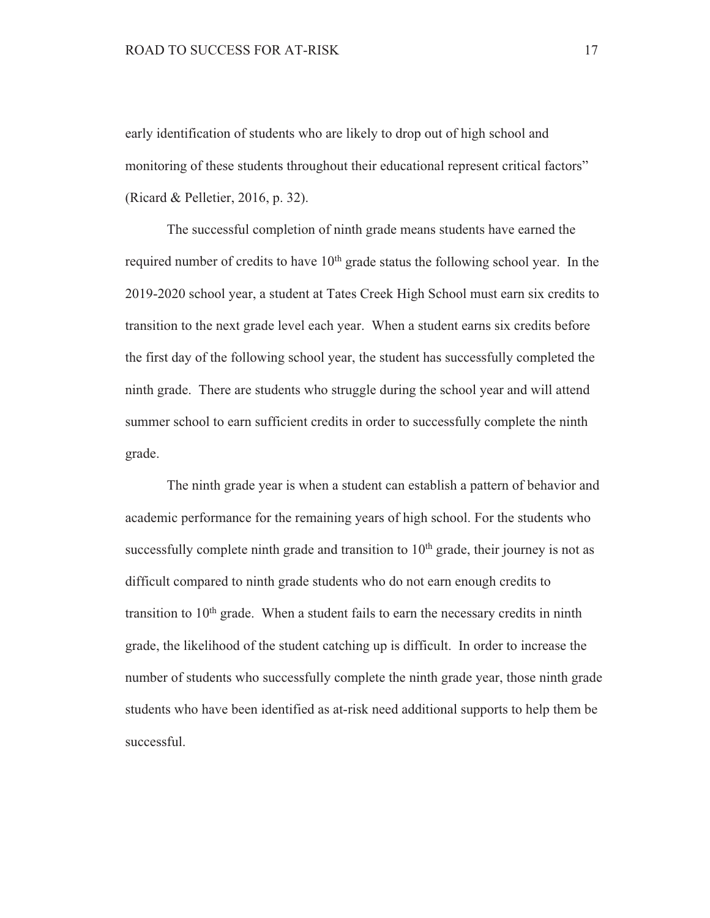early identification of students who are likely to drop out of high school and monitoring of these students throughout their educational represent critical factors" (Ricard & Pelletier, 2016, p. 32).

The successful completion of ninth grade means students have earned the required number of credits to have 10th grade status the following school year. In the 2019-2020 school year, a student at Tates Creek High School must earn six credits to transition to the next grade level each year. When a student earns six credits before the first day of the following school year, the student has successfully completed the ninth grade. There are students who struggle during the school year and will attend summer school to earn sufficient credits in order to successfully complete the ninth grade.

The ninth grade year is when a student can establish a pattern of behavior and academic performance for the remaining years of high school. For the students who successfully complete ninth grade and transition to 10th grade, their journey is not as difficult compared to ninth grade students who do not earn enough credits to transition to 10th grade. When a student fails to earn the necessary credits in ninth grade, the likelihood of the student catching up is difficult. In order to increase the number of students who successfully complete the ninth grade year, those ninth grade students who have been identified as at-risk need additional supports to help them be successful.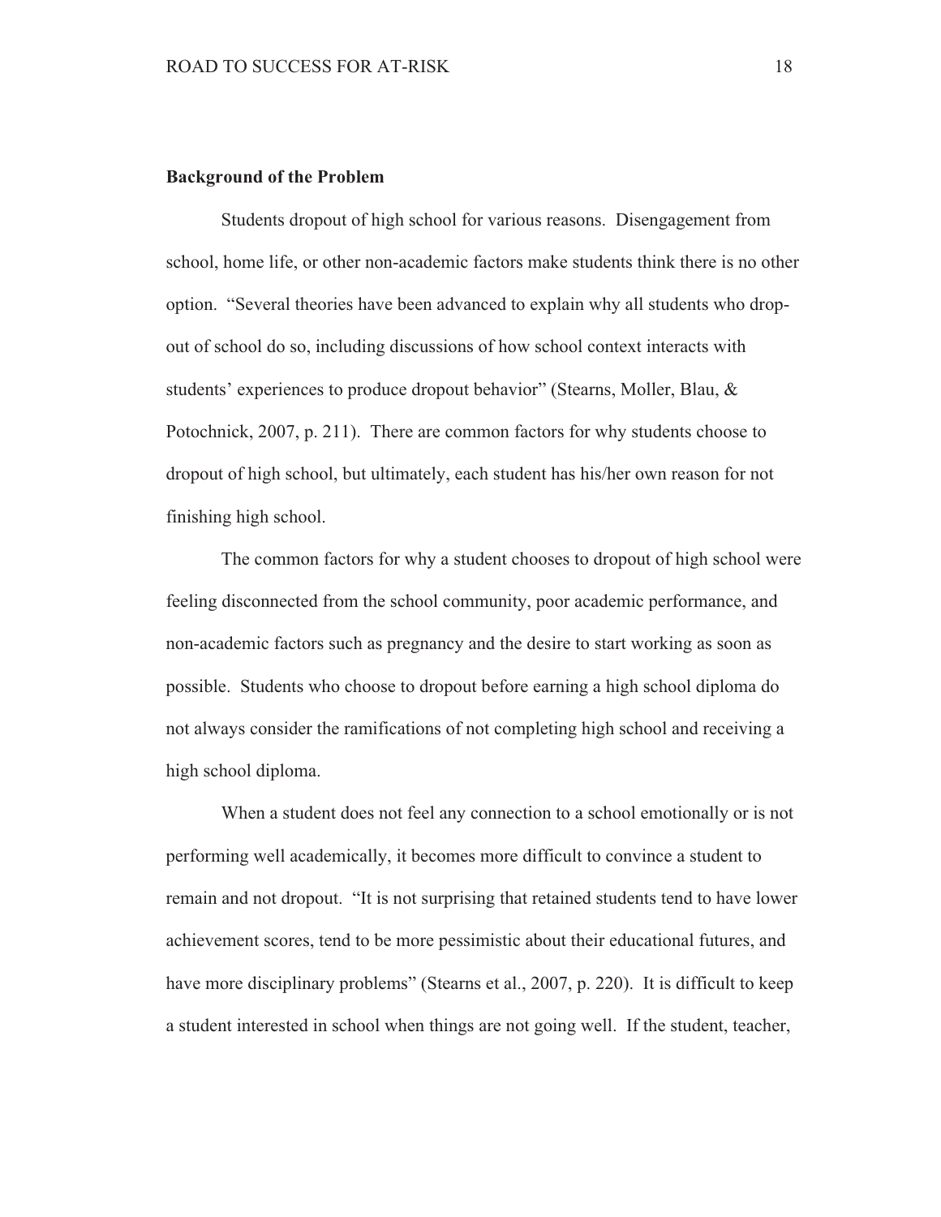**Background of the Problem**

Students dropout of high school for various reasons. Disengagement from school, home life, or other non-academic factors make students think there is no other option. "Several theories have been advanced to explain why all students who drop-out of school do so, including discussions of how school context interacts with students' experiences to produce dropout behavior" (Stearns, Moller, Blau, & Potochnick, 2007, p. 211). There are common factors for why students choose to dropout of high school, but ultimately, each student has his/her own reason for not finishing high school.

The common factors for why a student chooses to dropout of high school were feeling disconnected from the school community, poor academic performance, and non-academic factors such as pregnancy and the desire to start working as soon as possible. Students who choose to dropout before earning a high school diploma do not always consider the ramifications of not completing high school and receiving a high school diploma.

When a student does not feel any connection to a school emotionally or is not performing well academically, it becomes more difficult to convince a student to remain and not dropout. "It is not surprising that retained students tend to have lower achievement scores, tend to be more pessimistic about their educational futures, and have more disciplinary problems" (Stearns et al., 2007, p. 220). It is difficult to keep a student interested in school when things are not going well. If the student, teacher,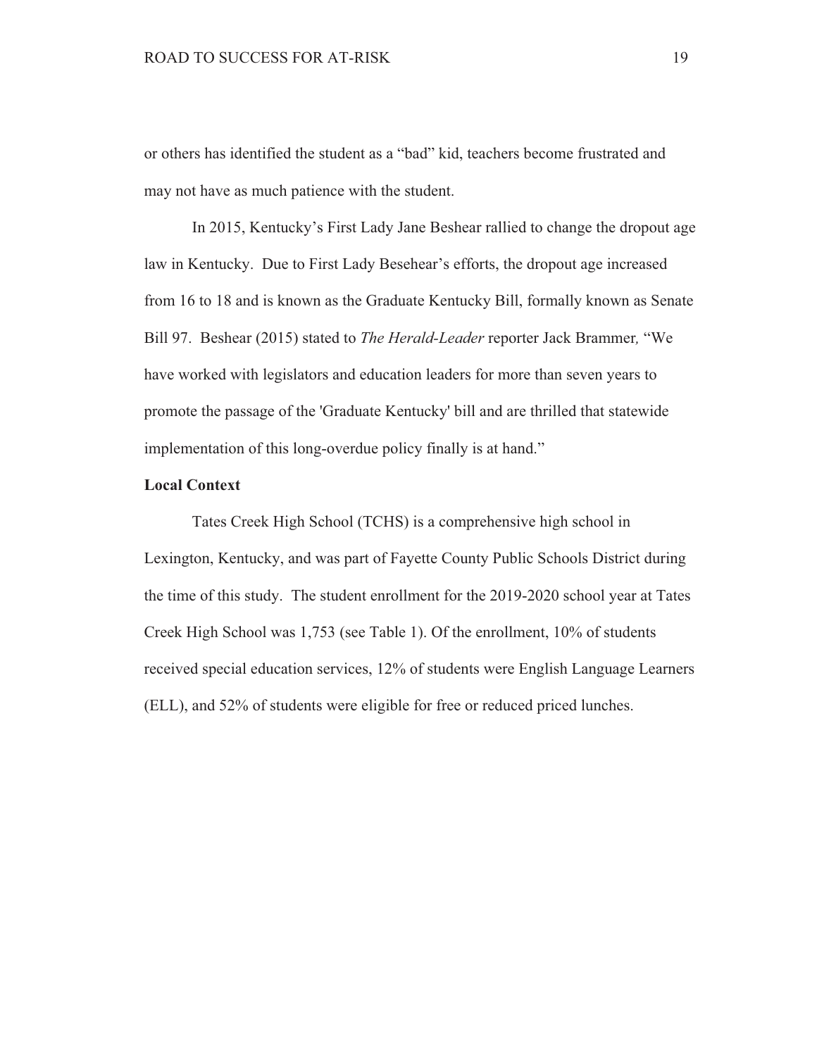or others has identified the student as a "bad" kid, teachers become frustrated and may not have as much patience with the student.

In 2015, Kentucky's First Lady Jane Beshear rallied to change the dropout age law in Kentucky. Due to First Lady Besehear's efforts, the dropout age increased from 16 to 18 and is known as the Graduate Kentucky Bill, formally known as Senate Bill 97. Beshear (2015) stated to *The Herald-Leader* reporter Jack Brammer, "We have worked with legislators and education leaders for more than seven years to promote the passage of the 'Graduate Kentucky' bill and are thrilled that statewide implementation of this long-overdue policy finally is at hand."

**Local Context**

Tates Creek High School (TCHS) is a comprehensive high school in Lexington, Kentucky, and was part of Fayette County Public Schools District during the time of this study. The student enrollment for the 2019-2020 school year at Tates Creek High School was 1,753 (see Table 1). Of the enrollment, 10% of students received special education services, 12% of students were English Language Learners (ELL), and 52% of students were eligible for free or reduced priced lunches.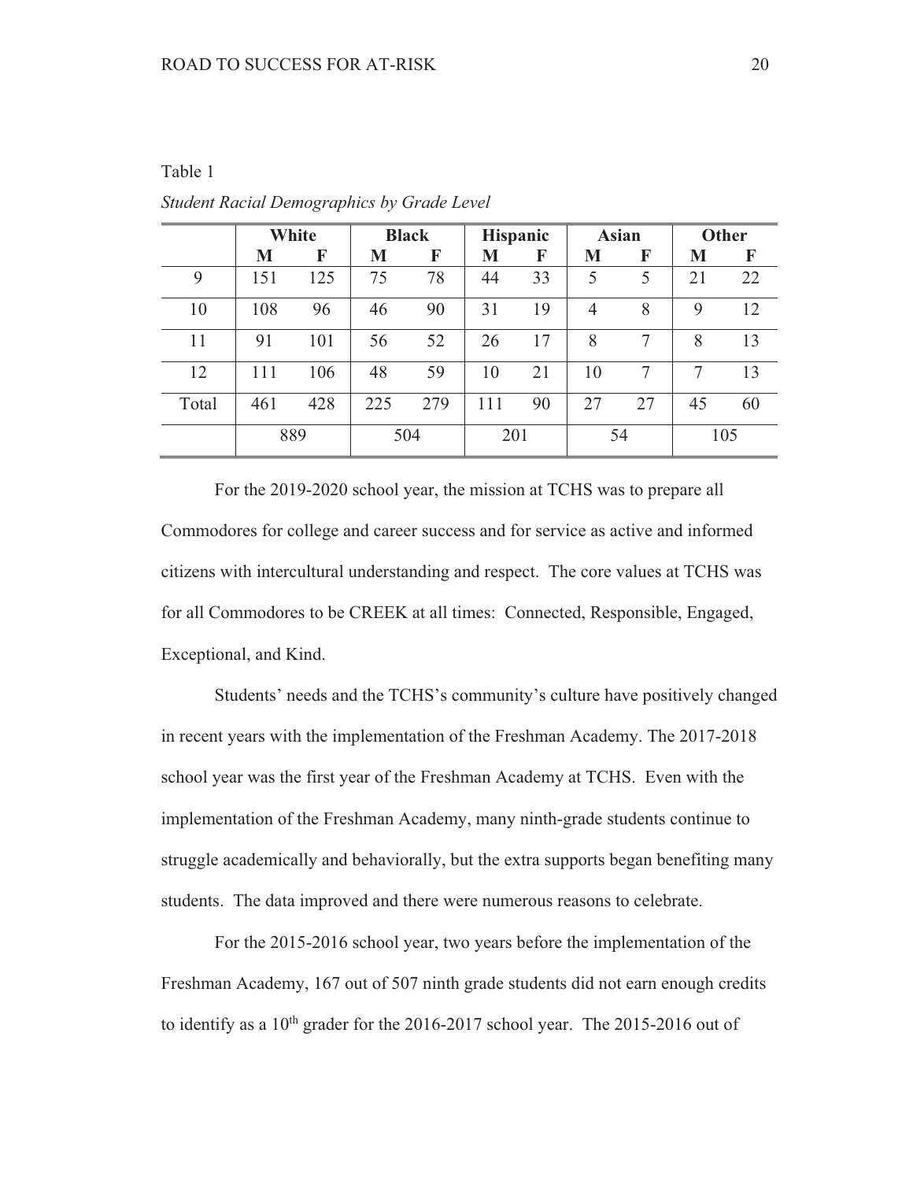Table 1

*Student Racial Demographics by Grade Level*

| | White | | Black | | Hispanic | | Asian | | Other | |
|---|---|---|---|---|---|---|---|---|---|---|
| | **M** | **F** | **M** | **F** | **M** | **F** | **M** | **F** | **M** | **F** |
| 9 | 151 | 125 | 75 | 78 | 44 | 33 | 5 | 5 | 21 | 22 |
| 10 | 108 | 96 | 46 | 90 | 31 | 19 | 4 | 8 | 9 | 12 |
| 11 | 91 | 101 | 56 | 52 | 26 | 17 | 8 | 7 | 8 | 13 |
| 12 | 111 | 106 | 48 | 59 | 10 | 21 | 10 | 7 | 7 | 13 |
| Total | 461 | 428 | 225 | 279 | 111 | 90 | 27 | 27 | 45 | 60 |
| | 889 | | 504 | | 201 | | 54 | | 105 | |

For the 2019-2020 school year, the mission at TCHS was to prepare all Commodores for college and career success and for service as active and informed citizens with intercultural understanding and respect. The core values at TCHS was for all Commodores to be CREEK at all times: Connected, Responsible, Engaged, Exceptional, and Kind.

Students' needs and the TCHS's community's culture have positively changed in recent years with the implementation of the Freshman Academy. The 2017-2018 school year was the first year of the Freshman Academy at TCHS. Even with the implementation of the Freshman Academy, many ninth-grade students continue to struggle academically and behaviorally, but the extra supports began benefiting many students. The data improved and there were numerous reasons to celebrate.

For the 2015-2016 school year, two years before the implementation of the Freshman Academy, 167 out of 507 ninth grade students did not earn enough credits to identify as a 10th grader for the 2016-2017 school year. The 2015-2016 out of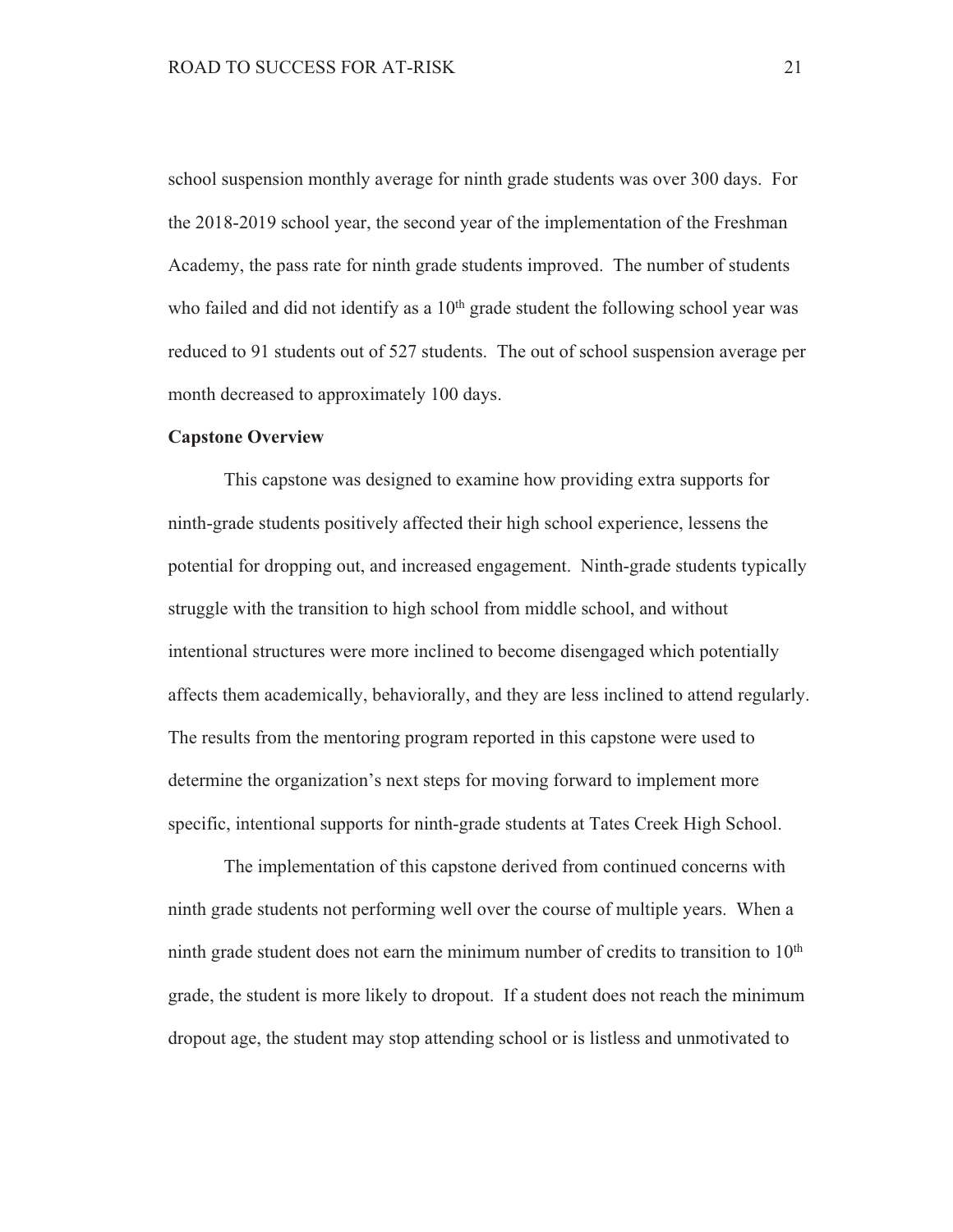school suspension monthly average for ninth grade students was over 300 days. For the 2018-2019 school year, the second year of the implementation of the Freshman Academy, the pass rate for ninth grade students improved. The number of students who failed and did not identify as a 10th grade student the following school year was reduced to 91 students out of 527 students. The out of school suspension average per month decreased to approximately 100 days.

**Capstone Overview**

This capstone was designed to examine how providing extra supports for ninth-grade students positively affected their high school experience, lessens the potential for dropping out, and increased engagement. Ninth-grade students typically struggle with the transition to high school from middle school, and without intentional structures were more inclined to become disengaged which potentially affects them academically, behaviorally, and they are less inclined to attend regularly. The results from the mentoring program reported in this capstone were used to determine the organization's next steps for moving forward to implement more specific, intentional supports for ninth-grade students at Tates Creek High School.

The implementation of this capstone derived from continued concerns with ninth grade students not performing well over the course of multiple years. When a ninth grade student does not earn the minimum number of credits to transition to 10th grade, the student is more likely to dropout. If a student does not reach the minimum dropout age, the student may stop attending school or is listless and unmotivated to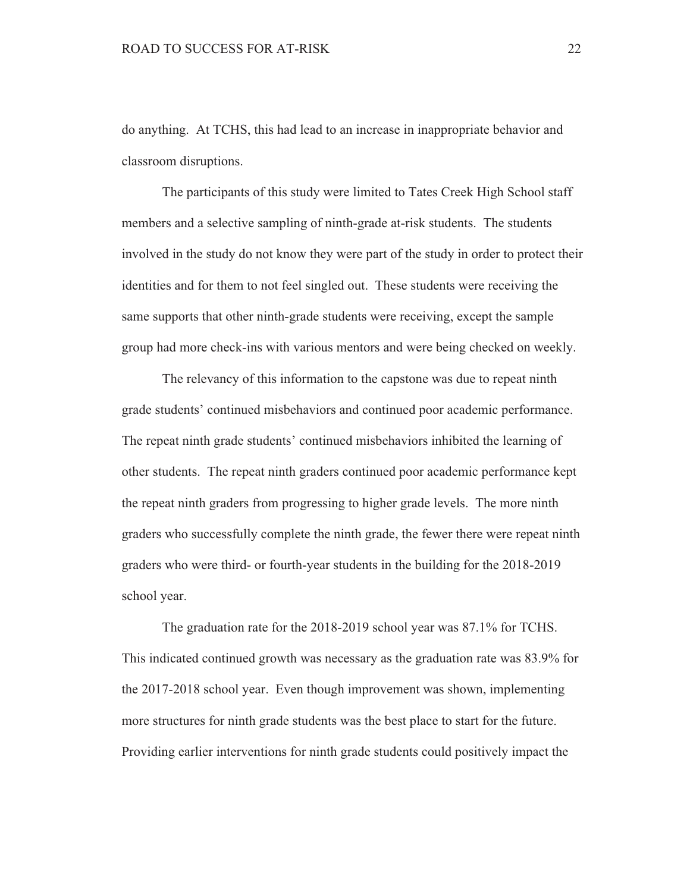do anything. At TCHS, this had lead to an increase in inappropriate behavior and classroom disruptions.

The participants of this study were limited to Tates Creek High School staff members and a selective sampling of ninth-grade at-risk students. The students involved in the study do not know they were part of the study in order to protect their identities and for them to not feel singled out. These students were receiving the same supports that other ninth-grade students were receiving, except the sample group had more check-ins with various mentors and were being checked on weekly.

The relevancy of this information to the capstone was due to repeat ninth grade students' continued misbehaviors and continued poor academic performance. The repeat ninth grade students' continued misbehaviors inhibited the learning of other students. The repeat ninth graders continued poor academic performance kept the repeat ninth graders from progressing to higher grade levels. The more ninth graders who successfully complete the ninth grade, the fewer there were repeat ninth graders who were third- or fourth-year students in the building for the 2018-2019 school year.

The graduation rate for the 2018-2019 school year was 87.1% for TCHS. This indicated continued growth was necessary as the graduation rate was 83.9% for the 2017-2018 school year. Even though improvement was shown, implementing more structures for ninth grade students was the best place to start for the future. Providing earlier interventions for ninth grade students could positively impact the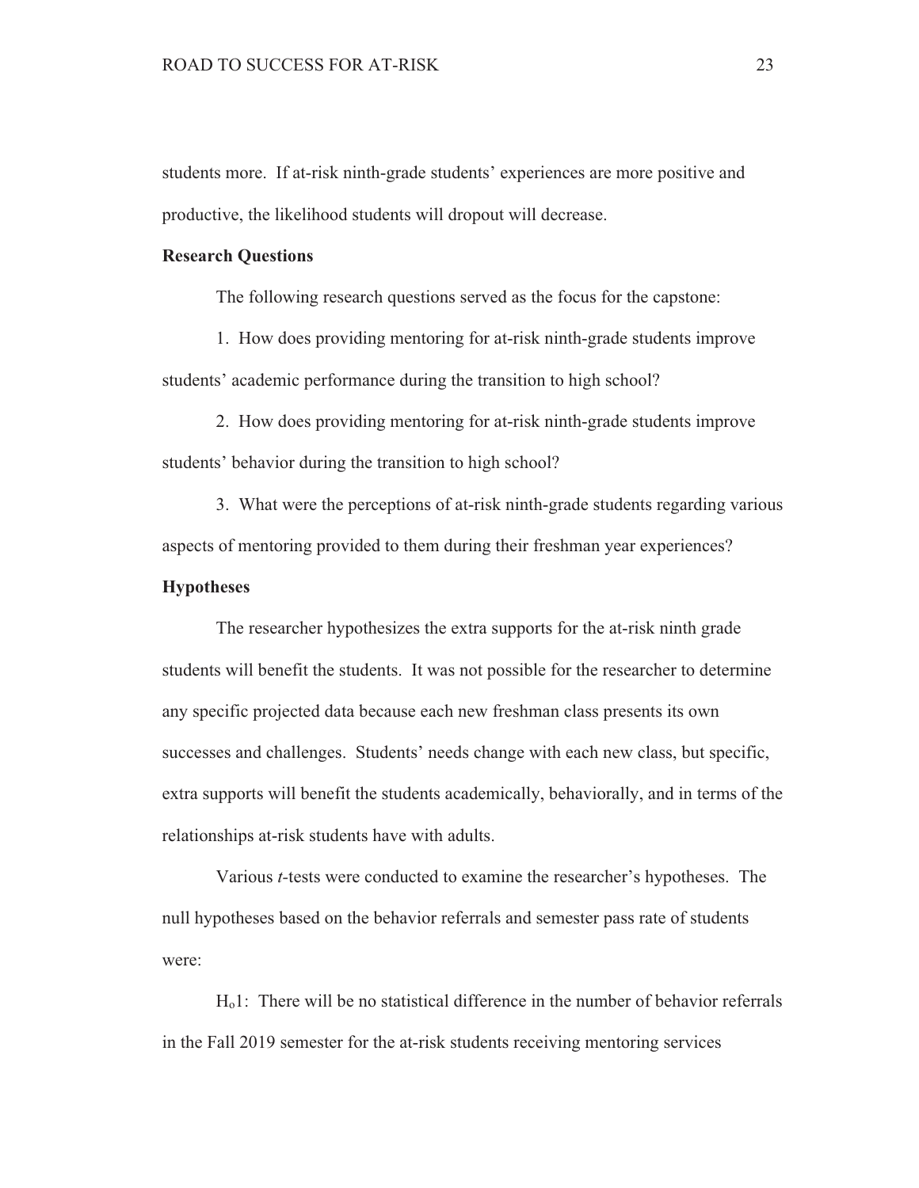students more. If at-risk ninth-grade students' experiences are more positive and productive, the likelihood students will dropout will decrease.

### Research Questions

The following research questions served as the focus for the capstone:

1. How does providing mentoring for at-risk ninth-grade students improve students' academic performance during the transition to high school?

2. How does providing mentoring for at-risk ninth-grade students improve students' behavior during the transition to high school?

3. What were the perceptions of at-risk ninth-grade students regarding various aspects of mentoring provided to them during their freshman year experiences?

### Hypotheses

The researcher hypothesizes the extra supports for the at-risk ninth grade students will benefit the students. It was not possible for the researcher to determine any specific projected data because each new freshman class presents its own successes and challenges. Students' needs change with each new class, but specific, extra supports will benefit the students academically, behaviorally, and in terms of the relationships at-risk students have with adults.

Various *t*-tests were conducted to examine the researcher's hypotheses. The null hypotheses based on the behavior referrals and semester pass rate of students were:

$H_o1$: There will be no statistical difference in the number of behavior referrals in the Fall 2019 semester for the at-risk students receiving mentoring services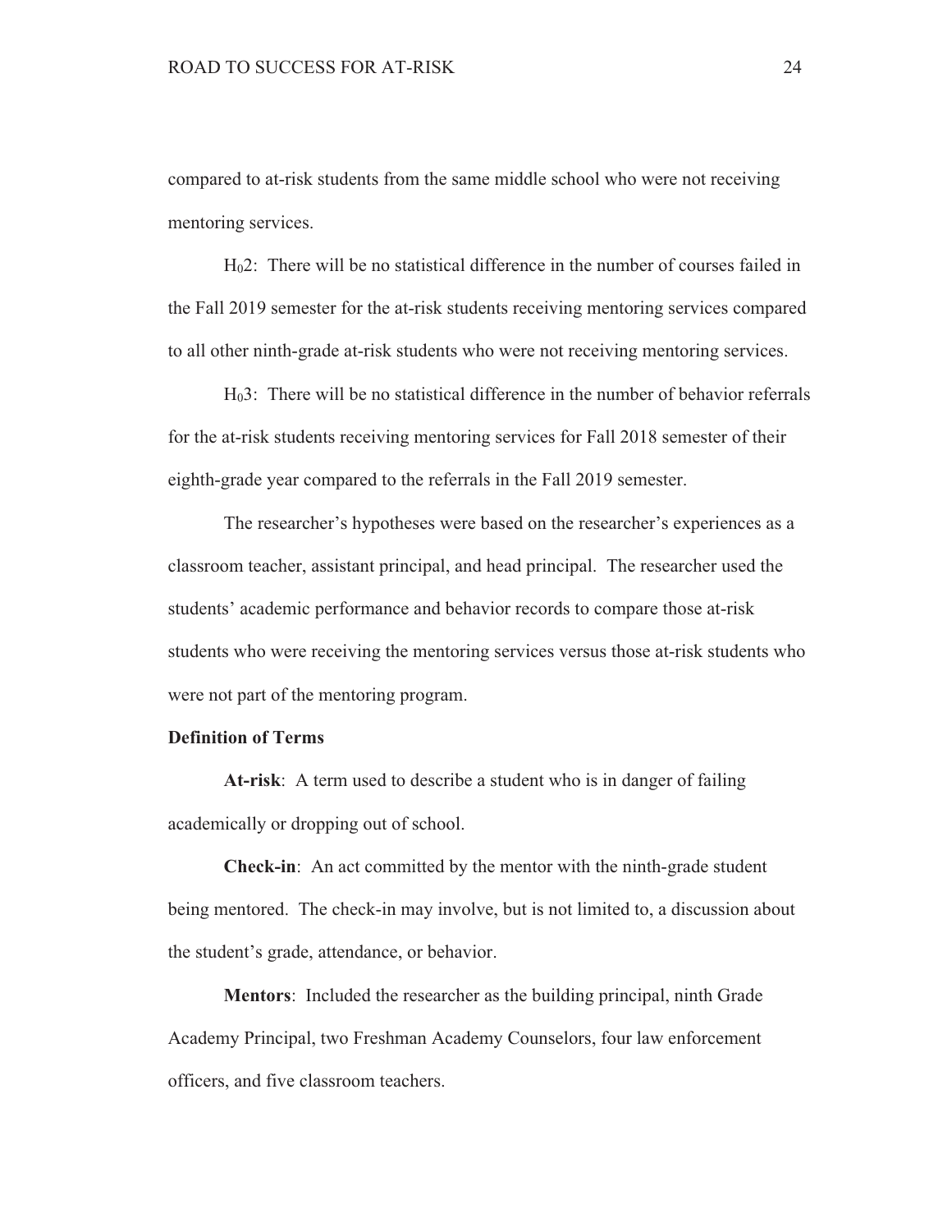compared to at-risk students from the same middle school who were not receiving mentoring services.

$H_0 2$: There will be no statistical difference in the number of courses failed in the Fall 2019 semester for the at-risk students receiving mentoring services compared to all other ninth-grade at-risk students who were not receiving mentoring services.

$H_0 3$: There will be no statistical difference in the number of behavior referrals for the at-risk students receiving mentoring services for Fall 2018 semester of their eighth-grade year compared to the referrals in the Fall 2019 semester.

The researcher's hypotheses were based on the researcher's experiences as a classroom teacher, assistant principal, and head principal. The researcher used the students' academic performance and behavior records to compare those at-risk students who were receiving the mentoring services versus those at-risk students who were not part of the mentoring program.

**Definition of Terms**

**At-risk**: A term used to describe a student who is in danger of failing academically or dropping out of school.

**Check-in**: An act committed by the mentor with the ninth-grade student being mentored. The check-in may involve, but is not limited to, a discussion about the student's grade, attendance, or behavior.

**Mentors**: Included the researcher as the building principal, ninth Grade Academy Principal, two Freshman Academy Counselors, four law enforcement officers, and five classroom teachers.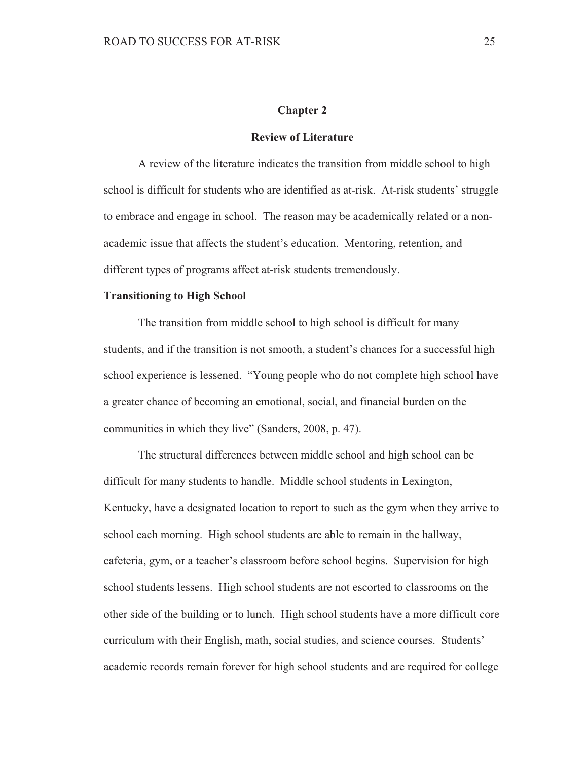## Chapter 2

## Review of Literature

A review of the literature indicates the transition from middle school to high school is difficult for students who are identified as at-risk. At-risk students' struggle to embrace and engage in school. The reason may be academically related or a non-academic issue that affects the student's education. Mentoring, retention, and different types of programs affect at-risk students tremendously.

### Transitioning to High School

The transition from middle school to high school is difficult for many students, and if the transition is not smooth, a student's chances for a successful high school experience is lessened. "Young people who do not complete high school have a greater chance of becoming an emotional, social, and financial burden on the communities in which they live" (Sanders, 2008, p. 47).

The structural differences between middle school and high school can be difficult for many students to handle. Middle school students in Lexington, Kentucky, have a designated location to report to such as the gym when they arrive to school each morning. High school students are able to remain in the hallway, cafeteria, gym, or a teacher's classroom before school begins. Supervision for high school students lessens. High school students are not escorted to classrooms on the other side of the building or to lunch. High school students have a more difficult core curriculum with their English, math, social studies, and science courses. Students' academic records remain forever for high school students and are required for college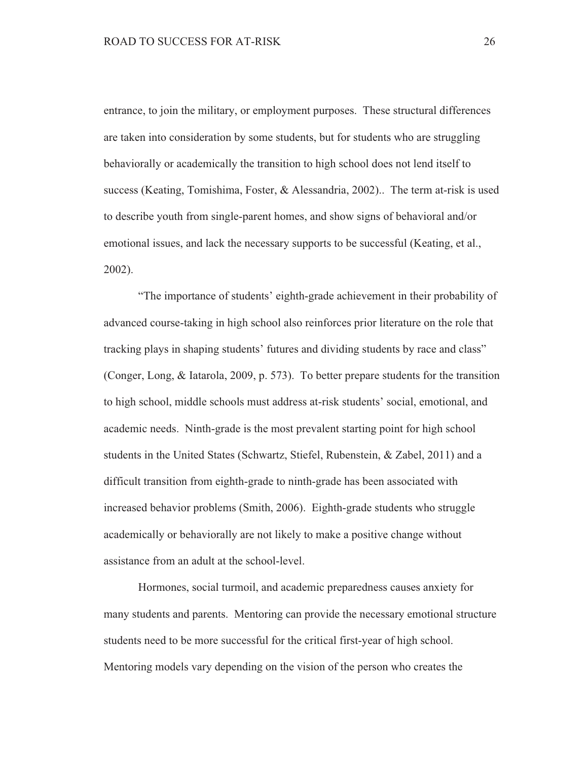entrance, to join the military, or employment purposes. These structural differences are taken into consideration by some students, but for students who are struggling behaviorally or academically the transition to high school does not lend itself to success (Keating, Tomishima, Foster, & Alessandria, 2002).. The term at-risk is used to describe youth from single-parent homes, and show signs of behavioral and/or emotional issues, and lack the necessary supports to be successful (Keating, et al., 2002).

"The importance of students' eighth-grade achievement in their probability of advanced course-taking in high school also reinforces prior literature on the role that tracking plays in shaping students' futures and dividing students by race and class" (Conger, Long, & Iatarola, 2009, p. 573). To better prepare students for the transition to high school, middle schools must address at-risk students' social, emotional, and academic needs. Ninth-grade is the most prevalent starting point for high school students in the United States (Schwartz, Stiefel, Rubenstein, & Zabel, 2011) and a difficult transition from eighth-grade to ninth-grade has been associated with increased behavior problems (Smith, 2006). Eighth-grade students who struggle academically or behaviorally are not likely to make a positive change without assistance from an adult at the school-level.

Hormones, social turmoil, and academic preparedness causes anxiety for many students and parents. Mentoring can provide the necessary emotional structure students need to be more successful for the critical first-year of high school. Mentoring models vary depending on the vision of the person who creates the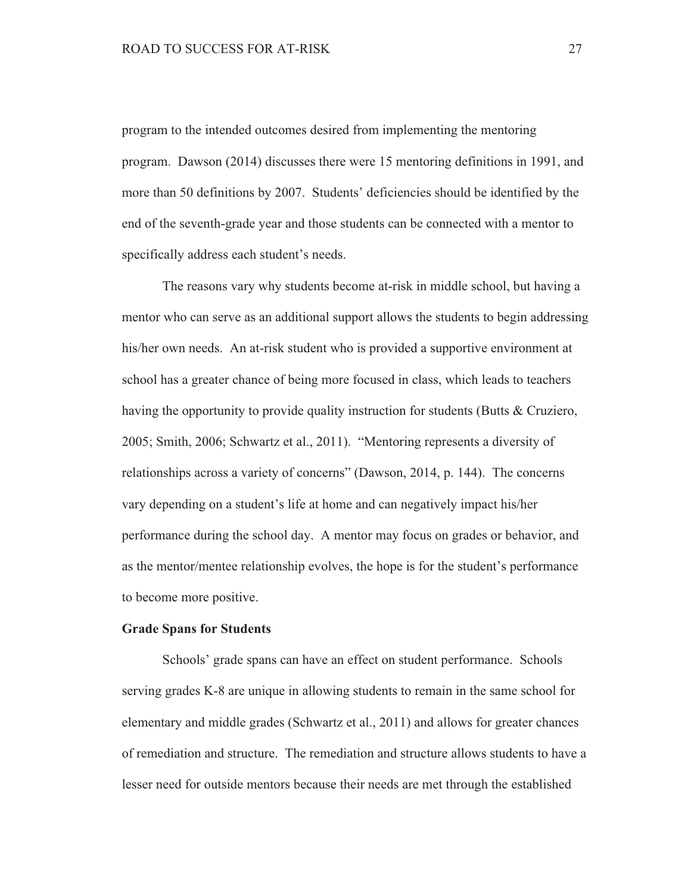program to the intended outcomes desired from implementing the mentoring program. Dawson (2014) discusses there were 15 mentoring definitions in 1991, and more than 50 definitions by 2007. Students' deficiencies should be identified by the end of the seventh-grade year and those students can be connected with a mentor to specifically address each student's needs.

The reasons vary why students become at-risk in middle school, but having a mentor who can serve as an additional support allows the students to begin addressing his/her own needs. An at-risk student who is provided a supportive environment at school has a greater chance of being more focused in class, which leads to teachers having the opportunity to provide quality instruction for students (Butts & Cruziero, 2005; Smith, 2006; Schwartz et al., 2011). "Mentoring represents a diversity of relationships across a variety of concerns" (Dawson, 2014, p. 144). The concerns vary depending on a student's life at home and can negatively impact his/her performance during the school day. A mentor may focus on grades or behavior, and as the mentor/mentee relationship evolves, the hope is for the student's performance to become more positive.

**Grade Spans for Students**

Schools' grade spans can have an effect on student performance. Schools serving grades K-8 are unique in allowing students to remain in the same school for elementary and middle grades (Schwartz et al., 2011) and allows for greater chances of remediation and structure. The remediation and structure allows students to have a lesser need for outside mentors because their needs are met through the established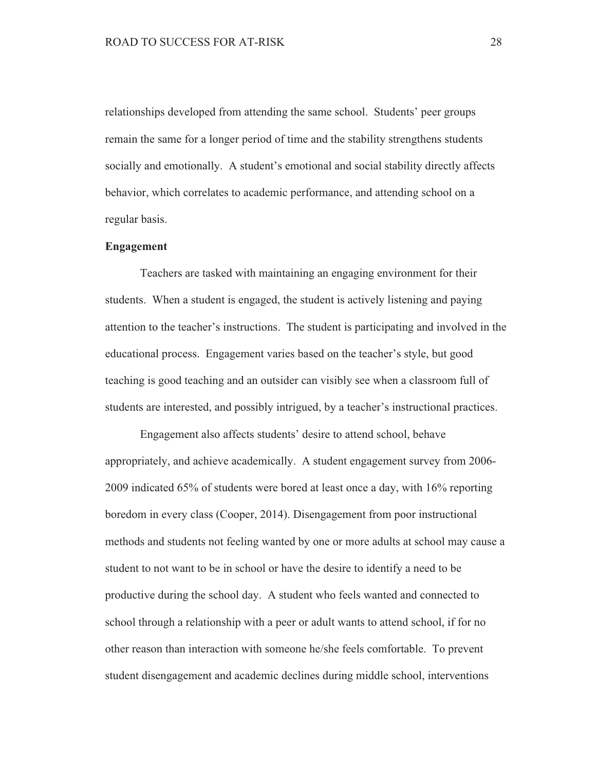relationships developed from attending the same school. Students' peer groups remain the same for a longer period of time and the stability strengthens students socially and emotionally. A student's emotional and social stability directly affects behavior, which correlates to academic performance, and attending school on a regular basis.

**Engagement**

Teachers are tasked with maintaining an engaging environment for their students. When a student is engaged, the student is actively listening and paying attention to the teacher's instructions. The student is participating and involved in the educational process. Engagement varies based on the teacher's style, but good teaching is good teaching and an outsider can visibly see when a classroom full of students are interested, and possibly intrigued, by a teacher's instructional practices.

Engagement also affects students' desire to attend school, behave appropriately, and achieve academically. A student engagement survey from 2006-2009 indicated 65% of students were bored at least once a day, with 16% reporting boredom in every class (Cooper, 2014). Disengagement from poor instructional methods and students not feeling wanted by one or more adults at school may cause a student to not want to be in school or have the desire to identify a need to be productive during the school day. A student who feels wanted and connected to school through a relationship with a peer or adult wants to attend school, if for no other reason than interaction with someone he/she feels comfortable. To prevent student disengagement and academic declines during middle school, interventions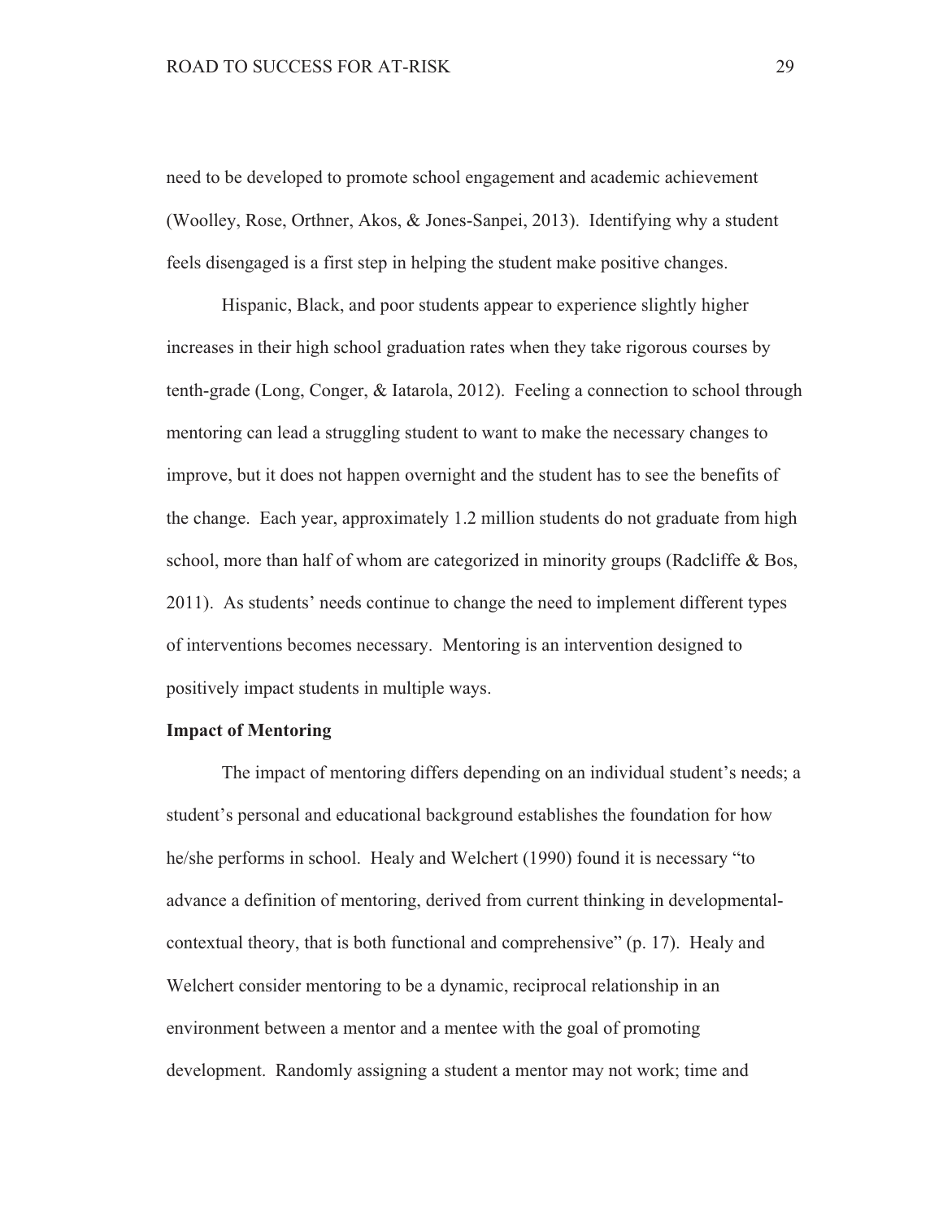need to be developed to promote school engagement and academic achievement (Woolley, Rose, Orthner, Akos, & Jones-Sanpei, 2013). Identifying why a student feels disengaged is a first step in helping the student make positive changes.

Hispanic, Black, and poor students appear to experience slightly higher increases in their high school graduation rates when they take rigorous courses by tenth-grade (Long, Conger, & Iatarola, 2012). Feeling a connection to school through mentoring can lead a struggling student to want to make the necessary changes to improve, but it does not happen overnight and the student has to see the benefits of the change. Each year, approximately 1.2 million students do not graduate from high school, more than half of whom are categorized in minority groups (Radcliffe & Bos, 2011). As students' needs continue to change the need to implement different types of interventions becomes necessary. Mentoring is an intervention designed to positively impact students in multiple ways.

**Impact of Mentoring**

The impact of mentoring differs depending on an individual student's needs; a student's personal and educational background establishes the foundation for how he/she performs in school. Healy and Welchert (1990) found it is necessary "to advance a definition of mentoring, derived from current thinking in developmental-contextual theory, that is both functional and comprehensive" (p. 17). Healy and Welchert consider mentoring to be a dynamic, reciprocal relationship in an environment between a mentor and a mentee with the goal of promoting development. Randomly assigning a student a mentor may not work; time and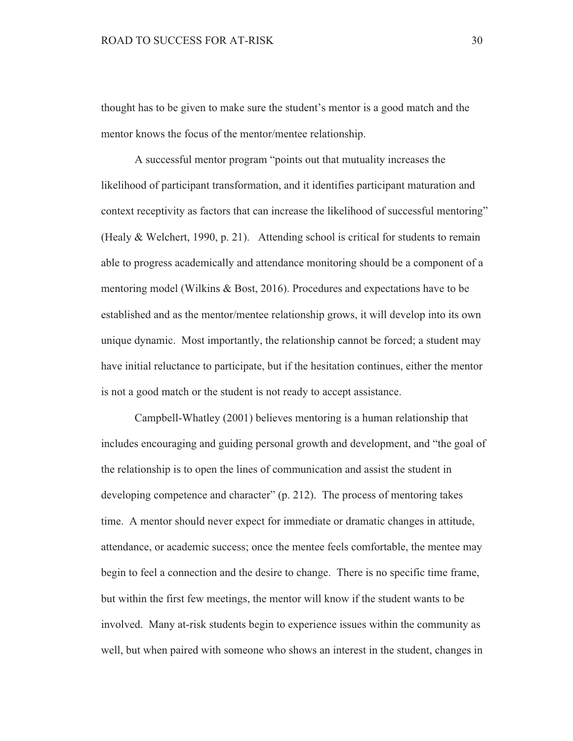thought has to be given to make sure the student's mentor is a good match and the mentor knows the focus of the mentor/mentee relationship.

A successful mentor program "points out that mutuality increases the likelihood of participant transformation, and it identifies participant maturation and context receptivity as factors that can increase the likelihood of successful mentoring" (Healy & Welchert, 1990, p. 21). Attending school is critical for students to remain able to progress academically and attendance monitoring should be a component of a mentoring model (Wilkins & Bost, 2016). Procedures and expectations have to be established and as the mentor/mentee relationship grows, it will develop into its own unique dynamic. Most importantly, the relationship cannot be forced; a student may have initial reluctance to participate, but if the hesitation continues, either the mentor is not a good match or the student is not ready to accept assistance.

Campbell-Whatley (2001) believes mentoring is a human relationship that includes encouraging and guiding personal growth and development, and "the goal of the relationship is to open the lines of communication and assist the student in developing competence and character" (p. 212). The process of mentoring takes time. A mentor should never expect for immediate or dramatic changes in attitude, attendance, or academic success; once the mentee feels comfortable, the mentee may begin to feel a connection and the desire to change. There is no specific time frame, but within the first few meetings, the mentor will know if the student wants to be involved. Many at-risk students begin to experience issues within the community as well, but when paired with someone who shows an interest in the student, changes in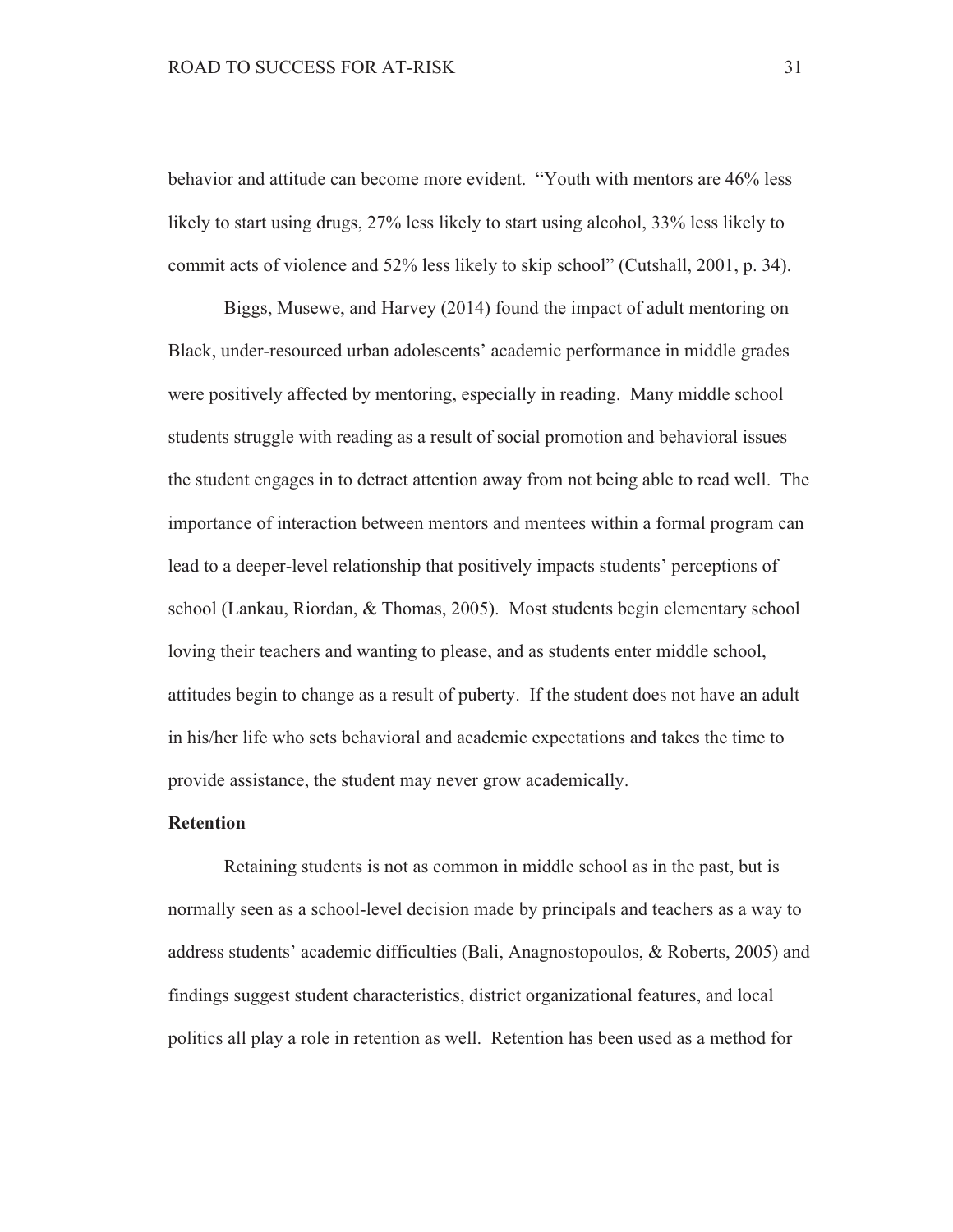behavior and attitude can become more evident. "Youth with mentors are 46% less likely to start using drugs, 27% less likely to start using alcohol, 33% less likely to commit acts of violence and 52% less likely to skip school" (Cutshall, 2001, p. 34).

Biggs, Musewe, and Harvey (2014) found the impact of adult mentoring on Black, under-resourced urban adolescents' academic performance in middle grades were positively affected by mentoring, especially in reading. Many middle school students struggle with reading as a result of social promotion and behavioral issues the student engages in to detract attention away from not being able to read well. The importance of interaction between mentors and mentees within a formal program can lead to a deeper-level relationship that positively impacts students' perceptions of school (Lankau, Riordan, & Thomas, 2005). Most students begin elementary school loving their teachers and wanting to please, and as students enter middle school, attitudes begin to change as a result of puberty. If the student does not have an adult in his/her life who sets behavioral and academic expectations and takes the time to provide assistance, the student may never grow academically.

**Retention**

Retaining students is not as common in middle school as in the past, but is normally seen as a school-level decision made by principals and teachers as a way to address students' academic difficulties (Bali, Anagnostopoulos, & Roberts, 2005) and findings suggest student characteristics, district organizational features, and local politics all play a role in retention as well. Retention has been used as a method for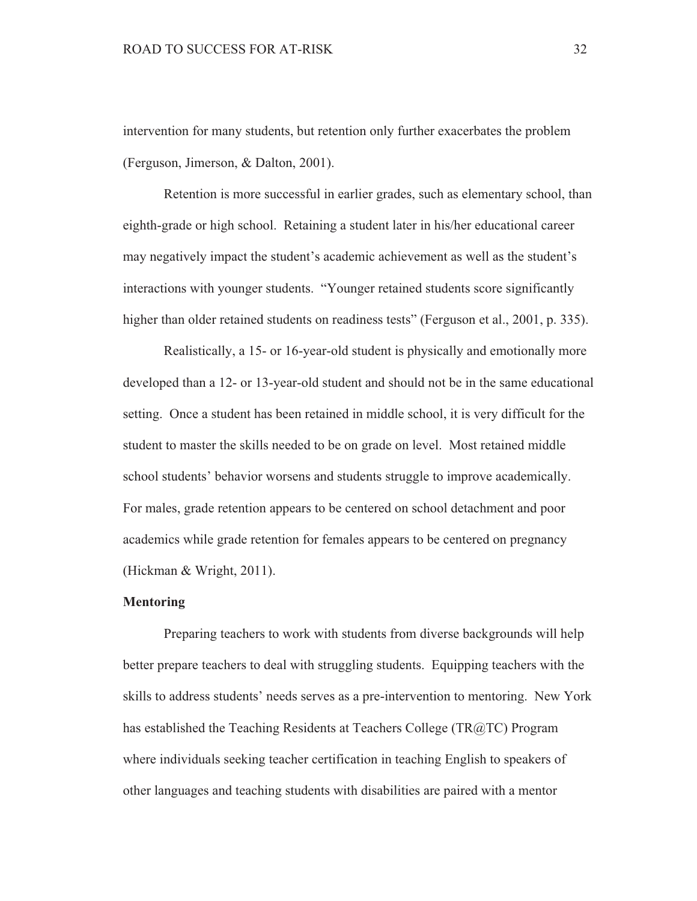intervention for many students, but retention only further exacerbates the problem (Ferguson, Jimerson, & Dalton, 2001).

Retention is more successful in earlier grades, such as elementary school, than eighth-grade or high school. Retaining a student later in his/her educational career may negatively impact the student's academic achievement as well as the student's interactions with younger students. "Younger retained students score significantly higher than older retained students on readiness tests" (Ferguson et al., 2001, p. 335).

Realistically, a 15- or 16-year-old student is physically and emotionally more developed than a 12- or 13-year-old student and should not be in the same educational setting. Once a student has been retained in middle school, it is very difficult for the student to master the skills needed to be on grade on level. Most retained middle school students' behavior worsens and students struggle to improve academically. For males, grade retention appears to be centered on school detachment and poor academics while grade retention for females appears to be centered on pregnancy (Hickman & Wright, 2011).

**Mentoring**

Preparing teachers to work with students from diverse backgrounds will help better prepare teachers to deal with struggling students. Equipping teachers with the skills to address students' needs serves as a pre-intervention to mentoring. New York has established the Teaching Residents at Teachers College (TR@TC) Program where individuals seeking teacher certification in teaching English to speakers of other languages and teaching students with disabilities are paired with a mentor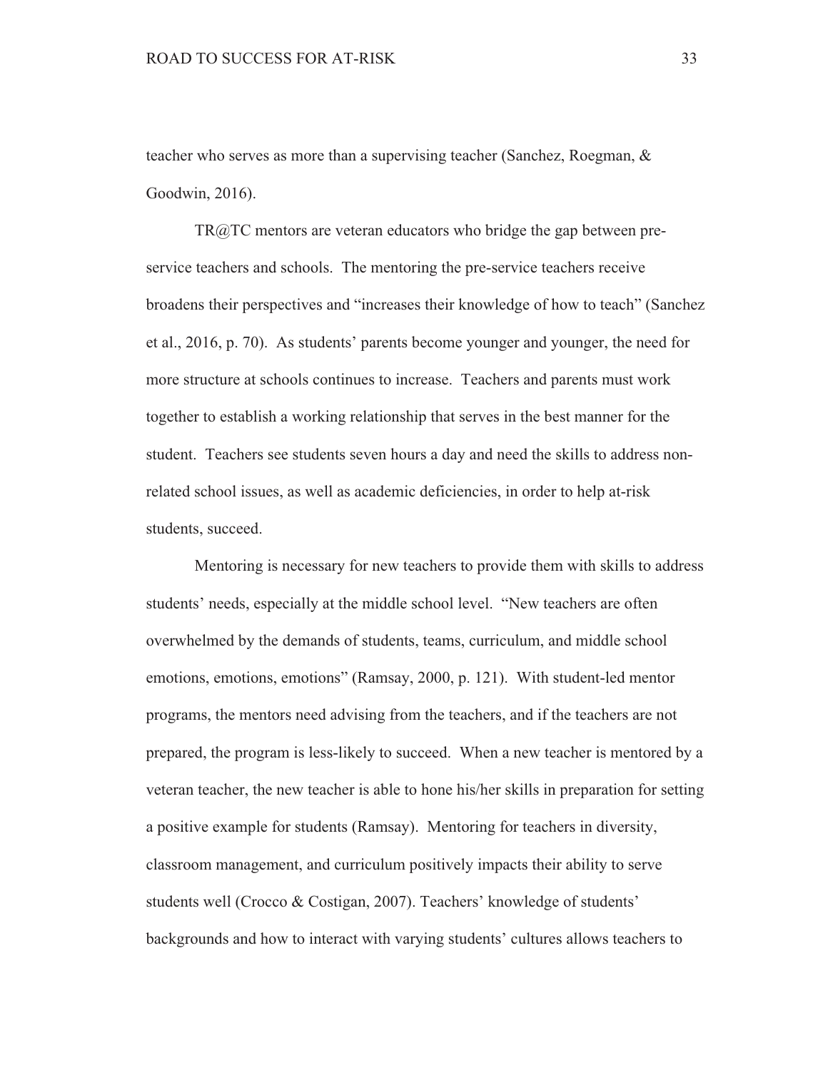teacher who serves as more than a supervising teacher (Sanchez, Roegman, & Goodwin, 2016).

TR@TC mentors are veteran educators who bridge the gap between pre-service teachers and schools. The mentoring the pre-service teachers receive broadens their perspectives and "increases their knowledge of how to teach" (Sanchez et al., 2016, p. 70). As students' parents become younger and younger, the need for more structure at schools continues to increase. Teachers and parents must work together to establish a working relationship that serves in the best manner for the student. Teachers see students seven hours a day and need the skills to address non-related school issues, as well as academic deficiencies, in order to help at-risk students, succeed.

Mentoring is necessary for new teachers to provide them with skills to address students' needs, especially at the middle school level. "New teachers are often overwhelmed by the demands of students, teams, curriculum, and middle school emotions, emotions, emotions" (Ramsay, 2000, p. 121). With student-led mentor programs, the mentors need advising from the teachers, and if the teachers are not prepared, the program is less-likely to succeed. When a new teacher is mentored by a veteran teacher, the new teacher is able to hone his/her skills in preparation for setting a positive example for students (Ramsay). Mentoring for teachers in diversity, classroom management, and curriculum positively impacts their ability to serve students well (Crocco & Costigan, 2007). Teachers' knowledge of students' backgrounds and how to interact with varying students' cultures allows teachers to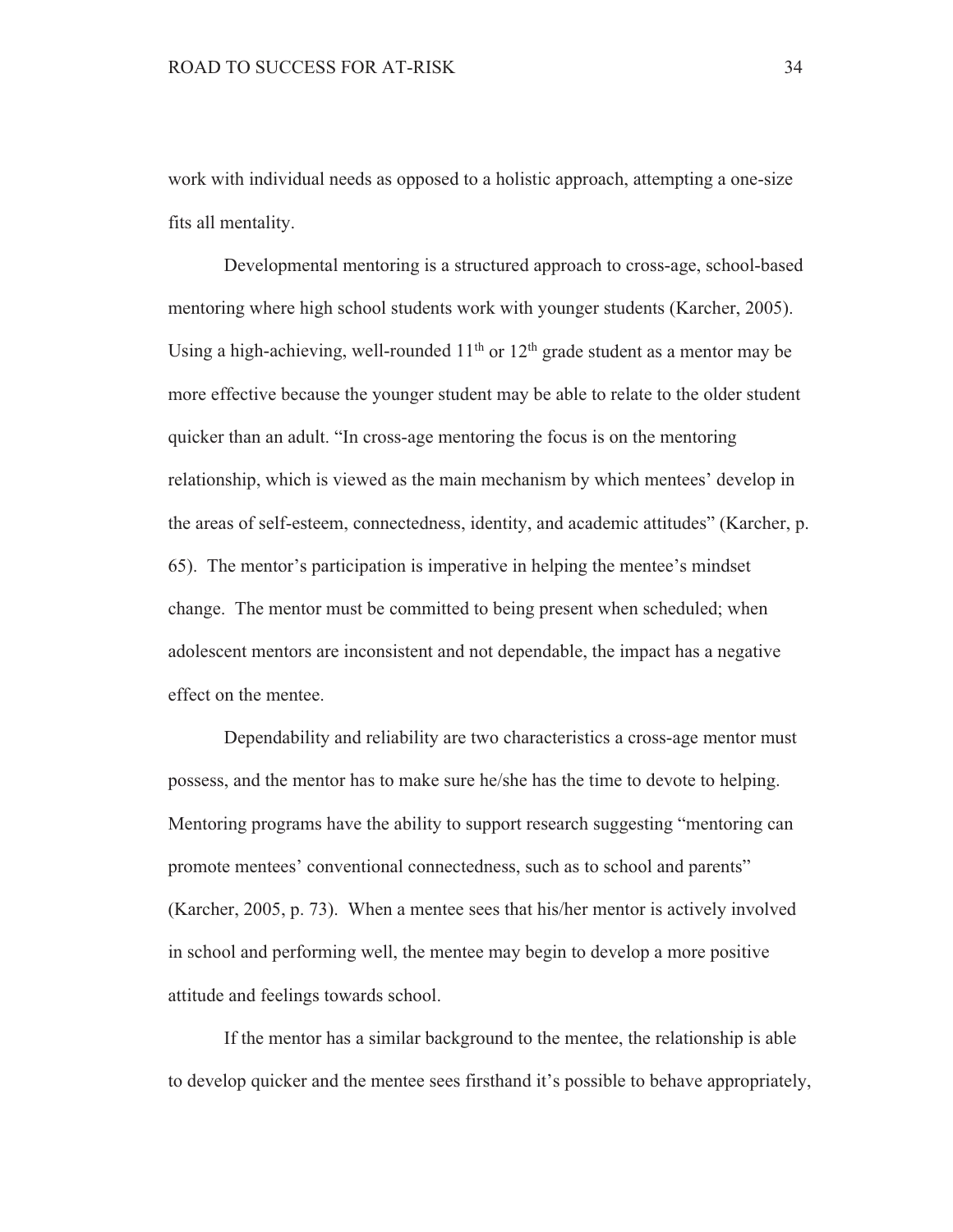work with individual needs as opposed to a holistic approach, attempting a one-size fits all mentality.

Developmental mentoring is a structured approach to cross-age, school-based mentoring where high school students work with younger students (Karcher, 2005). Using a high-achieving, well-rounded 11th or 12th grade student as a mentor may be more effective because the younger student may be able to relate to the older student quicker than an adult. "In cross-age mentoring the focus is on the mentoring relationship, which is viewed as the main mechanism by which mentees' develop in the areas of self-esteem, connectedness, identity, and academic attitudes" (Karcher, p. 65). The mentor's participation is imperative in helping the mentee's mindset change. The mentor must be committed to being present when scheduled; when adolescent mentors are inconsistent and not dependable, the impact has a negative effect on the mentee.

Dependability and reliability are two characteristics a cross-age mentor must possess, and the mentor has to make sure he/she has the time to devote to helping. Mentoring programs have the ability to support research suggesting "mentoring can promote mentees' conventional connectedness, such as to school and parents" (Karcher, 2005, p. 73). When a mentee sees that his/her mentor is actively involved in school and performing well, the mentee may begin to develop a more positive attitude and feelings towards school.

If the mentor has a similar background to the mentee, the relationship is able to develop quicker and the mentee sees firsthand it's possible to behave appropriately,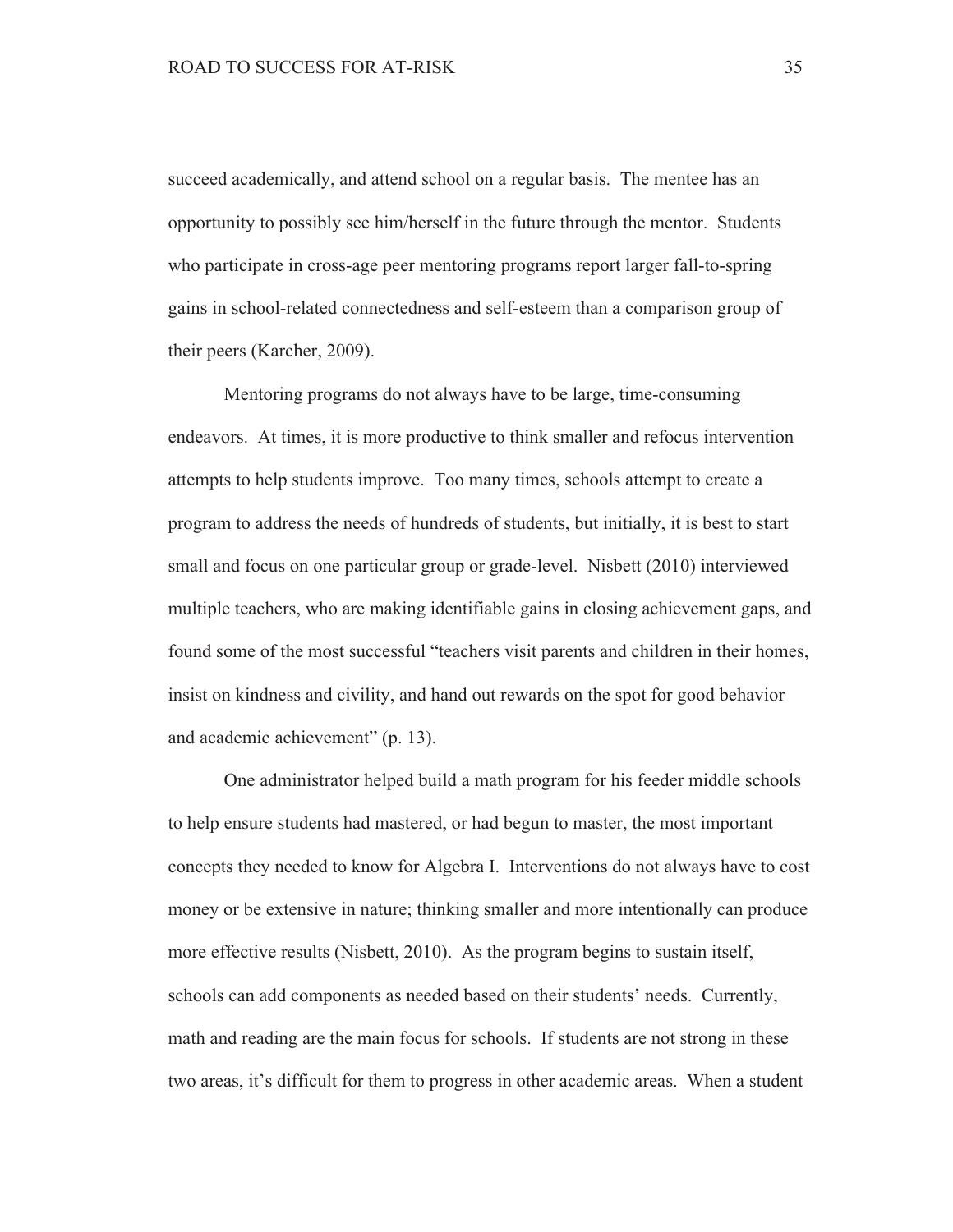succeed academically, and attend school on a regular basis. The mentee has an opportunity to possibly see him/herself in the future through the mentor. Students who participate in cross-age peer mentoring programs report larger fall-to-spring gains in school-related connectedness and self-esteem than a comparison group of their peers (Karcher, 2009).

Mentoring programs do not always have to be large, time-consuming endeavors. At times, it is more productive to think smaller and refocus intervention attempts to help students improve. Too many times, schools attempt to create a program to address the needs of hundreds of students, but initially, it is best to start small and focus on one particular group or grade-level. Nisbett (2010) interviewed multiple teachers, who are making identifiable gains in closing achievement gaps, and found some of the most successful "teachers visit parents and children in their homes, insist on kindness and civility, and hand out rewards on the spot for good behavior and academic achievement" (p. 13).

One administrator helped build a math program for his feeder middle schools to help ensure students had mastered, or had begun to master, the most important concepts they needed to know for Algebra I. Interventions do not always have to cost money or be extensive in nature; thinking smaller and more intentionally can produce more effective results (Nisbett, 2010). As the program begins to sustain itself, schools can add components as needed based on their students' needs. Currently, math and reading are the main focus for schools. If students are not strong in these two areas, it's difficult for them to progress in other academic areas. When a student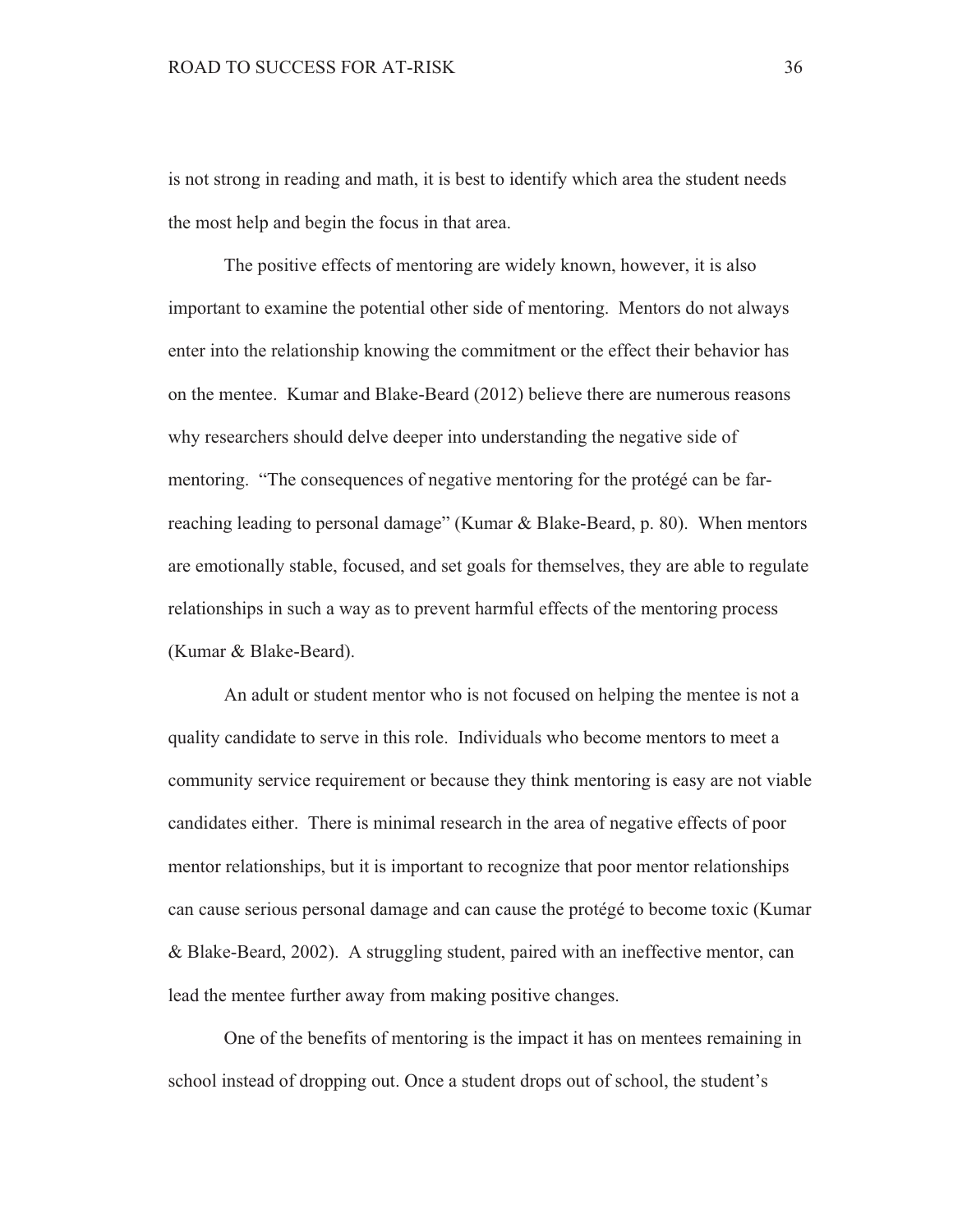is not strong in reading and math, it is best to identify which area the student needs the most help and begin the focus in that area.

The positive effects of mentoring are widely known, however, it is also important to examine the potential other side of mentoring. Mentors do not always enter into the relationship knowing the commitment or the effect their behavior has on the mentee. Kumar and Blake-Beard (2012) believe there are numerous reasons why researchers should delve deeper into understanding the negative side of mentoring. "The consequences of negative mentoring for the protégé can be far-reaching leading to personal damage" (Kumar & Blake-Beard, p. 80). When mentors are emotionally stable, focused, and set goals for themselves, they are able to regulate relationships in such a way as to prevent harmful effects of the mentoring process (Kumar & Blake-Beard).

An adult or student mentor who is not focused on helping the mentee is not a quality candidate to serve in this role. Individuals who become mentors to meet a community service requirement or because they think mentoring is easy are not viable candidates either. There is minimal research in the area of negative effects of poor mentor relationships, but it is important to recognize that poor mentor relationships can cause serious personal damage and can cause the protégé to become toxic (Kumar & Blake-Beard, 2002). A struggling student, paired with an ineffective mentor, can lead the mentee further away from making positive changes.

One of the benefits of mentoring is the impact it has on mentees remaining in school instead of dropping out. Once a student drops out of school, the student's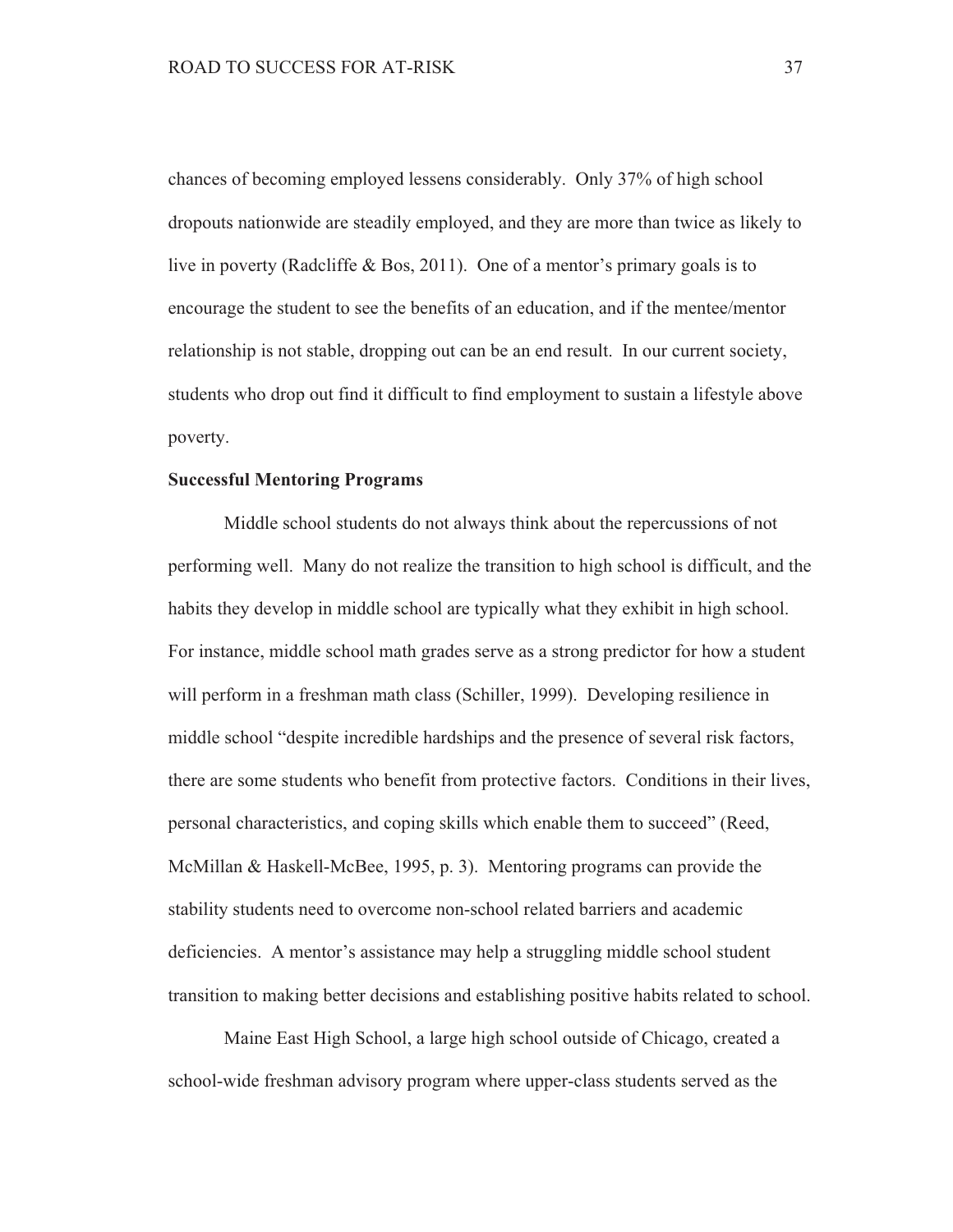chances of becoming employed lessens considerably. Only 37% of high school dropouts nationwide are steadily employed, and they are more than twice as likely to live in poverty (Radcliffe & Bos, 2011). One of a mentor's primary goals is to encourage the student to see the benefits of an education, and if the mentee/mentor relationship is not stable, dropping out can be an end result. In our current society, students who drop out find it difficult to find employment to sustain a lifestyle above poverty.

**Successful Mentoring Programs**

Middle school students do not always think about the repercussions of not performing well. Many do not realize the transition to high school is difficult, and the habits they develop in middle school are typically what they exhibit in high school. For instance, middle school math grades serve as a strong predictor for how a student will perform in a freshman math class (Schiller, 1999). Developing resilience in middle school "despite incredible hardships and the presence of several risk factors, there are some students who benefit from protective factors. Conditions in their lives, personal characteristics, and coping skills which enable them to succeed" (Reed, McMillan & Haskell-McBee, 1995, p. 3). Mentoring programs can provide the stability students need to overcome non-school related barriers and academic deficiencies. A mentor's assistance may help a struggling middle school student transition to making better decisions and establishing positive habits related to school.

Maine East High School, a large high school outside of Chicago, created a school-wide freshman advisory program where upper-class students served as the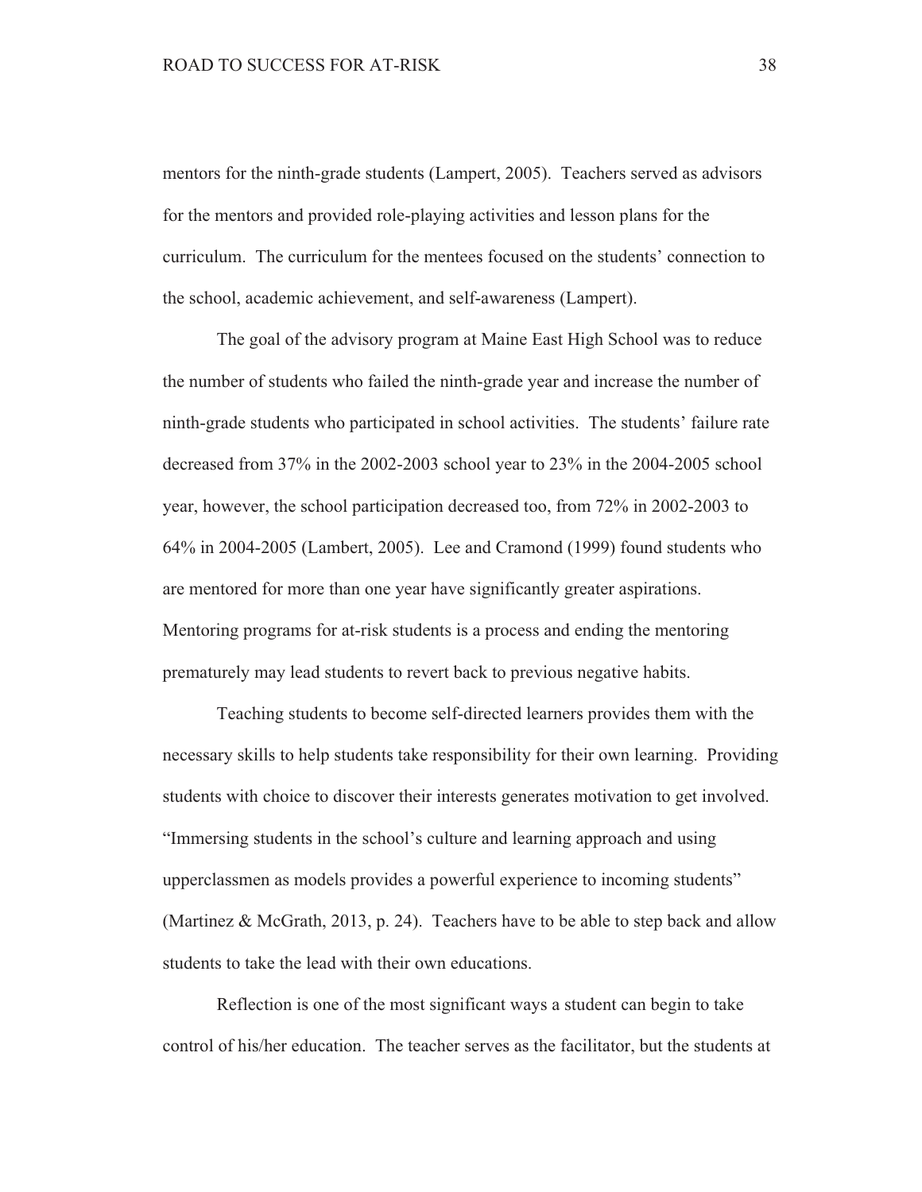mentors for the ninth-grade students (Lampert, 2005). Teachers served as advisors for the mentors and provided role-playing activities and lesson plans for the curriculum. The curriculum for the mentees focused on the students' connection to the school, academic achievement, and self-awareness (Lampert).

The goal of the advisory program at Maine East High School was to reduce the number of students who failed the ninth-grade year and increase the number of ninth-grade students who participated in school activities. The students' failure rate decreased from 37% in the 2002-2003 school year to 23% in the 2004-2005 school year, however, the school participation decreased too, from 72% in 2002-2003 to 64% in 2004-2005 (Lambert, 2005). Lee and Cramond (1999) found students who are mentored for more than one year have significantly greater aspirations. Mentoring programs for at-risk students is a process and ending the mentoring prematurely may lead students to revert back to previous negative habits.

Teaching students to become self-directed learners provides them with the necessary skills to help students take responsibility for their own learning. Providing students with choice to discover their interests generates motivation to get involved. "Immersing students in the school's culture and learning approach and using upperclassmen as models provides a powerful experience to incoming students" (Martinez & McGrath, 2013, p. 24). Teachers have to be able to step back and allow students to take the lead with their own educations.

Reflection is one of the most significant ways a student can begin to take control of his/her education. The teacher serves as the facilitator, but the students at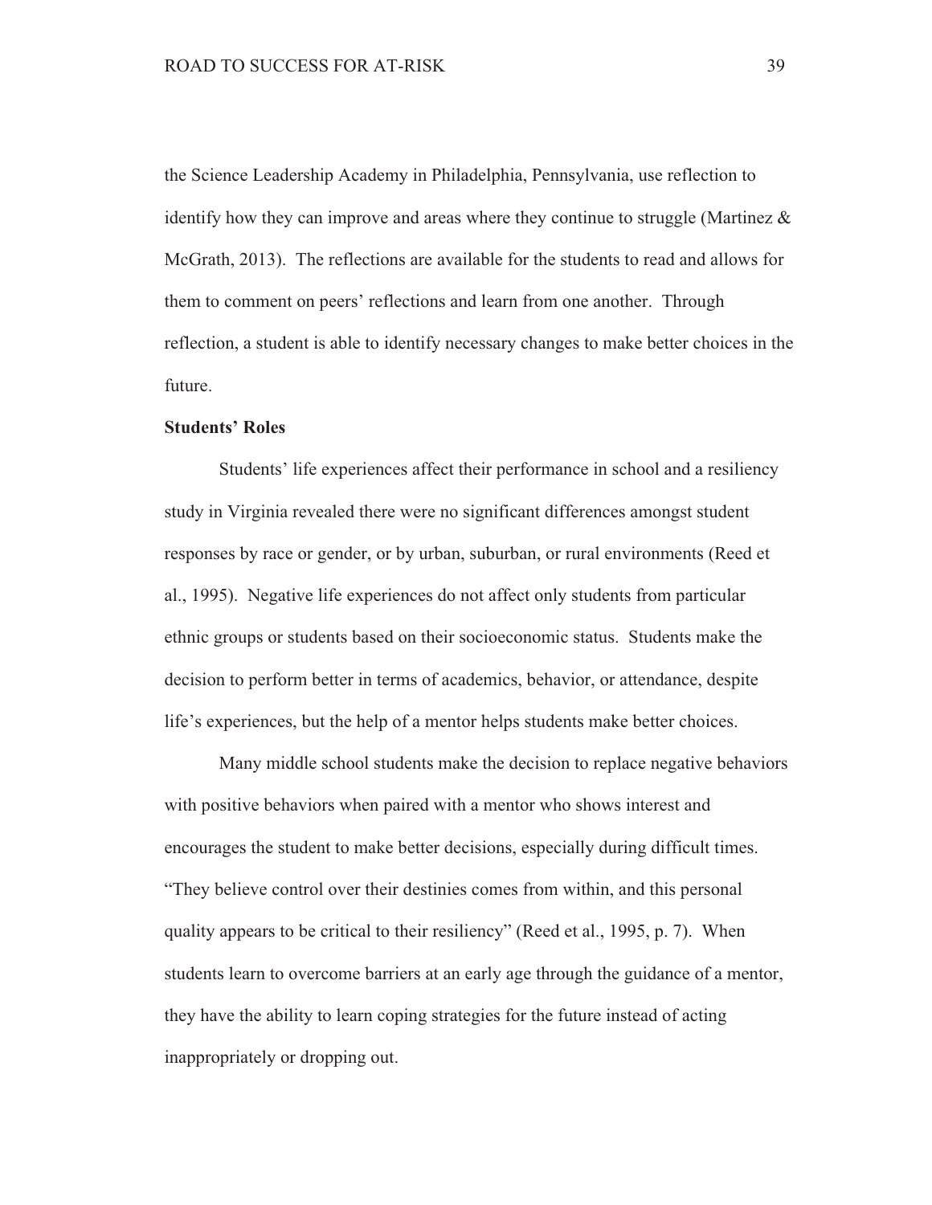the Science Leadership Academy in Philadelphia, Pennsylvania, use reflection to identify how they can improve and areas where they continue to struggle (Martinez & McGrath, 2013). The reflections are available for the students to read and allows for them to comment on peers' reflections and learn from one another. Through reflection, a student is able to identify necessary changes to make better choices in the future.

**Students' Roles**

Students' life experiences affect their performance in school and a resiliency study in Virginia revealed there were no significant differences amongst student responses by race or gender, or by urban, suburban, or rural environments (Reed et al., 1995). Negative life experiences do not affect only students from particular ethnic groups or students based on their socioeconomic status. Students make the decision to perform better in terms of academics, behavior, or attendance, despite life's experiences, but the help of a mentor helps students make better choices.

Many middle school students make the decision to replace negative behaviors with positive behaviors when paired with a mentor who shows interest and encourages the student to make better decisions, especially during difficult times. "They believe control over their destinies comes from within, and this personal quality appears to be critical to their resiliency" (Reed et al., 1995, p. 7). When students learn to overcome barriers at an early age through the guidance of a mentor, they have the ability to learn coping strategies for the future instead of acting inappropriately or dropping out.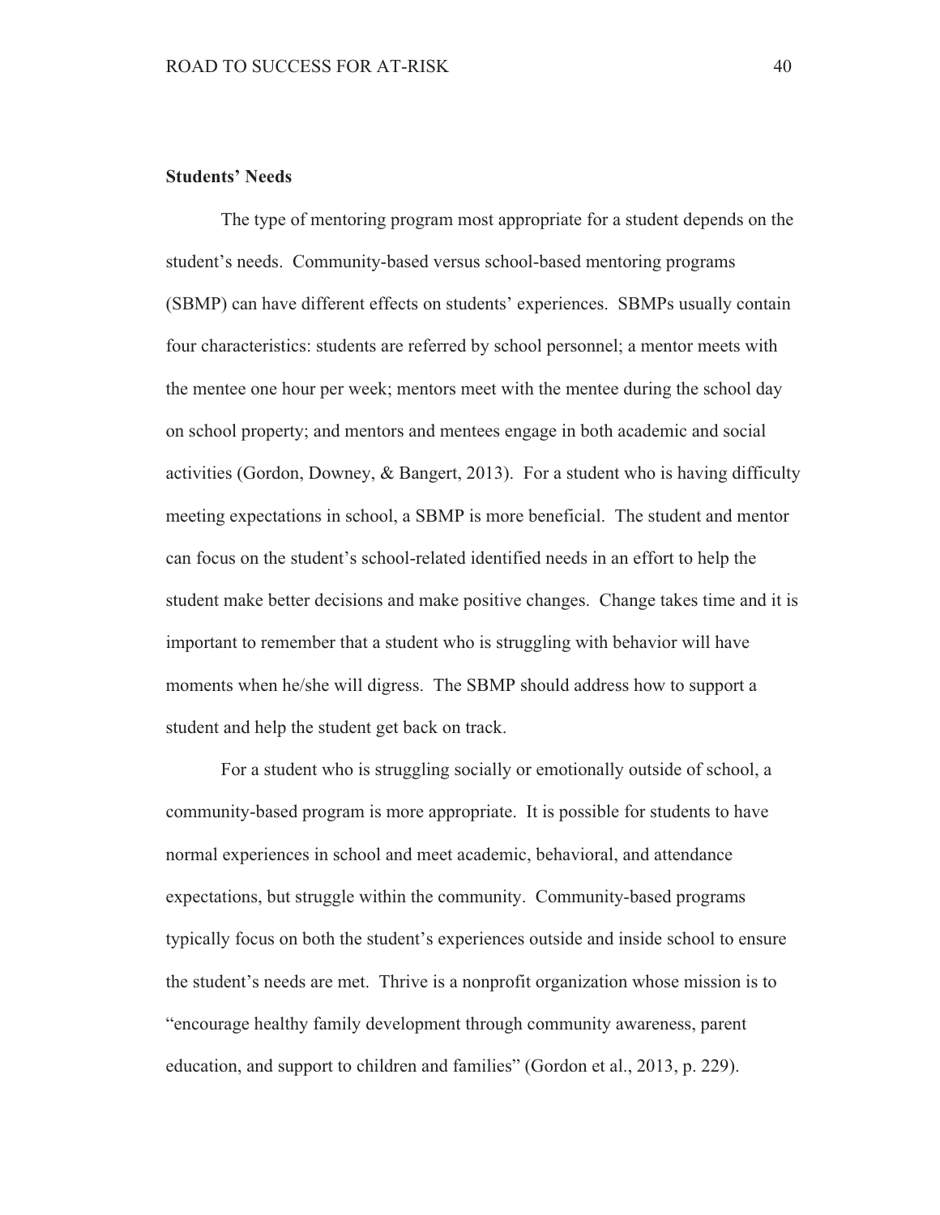**Students' Needs**

The type of mentoring program most appropriate for a student depends on the student's needs. Community-based versus school-based mentoring programs (SBMP) can have different effects on students' experiences. SBMPs usually contain four characteristics: students are referred by school personnel; a mentor meets with the mentee one hour per week; mentors meet with the mentee during the school day on school property; and mentors and mentees engage in both academic and social activities (Gordon, Downey, & Bangert, 2013). For a student who is having difficulty meeting expectations in school, a SBMP is more beneficial. The student and mentor can focus on the student's school-related identified needs in an effort to help the student make better decisions and make positive changes. Change takes time and it is important to remember that a student who is struggling with behavior will have moments when he/she will digress. The SBMP should address how to support a student and help the student get back on track.

For a student who is struggling socially or emotionally outside of school, a community-based program is more appropriate. It is possible for students to have normal experiences in school and meet academic, behavioral, and attendance expectations, but struggle within the community. Community-based programs typically focus on both the student's experiences outside and inside school to ensure the student's needs are met. Thrive is a nonprofit organization whose mission is to "encourage healthy family development through community awareness, parent education, and support to children and families" (Gordon et al., 2013, p. 229).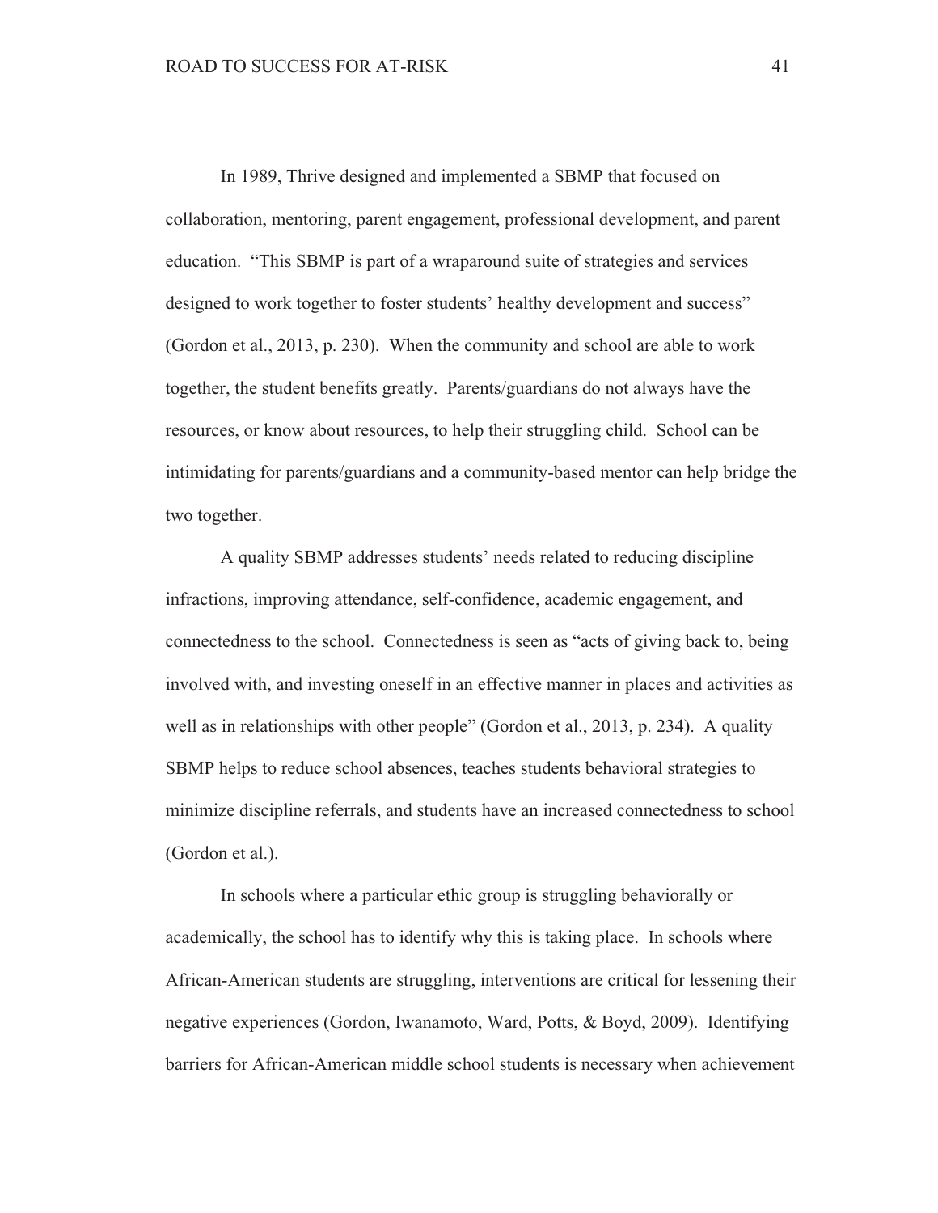In 1989, Thrive designed and implemented a SBMP that focused on collaboration, mentoring, parent engagement, professional development, and parent education. "This SBMP is part of a wraparound suite of strategies and services designed to work together to foster students' healthy development and success" (Gordon et al., 2013, p. 230). When the community and school are able to work together, the student benefits greatly. Parents/guardians do not always have the resources, or know about resources, to help their struggling child. School can be intimidating for parents/guardians and a community-based mentor can help bridge the two together.

A quality SBMP addresses students' needs related to reducing discipline infractions, improving attendance, self-confidence, academic engagement, and connectedness to the school. Connectedness is seen as "acts of giving back to, being involved with, and investing oneself in an effective manner in places and activities as well as in relationships with other people" (Gordon et al., 2013, p. 234). A quality SBMP helps to reduce school absences, teaches students behavioral strategies to minimize discipline referrals, and students have an increased connectedness to school (Gordon et al.).

In schools where a particular ethic group is struggling behaviorally or academically, the school has to identify why this is taking place. In schools where African-American students are struggling, interventions are critical for lessening their negative experiences (Gordon, Iwanamoto, Ward, Potts, & Boyd, 2009). Identifying barriers for African-American middle school students is necessary when achievement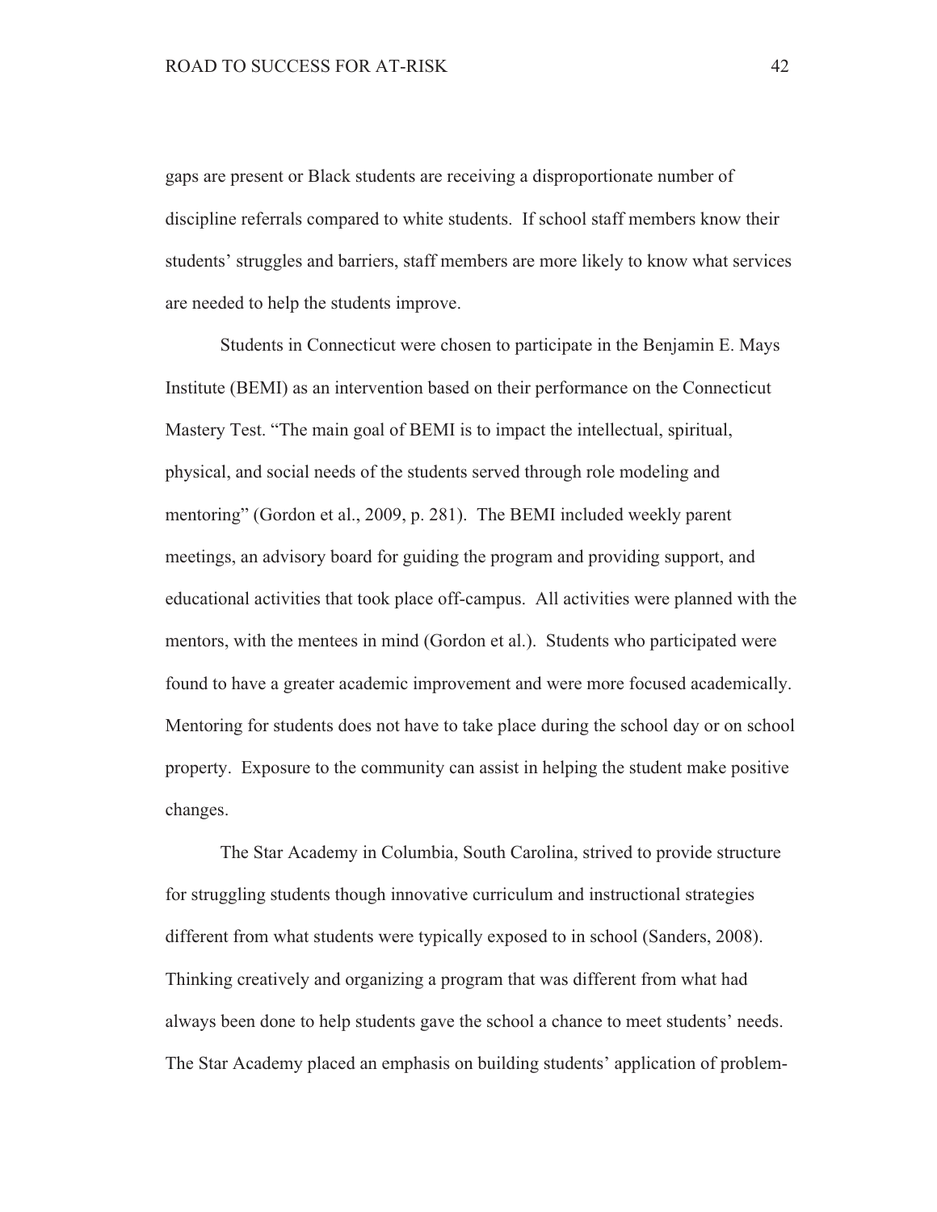gaps are present or Black students are receiving a disproportionate number of discipline referrals compared to white students. If school staff members know their students' struggles and barriers, staff members are more likely to know what services are needed to help the students improve.

Students in Connecticut were chosen to participate in the Benjamin E. Mays Institute (BEMI) as an intervention based on their performance on the Connecticut Mastery Test. "The main goal of BEMI is to impact the intellectual, spiritual, physical, and social needs of the students served through role modeling and mentoring" (Gordon et al., 2009, p. 281). The BEMI included weekly parent meetings, an advisory board for guiding the program and providing support, and educational activities that took place off-campus. All activities were planned with the mentors, with the mentees in mind (Gordon et al.). Students who participated were found to have a greater academic improvement and were more focused academically. Mentoring for students does not have to take place during the school day or on school property. Exposure to the community can assist in helping the student make positive changes.

The Star Academy in Columbia, South Carolina, strived to provide structure for struggling students though innovative curriculum and instructional strategies different from what students were typically exposed to in school (Sanders, 2008). Thinking creatively and organizing a program that was different from what had always been done to help students gave the school a chance to meet students' needs. The Star Academy placed an emphasis on building students' application of problem-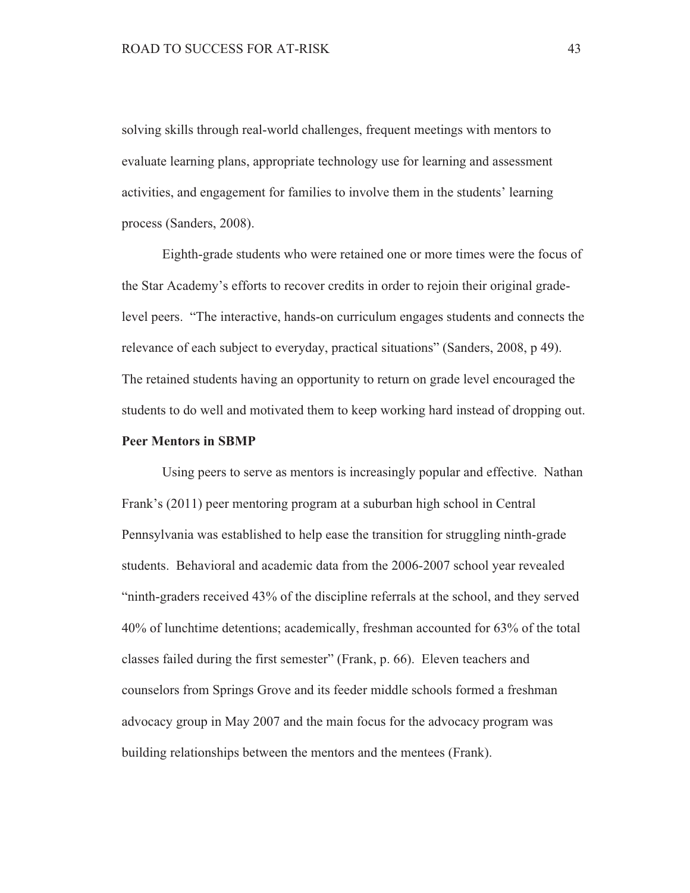solving skills through real-world challenges, frequent meetings with mentors to evaluate learning plans, appropriate technology use for learning and assessment activities, and engagement for families to involve them in the students' learning process (Sanders, 2008).

Eighth-grade students who were retained one or more times were the focus of the Star Academy's efforts to recover credits in order to rejoin their original grade-level peers. "The interactive, hands-on curriculum engages students and connects the relevance of each subject to everyday, practical situations" (Sanders, 2008, p 49). The retained students having an opportunity to return on grade level encouraged the students to do well and motivated them to keep working hard instead of dropping out.

**Peer Mentors in SBMP**

Using peers to serve as mentors is increasingly popular and effective. Nathan Frank's (2011) peer mentoring program at a suburban high school in Central Pennsylvania was established to help ease the transition for struggling ninth-grade students. Behavioral and academic data from the 2006-2007 school year revealed "ninth-graders received 43% of the discipline referrals at the school, and they served 40% of lunchtime detentions; academically, freshman accounted for 63% of the total classes failed during the first semester" (Frank, p. 66). Eleven teachers and counselors from Springs Grove and its feeder middle schools formed a freshman advocacy group in May 2007 and the main focus for the advocacy program was building relationships between the mentors and the mentees (Frank).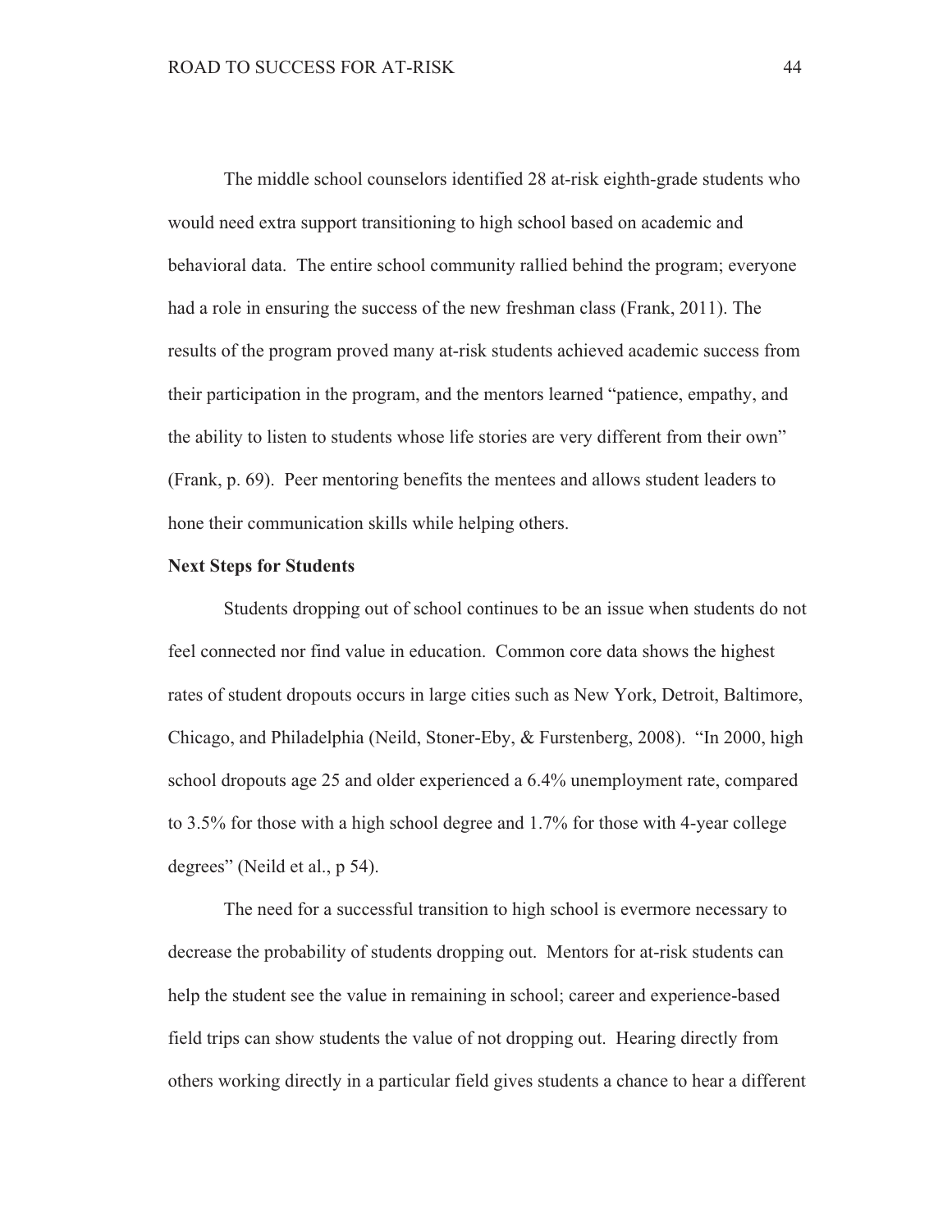The middle school counselors identified 28 at-risk eighth-grade students who would need extra support transitioning to high school based on academic and behavioral data. The entire school community rallied behind the program; everyone had a role in ensuring the success of the new freshman class (Frank, 2011). The results of the program proved many at-risk students achieved academic success from their participation in the program, and the mentors learned "patience, empathy, and the ability to listen to students whose life stories are very different from their own" (Frank, p. 69). Peer mentoring benefits the mentees and allows student leaders to hone their communication skills while helping others.

**Next Steps for Students**

Students dropping out of school continues to be an issue when students do not feel connected nor find value in education. Common core data shows the highest rates of student dropouts occurs in large cities such as New York, Detroit, Baltimore, Chicago, and Philadelphia (Neild, Stoner-Eby, & Furstenberg, 2008). "In 2000, high school dropouts age 25 and older experienced a 6.4% unemployment rate, compared to 3.5% for those with a high school degree and 1.7% for those with 4-year college degrees" (Neild et al., p 54).

The need for a successful transition to high school is evermore necessary to decrease the probability of students dropping out. Mentors for at-risk students can help the student see the value in remaining in school; career and experience-based field trips can show students the value of not dropping out. Hearing directly from others working directly in a particular field gives students a chance to hear a different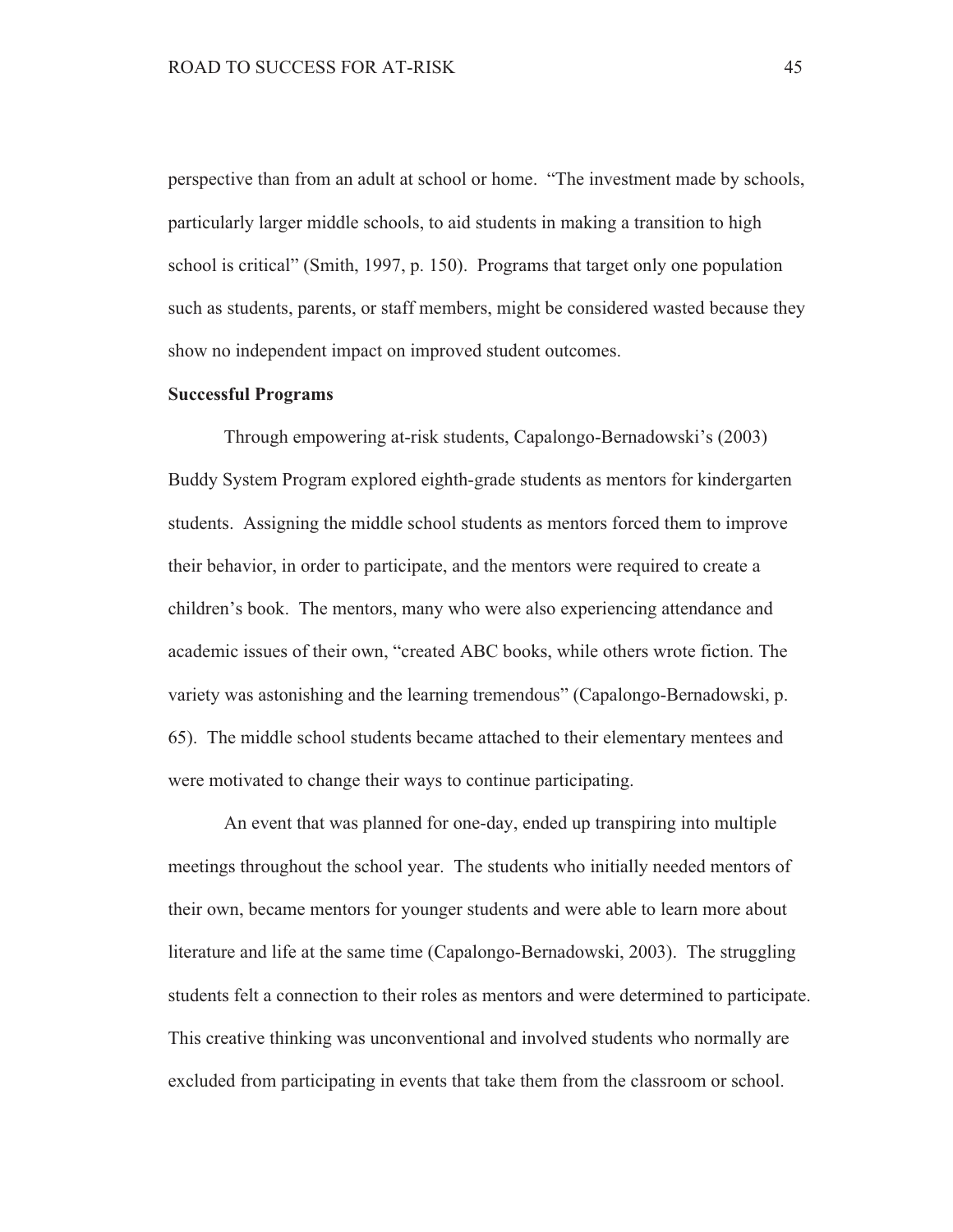perspective than from an adult at school or home. "The investment made by schools, particularly larger middle schools, to aid students in making a transition to high school is critical" (Smith, 1997, p. 150). Programs that target only one population such as students, parents, or staff members, might be considered wasted because they show no independent impact on improved student outcomes.

**Successful Programs**

Through empowering at-risk students, Capalongo-Bernadowski's (2003) Buddy System Program explored eighth-grade students as mentors for kindergarten students. Assigning the middle school students as mentors forced them to improve their behavior, in order to participate, and the mentors were required to create a children's book. The mentors, many who were also experiencing attendance and academic issues of their own, "created ABC books, while others wrote fiction. The variety was astonishing and the learning tremendous" (Capalongo-Bernadowski, p. 65). The middle school students became attached to their elementary mentees and were motivated to change their ways to continue participating.

An event that was planned for one-day, ended up transpiring into multiple meetings throughout the school year. The students who initially needed mentors of their own, became mentors for younger students and were able to learn more about literature and life at the same time (Capalongo-Bernadowski, 2003). The struggling students felt a connection to their roles as mentors and were determined to participate. This creative thinking was unconventional and involved students who normally are excluded from participating in events that take them from the classroom or school.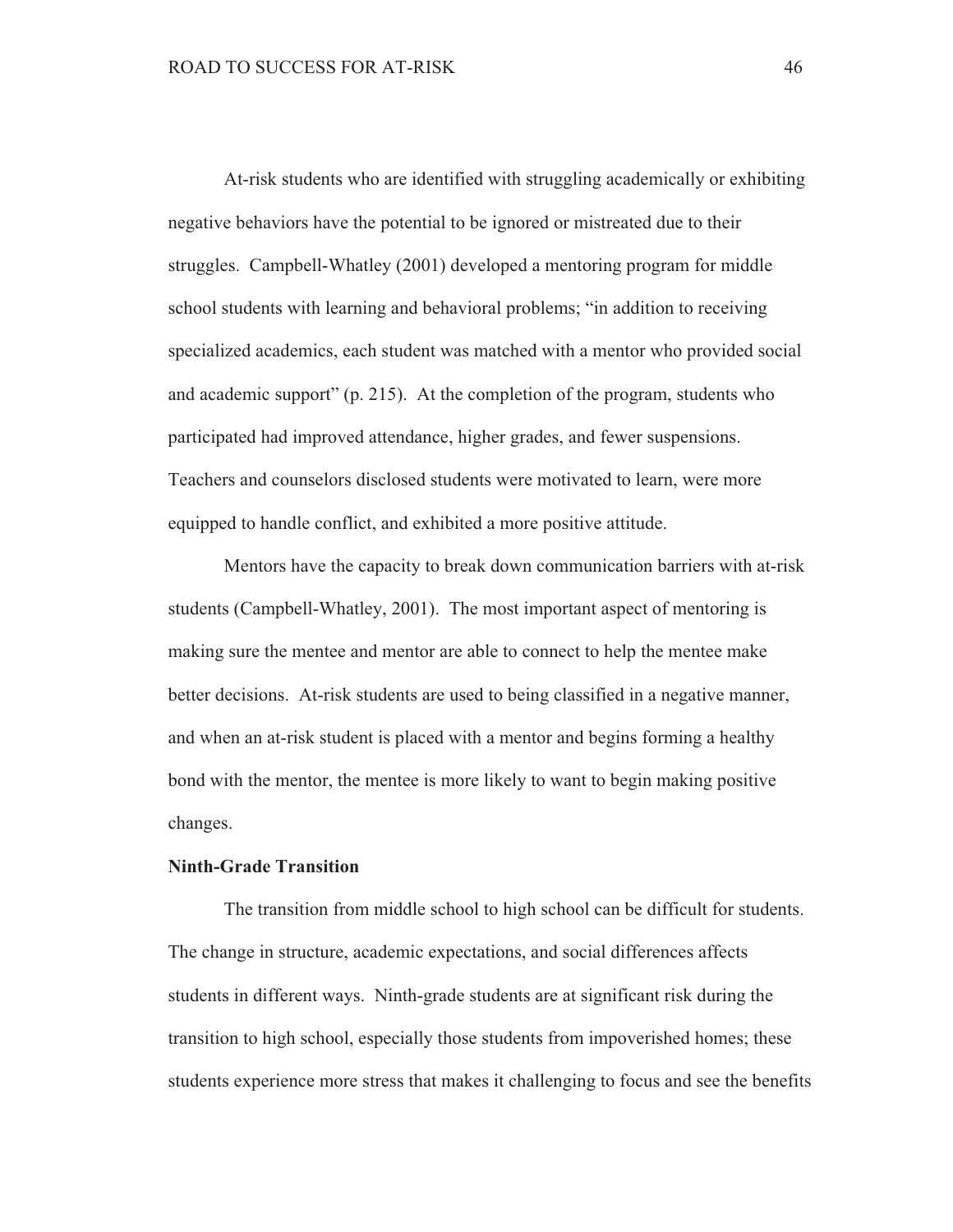At-risk students who are identified with struggling academically or exhibiting negative behaviors have the potential to be ignored or mistreated due to their struggles. Campbell-Whatley (2001) developed a mentoring program for middle school students with learning and behavioral problems; "in addition to receiving specialized academics, each student was matched with a mentor who provided social and academic support" (p. 215). At the completion of the program, students who participated had improved attendance, higher grades, and fewer suspensions. Teachers and counselors disclosed students were motivated to learn, were more equipped to handle conflict, and exhibited a more positive attitude.

Mentors have the capacity to break down communication barriers with at-risk students (Campbell-Whatley, 2001). The most important aspect of mentoring is making sure the mentee and mentor are able to connect to help the mentee make better decisions. At-risk students are used to being classified in a negative manner, and when an at-risk student is placed with a mentor and begins forming a healthy bond with the mentor, the mentee is more likely to want to begin making positive changes.

**Ninth-Grade Transition**

The transition from middle school to high school can be difficult for students. The change in structure, academic expectations, and social differences affects students in different ways. Ninth-grade students are at significant risk during the transition to high school, especially those students from impoverished homes; these students experience more stress that makes it challenging to focus and see the benefits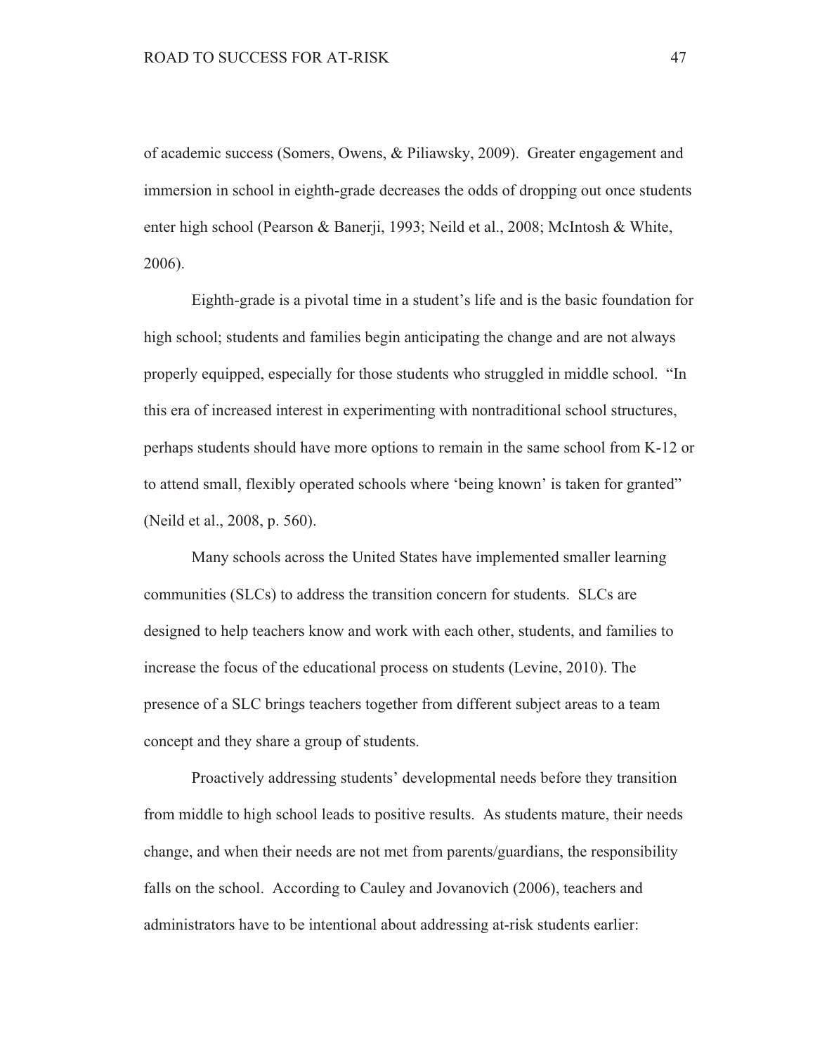of academic success (Somers, Owens, & Piliawsky, 2009). Greater engagement and immersion in school in eighth-grade decreases the odds of dropping out once students enter high school (Pearson & Banerji, 1993; Neild et al., 2008; McIntosh & White, 2006).

Eighth-grade is a pivotal time in a student's life and is the basic foundation for high school; students and families begin anticipating the change and are not always properly equipped, especially for those students who struggled in middle school. "In this era of increased interest in experimenting with nontraditional school structures, perhaps students should have more options to remain in the same school from K-12 or to attend small, flexibly operated schools where 'being known' is taken for granted" (Neild et al., 2008, p. 560).

Many schools across the United States have implemented smaller learning communities (SLCs) to address the transition concern for students. SLCs are designed to help teachers know and work with each other, students, and families to increase the focus of the educational process on students (Levine, 2010). The presence of a SLC brings teachers together from different subject areas to a team concept and they share a group of students.

Proactively addressing students' developmental needs before they transition from middle to high school leads to positive results. As students mature, their needs change, and when their needs are not met from parents/guardians, the responsibility falls on the school. According to Cauley and Jovanovich (2006), teachers and administrators have to be intentional about addressing at-risk students earlier: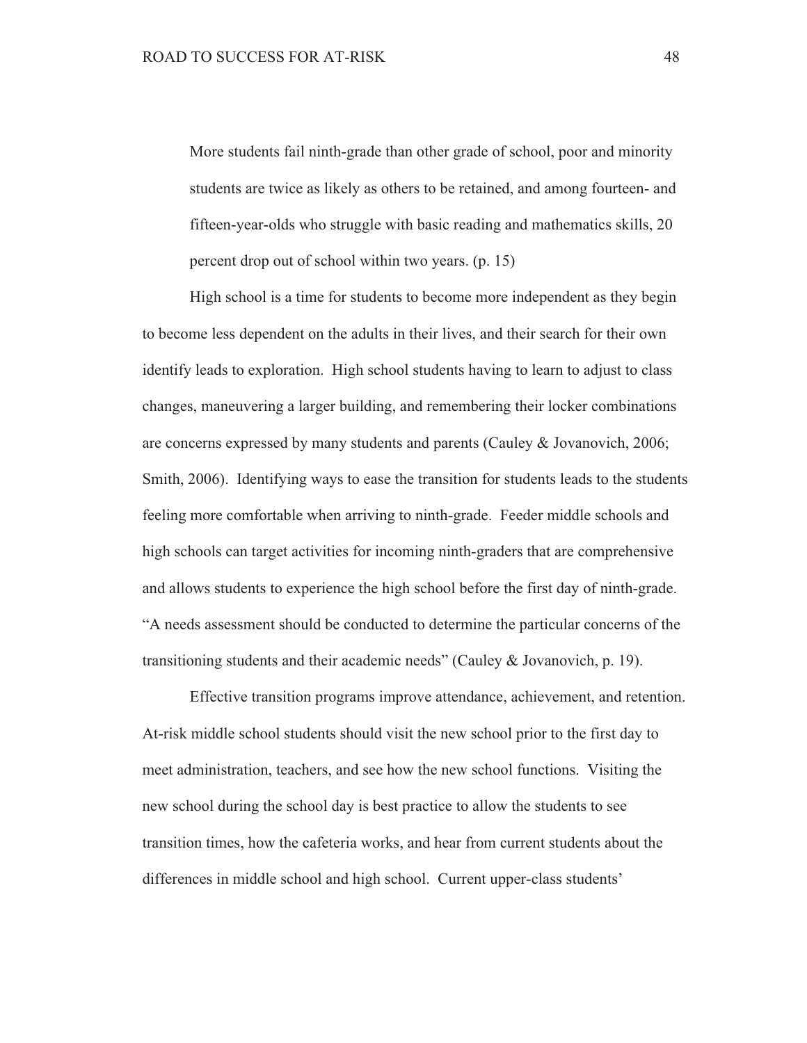> More students fail ninth-grade than other grade of school, poor and minority students are twice as likely as others to be retained, and among fourteen- and fifteen-year-olds who struggle with basic reading and mathematics skills, 20 percent drop out of school within two years. (p. 15)

High school is a time for students to become more independent as they begin to become less dependent on the adults in their lives, and their search for their own identify leads to exploration. High school students having to learn to adjust to class changes, maneuvering a larger building, and remembering their locker combinations are concerns expressed by many students and parents (Cauley & Jovanovich, 2006; Smith, 2006). Identifying ways to ease the transition for students leads to the students feeling more comfortable when arriving to ninth-grade. Feeder middle schools and high schools can target activities for incoming ninth-graders that are comprehensive and allows students to experience the high school before the first day of ninth-grade. "A needs assessment should be conducted to determine the particular concerns of the transitioning students and their academic needs" (Cauley & Jovanovich, p. 19).

Effective transition programs improve attendance, achievement, and retention. At-risk middle school students should visit the new school prior to the first day to meet administration, teachers, and see how the new school functions. Visiting the new school during the school day is best practice to allow the students to see transition times, how the cafeteria works, and hear from current students about the differences in middle school and high school. Current upper-class students'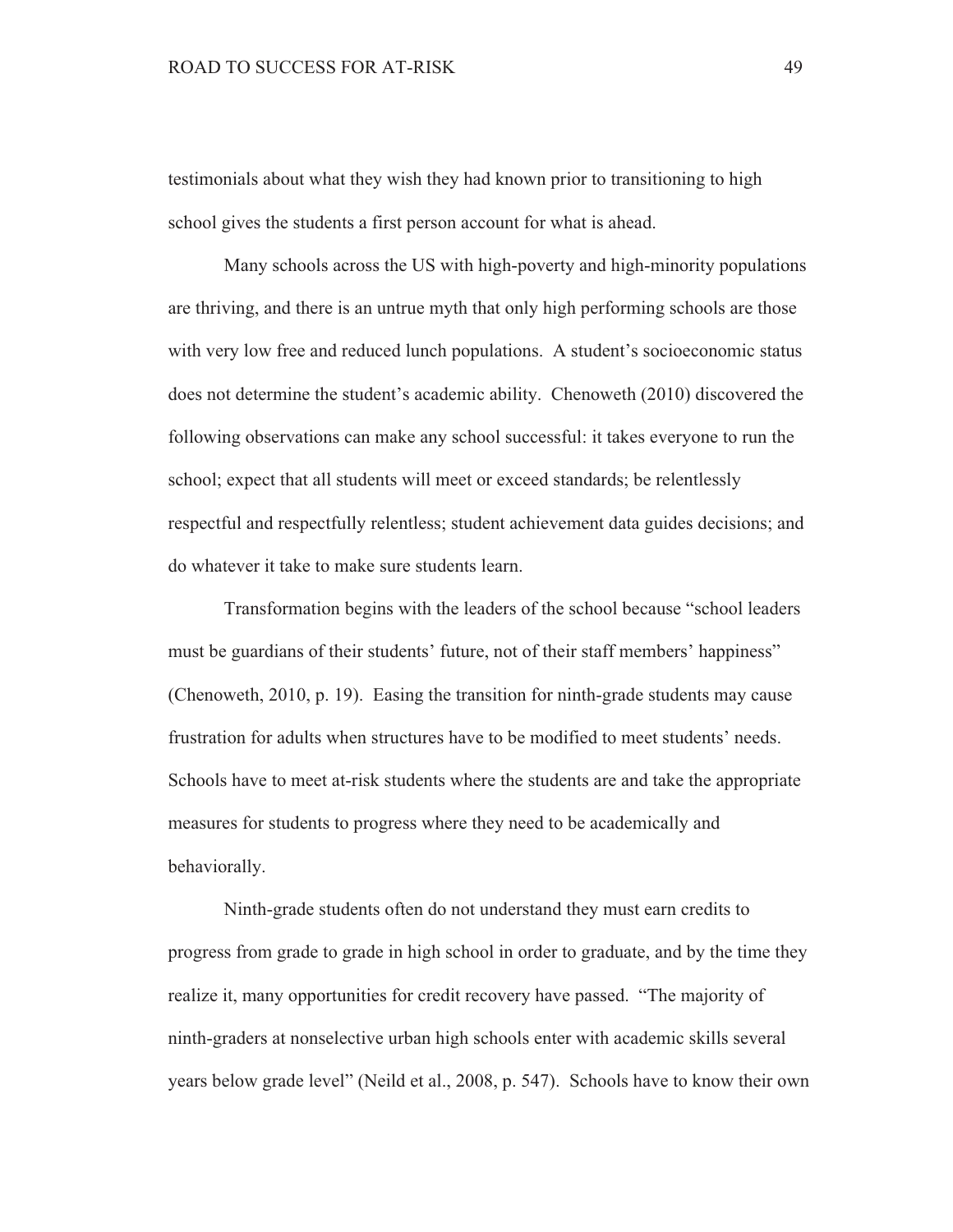testimonials about what they wish they had known prior to transitioning to high school gives the students a first person account for what is ahead.

Many schools across the US with high-poverty and high-minority populations are thriving, and there is an untrue myth that only high performing schools are those with very low free and reduced lunch populations. A student's socioeconomic status does not determine the student's academic ability. Chenoweth (2010) discovered the following observations can make any school successful: it takes everyone to run the school; expect that all students will meet or exceed standards; be relentlessly respectful and respectfully relentless; student achievement data guides decisions; and do whatever it take to make sure students learn.

Transformation begins with the leaders of the school because "school leaders must be guardians of their students' future, not of their staff members' happiness" (Chenoweth, 2010, p. 19). Easing the transition for ninth-grade students may cause frustration for adults when structures have to be modified to meet students' needs. Schools have to meet at-risk students where the students are and take the appropriate measures for students to progress where they need to be academically and behaviorally.

Ninth-grade students often do not understand they must earn credits to progress from grade to grade in high school in order to graduate, and by the time they realize it, many opportunities for credit recovery have passed. "The majority of ninth-graders at nonselective urban high schools enter with academic skills several years below grade level" (Neild et al., 2008, p. 547). Schools have to know their own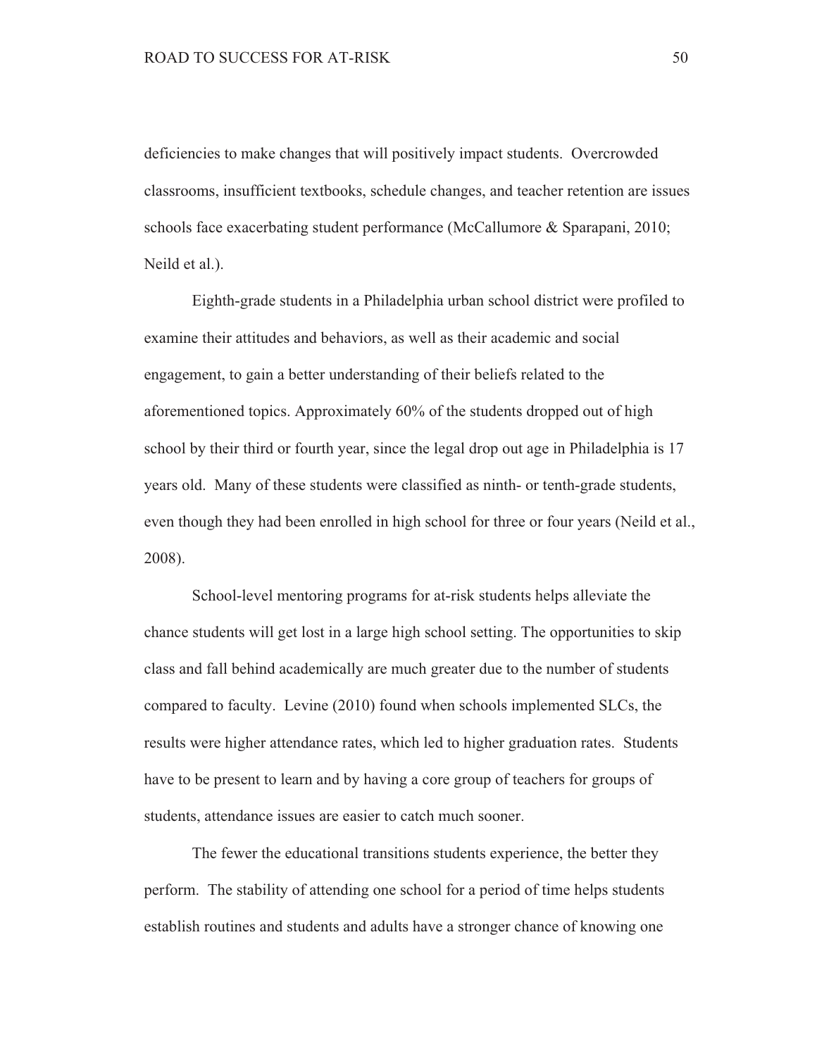deficiencies to make changes that will positively impact students. Overcrowded classrooms, insufficient textbooks, schedule changes, and teacher retention are issues schools face exacerbating student performance (McCallumore & Sparapani, 2010; Neild et al.).

Eighth-grade students in a Philadelphia urban school district were profiled to examine their attitudes and behaviors, as well as their academic and social engagement, to gain a better understanding of their beliefs related to the aforementioned topics. Approximately 60% of the students dropped out of high school by their third or fourth year, since the legal drop out age in Philadelphia is 17 years old. Many of these students were classified as ninth- or tenth-grade students, even though they had been enrolled in high school for three or four years (Neild et al., 2008).

School-level mentoring programs for at-risk students helps alleviate the chance students will get lost in a large high school setting. The opportunities to skip class and fall behind academically are much greater due to the number of students compared to faculty. Levine (2010) found when schools implemented SLCs, the results were higher attendance rates, which led to higher graduation rates. Students have to be present to learn and by having a core group of teachers for groups of students, attendance issues are easier to catch much sooner.

The fewer the educational transitions students experience, the better they perform. The stability of attending one school for a period of time helps students establish routines and students and adults have a stronger chance of knowing one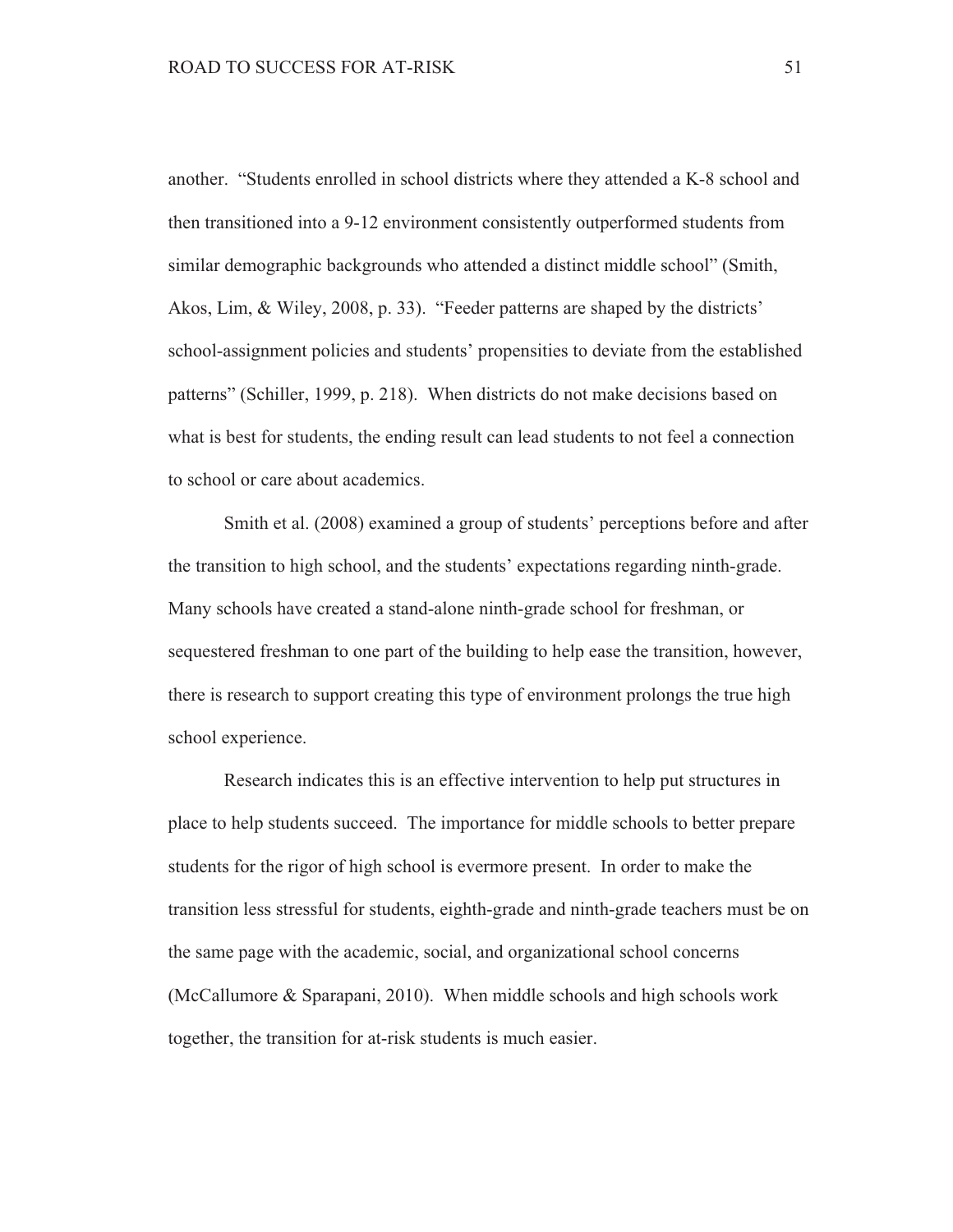another. "Students enrolled in school districts where they attended a K-8 school and then transitioned into a 9-12 environment consistently outperformed students from similar demographic backgrounds who attended a distinct middle school" (Smith, Akos, Lim, & Wiley, 2008, p. 33). "Feeder patterns are shaped by the districts' school-assignment policies and students' propensities to deviate from the established patterns" (Schiller, 1999, p. 218). When districts do not make decisions based on what is best for students, the ending result can lead students to not feel a connection to school or care about academics.

Smith et al. (2008) examined a group of students' perceptions before and after the transition to high school, and the students' expectations regarding ninth-grade. Many schools have created a stand-alone ninth-grade school for freshman, or sequestered freshman to one part of the building to help ease the transition, however, there is research to support creating this type of environment prolongs the true high school experience.

Research indicates this is an effective intervention to help put structures in place to help students succeed. The importance for middle schools to better prepare students for the rigor of high school is evermore present. In order to make the transition less stressful for students, eighth-grade and ninth-grade teachers must be on the same page with the academic, social, and organizational school concerns (McCallumore & Sparapani, 2010). When middle schools and high schools work together, the transition for at-risk students is much easier.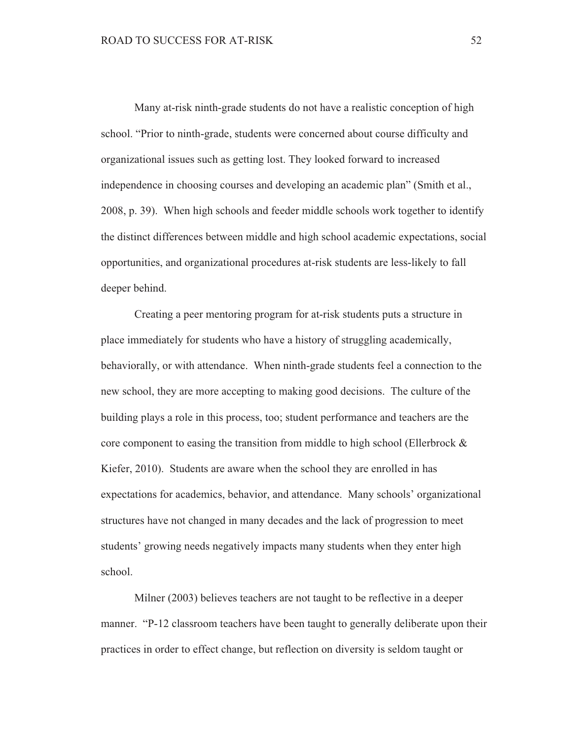Many at-risk ninth-grade students do not have a realistic conception of high school. "Prior to ninth-grade, students were concerned about course difficulty and organizational issues such as getting lost. They looked forward to increased independence in choosing courses and developing an academic plan" (Smith et al., 2008, p. 39). When high schools and feeder middle schools work together to identify the distinct differences between middle and high school academic expectations, social opportunities, and organizational procedures at-risk students are less-likely to fall deeper behind.

Creating a peer mentoring program for at-risk students puts a structure in place immediately for students who have a history of struggling academically, behaviorally, or with attendance. When ninth-grade students feel a connection to the new school, they are more accepting to making good decisions. The culture of the building plays a role in this process, too; student performance and teachers are the core component to easing the transition from middle to high school (Ellerbrock & Kiefer, 2010). Students are aware when the school they are enrolled in has expectations for academics, behavior, and attendance. Many schools' organizational structures have not changed in many decades and the lack of progression to meet students' growing needs negatively impacts many students when they enter high school.

Milner (2003) believes teachers are not taught to be reflective in a deeper manner. "P-12 classroom teachers have been taught to generally deliberate upon their practices in order to effect change, but reflection on diversity is seldom taught or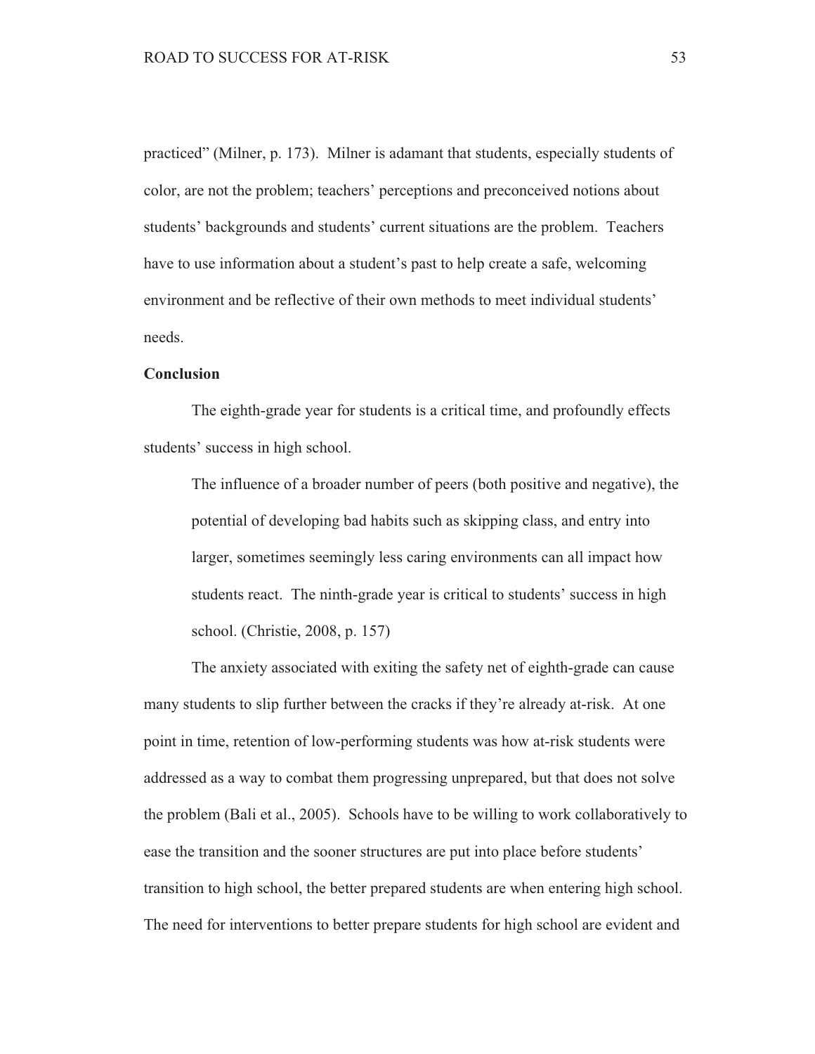practiced" (Milner, p. 173). Milner is adamant that students, especially students of color, are not the problem; teachers' perceptions and preconceived notions about students' backgrounds and students' current situations are the problem. Teachers have to use information about a student's past to help create a safe, welcoming environment and be reflective of their own methods to meet individual students' needs.

**Conclusion**

The eighth-grade year for students is a critical time, and profoundly effects students' success in high school.

> The influence of a broader number of peers (both positive and negative), the potential of developing bad habits such as skipping class, and entry into larger, sometimes seemingly less caring environments can all impact how students react. The ninth-grade year is critical to students' success in high school. (Christie, 2008, p. 157)

The anxiety associated with exiting the safety net of eighth-grade can cause many students to slip further between the cracks if they're already at-risk. At one point in time, retention of low-performing students was how at-risk students were addressed as a way to combat them progressing unprepared, but that does not solve the problem (Bali et al., 2005). Schools have to be willing to work collaboratively to ease the transition and the sooner structures are put into place before students' transition to high school, the better prepared students are when entering high school. The need for interventions to better prepare students for high school are evident and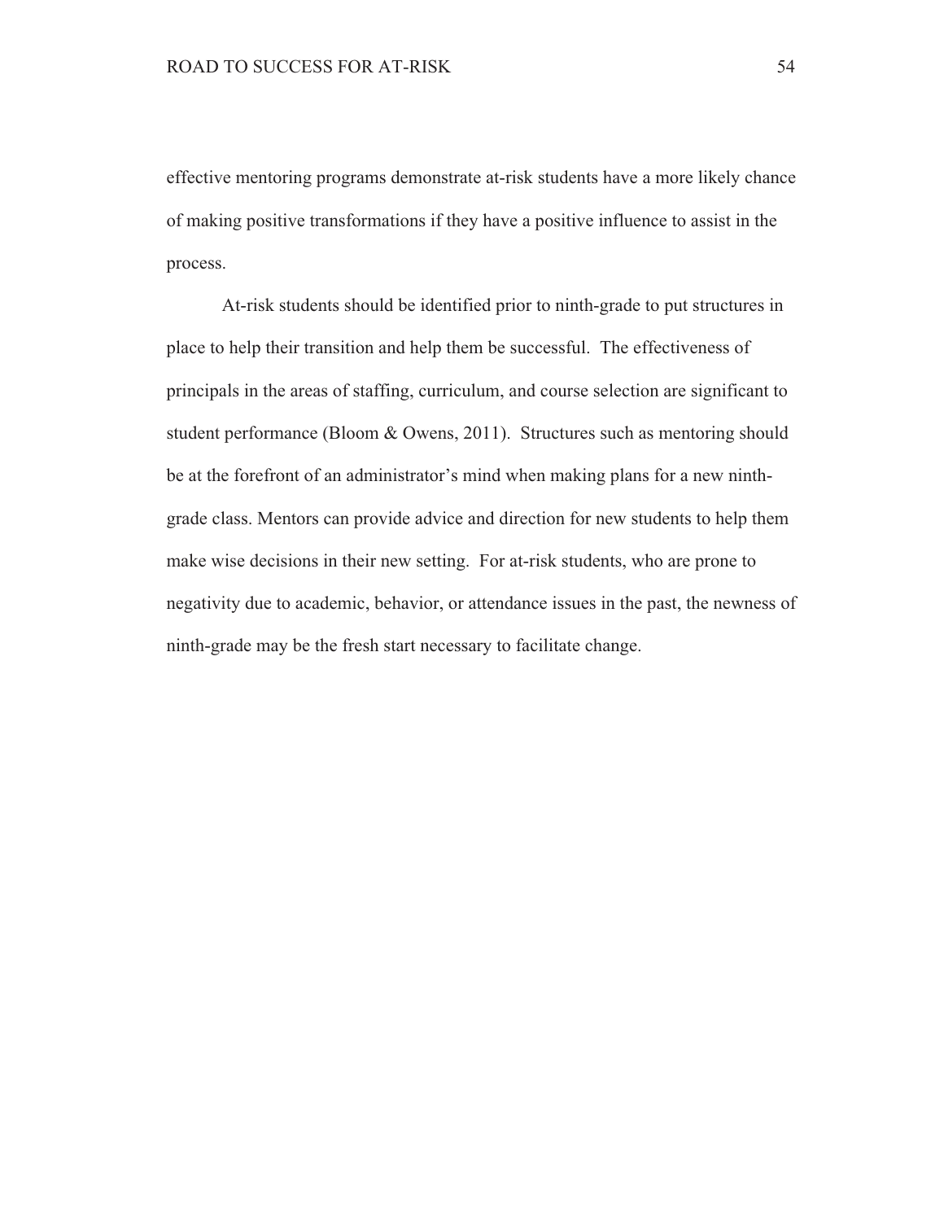effective mentoring programs demonstrate at-risk students have a more likely chance of making positive transformations if they have a positive influence to assist in the process.

At-risk students should be identified prior to ninth-grade to put structures in place to help their transition and help them be successful. The effectiveness of principals in the areas of staffing, curriculum, and course selection are significant to student performance (Bloom & Owens, 2011). Structures such as mentoring should be at the forefront of an administrator's mind when making plans for a new ninth-grade class. Mentors can provide advice and direction for new students to help them make wise decisions in their new setting. For at-risk students, who are prone to negativity due to academic, behavior, or attendance issues in the past, the newness of ninth-grade may be the fresh start necessary to facilitate change.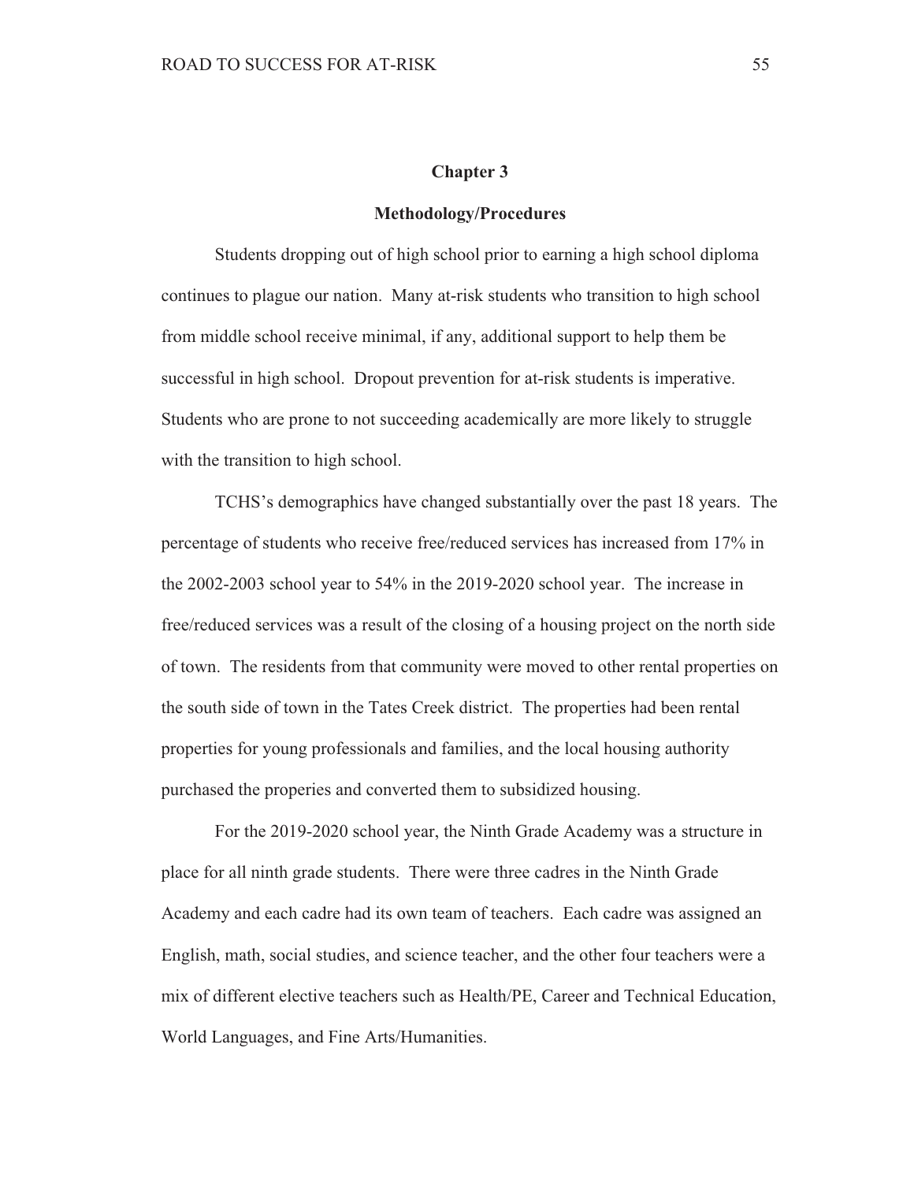# Chapter 3

## Methodology/Procedures

Students dropping out of high school prior to earning a high school diploma continues to plague our nation. Many at-risk students who transition to high school from middle school receive minimal, if any, additional support to help them be successful in high school. Dropout prevention for at-risk students is imperative. Students who are prone to not succeeding academically are more likely to struggle with the transition to high school.

TCHS's demographics have changed substantially over the past 18 years. The percentage of students who receive free/reduced services has increased from 17% in the 2002-2003 school year to 54% in the 2019-2020 school year. The increase in free/reduced services was a result of the closing of a housing project on the north side of town. The residents from that community were moved to other rental properties on the south side of town in the Tates Creek district. The properties had been rental properties for young professionals and families, and the local housing authority purchased the properies and converted them to subsidized housing.

For the 2019-2020 school year, the Ninth Grade Academy was a structure in place for all ninth grade students. There were three cadres in the Ninth Grade Academy and each cadre had its own team of teachers. Each cadre was assigned an English, math, social studies, and science teacher, and the other four teachers were a mix of different elective teachers such as Health/PE, Career and Technical Education, World Languages, and Fine Arts/Humanities.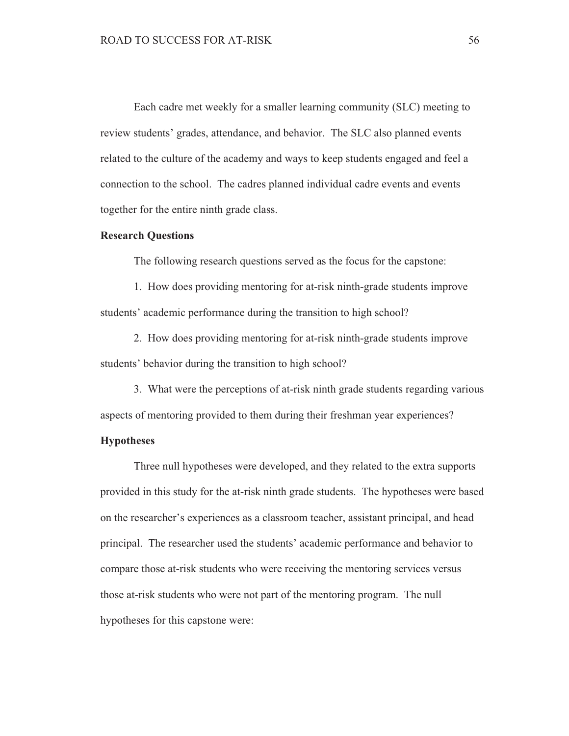Each cadre met weekly for a smaller learning community (SLC) meeting to review students' grades, attendance, and behavior. The SLC also planned events related to the culture of the academy and ways to keep students engaged and feel a connection to the school. The cadres planned individual cadre events and events together for the entire ninth grade class.

**Research Questions**

The following research questions served as the focus for the capstone:

1. How does providing mentoring for at-risk ninth-grade students improve students' academic performance during the transition to high school?

2. How does providing mentoring for at-risk ninth-grade students improve students' behavior during the transition to high school?

3. What were the perceptions of at-risk ninth grade students regarding various aspects of mentoring provided to them during their freshman year experiences?

**Hypotheses**

Three null hypotheses were developed, and they related to the extra supports provided in this study for the at-risk ninth grade students. The hypotheses were based on the researcher's experiences as a classroom teacher, assistant principal, and head principal. The researcher used the students' academic performance and behavior to compare those at-risk students who were receiving the mentoring services versus those at-risk students who were not part of the mentoring program. The null hypotheses for this capstone were: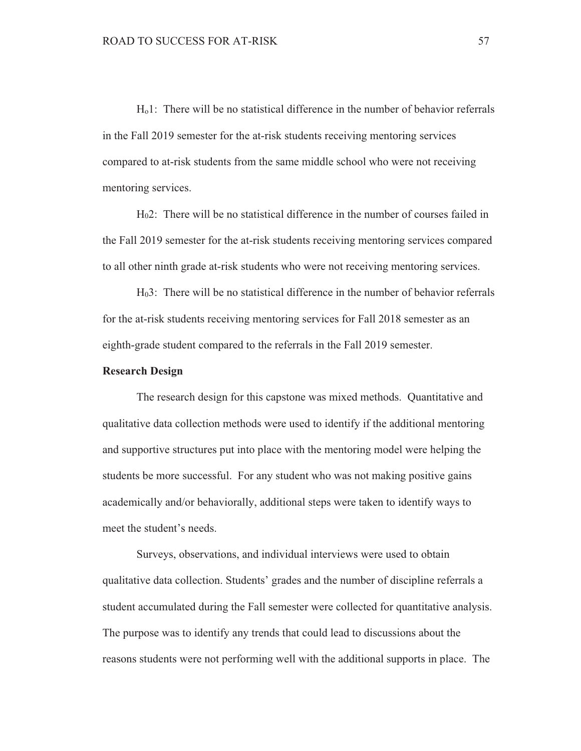$H_o1$: There will be no statistical difference in the number of behavior referrals in the Fall 2019 semester for the at-risk students receiving mentoring services compared to at-risk students from the same middle school who were not receiving mentoring services.

$H_02$: There will be no statistical difference in the number of courses failed in the Fall 2019 semester for the at-risk students receiving mentoring services compared to all other ninth grade at-risk students who were not receiving mentoring services.

$H_03$: There will be no statistical difference in the number of behavior referrals for the at-risk students receiving mentoring services for Fall 2018 semester as an eighth-grade student compared to the referrals in the Fall 2019 semester.

**Research Design**

The research design for this capstone was mixed methods. Quantitative and qualitative data collection methods were used to identify if the additional mentoring and supportive structures put into place with the mentoring model were helping the students be more successful. For any student who was not making positive gains academically and/or behaviorally, additional steps were taken to identify ways to meet the student's needs.

Surveys, observations, and individual interviews were used to obtain qualitative data collection. Students' grades and the number of discipline referrals a student accumulated during the Fall semester were collected for quantitative analysis. The purpose was to identify any trends that could lead to discussions about the reasons students were not performing well with the additional supports in place. The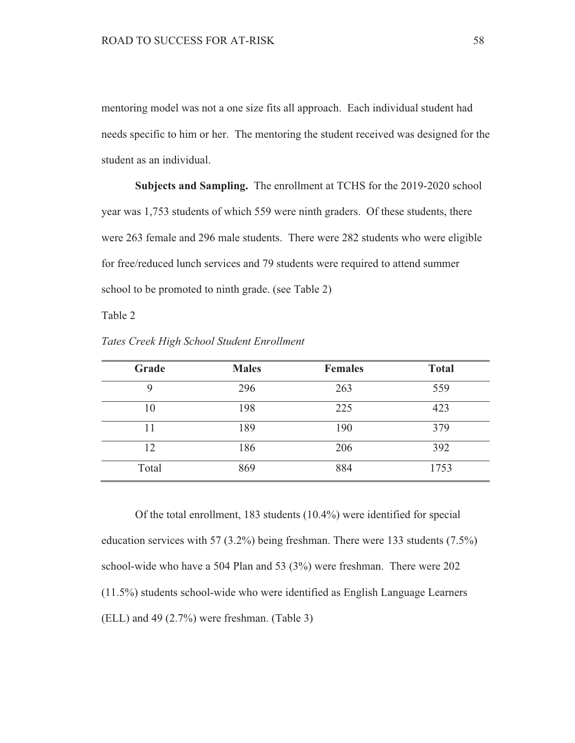mentoring model was not a one size fits all approach. Each individual student had needs specific to him or her. The mentoring the student received was designed for the student as an individual.

**Subjects and Sampling.** The enrollment at TCHS for the 2019-2020 school year was 1,753 students of which 559 were ninth graders. Of these students, there were 263 female and 296 male students. There were 282 students who were eligible for free/reduced lunch services and 79 students were required to attend summer school to be promoted to ninth grade. (see Table 2)

Table 2

*Tates Creek High School Student Enrollment*

| Grade | Males | Females | Total |
|---|---|---|---|
| 9 | 296 | 263 | 559 |
| 10 | 198 | 225 | 423 |
| 11 | 189 | 190 | 379 |
| 12 | 186 | 206 | 392 |
| Total | 869 | 884 | 1753 |

Of the total enrollment, 183 students (10.4%) were identified for special education services with 57 (3.2%) being freshman. There were 133 students (7.5%) school-wide who have a 504 Plan and 53 (3%) were freshman. There were 202 (11.5%) students school-wide who were identified as English Language Learners (ELL) and 49 (2.7%) were freshman. (Table 3)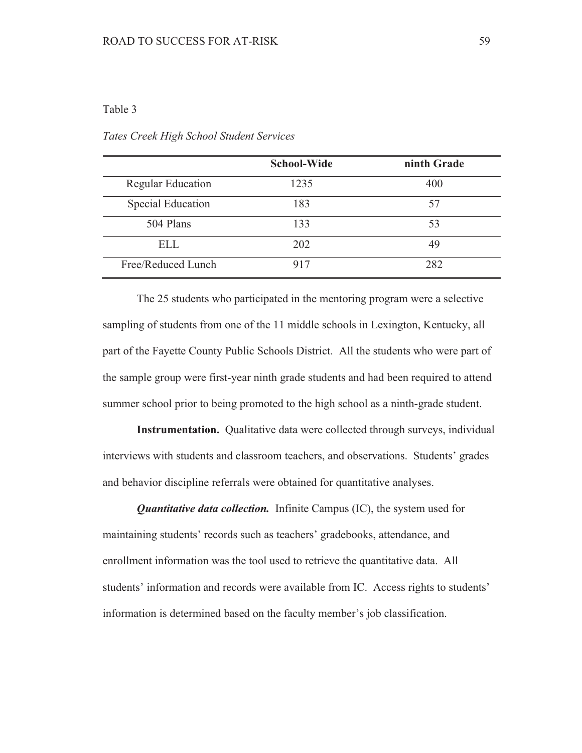Table 3

*Tates Creek High School Student Services*

| | School-Wide | ninth Grade |
|---|---|---|
| Regular Education | 1235 | 400 |
| Special Education | 183 | 57 |
| 504 Plans | 133 | 53 |
| ELL | 202 | 49 |
| Free/Reduced Lunch | 917 | 282 |

The 25 students who participated in the mentoring program were a selective sampling of students from one of the 11 middle schools in Lexington, Kentucky, all part of the Fayette County Public Schools District. All the students who were part of the sample group were first-year ninth grade students and had been required to attend summer school prior to being promoted to the high school as a ninth-grade student.

**Instrumentation.** Qualitative data were collected through surveys, individual interviews with students and classroom teachers, and observations. Students' grades and behavior discipline referrals were obtained for quantitative analyses.

***Quantitative data collection.*** Infinite Campus (IC), the system used for maintaining students' records such as teachers' gradebooks, attendance, and enrollment information was the tool used to retrieve the quantitative data. All students' information and records were available from IC. Access rights to students' information is determined based on the faculty member's job classification.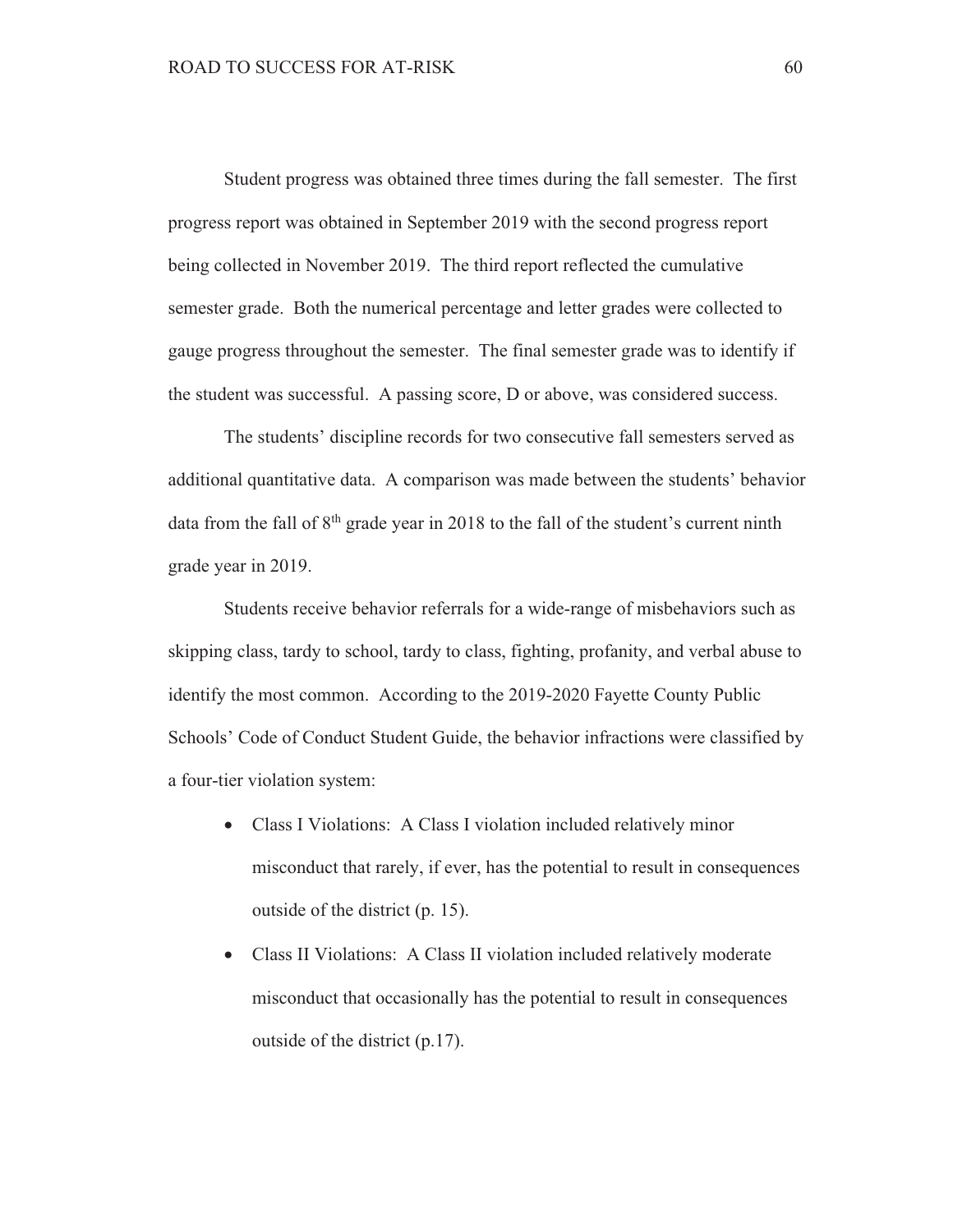Student progress was obtained three times during the fall semester. The first progress report was obtained in September 2019 with the second progress report being collected in November 2019. The third report reflected the cumulative semester grade. Both the numerical percentage and letter grades were collected to gauge progress throughout the semester. The final semester grade was to identify if the student was successful. A passing score, D or above, was considered success.

The students' discipline records for two consecutive fall semesters served as additional quantitative data. A comparison was made between the students' behavior data from the fall of 8th grade year in 2018 to the fall of the student's current ninth grade year in 2019.

Students receive behavior referrals for a wide-range of misbehaviors such as skipping class, tardy to school, tardy to class, fighting, profanity, and verbal abuse to identify the most common. According to the 2019-2020 Fayette County Public Schools' Code of Conduct Student Guide, the behavior infractions were classified by a four-tier violation system:

- Class I Violations: A Class I violation included relatively minor misconduct that rarely, if ever, has the potential to result in consequences outside of the district (p. 15).
- Class II Violations: A Class II violation included relatively moderate misconduct that occasionally has the potential to result in consequences outside of the district (p.17).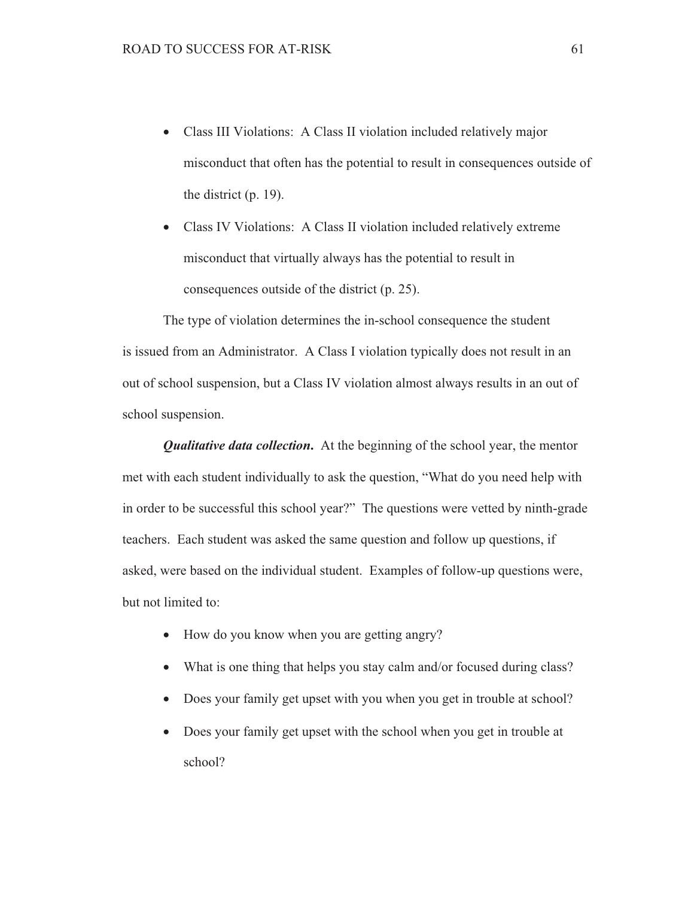- Class III Violations: A Class II violation included relatively major misconduct that often has the potential to result in consequences outside of the district (p. 19).
- Class IV Violations: A Class II violation included relatively extreme misconduct that virtually always has the potential to result in consequences outside of the district (p. 25).

The type of violation determines the in-school consequence the student is issued from an Administrator. A Class I violation typically does not result in an out of school suspension, but a Class IV violation almost always results in an out of school suspension.

***Qualitative data collection.*** At the beginning of the school year, the mentor met with each student individually to ask the question, "What do you need help with in order to be successful this school year?" The questions were vetted by ninth-grade teachers. Each student was asked the same question and follow up questions, if asked, were based on the individual student. Examples of follow-up questions were, but not limited to:

- How do you know when you are getting angry?
- What is one thing that helps you stay calm and/or focused during class?
- Does your family get upset with you when you get in trouble at school?
- Does your family get upset with the school when you get in trouble at school?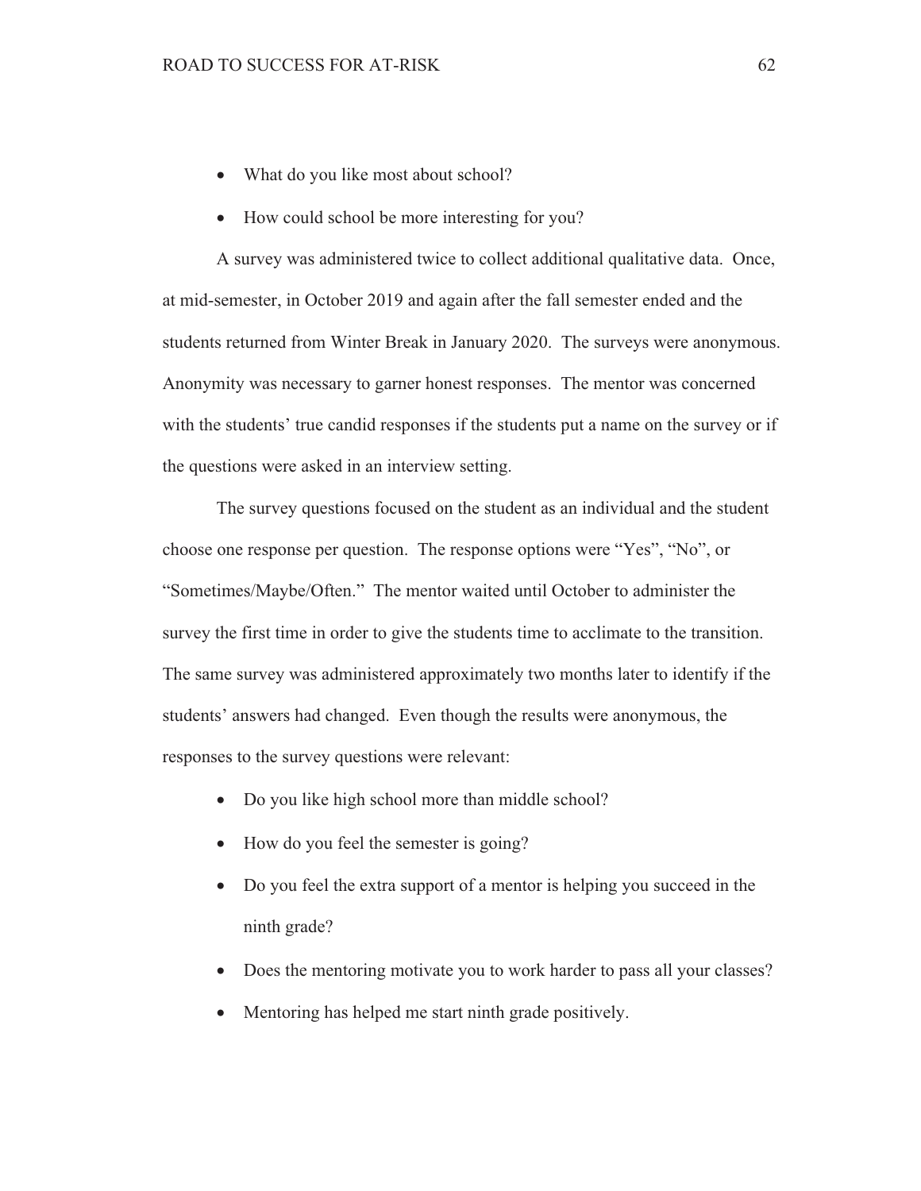- What do you like most about school?
- How could school be more interesting for you?

A survey was administered twice to collect additional qualitative data. Once, at mid-semester, in October 2019 and again after the fall semester ended and the students returned from Winter Break in January 2020. The surveys were anonymous. Anonymity was necessary to garner honest responses. The mentor was concerned with the students' true candid responses if the students put a name on the survey or if the questions were asked in an interview setting.

The survey questions focused on the student as an individual and the student choose one response per question. The response options were "Yes", "No", or "Sometimes/Maybe/Often." The mentor waited until October to administer the survey the first time in order to give the students time to acclimate to the transition. The same survey was administered approximately two months later to identify if the students' answers had changed. Even though the results were anonymous, the responses to the survey questions were relevant:

- Do you like high school more than middle school?
- How do you feel the semester is going?
- Do you feel the extra support of a mentor is helping you succeed in the ninth grade?
- Does the mentoring motivate you to work harder to pass all your classes?
- Mentoring has helped me start ninth grade positively.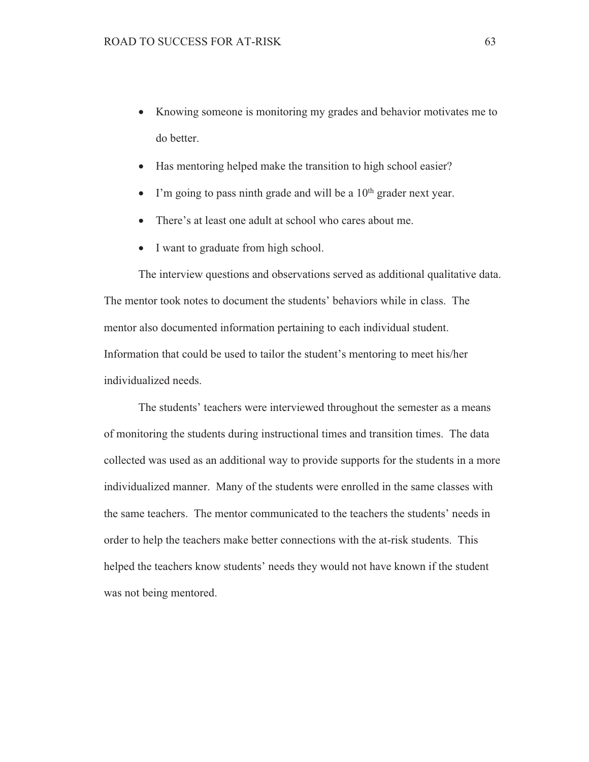- Knowing someone is monitoring my grades and behavior motivates me to do better.
- Has mentoring helped make the transition to high school easier?
- I'm going to pass ninth grade and will be a 10th grader next year.
- There's at least one adult at school who cares about me.
- I want to graduate from high school.

The interview questions and observations served as additional qualitative data. The mentor took notes to document the students' behaviors while in class. The mentor also documented information pertaining to each individual student. Information that could be used to tailor the student's mentoring to meet his/her individualized needs.

The students' teachers were interviewed throughout the semester as a means of monitoring the students during instructional times and transition times. The data collected was used as an additional way to provide supports for the students in a more individualized manner. Many of the students were enrolled in the same classes with the same teachers. The mentor communicated to the teachers the students' needs in order to help the teachers make better connections with the at-risk students. This helped the teachers know students' needs they would not have known if the student was not being mentored.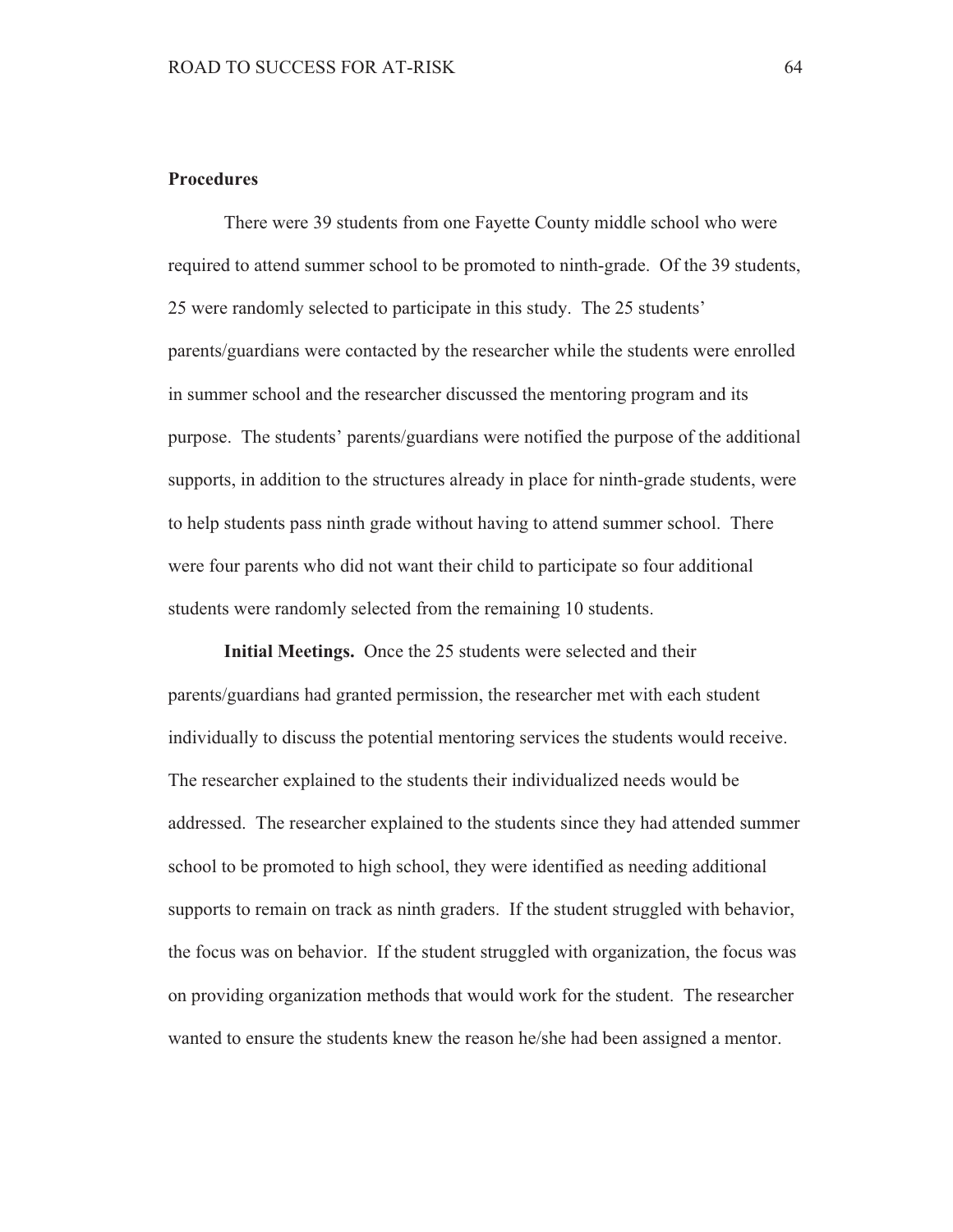## Procedures

There were 39 students from one Fayette County middle school who were required to attend summer school to be promoted to ninth-grade. Of the 39 students, 25 were randomly selected to participate in this study. The 25 students' parents/guardians were contacted by the researcher while the students were enrolled in summer school and the researcher discussed the mentoring program and its purpose. The students' parents/guardians were notified the purpose of the additional supports, in addition to the structures already in place for ninth-grade students, were to help students pass ninth grade without having to attend summer school. There were four parents who did not want their child to participate so four additional students were randomly selected from the remaining 10 students.

**Initial Meetings.** Once the 25 students were selected and their parents/guardians had granted permission, the researcher met with each student individually to discuss the potential mentoring services the students would receive. The researcher explained to the students their individualized needs would be addressed. The researcher explained to the students since they had attended summer school to be promoted to high school, they were identified as needing additional supports to remain on track as ninth graders. If the student struggled with behavior, the focus was on behavior. If the student struggled with organization, the focus was on providing organization methods that would work for the student. The researcher wanted to ensure the students knew the reason he/she had been assigned a mentor.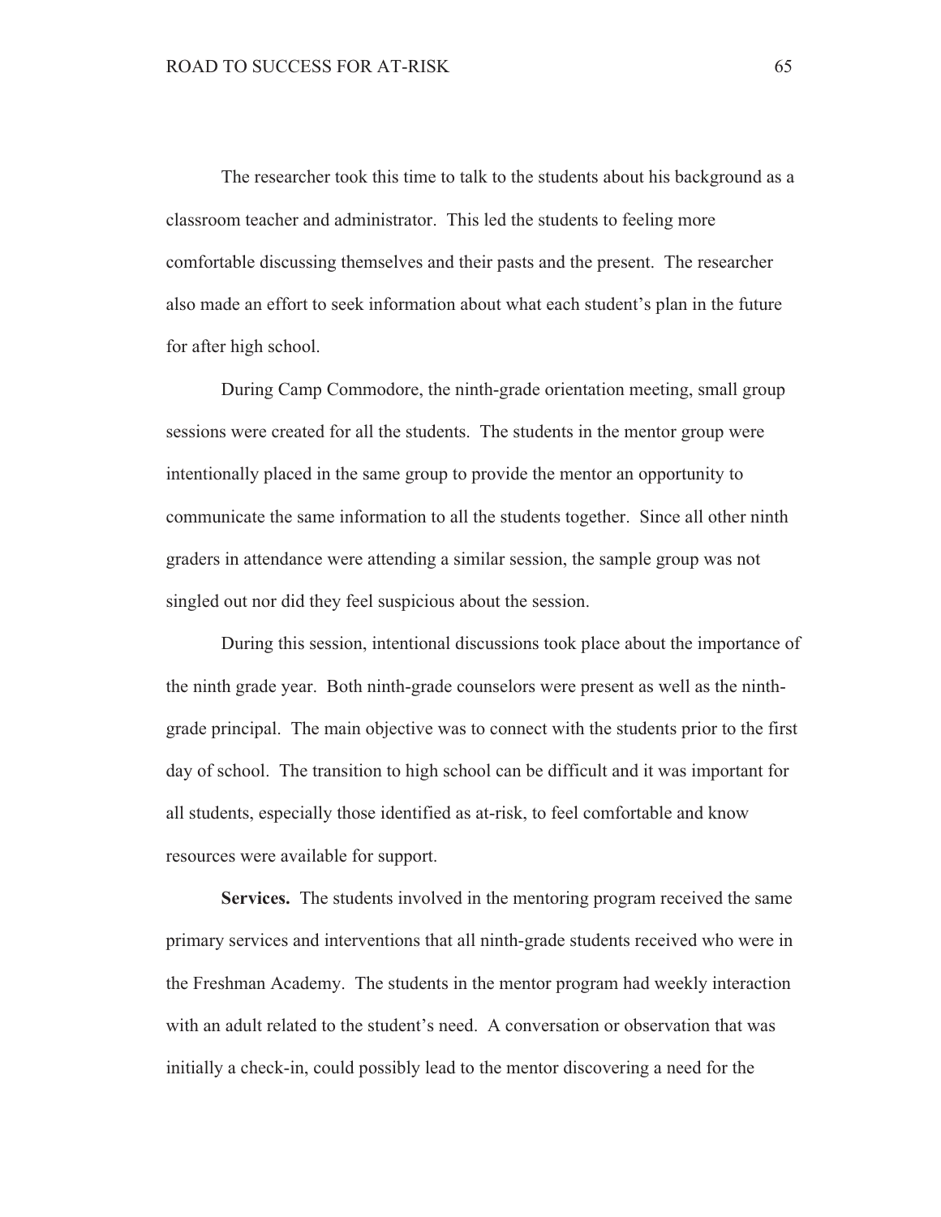The researcher took this time to talk to the students about his background as a classroom teacher and administrator. This led the students to feeling more comfortable discussing themselves and their pasts and the present. The researcher also made an effort to seek information about what each student's plan in the future for after high school.

During Camp Commodore, the ninth-grade orientation meeting, small group sessions were created for all the students. The students in the mentor group were intentionally placed in the same group to provide the mentor an opportunity to communicate the same information to all the students together. Since all other ninth graders in attendance were attending a similar session, the sample group was not singled out nor did they feel suspicious about the session.

During this session, intentional discussions took place about the importance of the ninth grade year. Both ninth-grade counselors were present as well as the ninth-grade principal. The main objective was to connect with the students prior to the first day of school. The transition to high school can be difficult and it was important for all students, especially those identified as at-risk, to feel comfortable and know resources were available for support.

**Services.** The students involved in the mentoring program received the same primary services and interventions that all ninth-grade students received who were in the Freshman Academy. The students in the mentor program had weekly interaction with an adult related to the student's need. A conversation or observation that was initially a check-in, could possibly lead to the mentor discovering a need for the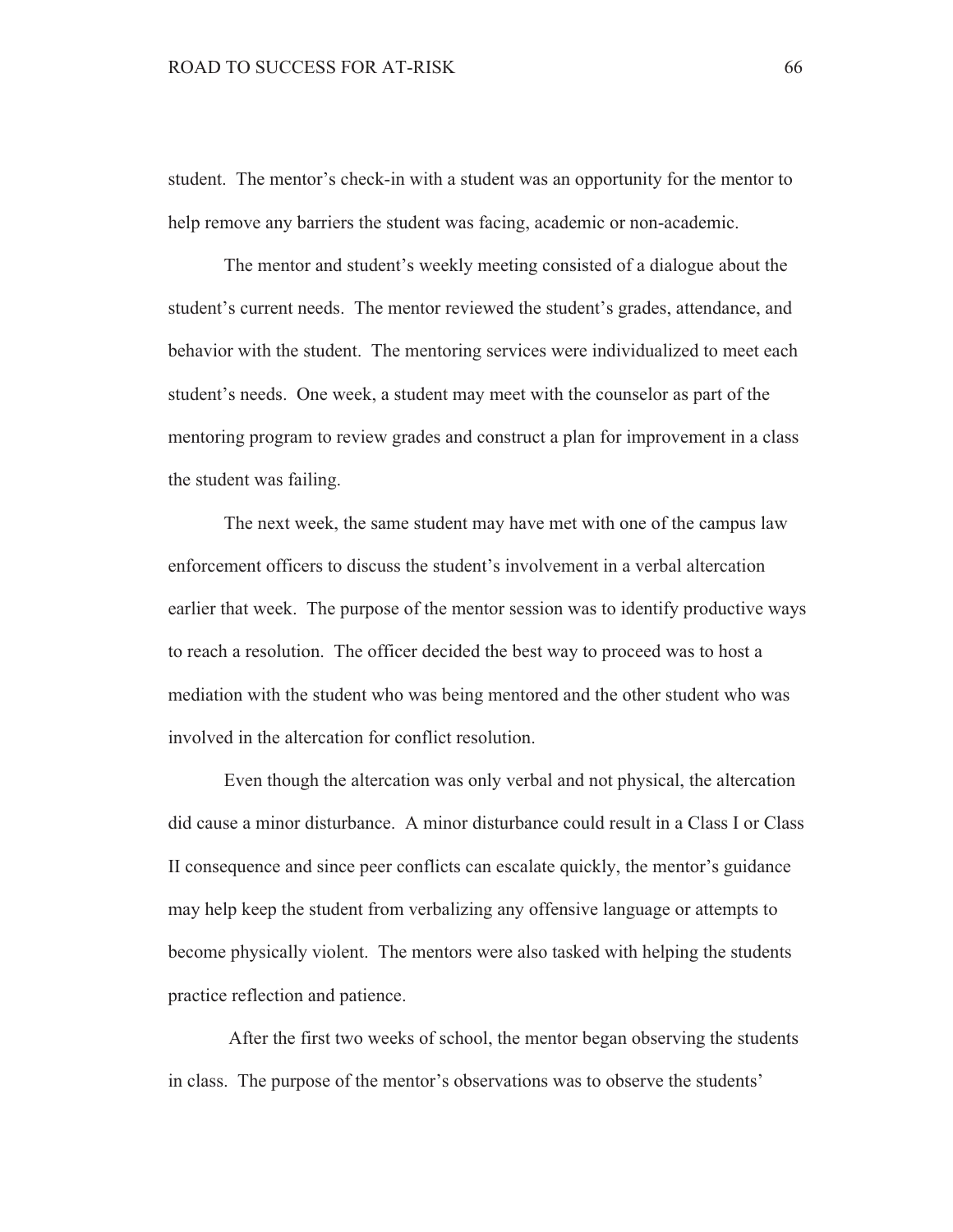student. The mentor's check-in with a student was an opportunity for the mentor to help remove any barriers the student was facing, academic or non-academic.

The mentor and student's weekly meeting consisted of a dialogue about the student's current needs. The mentor reviewed the student's grades, attendance, and behavior with the student. The mentoring services were individualized to meet each student's needs. One week, a student may meet with the counselor as part of the mentoring program to review grades and construct a plan for improvement in a class the student was failing.

The next week, the same student may have met with one of the campus law enforcement officers to discuss the student's involvement in a verbal altercation earlier that week. The purpose of the mentor session was to identify productive ways to reach a resolution. The officer decided the best way to proceed was to host a mediation with the student who was being mentored and the other student who was involved in the altercation for conflict resolution.

Even though the altercation was only verbal and not physical, the altercation did cause a minor disturbance. A minor disturbance could result in a Class I or Class II consequence and since peer conflicts can escalate quickly, the mentor's guidance may help keep the student from verbalizing any offensive language or attempts to become physically violent. The mentors were also tasked with helping the students practice reflection and patience.

After the first two weeks of school, the mentor began observing the students in class. The purpose of the mentor's observations was to observe the students'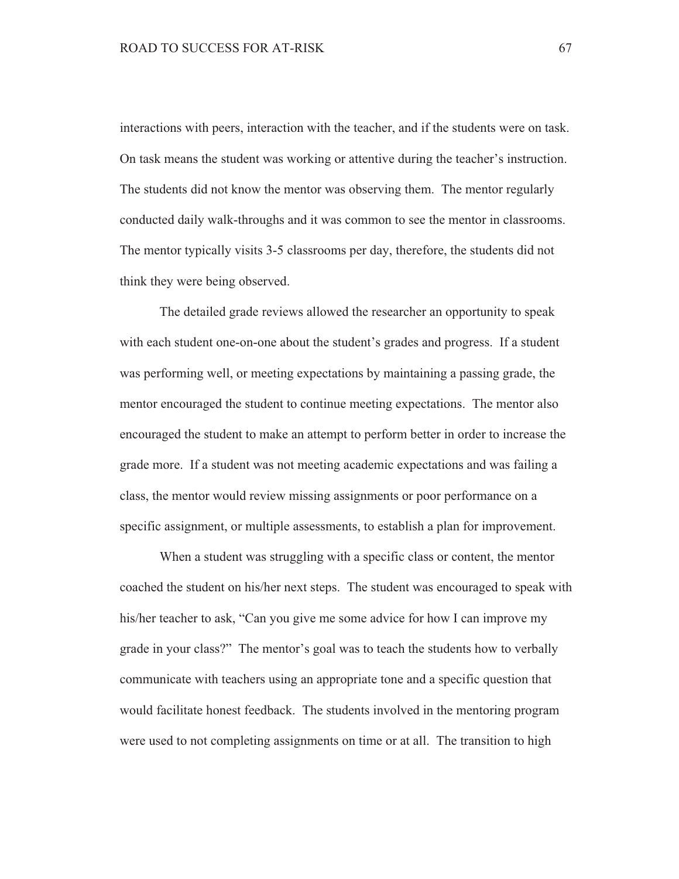interactions with peers, interaction with the teacher, and if the students were on task. On task means the student was working or attentive during the teacher's instruction. The students did not know the mentor was observing them. The mentor regularly conducted daily walk-throughs and it was common to see the mentor in classrooms. The mentor typically visits 3-5 classrooms per day, therefore, the students did not think they were being observed.

The detailed grade reviews allowed the researcher an opportunity to speak with each student one-on-one about the student's grades and progress. If a student was performing well, or meeting expectations by maintaining a passing grade, the mentor encouraged the student to continue meeting expectations. The mentor also encouraged the student to make an attempt to perform better in order to increase the grade more. If a student was not meeting academic expectations and was failing a class, the mentor would review missing assignments or poor performance on a specific assignment, or multiple assessments, to establish a plan for improvement.

When a student was struggling with a specific class or content, the mentor coached the student on his/her next steps. The student was encouraged to speak with his/her teacher to ask, "Can you give me some advice for how I can improve my grade in your class?" The mentor's goal was to teach the students how to verbally communicate with teachers using an appropriate tone and a specific question that would facilitate honest feedback. The students involved in the mentoring program were used to not completing assignments on time or at all. The transition to high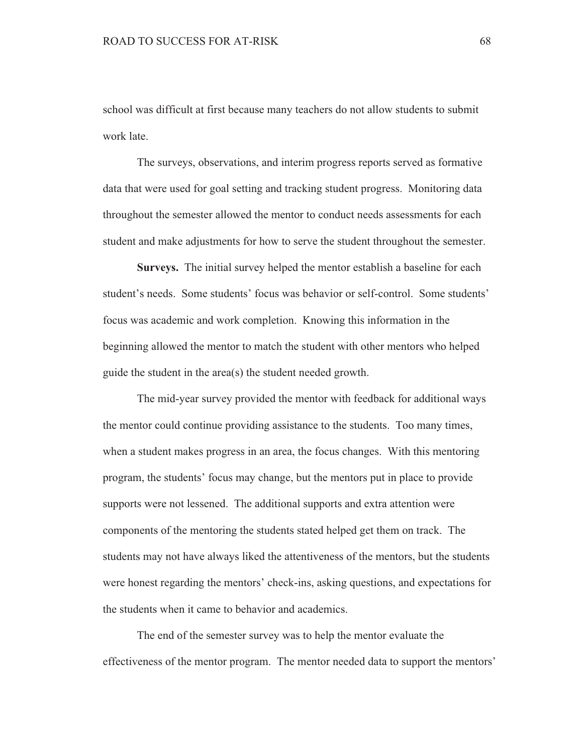school was difficult at first because many teachers do not allow students to submit work late.

The surveys, observations, and interim progress reports served as formative data that were used for goal setting and tracking student progress. Monitoring data throughout the semester allowed the mentor to conduct needs assessments for each student and make adjustments for how to serve the student throughout the semester.

**Surveys.** The initial survey helped the mentor establish a baseline for each student's needs. Some students' focus was behavior or self-control. Some students' focus was academic and work completion. Knowing this information in the beginning allowed the mentor to match the student with other mentors who helped guide the student in the area(s) the student needed growth.

The mid-year survey provided the mentor with feedback for additional ways the mentor could continue providing assistance to the students. Too many times, when a student makes progress in an area, the focus changes. With this mentoring program, the students' focus may change, but the mentors put in place to provide supports were not lessened. The additional supports and extra attention were components of the mentoring the students stated helped get them on track. The students may not have always liked the attentiveness of the mentors, but the students were honest regarding the mentors' check-ins, asking questions, and expectations for the students when it came to behavior and academics.

The end of the semester survey was to help the mentor evaluate the effectiveness of the mentor program. The mentor needed data to support the mentors'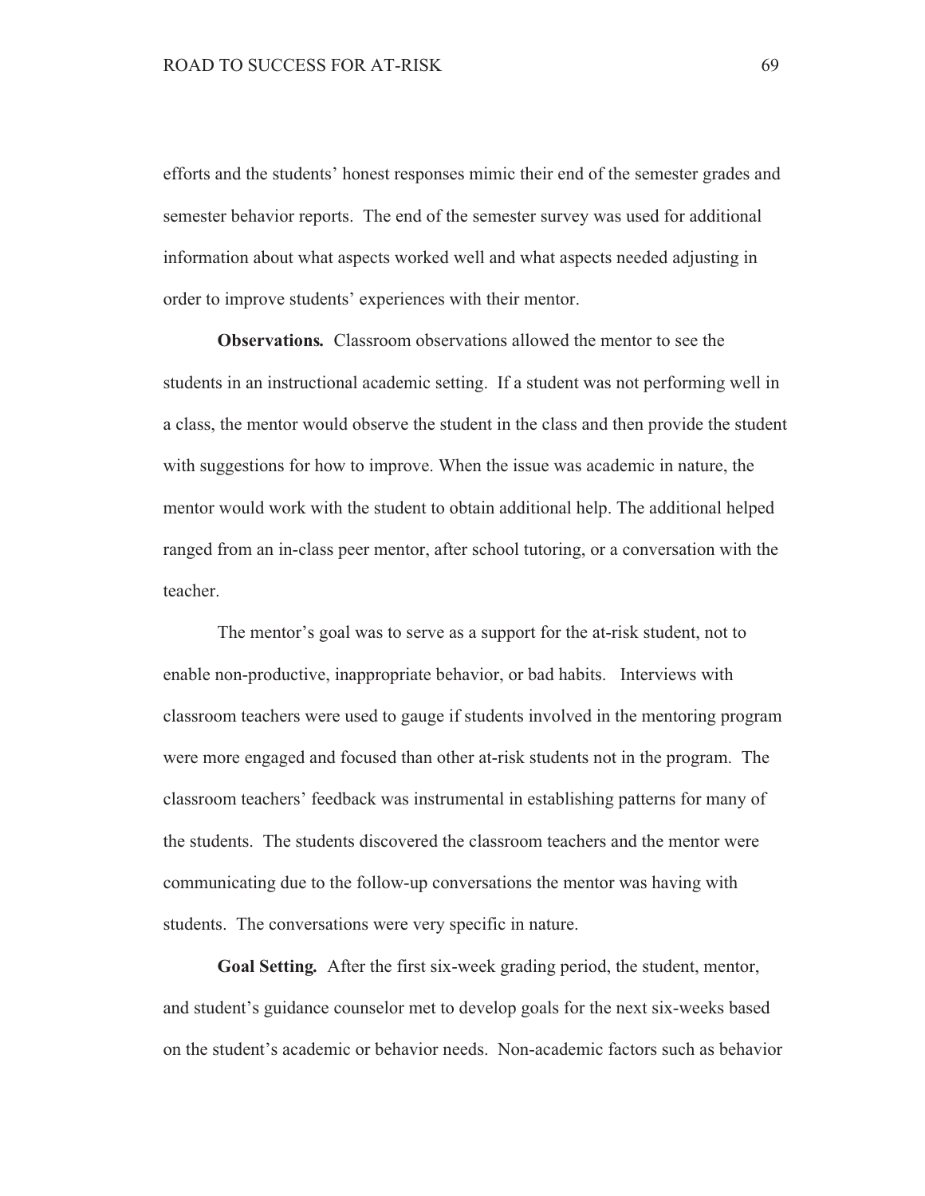efforts and the students' honest responses mimic their end of the semester grades and semester behavior reports. The end of the semester survey was used for additional information about what aspects worked well and what aspects needed adjusting in order to improve students' experiences with their mentor.

**Observations.** Classroom observations allowed the mentor to see the students in an instructional academic setting. If a student was not performing well in a class, the mentor would observe the student in the class and then provide the student with suggestions for how to improve. When the issue was academic in nature, the mentor would work with the student to obtain additional help. The additional helped ranged from an in-class peer mentor, after school tutoring, or a conversation with the teacher.

The mentor's goal was to serve as a support for the at-risk student, not to enable non-productive, inappropriate behavior, or bad habits. Interviews with classroom teachers were used to gauge if students involved in the mentoring program were more engaged and focused than other at-risk students not in the program. The classroom teachers' feedback was instrumental in establishing patterns for many of the students. The students discovered the classroom teachers and the mentor were communicating due to the follow-up conversations the mentor was having with students. The conversations were very specific in nature.

**Goal Setting.** After the first six-week grading period, the student, mentor, and student's guidance counselor met to develop goals for the next six-weeks based on the student's academic or behavior needs. Non-academic factors such as behavior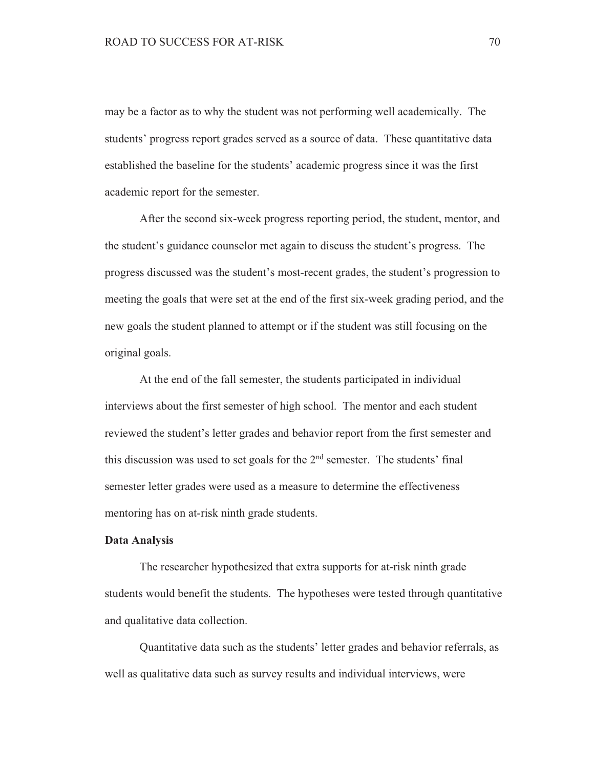may be a factor as to why the student was not performing well academically. The students' progress report grades served as a source of data. These quantitative data established the baseline for the students' academic progress since it was the first academic report for the semester.

After the second six-week progress reporting period, the student, mentor, and the student's guidance counselor met again to discuss the student's progress. The progress discussed was the student's most-recent grades, the student's progression to meeting the goals that were set at the end of the first six-week grading period, and the new goals the student planned to attempt or if the student was still focusing on the original goals.

At the end of the fall semester, the students participated in individual interviews about the first semester of high school. The mentor and each student reviewed the student's letter grades and behavior report from the first semester and this discussion was used to set goals for the 2nd semester. The students' final semester letter grades were used as a measure to determine the effectiveness mentoring has on at-risk ninth grade students.

**Data Analysis**

The researcher hypothesized that extra supports for at-risk ninth grade students would benefit the students. The hypotheses were tested through quantitative and qualitative data collection.

Quantitative data such as the students' letter grades and behavior referrals, as well as qualitative data such as survey results and individual interviews, were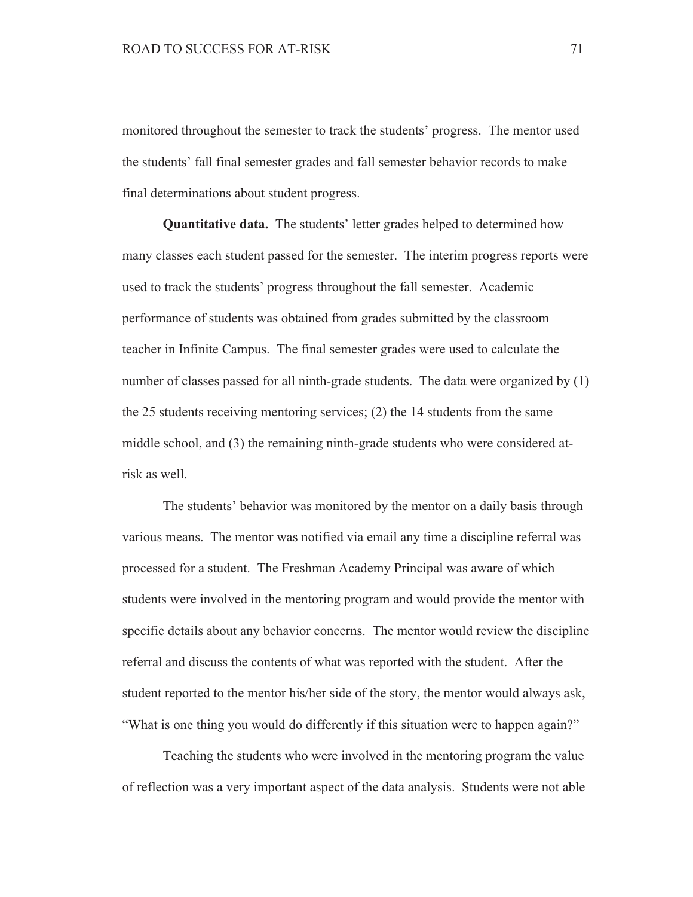monitored throughout the semester to track the students' progress. The mentor used the students' fall final semester grades and fall semester behavior records to make final determinations about student progress.

**Quantitative data.** The students' letter grades helped to determined how many classes each student passed for the semester. The interim progress reports were used to track the students' progress throughout the fall semester. Academic performance of students was obtained from grades submitted by the classroom teacher in Infinite Campus. The final semester grades were used to calculate the number of classes passed for all ninth-grade students. The data were organized by (1) the 25 students receiving mentoring services; (2) the 14 students from the same middle school, and (3) the remaining ninth-grade students who were considered at-risk as well.

The students' behavior was monitored by the mentor on a daily basis through various means. The mentor was notified via email any time a discipline referral was processed for a student. The Freshman Academy Principal was aware of which students were involved in the mentoring program and would provide the mentor with specific details about any behavior concerns. The mentor would review the discipline referral and discuss the contents of what was reported with the student. After the student reported to the mentor his/her side of the story, the mentor would always ask, "What is one thing you would do differently if this situation were to happen again?"

Teaching the students who were involved in the mentoring program the value of reflection was a very important aspect of the data analysis. Students were not able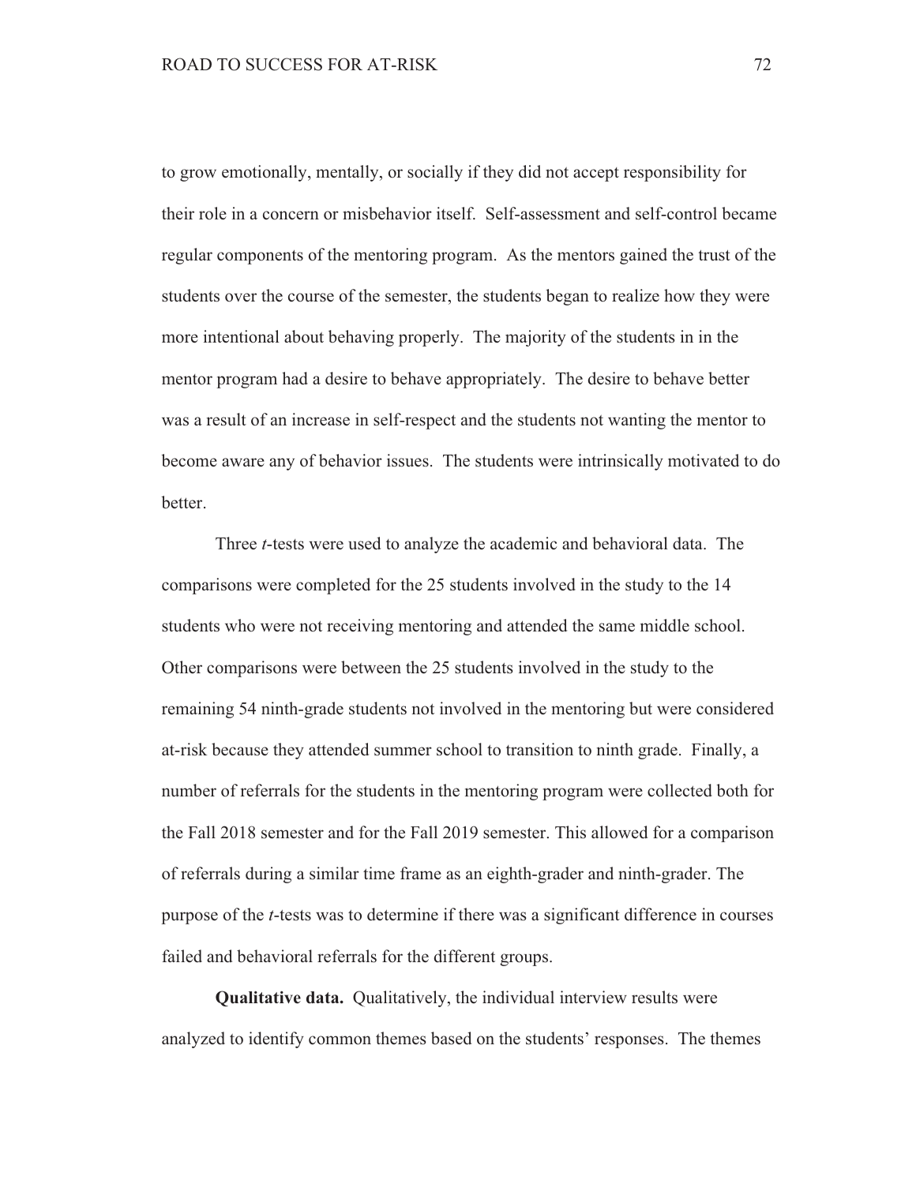to grow emotionally, mentally, or socially if they did not accept responsibility for their role in a concern or misbehavior itself. Self-assessment and self-control became regular components of the mentoring program. As the mentors gained the trust of the students over the course of the semester, the students began to realize how they were more intentional about behaving properly. The majority of the students in in the mentor program had a desire to behave appropriately. The desire to behave better was a result of an increase in self-respect and the students not wanting the mentor to become aware any of behavior issues. The students were intrinsically motivated to do better.

Three *t*-tests were used to analyze the academic and behavioral data. The comparisons were completed for the 25 students involved in the study to the 14 students who were not receiving mentoring and attended the same middle school. Other comparisons were between the 25 students involved in the study to the remaining 54 ninth-grade students not involved in the mentoring but were considered at-risk because they attended summer school to transition to ninth grade. Finally, a number of referrals for the students in the mentoring program were collected both for the Fall 2018 semester and for the Fall 2019 semester. This allowed for a comparison of referrals during a similar time frame as an eighth-grader and ninth-grader. The purpose of the *t*-tests was to determine if there was a significant difference in courses failed and behavioral referrals for the different groups.

**Qualitative data.** Qualitatively, the individual interview results were analyzed to identify common themes based on the students' responses. The themes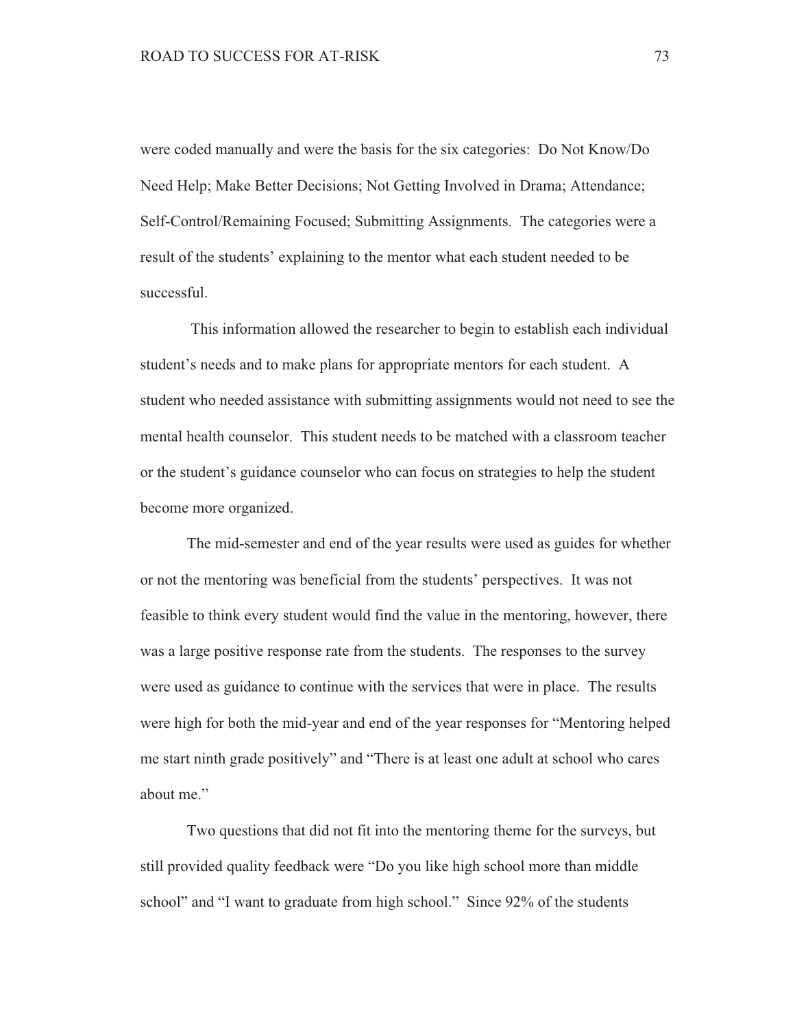were coded manually and were the basis for the six categories: Do Not Know/Do Need Help; Make Better Decisions; Not Getting Involved in Drama; Attendance; Self-Control/Remaining Focused; Submitting Assignments. The categories were a result of the students' explaining to the mentor what each student needed to be successful.

This information allowed the researcher to begin to establish each individual student's needs and to make plans for appropriate mentors for each student. A student who needed assistance with submitting assignments would not need to see the mental health counselor. This student needs to be matched with a classroom teacher or the student's guidance counselor who can focus on strategies to help the student become more organized.

The mid-semester and end of the year results were used as guides for whether or not the mentoring was beneficial from the students' perspectives. It was not feasible to think every student would find the value in the mentoring, however, there was a large positive response rate from the students. The responses to the survey were used as guidance to continue with the services that were in place. The results were high for both the mid-year and end of the year responses for "Mentoring helped me start ninth grade positively" and "There is at least one adult at school who cares about me."

Two questions that did not fit into the mentoring theme for the surveys, but still provided quality feedback were "Do you like high school more than middle school" and "I want to graduate from high school." Since 92% of the students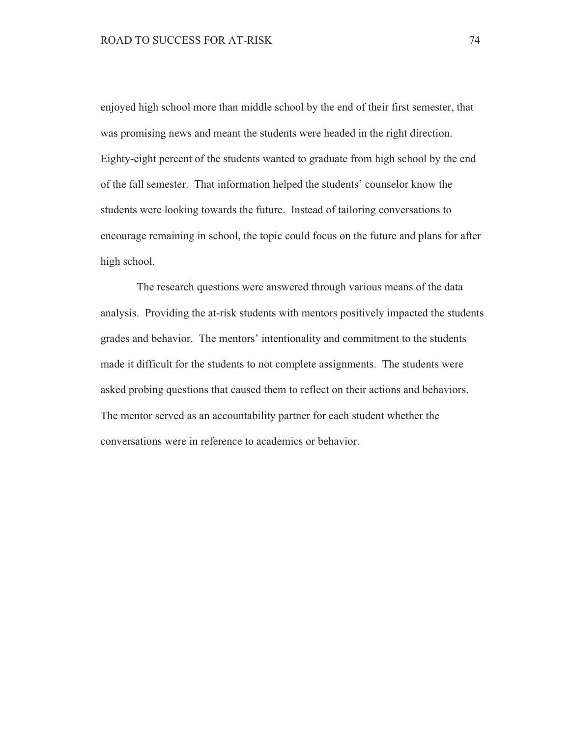enjoyed high school more than middle school by the end of their first semester, that was promising news and meant the students were headed in the right direction. Eighty-eight percent of the students wanted to graduate from high school by the end of the fall semester. That information helped the students' counselor know the students were looking towards the future. Instead of tailoring conversations to encourage remaining in school, the topic could focus on the future and plans for after high school.

The research questions were answered through various means of the data analysis. Providing the at-risk students with mentors positively impacted the students grades and behavior. The mentors' intentionality and commitment to the students made it difficult for the students to not complete assignments. The students were asked probing questions that caused them to reflect on their actions and behaviors. The mentor served as an accountability partner for each student whether the conversations were in reference to academics or behavior.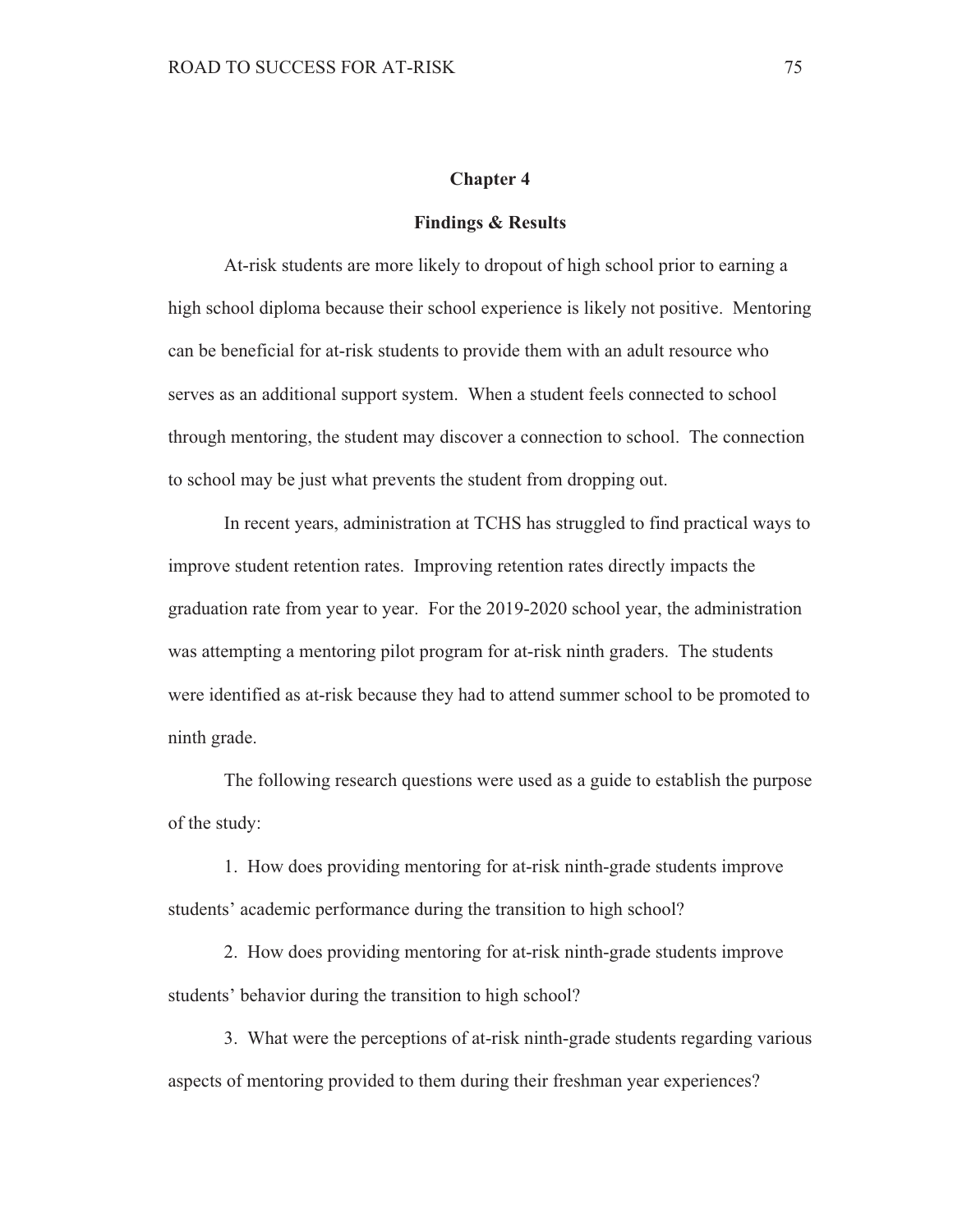# Chapter 4

## Findings & Results

At-risk students are more likely to dropout of high school prior to earning a high school diploma because their school experience is likely not positive. Mentoring can be beneficial for at-risk students to provide them with an adult resource who serves as an additional support system. When a student feels connected to school through mentoring, the student may discover a connection to school. The connection to school may be just what prevents the student from dropping out.

In recent years, administration at TCHS has struggled to find practical ways to improve student retention rates. Improving retention rates directly impacts the graduation rate from year to year. For the 2019-2020 school year, the administration was attempting a mentoring pilot program for at-risk ninth graders. The students were identified as at-risk because they had to attend summer school to be promoted to ninth grade.

The following research questions were used as a guide to establish the purpose of the study:

1. How does providing mentoring for at-risk ninth-grade students improve students' academic performance during the transition to high school?

2. How does providing mentoring for at-risk ninth-grade students improve students' behavior during the transition to high school?

3. What were the perceptions of at-risk ninth-grade students regarding various aspects of mentoring provided to them during their freshman year experiences?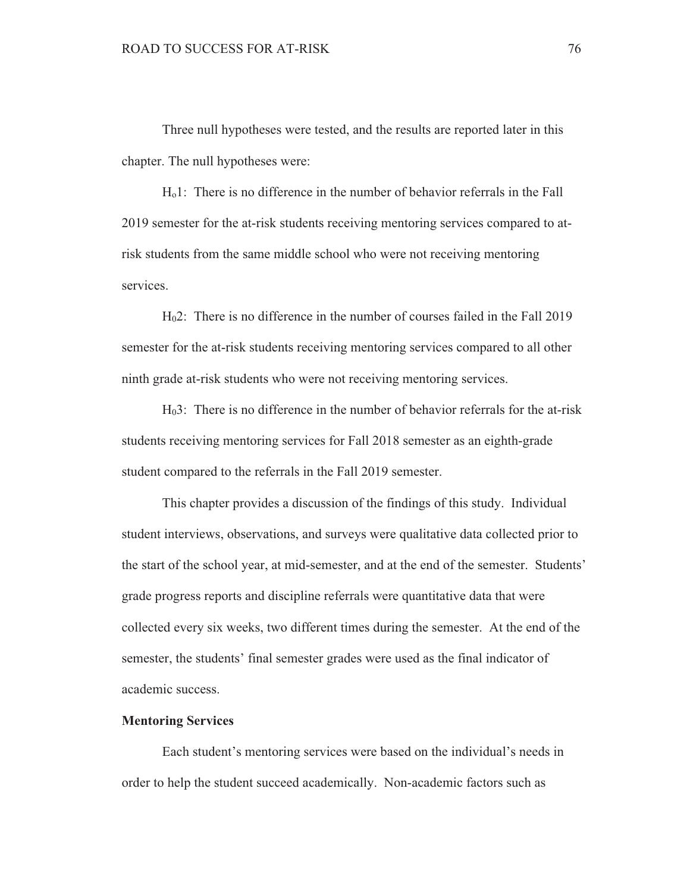Three null hypotheses were tested, and the results are reported later in this chapter. The null hypotheses were:

$H_o1$: There is no difference in the number of behavior referrals in the Fall 2019 semester for the at-risk students receiving mentoring services compared to at-risk students from the same middle school who were not receiving mentoring services.

$H_02$: There is no difference in the number of courses failed in the Fall 2019 semester for the at-risk students receiving mentoring services compared to all other ninth grade at-risk students who were not receiving mentoring services.

$H_03$: There is no difference in the number of behavior referrals for the at-risk students receiving mentoring services for Fall 2018 semester as an eighth-grade student compared to the referrals in the Fall 2019 semester.

This chapter provides a discussion of the findings of this study. Individual student interviews, observations, and surveys were qualitative data collected prior to the start of the school year, at mid-semester, and at the end of the semester. Students' grade progress reports and discipline referrals were quantitative data that were collected every six weeks, two different times during the semester. At the end of the semester, the students' final semester grades were used as the final indicator of academic success.

**Mentoring Services**

Each student's mentoring services were based on the individual's needs in order to help the student succeed academically. Non-academic factors such as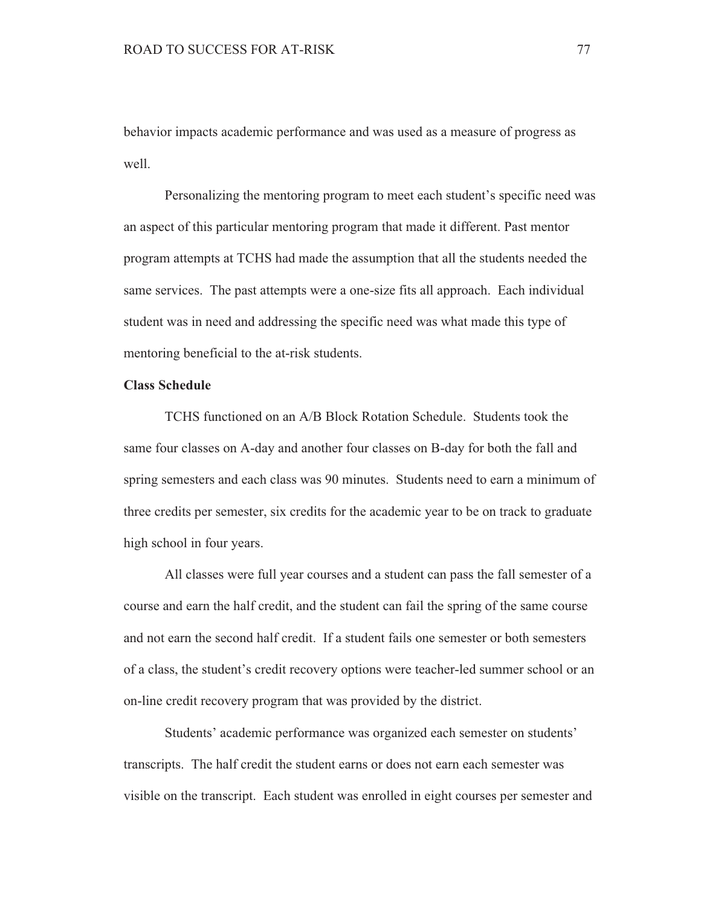behavior impacts academic performance and was used as a measure of progress as well.

Personalizing the mentoring program to meet each student's specific need was an aspect of this particular mentoring program that made it different. Past mentor program attempts at TCHS had made the assumption that all the students needed the same services. The past attempts were a one-size fits all approach. Each individual student was in need and addressing the specific need was what made this type of mentoring beneficial to the at-risk students.

**Class Schedule**

TCHS functioned on an A/B Block Rotation Schedule. Students took the same four classes on A-day and another four classes on B-day for both the fall and spring semesters and each class was 90 minutes. Students need to earn a minimum of three credits per semester, six credits for the academic year to be on track to graduate high school in four years.

All classes were full year courses and a student can pass the fall semester of a course and earn the half credit, and the student can fail the spring of the same course and not earn the second half credit. If a student fails one semester or both semesters of a class, the student's credit recovery options were teacher-led summer school or an on-line credit recovery program that was provided by the district.

Students' academic performance was organized each semester on students' transcripts. The half credit the student earns or does not earn each semester was visible on the transcript. Each student was enrolled in eight courses per semester and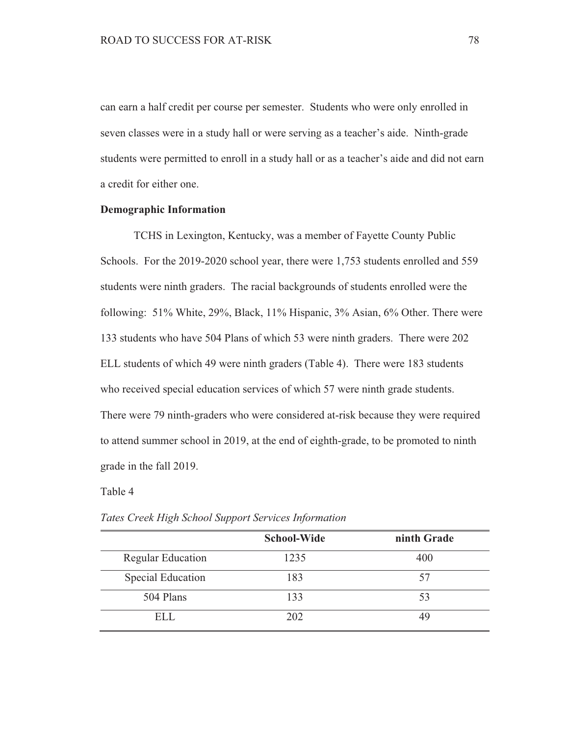can earn a half credit per course per semester. Students who were only enrolled in seven classes were in a study hall or were serving as a teacher's aide. Ninth-grade students were permitted to enroll in a study hall or as a teacher's aide and did not earn a credit for either one.

**Demographic Information**

TCHS in Lexington, Kentucky, was a member of Fayette County Public Schools. For the 2019-2020 school year, there were 1,753 students enrolled and 559 students were ninth graders. The racial backgrounds of students enrolled were the following: 51% White, 29%, Black, 11% Hispanic, 3% Asian, 6% Other. There were 133 students who have 504 Plans of which 53 were ninth graders. There were 202 ELL students of which 49 were ninth graders (Table 4). There were 183 students who received special education services of which 57 were ninth grade students. There were 79 ninth-graders who were considered at-risk because they were required to attend summer school in 2019, at the end of eighth-grade, to be promoted to ninth grade in the fall 2019.

Table 4

*Tates Creek High School Support Services Information*

| | **School-Wide** | **ninth Grade** |
|---|---|---|
| Regular Education | 1235 | 400 |
| Special Education | 183 | 57 |
| 504 Plans | 133 | 53 |
| ELL | 202 | 49 |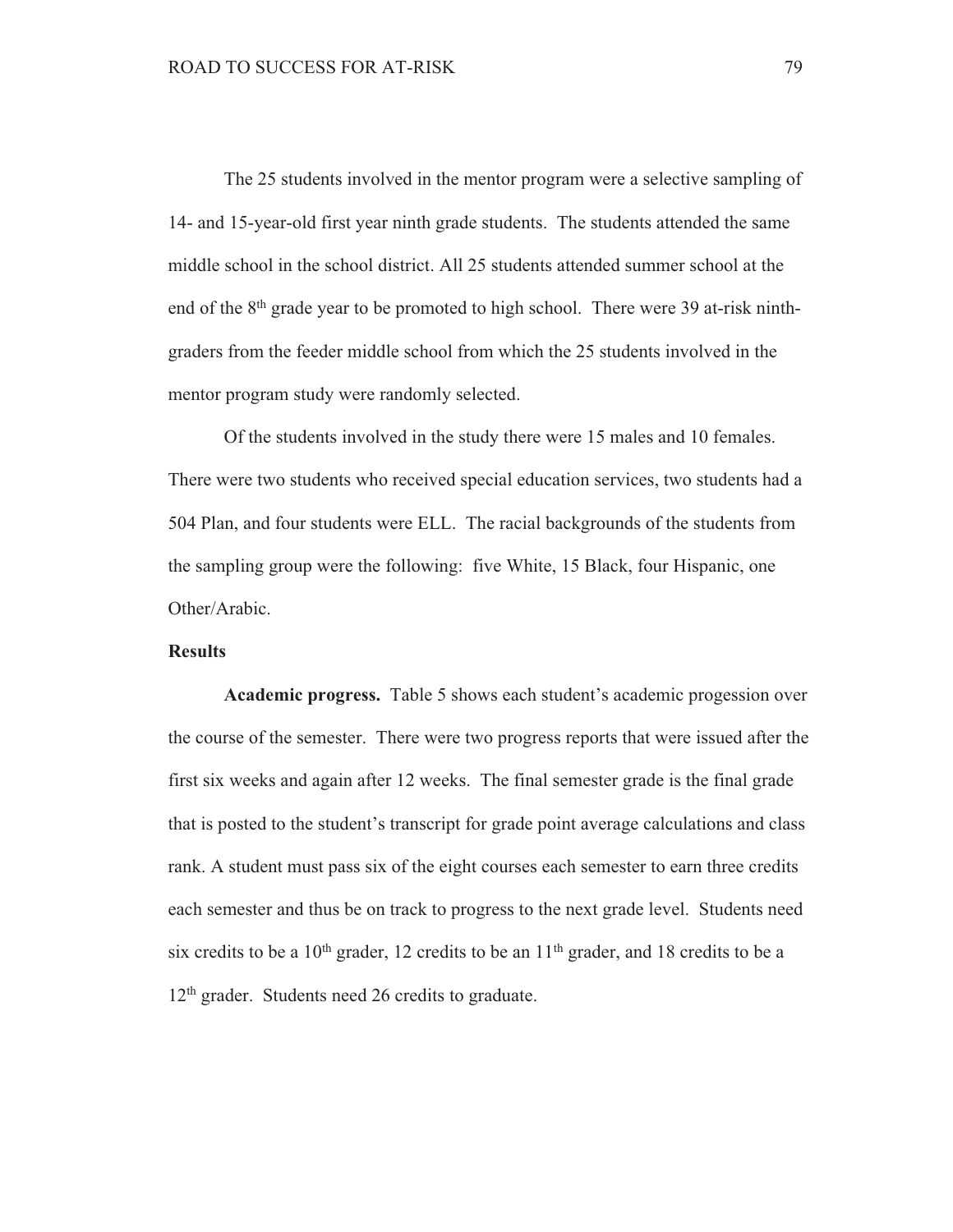The 25 students involved in the mentor program were a selective sampling of 14- and 15-year-old first year ninth grade students. The students attended the same middle school in the school district. All 25 students attended summer school at the end of the 8th grade year to be promoted to high school. There were 39 at-risk ninth-graders from the feeder middle school from which the 25 students involved in the mentor program study were randomly selected.

Of the students involved in the study there were 15 males and 10 females. There were two students who received special education services, two students had a 504 Plan, and four students were ELL. The racial backgrounds of the students from the sampling group were the following: five White, 15 Black, four Hispanic, one Other/Arabic.

## Results

**Academic progress.** Table 5 shows each student's academic progession over the course of the semester. There were two progress reports that were issued after the first six weeks and again after 12 weeks. The final semester grade is the final grade that is posted to the student's transcript for grade point average calculations and class rank. A student must pass six of the eight courses each semester to earn three credits each semester and thus be on track to progress to the next grade level. Students need six credits to be a 10th grader, 12 credits to be an 11th grader, and 18 credits to be a 12th grader. Students need 26 credits to graduate.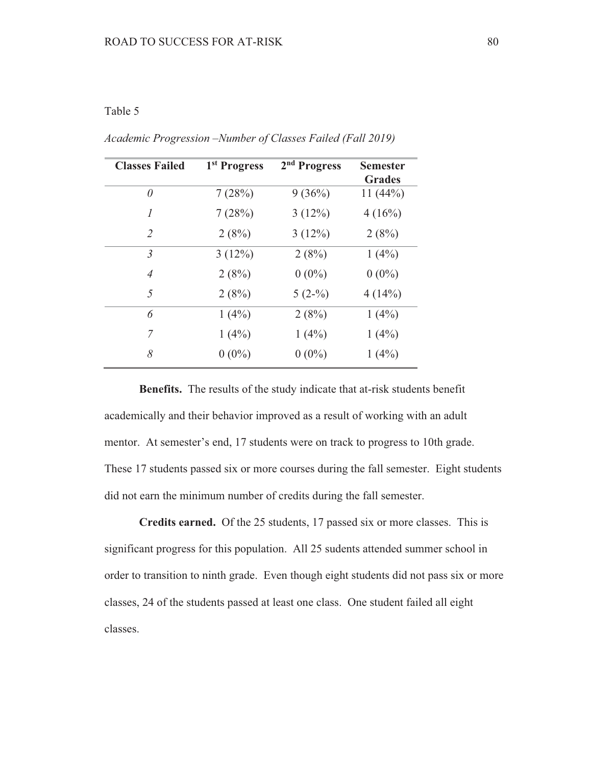Table 5

*Academic Progression –Number of Classes Failed (Fall 2019)*

| Classes Failed | 1st Progress | 2nd Progress | Semester Grades |
|---|---|---|---|
| *0* | 7 (28%) | 9 (36%) | 11 (44%) |
| *1* | 7 (28%) | 3 (12%) | 4 (16%) |
| *2* | 2 (8%) | 3 (12%) | 2 (8%) |
| *3* | 3 (12%) | 2 (8%) | 1 (4%) |
| *4* | 2 (8%) | 0 (0%) | 0 (0%) |
| *5* | 2 (8%) | 5 (2-%) | 4 (14%) |
| *6* | 1 (4%) | 2 (8%) | 1 (4%) |
| *7* | 1 (4%) | 1 (4%) | 1 (4%) |
| *8* | 0 (0%) | 0 (0%) | 1 (4%) |

**Benefits.** The results of the study indicate that at-risk students benefit academically and their behavior improved as a result of working with an adult mentor. At semester's end, 17 students were on track to progress to 10th grade. These 17 students passed six or more courses during the fall semester. Eight students did not earn the minimum number of credits during the fall semester.

**Credits earned.** Of the 25 students, 17 passed six or more classes. This is significant progress for this population. All 25 sudents attended summer school in order to transition to ninth grade. Even though eight students did not pass six or more classes, 24 of the students passed at least one class. One student failed all eight classes.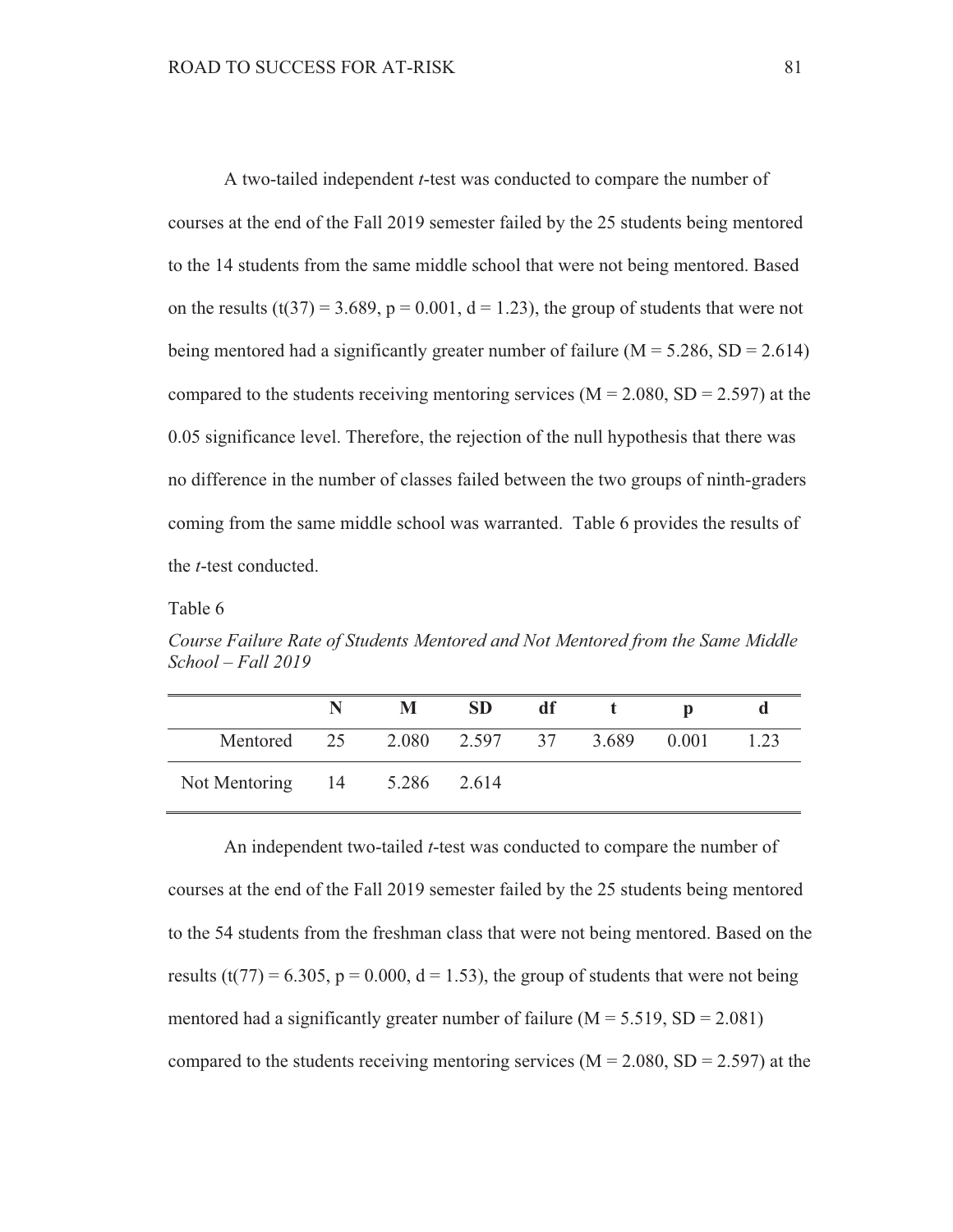A two-tailed independent *t*-test was conducted to compare the number of courses at the end of the Fall 2019 semester failed by the 25 students being mentored to the 14 students from the same middle school that were not being mentored. Based on the results ($t(37) = 3.689$, $p = 0.001$, $d = 1.23$), the group of students that were not being mentored had a significantly greater number of failure ($M = 5.286$, $SD = 2.614$) compared to the students receiving mentoring services ($M = 2.080$, $SD = 2.597$) at the 0.05 significance level. Therefore, the rejection of the null hypothesis that there was no difference in the number of classes failed between the two groups of ninth-graders coming from the same middle school was warranted. Table 6 provides the results of the *t*-test conducted.

Table 6

*Course Failure Rate of Students Mentored and Not Mentored from the Same Middle School – Fall 2019*

| | **N** | **M** | **SD** | **df** | **t** | **p** | **d** |
|---|---|---|---|---|---|---|---|
| Mentored | 25 | 2.080 | 2.597 | 37 | 3.689 | 0.001 | 1.23 |
| Not Mentoring | 14 | 5.286 | 2.614 | | | | |

An independent two-tailed *t*-test was conducted to compare the number of courses at the end of the Fall 2019 semester failed by the 25 students being mentored to the 54 students from the freshman class that were not being mentored. Based on the results ($t(77) = 6.305$, $p = 0.000$, $d = 1.53$), the group of students that were not being mentored had a significantly greater number of failure ($M = 5.519$, $SD = 2.081$) compared to the students receiving mentoring services ($M = 2.080$, $SD = 2.597$) at the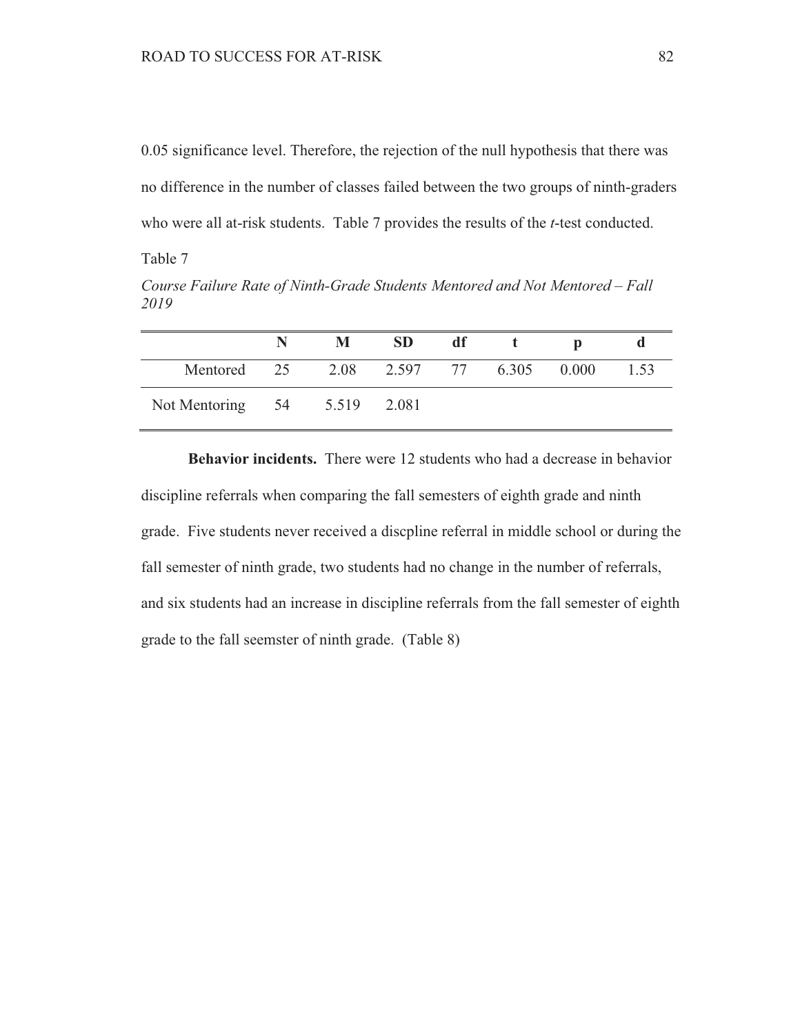0.05 significance level. Therefore, the rejection of the null hypothesis that there was no difference in the number of classes failed between the two groups of ninth-graders who were all at-risk students. Table 7 provides the results of the *t*-test conducted.

Table 7

*Course Failure Rate of Ninth-Grade Students Mentored and Not Mentored – Fall 2019*

| | N | M | SD | df | t | p | d |
|---|---|---|---|---|---|---|---|
| Mentored | 25 | 2.08 | 2.597 | 77 | 6.305 | 0.000 | 1.53 |
| Not Mentoring | 54 | 5.519 | 2.081 | | | | |

**Behavior incidents.** There were 12 students who had a decrease in behavior discipline referrals when comparing the fall semesters of eighth grade and ninth grade. Five students never received a discpline referral in middle school or during the fall semester of ninth grade, two students had no change in the number of referrals, and six students had an increase in discipline referrals from the fall semester of eighth grade to the fall seemster of ninth grade. (Table 8)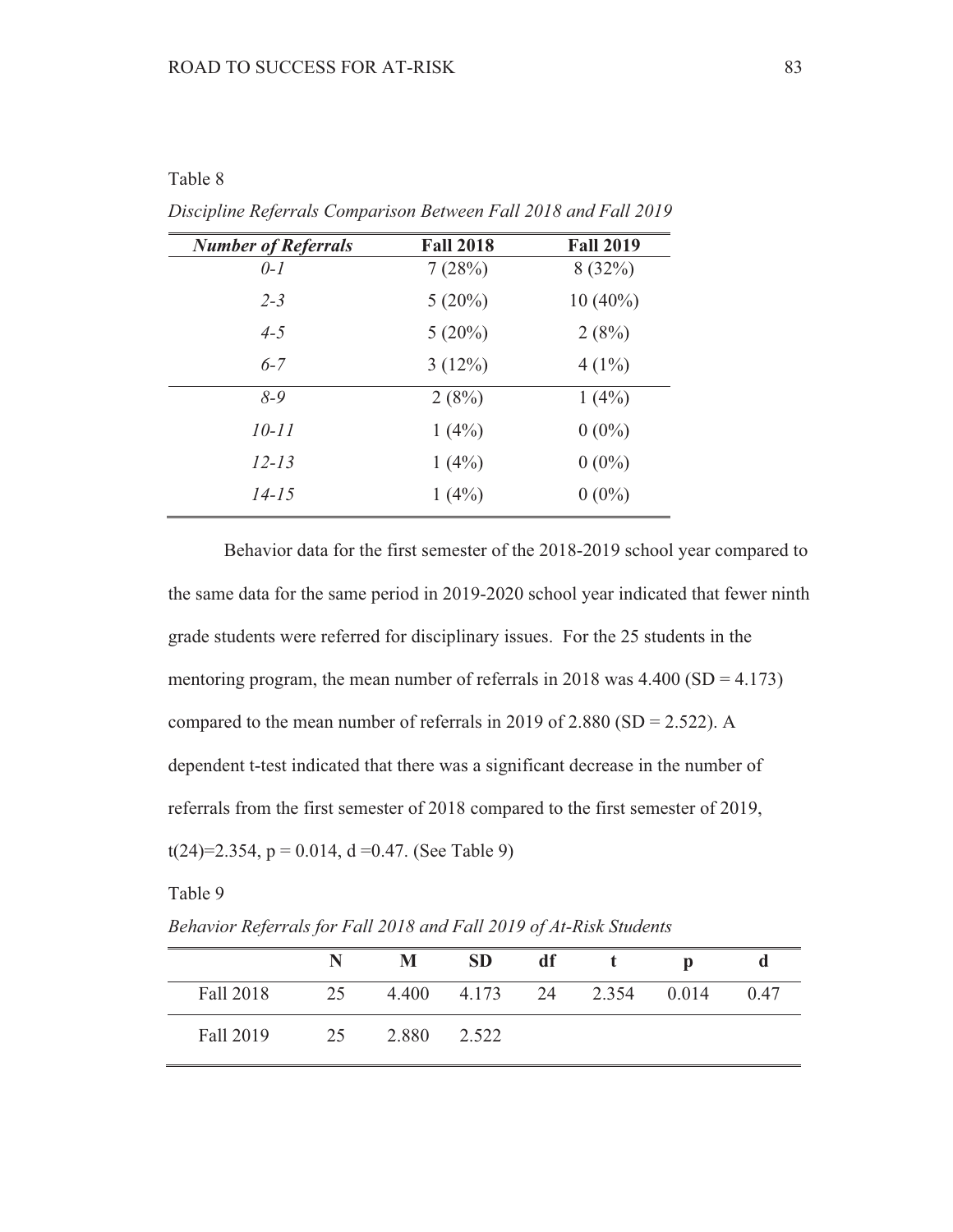Table 8

*Discipline Referrals Comparison Between Fall 2018 and Fall 2019*

| ***Number of Referrals*** | **Fall 2018** | **Fall 2019** |
|---|---|---|
| *0-1* | 7 (28%) | 8 (32%) |
| *2-3* | 5 (20%) | 10 (40%) |
| *4-5* | 5 (20%) | 2 (8%) |
| *6-7* | 3 (12%) | 4 (1%) |
| *8-9* | 2 (8%) | 1 (4%) |
| *10-11* | 1 (4%) | 0 (0%) |
| *12-13* | 1 (4%) | 0 (0%) |
| *14-15* | 1 (4%) | 0 (0%) |

Behavior data for the first semester of the 2018-2019 school year compared to the same data for the same period in 2019-2020 school year indicated that fewer ninth grade students were referred for disciplinary issues. For the 25 students in the mentoring program, the mean number of referrals in 2018 was 4.400 (SD = 4.173) compared to the mean number of referrals in 2019 of 2.880 (SD = 2.522). A dependent t-test indicated that there was a significant decrease in the number of referrals from the first semester of 2018 compared to the first semester of 2019, $t(24)=2.354$, $p = 0.014$, $d = 0.47$. (See Table 9)

Table 9

*Behavior Referrals for Fall 2018 and Fall 2019 of At-Risk Students*

| | **N** | **M** | **SD** | **df** | **t** | **p** | **d** |
|---|---|---|---|---|---|---|---|
| Fall 2018 | 25 | 4.400 | 4.173 | 24 | 2.354 | 0.014 | 0.47 |
| Fall 2019 | 25 | 2.880 | 2.522 | | | | |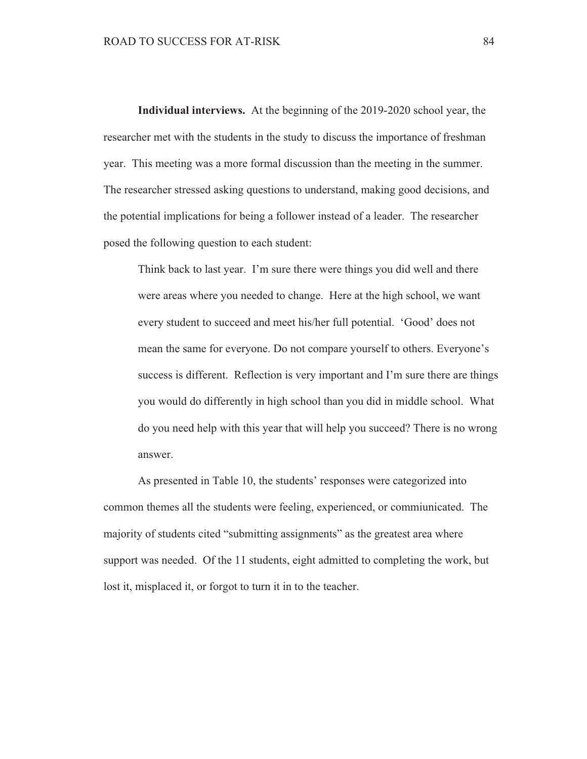**Individual interviews.** At the beginning of the 2019-2020 school year, the researcher met with the students in the study to discuss the importance of freshman year. This meeting was a more formal discussion than the meeting in the summer. The researcher stressed asking questions to understand, making good decisions, and the potential implications for being a follower instead of a leader. The researcher posed the following question to each student:

> Think back to last year. I'm sure there were things you did well and there were areas where you needed to change. Here at the high school, we want every student to succeed and meet his/her full potential. 'Good' does not mean the same for everyone. Do not compare yourself to others. Everyone's success is different. Reflection is very important and I'm sure there are things you would do differently in high school than you did in middle school. What do you need help with this year that will help you succeed? There is no wrong answer.

As presented in Table 10, the students' responses were categorized into common themes all the students were feeling, experienced, or commiunicated. The majority of students cited "submitting assignments" as the greatest area where support was needed. Of the 11 students, eight admitted to completing the work, but lost it, misplaced it, or forgot to turn it in to the teacher.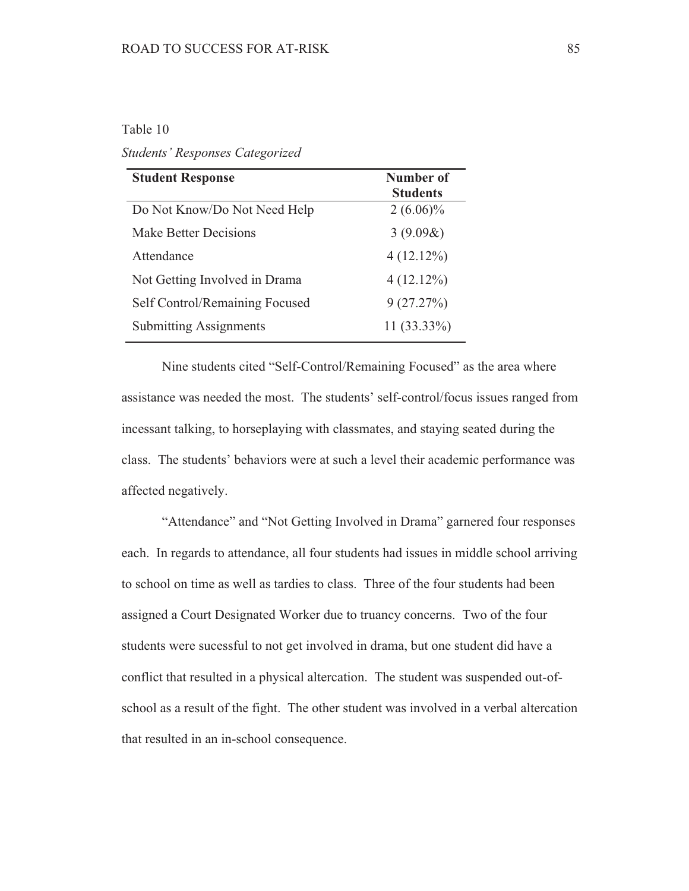Table 10

*Students' Responses Categorized*

| **Student Response** | **Number of Students** |
| --- | --- |
| Do Not Know/Do Not Need Help | 2 (6.06)% |
| Make Better Decisions | 3 (9.09&) |
| Attendance | 4 (12.12%) |
| Not Getting Involved in Drama | 4 (12.12%) |
| Self Control/Remaining Focused | 9 (27.27%) |
| Submitting Assignments | 11 (33.33%) |

Nine students cited "Self-Control/Remaining Focused" as the area where assistance was needed the most. The students' self-control/focus issues ranged from incessant talking, to horseplaying with classmates, and staying seated during the class. The students' behaviors were at such a level their academic performance was affected negatively.

"Attendance" and "Not Getting Involved in Drama" garnered four responses each. In regards to attendance, all four students had issues in middle school arriving to school on time as well as tardies to class. Three of the four students had been assigned a Court Designated Worker due to truancy concerns. Two of the four students were sucessful to not get involved in drama, but one student did have a conflict that resulted in a physical altercation. The student was suspended out-of-school as a result of the fight. The other student was involved in a verbal altercation that resulted in an in-school consequence.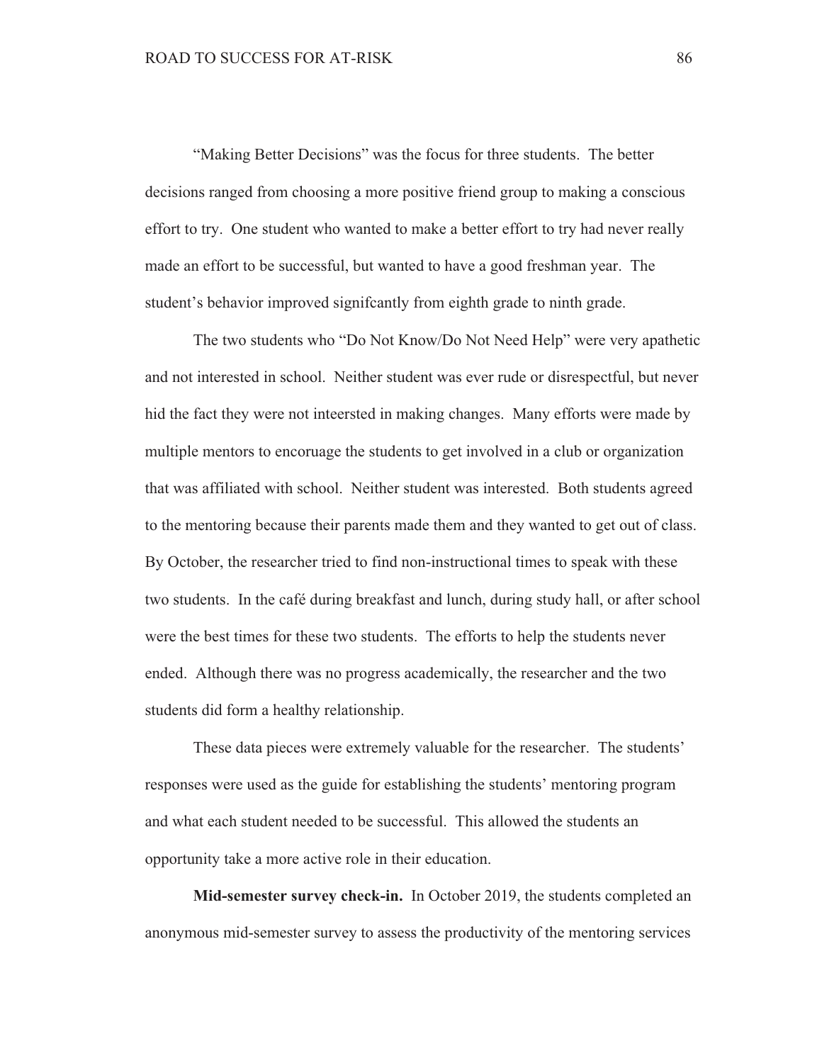"Making Better Decisions" was the focus for three students. The better decisions ranged from choosing a more positive friend group to making a conscious effort to try. One student who wanted to make a better effort to try had never really made an effort to be successful, but wanted to have a good freshman year. The student's behavior improved signifcantly from eighth grade to ninth grade.

The two students who "Do Not Know/Do Not Need Help" were very apathetic and not interested in school. Neither student was ever rude or disrespectful, but never hid the fact they were not inteersted in making changes. Many efforts were made by multiple mentors to encoruage the students to get involved in a club or organization that was affiliated with school. Neither student was interested. Both students agreed to the mentoring because their parents made them and they wanted to get out of class. By October, the researcher tried to find non-instructional times to speak with these two students. In the café during breakfast and lunch, during study hall, or after school were the best times for these two students. The efforts to help the students never ended. Although there was no progress academically, the researcher and the two students did form a healthy relationship.

These data pieces were extremely valuable for the researcher. The students' responses were used as the guide for establishing the students' mentoring program and what each student needed to be successful. This allowed the students an opportunity take a more active role in their education.

**Mid-semester survey check-in.** In October 2019, the students completed an anonymous mid-semester survey to assess the productivity of the mentoring services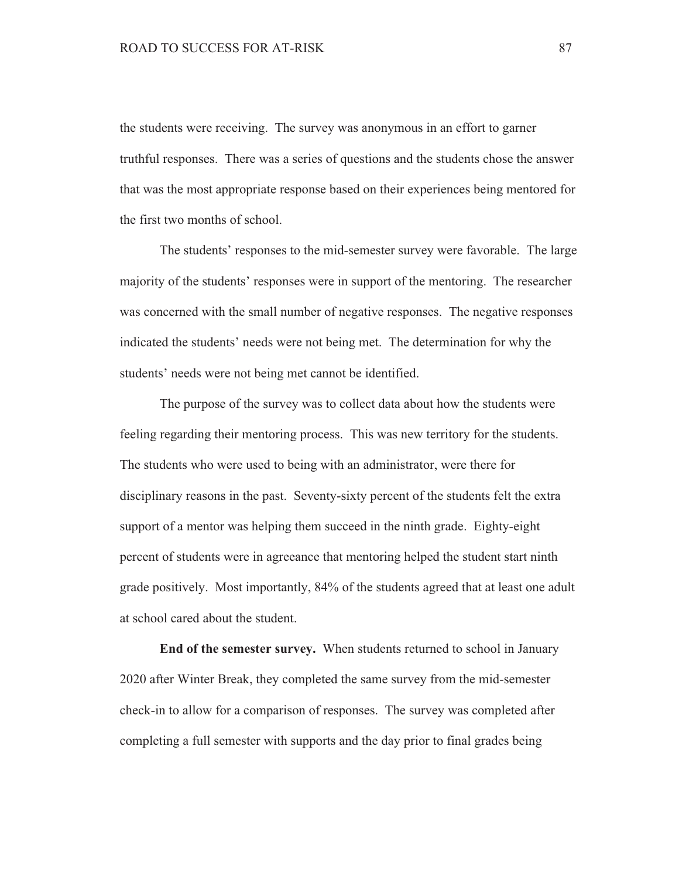the students were receiving. The survey was anonymous in an effort to garner truthful responses. There was a series of questions and the students chose the answer that was the most appropriate response based on their experiences being mentored for the first two months of school.

The students' responses to the mid-semester survey were favorable. The large majority of the students' responses were in support of the mentoring. The researcher was concerned with the small number of negative responses. The negative responses indicated the students' needs were not being met. The determination for why the students' needs were not being met cannot be identified.

The purpose of the survey was to collect data about how the students were feeling regarding their mentoring process. This was new territory for the students. The students who were used to being with an administrator, were there for disciplinary reasons in the past. Seventy-sixty percent of the students felt the extra support of a mentor was helping them succeed in the ninth grade. Eighty-eight percent of students were in agreeance that mentoring helped the student start ninth grade positively. Most importantly, 84% of the students agreed that at least one adult at school cared about the student.

**End of the semester survey.** When students returned to school in January 2020 after Winter Break, they completed the same survey from the mid-semester check-in to allow for a comparison of responses. The survey was completed after completing a full semester with supports and the day prior to final grades being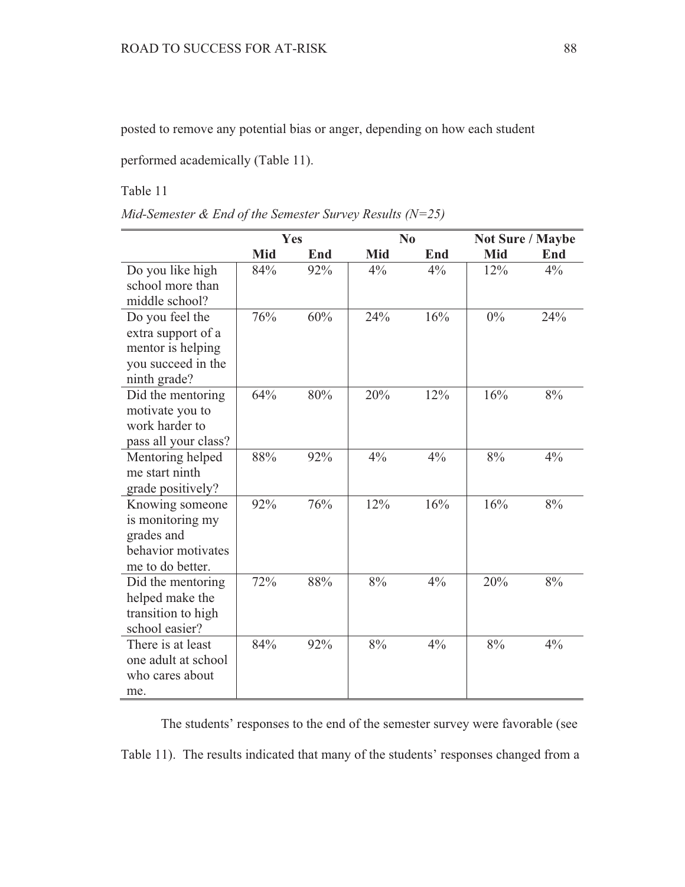posted to remove any potential bias or anger, depending on how each student performed academically (Table 11).

Table 11

*Mid-Semester & End of the Semester Survey Results (N=25)*

| | Yes | | No | | Not Sure / Maybe | |
|---|---|---|---|---|---|---|
| | **Mid** | **End** | **Mid** | **End** | **Mid** | **End** |
| Do you like high school more than middle school? | 84% | 92% | 4% | 4% | 12% | 4% |
| Do you feel the extra support of a mentor is helping you succeed in the ninth grade? | 76% | 60% | 24% | 16% | 0% | 24% |
| Did the mentoring motivate you to work harder to pass all your class? | 64% | 80% | 20% | 12% | 16% | 8% |
| Mentoring helped me start ninth grade positively? | 88% | 92% | 4% | 4% | 8% | 4% |
| Knowing someone is monitoring my grades and behavior motivates me to do better. | 92% | 76% | 12% | 16% | 16% | 8% |
| Did the mentoring helped make the transition to high school easier? | 72% | 88% | 8% | 4% | 20% | 8% |
| There is at least one adult at school who cares about me. | 84% | 92% | 8% | 4% | 8% | 4% |

The students' responses to the end of the semester survey were favorable (see Table 11). The results indicated that many of the students' responses changed from a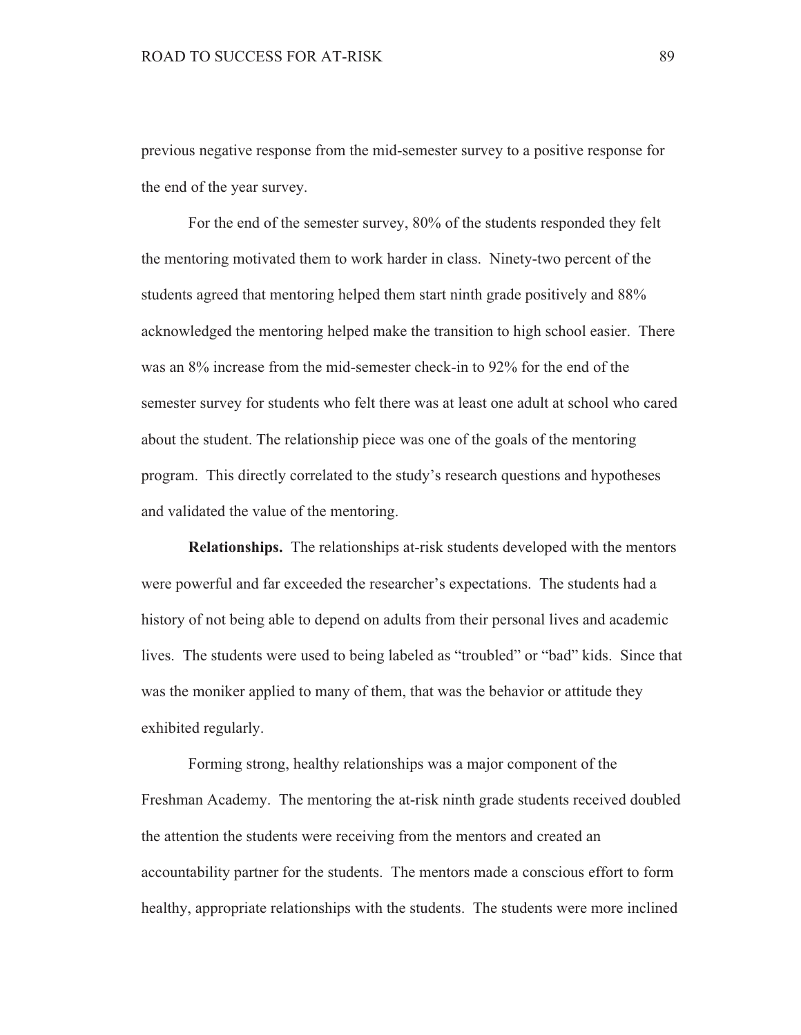previous negative response from the mid-semester survey to a positive response for the end of the year survey.

For the end of the semester survey, 80% of the students responded they felt the mentoring motivated them to work harder in class. Ninety-two percent of the students agreed that mentoring helped them start ninth grade positively and 88% acknowledged the mentoring helped make the transition to high school easier. There was an 8% increase from the mid-semester check-in to 92% for the end of the semester survey for students who felt there was at least one adult at school who cared about the student. The relationship piece was one of the goals of the mentoring program. This directly correlated to the study's research questions and hypotheses and validated the value of the mentoring.

**Relationships.** The relationships at-risk students developed with the mentors were powerful and far exceeded the researcher's expectations. The students had a history of not being able to depend on adults from their personal lives and academic lives. The students were used to being labeled as "troubled" or "bad" kids. Since that was the moniker applied to many of them, that was the behavior or attitude they exhibited regularly.

Forming strong, healthy relationships was a major component of the Freshman Academy. The mentoring the at-risk ninth grade students received doubled the attention the students were receiving from the mentors and created an accountability partner for the students. The mentors made a conscious effort to form healthy, appropriate relationships with the students. The students were more inclined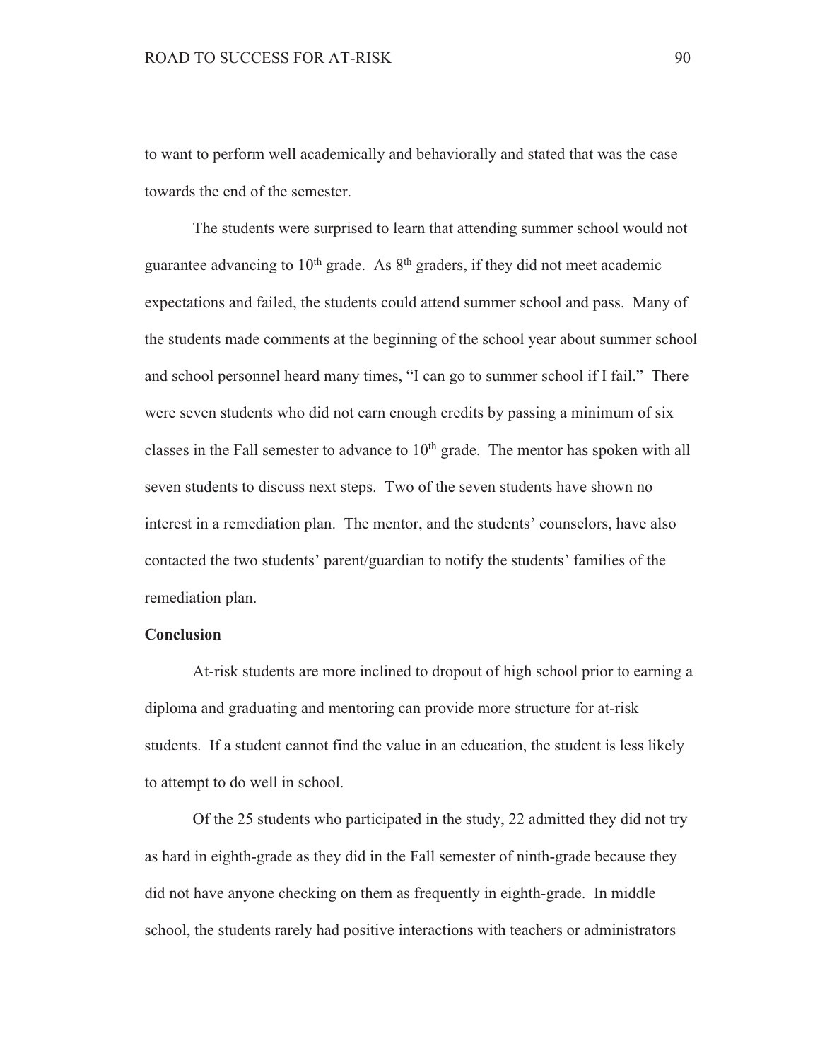to want to perform well academically and behaviorally and stated that was the case towards the end of the semester.

The students were surprised to learn that attending summer school would not guarantee advancing to 10th grade. As 8th graders, if they did not meet academic expectations and failed, the students could attend summer school and pass. Many of the students made comments at the beginning of the school year about summer school and school personnel heard many times, "I can go to summer school if I fail." There were seven students who did not earn enough credits by passing a minimum of six classes in the Fall semester to advance to 10th grade. The mentor has spoken with all seven students to discuss next steps. Two of the seven students have shown no interest in a remediation plan. The mentor, and the students' counselors, have also contacted the two students' parent/guardian to notify the students' families of the remediation plan.

**Conclusion**

At-risk students are more inclined to dropout of high school prior to earning a diploma and graduating and mentoring can provide more structure for at-risk students. If a student cannot find the value in an education, the student is less likely to attempt to do well in school.

Of the 25 students who participated in the study, 22 admitted they did not try as hard in eighth-grade as they did in the Fall semester of ninth-grade because they did not have anyone checking on them as frequently in eighth-grade. In middle school, the students rarely had positive interactions with teachers or administrators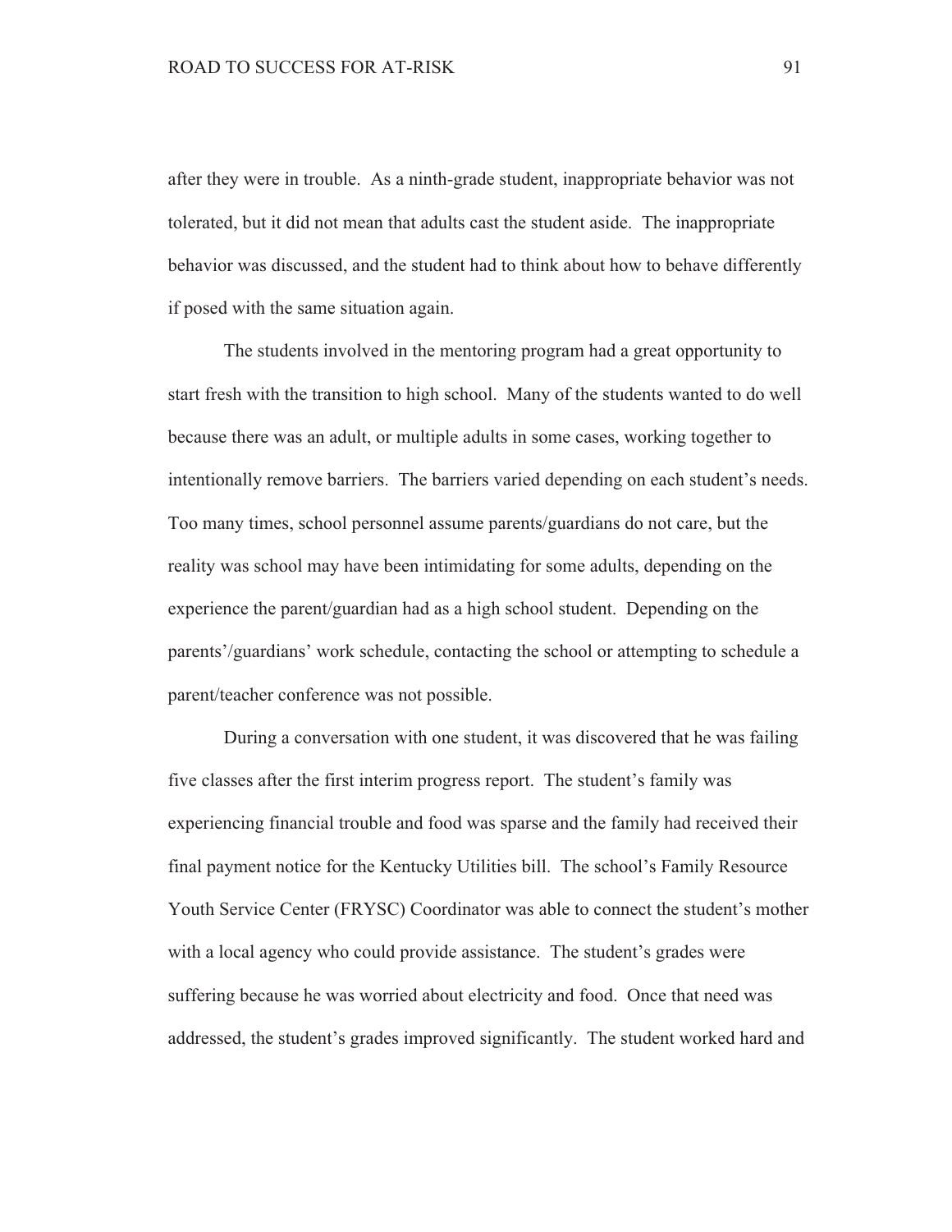after they were in trouble. As a ninth-grade student, inappropriate behavior was not tolerated, but it did not mean that adults cast the student aside. The inappropriate behavior was discussed, and the student had to think about how to behave differently if posed with the same situation again.

The students involved in the mentoring program had a great opportunity to start fresh with the transition to high school. Many of the students wanted to do well because there was an adult, or multiple adults in some cases, working together to intentionally remove barriers. The barriers varied depending on each student's needs. Too many times, school personnel assume parents/guardians do not care, but the reality was school may have been intimidating for some adults, depending on the experience the parent/guardian had as a high school student. Depending on the parents'/guardians' work schedule, contacting the school or attempting to schedule a parent/teacher conference was not possible.

During a conversation with one student, it was discovered that he was failing five classes after the first interim progress report. The student's family was experiencing financial trouble and food was sparse and the family had received their final payment notice for the Kentucky Utilities bill. The school's Family Resource Youth Service Center (FRYSC) Coordinator was able to connect the student's mother with a local agency who could provide assistance. The student's grades were suffering because he was worried about electricity and food. Once that need was addressed, the student's grades improved significantly. The student worked hard and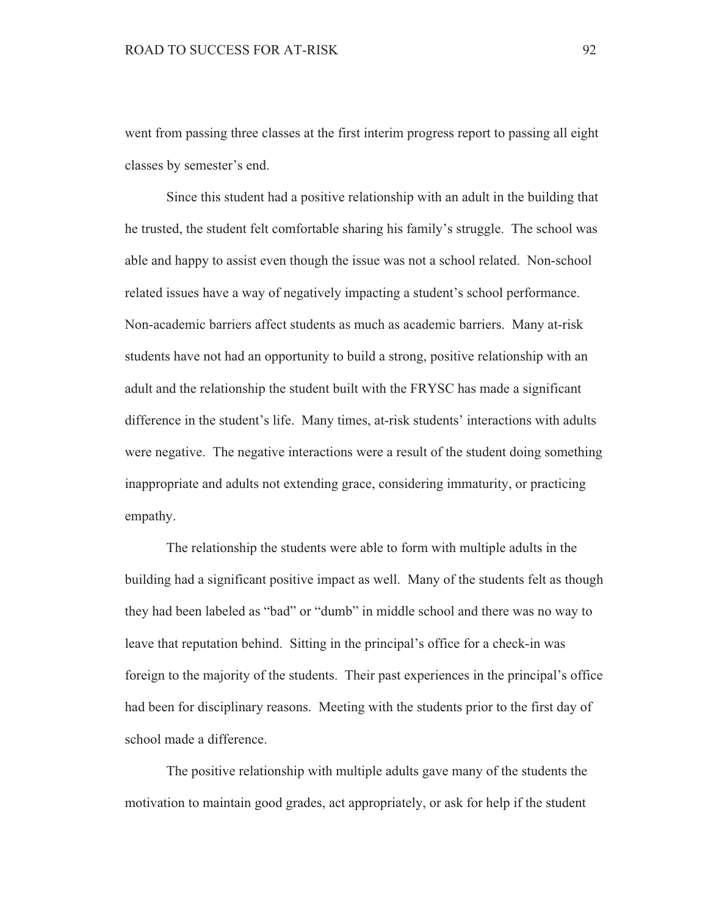went from passing three classes at the first interim progress report to passing all eight classes by semester's end.

Since this student had a positive relationship with an adult in the building that he trusted, the student felt comfortable sharing his family's struggle. The school was able and happy to assist even though the issue was not a school related. Non-school related issues have a way of negatively impacting a student's school performance. Non-academic barriers affect students as much as academic barriers. Many at-risk students have not had an opportunity to build a strong, positive relationship with an adult and the relationship the student built with the FRYSC has made a significant difference in the student's life. Many times, at-risk students' interactions with adults were negative. The negative interactions were a result of the student doing something inappropriate and adults not extending grace, considering immaturity, or practicing empathy.

The relationship the students were able to form with multiple adults in the building had a significant positive impact as well. Many of the students felt as though they had been labeled as "bad" or "dumb" in middle school and there was no way to leave that reputation behind. Sitting in the principal's office for a check-in was foreign to the majority of the students. Their past experiences in the principal's office had been for disciplinary reasons. Meeting with the students prior to the first day of school made a difference.

The positive relationship with multiple adults gave many of the students the motivation to maintain good grades, act appropriately, or ask for help if the student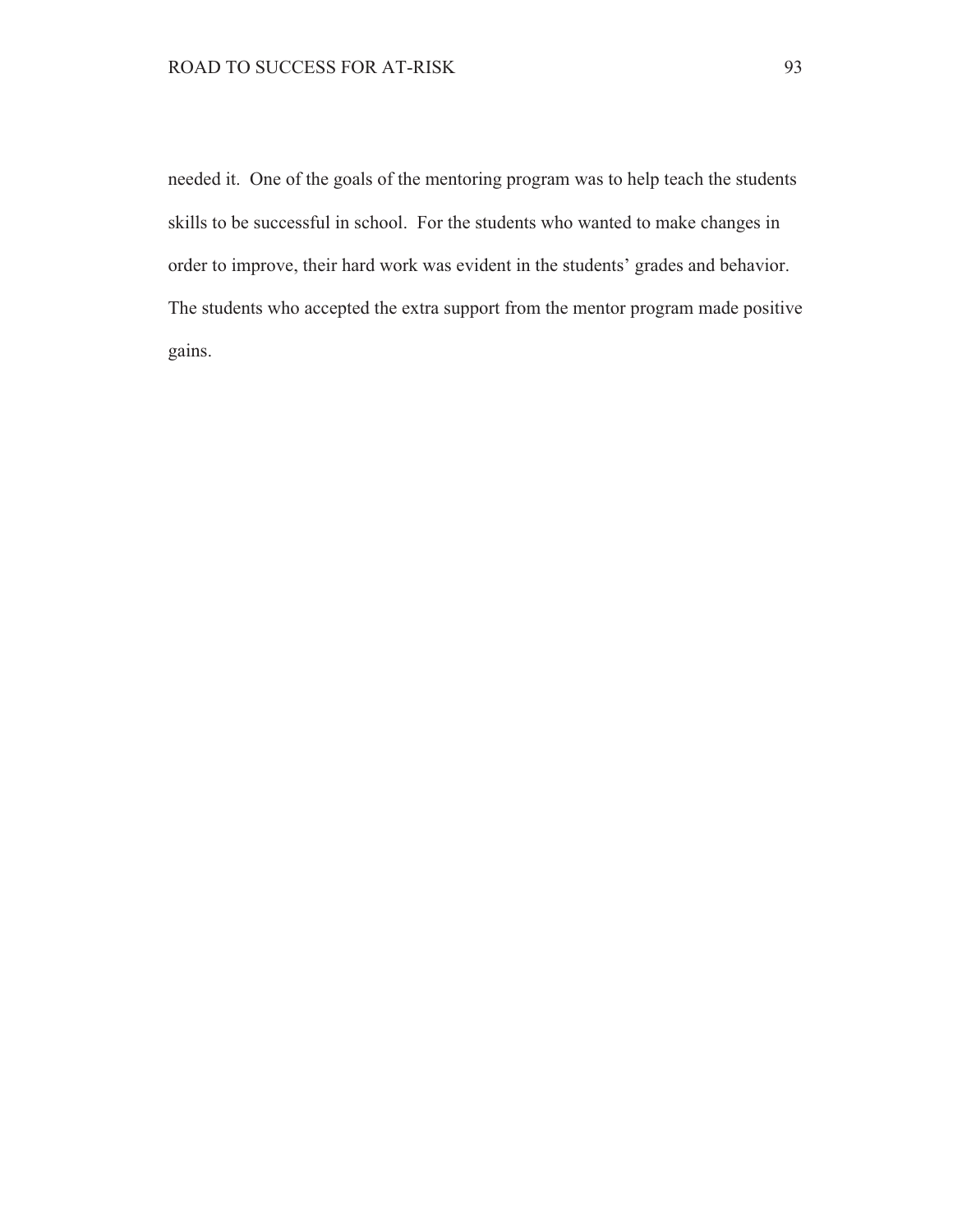needed it.  One of the goals of the mentoring program was to help teach the students skills to be successful in school.  For the students who wanted to make changes in order to improve, their hard work was evident in the students' grades and behavior. The students who accepted the extra support from the mentor program made positive gains.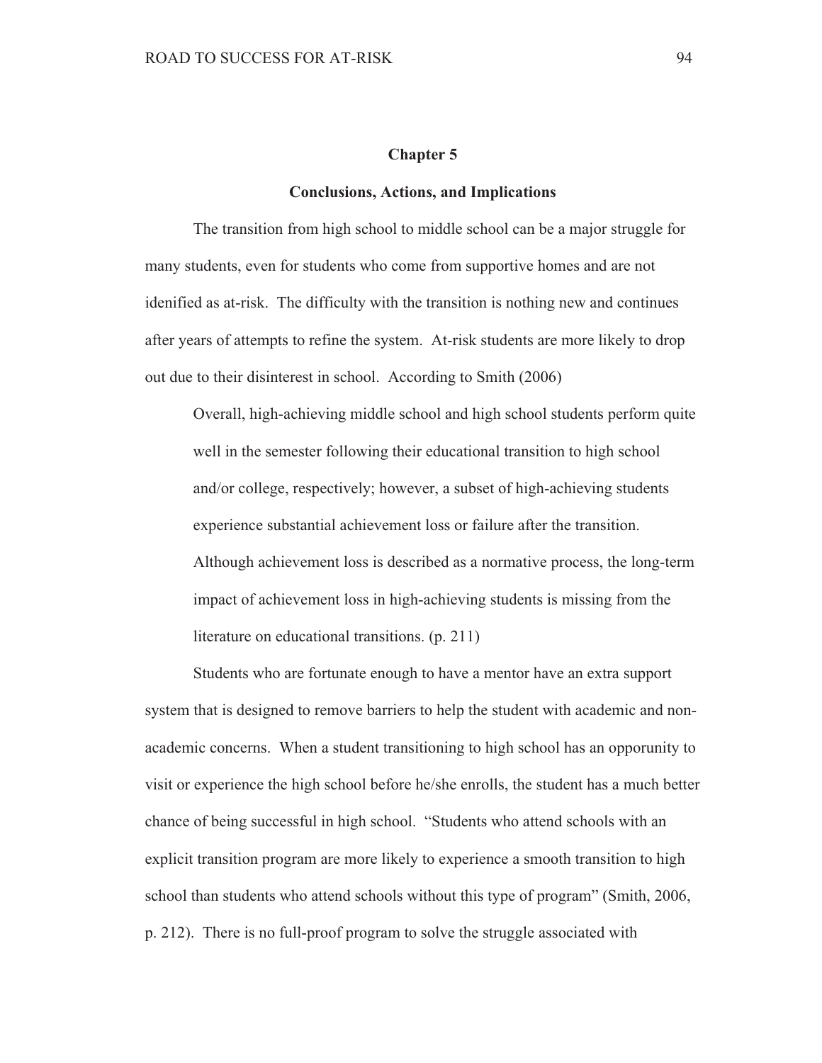## Chapter 5

### Conclusions, Actions, and Implications

The transition from high school to middle school can be a major struggle for many students, even for students who come from supportive homes and are not idenified as at-risk. The difficulty with the transition is nothing new and continues after years of attempts to refine the system. At-risk students are more likely to drop out due to their disinterest in school. According to Smith (2006)

> Overall, high-achieving middle school and high school students perform quite well in the semester following their educational transition to high school and/or college, respectively; however, a subset of high-achieving students experience substantial achievement loss or failure after the transition. Although achievement loss is described as a normative process, the long-term impact of achievement loss in high-achieving students is missing from the literature on educational transitions. (p. 211)

Students who are fortunate enough to have a mentor have an extra support system that is designed to remove barriers to help the student with academic and non-academic concerns. When a student transitioning to high school has an opporunity to visit or experience the high school before he/she enrolls, the student has a much better chance of being successful in high school. "Students who attend schools with an explicit transition program are more likely to experience a smooth transition to high school than students who attend schools without this type of program" (Smith, 2006, p. 212). There is no full-proof program to solve the struggle associated with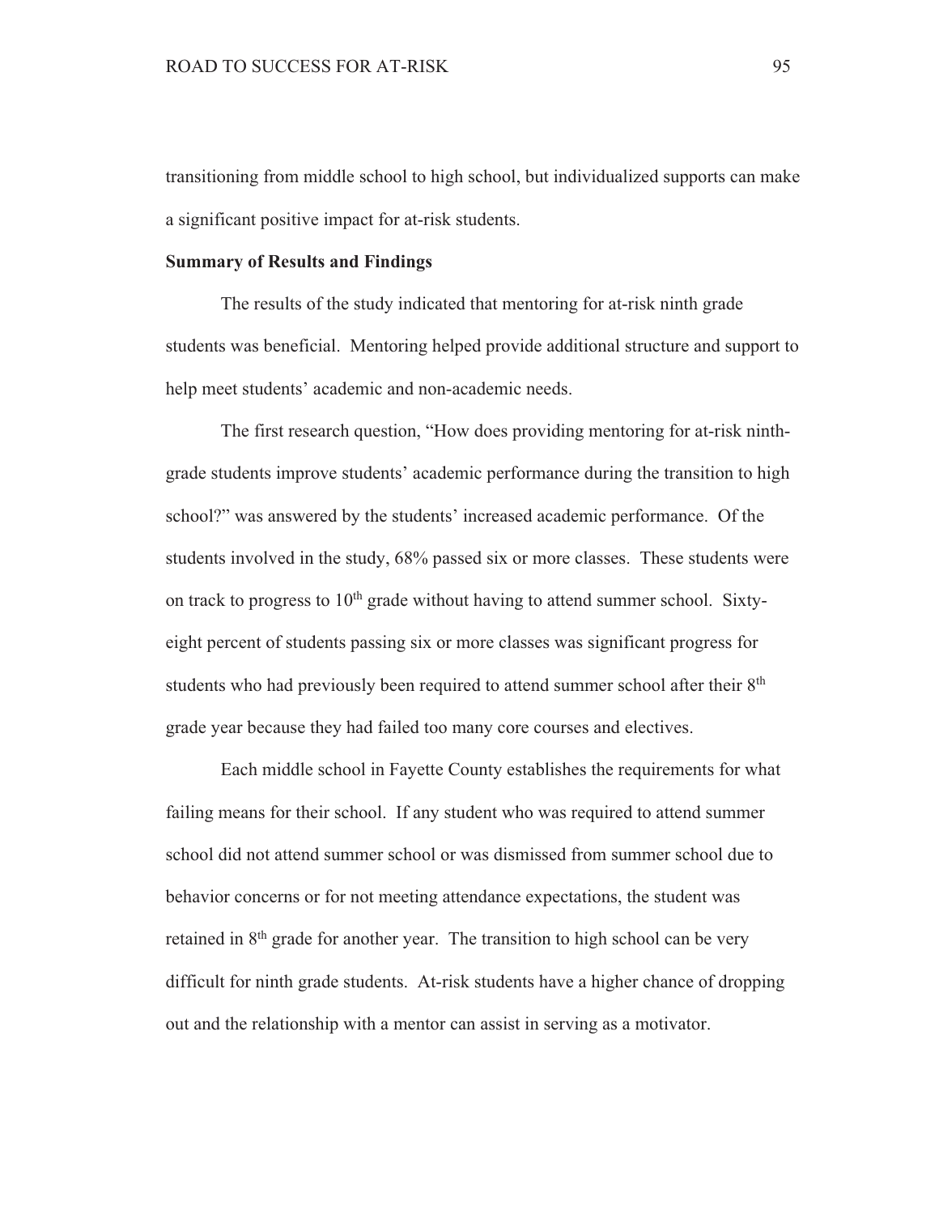transitioning from middle school to high school, but individualized supports can make a significant positive impact for at-risk students.

**Summary of Results and Findings**

The results of the study indicated that mentoring for at-risk ninth grade students was beneficial. Mentoring helped provide additional structure and support to help meet students' academic and non-academic needs.

The first research question, "How does providing mentoring for at-risk ninth-grade students improve students' academic performance during the transition to high school?" was answered by the students' increased academic performance. Of the students involved in the study, 68% passed six or more classes. These students were on track to progress to $10^{th}$ grade without having to attend summer school. Sixty-eight percent of students passing six or more classes was significant progress for students who had previously been required to attend summer school after their $8^{th}$ grade year because they had failed too many core courses and electives.

Each middle school in Fayette County establishes the requirements for what failing means for their school. If any student who was required to attend summer school did not attend summer school or was dismissed from summer school due to behavior concerns or for not meeting attendance expectations, the student was retained in $8^{th}$ grade for another year. The transition to high school can be very difficult for ninth grade students. At-risk students have a higher chance of dropping out and the relationship with a mentor can assist in serving as a motivator.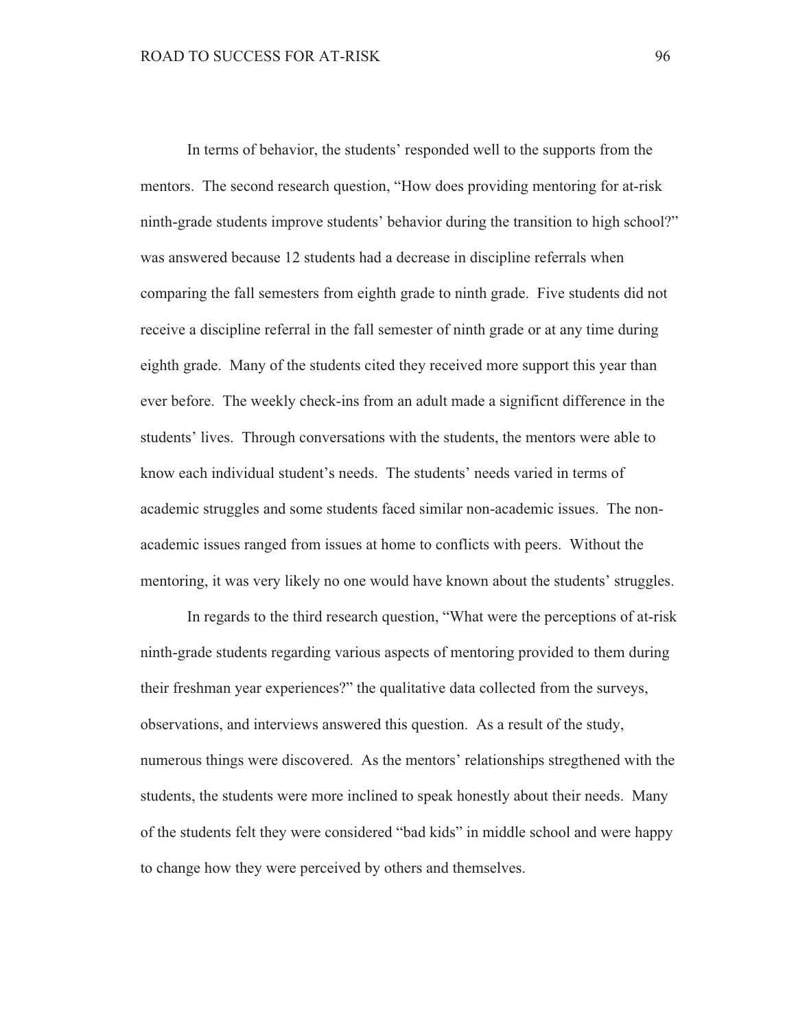In terms of behavior, the students' responded well to the supports from the mentors. The second research question, "How does providing mentoring for at-risk ninth-grade students improve students' behavior during the transition to high school?" was answered because 12 students had a decrease in discipline referrals when comparing the fall semesters from eighth grade to ninth grade. Five students did not receive a discipline referral in the fall semester of ninth grade or at any time during eighth grade. Many of the students cited they received more support this year than ever before. The weekly check-ins from an adult made a significnt difference in the students' lives. Through conversations with the students, the mentors were able to know each individual student's needs. The students' needs varied in terms of academic struggles and some students faced similar non-academic issues. The non-academic issues ranged from issues at home to conflicts with peers. Without the mentoring, it was very likely no one would have known about the students' struggles.

In regards to the third research question, "What were the perceptions of at-risk ninth-grade students regarding various aspects of mentoring provided to them during their freshman year experiences?" the qualitative data collected from the surveys, observations, and interviews answered this question. As a result of the study, numerous things were discovered. As the mentors' relationships stregthened with the students, the students were more inclined to speak honestly about their needs. Many of the students felt they were considered "bad kids" in middle school and were happy to change how they were perceived by others and themselves.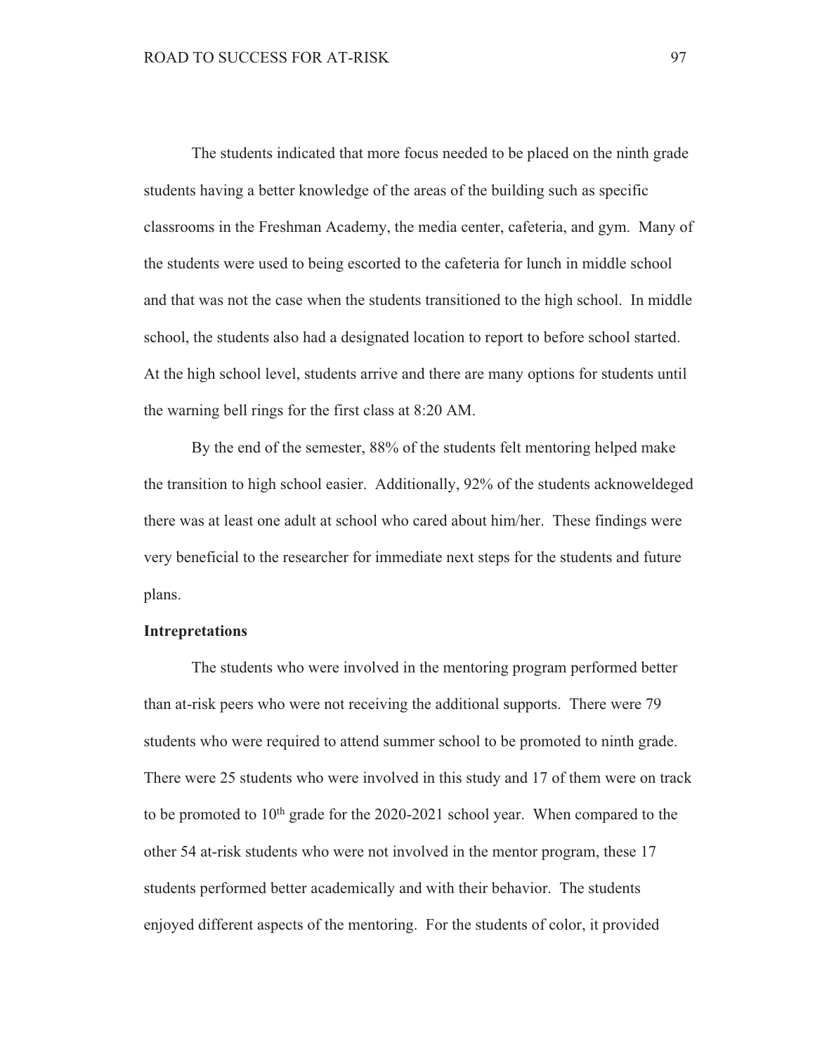The students indicated that more focus needed to be placed on the ninth grade students having a better knowledge of the areas of the building such as specific classrooms in the Freshman Academy, the media center, cafeteria, and gym. Many of the students were used to being escorted to the cafeteria for lunch in middle school and that was not the case when the students transitioned to the high school. In middle school, the students also had a designated location to report to before school started. At the high school level, students arrive and there are many options for students until the warning bell rings for the first class at 8:20 AM.

By the end of the semester, 88% of the students felt mentoring helped make the transition to high school easier. Additionally, 92% of the students acknoweldeged there was at least one adult at school who cared about him/her. These findings were very beneficial to the researcher for immediate next steps for the students and future plans.

**Intrepretations**

The students who were involved in the mentoring program performed better than at-risk peers who were not receiving the additional supports. There were 79 students who were required to attend summer school to be promoted to ninth grade. There were 25 students who were involved in this study and 17 of them were on track to be promoted to 10th grade for the 2020-2021 school year. When compared to the other 54 at-risk students who were not involved in the mentor program, these 17 students performed better academically and with their behavior. The students enjoyed different aspects of the mentoring. For the students of color, it provided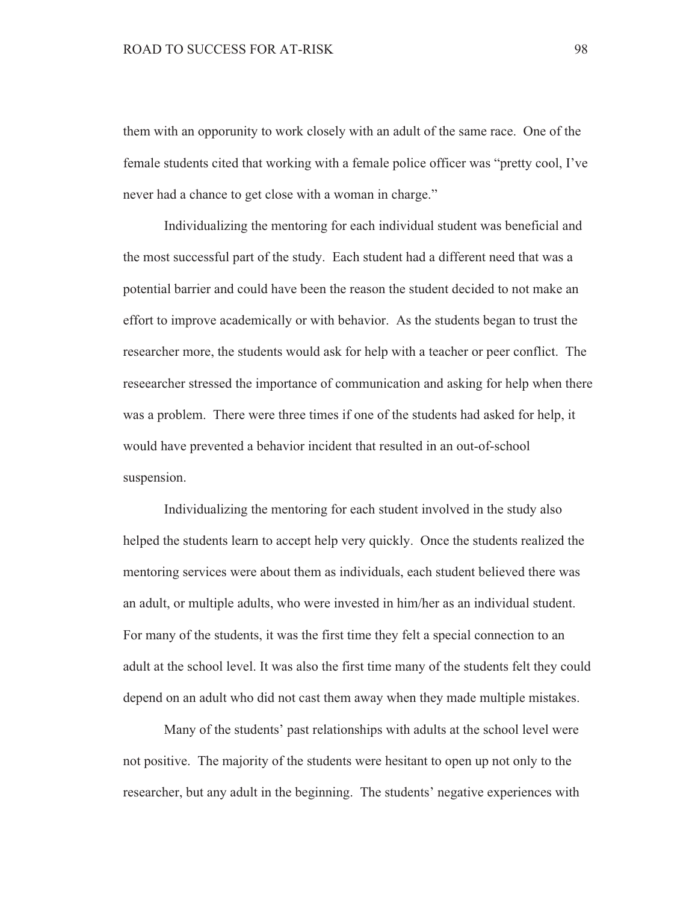them with an opporunity to work closely with an adult of the same race. One of the female students cited that working with a female police officer was "pretty cool, I've never had a chance to get close with a woman in charge."

Individualizing the mentoring for each individual student was beneficial and the most successful part of the study. Each student had a different need that was a potential barrier and could have been the reason the student decided to not make an effort to improve academically or with behavior. As the students began to trust the researcher more, the students would ask for help with a teacher or peer conflict. The reseearcher stressed the importance of communication and asking for help when there was a problem. There were three times if one of the students had asked for help, it would have prevented a behavior incident that resulted in an out-of-school suspension.

Individualizing the mentoring for each student involved in the study also helped the students learn to accept help very quickly. Once the students realized the mentoring services were about them as individuals, each student believed there was an adult, or multiple adults, who were invested in him/her as an individual student. For many of the students, it was the first time they felt a special connection to an adult at the school level. It was also the first time many of the students felt they could depend on an adult who did not cast them away when they made multiple mistakes.

Many of the students' past relationships with adults at the school level were not positive. The majority of the students were hesitant to open up not only to the researcher, but any adult in the beginning. The students' negative experiences with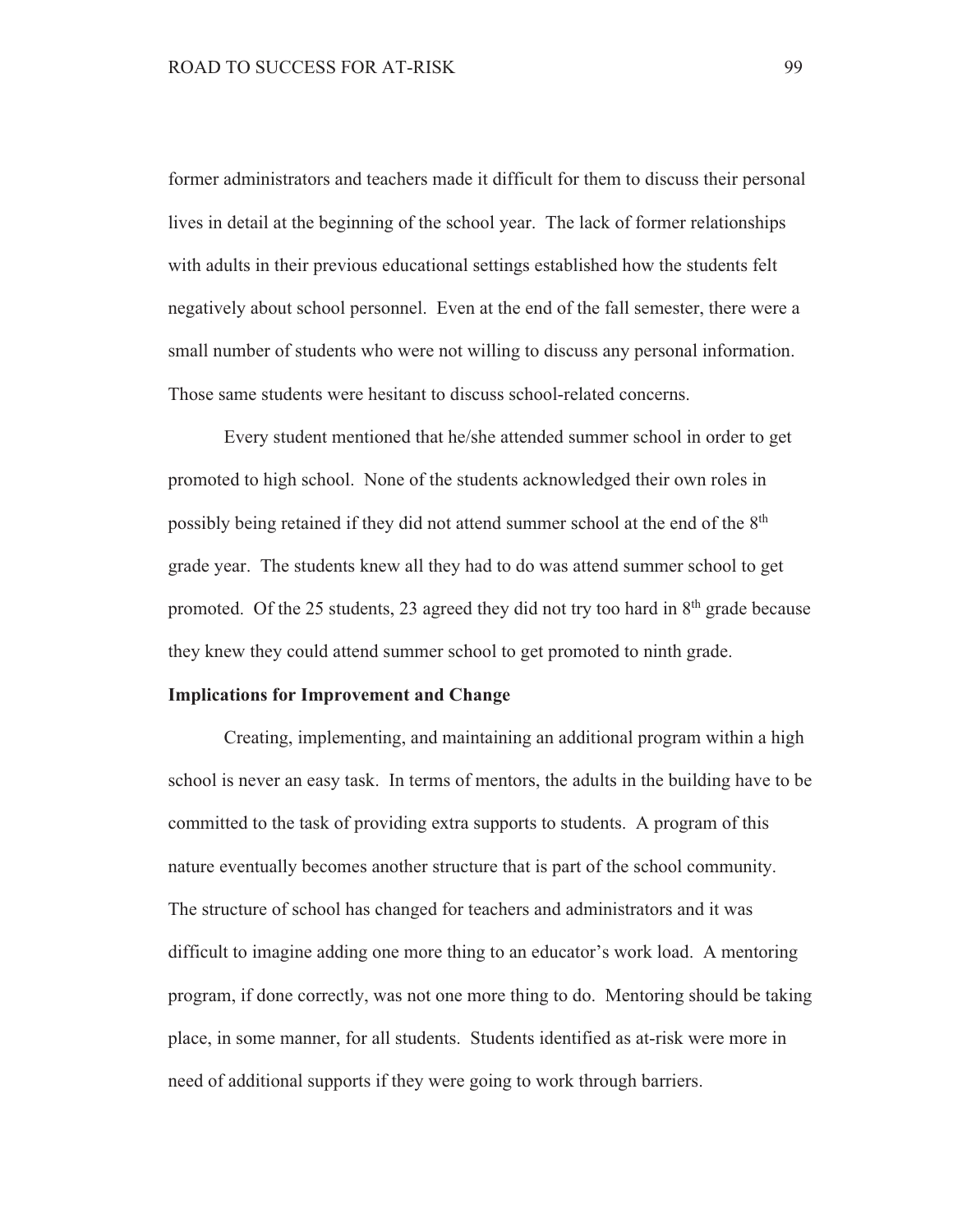former administrators and teachers made it difficult for them to discuss their personal lives in detail at the beginning of the school year. The lack of former relationships with adults in their previous educational settings established how the students felt negatively about school personnel. Even at the end of the fall semester, there were a small number of students who were not willing to discuss any personal information. Those same students were hesitant to discuss school-related concerns.

Every student mentioned that he/she attended summer school in order to get promoted to high school. None of the students acknowledged their own roles in possibly being retained if they did not attend summer school at the end of the 8th grade year. The students knew all they had to do was attend summer school to get promoted. Of the 25 students, 23 agreed they did not try too hard in 8th grade because they knew they could attend summer school to get promoted to ninth grade.

**Implications for Improvement and Change**

Creating, implementing, and maintaining an additional program within a high school is never an easy task. In terms of mentors, the adults in the building have to be committed to the task of providing extra supports to students. A program of this nature eventually becomes another structure that is part of the school community. The structure of school has changed for teachers and administrators and it was difficult to imagine adding one more thing to an educator's work load. A mentoring program, if done correctly, was not one more thing to do. Mentoring should be taking place, in some manner, for all students. Students identified as at-risk were more in need of additional supports if they were going to work through barriers.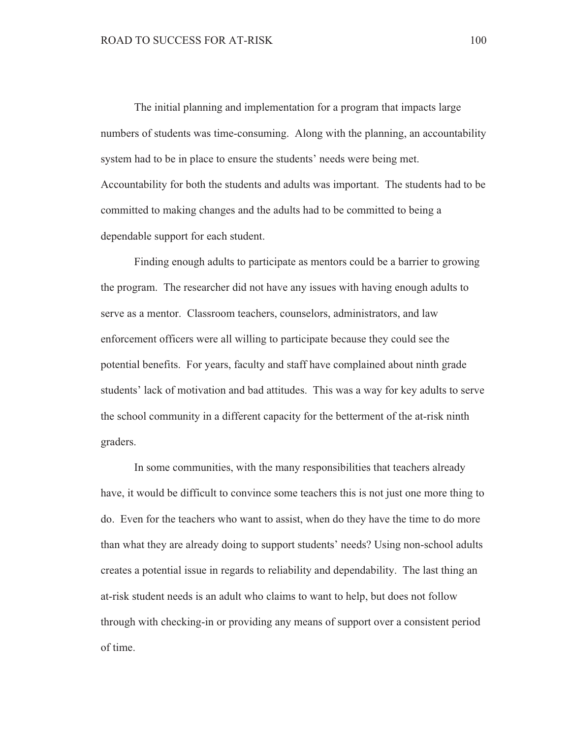The initial planning and implementation for a program that impacts large numbers of students was time-consuming. Along with the planning, an accountability system had to be in place to ensure the students' needs were being met. Accountability for both the students and adults was important. The students had to be committed to making changes and the adults had to be committed to being a dependable support for each student.

Finding enough adults to participate as mentors could be a barrier to growing the program. The researcher did not have any issues with having enough adults to serve as a mentor. Classroom teachers, counselors, administrators, and law enforcement officers were all willing to participate because they could see the potential benefits. For years, faculty and staff have complained about ninth grade students' lack of motivation and bad attitudes. This was a way for key adults to serve the school community in a different capacity for the betterment of the at-risk ninth graders.

In some communities, with the many responsibilities that teachers already have, it would be difficult to convince some teachers this is not just one more thing to do. Even for the teachers who want to assist, when do they have the time to do more than what they are already doing to support students' needs? Using non-school adults creates a potential issue in regards to reliability and dependability. The last thing an at-risk student needs is an adult who claims to want to help, but does not follow through with checking-in or providing any means of support over a consistent period of time.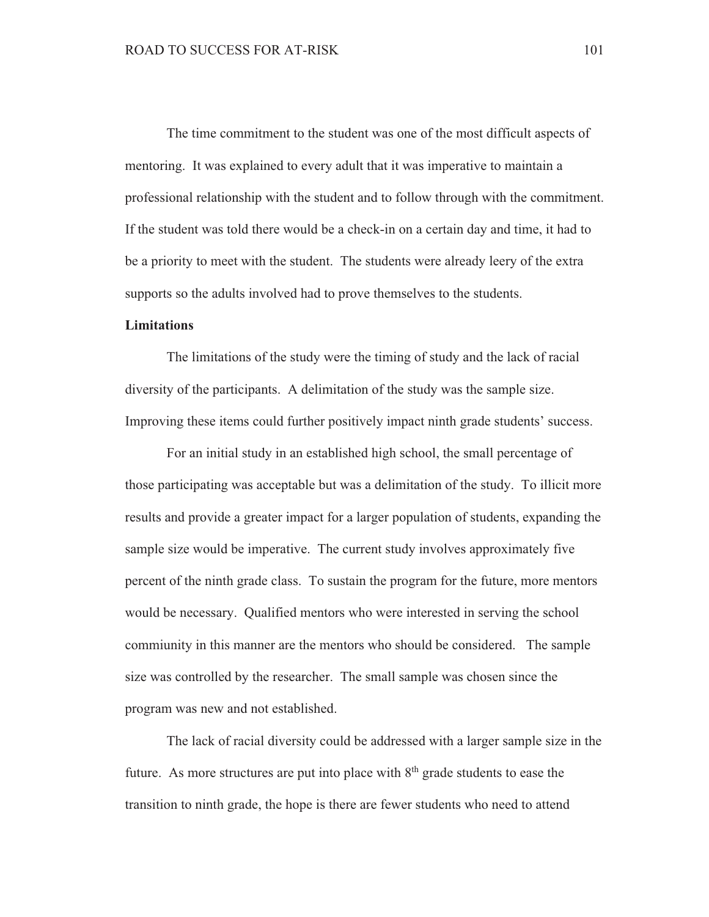The time commitment to the student was one of the most difficult aspects of mentoring. It was explained to every adult that it was imperative to maintain a professional relationship with the student and to follow through with the commitment. If the student was told there would be a check-in on a certain day and time, it had to be a priority to meet with the student. The students were already leery of the extra supports so the adults involved had to prove themselves to the students.

**Limitations**

The limitations of the study were the timing of study and the lack of racial diversity of the participants. A delimitation of the study was the sample size. Improving these items could further positively impact ninth grade students' success.

For an initial study in an established high school, the small percentage of those participating was acceptable but was a delimitation of the study. To illicit more results and provide a greater impact for a larger population of students, expanding the sample size would be imperative. The current study involves approximately five percent of the ninth grade class. To sustain the program for the future, more mentors would be necessary. Qualified mentors who were interested in serving the school commiunity in this manner are the mentors who should be considered. The sample size was controlled by the researcher. The small sample was chosen since the program was new and not established.

The lack of racial diversity could be addressed with a larger sample size in the future. As more structures are put into place with 8th grade students to ease the transition to ninth grade, the hope is there are fewer students who need to attend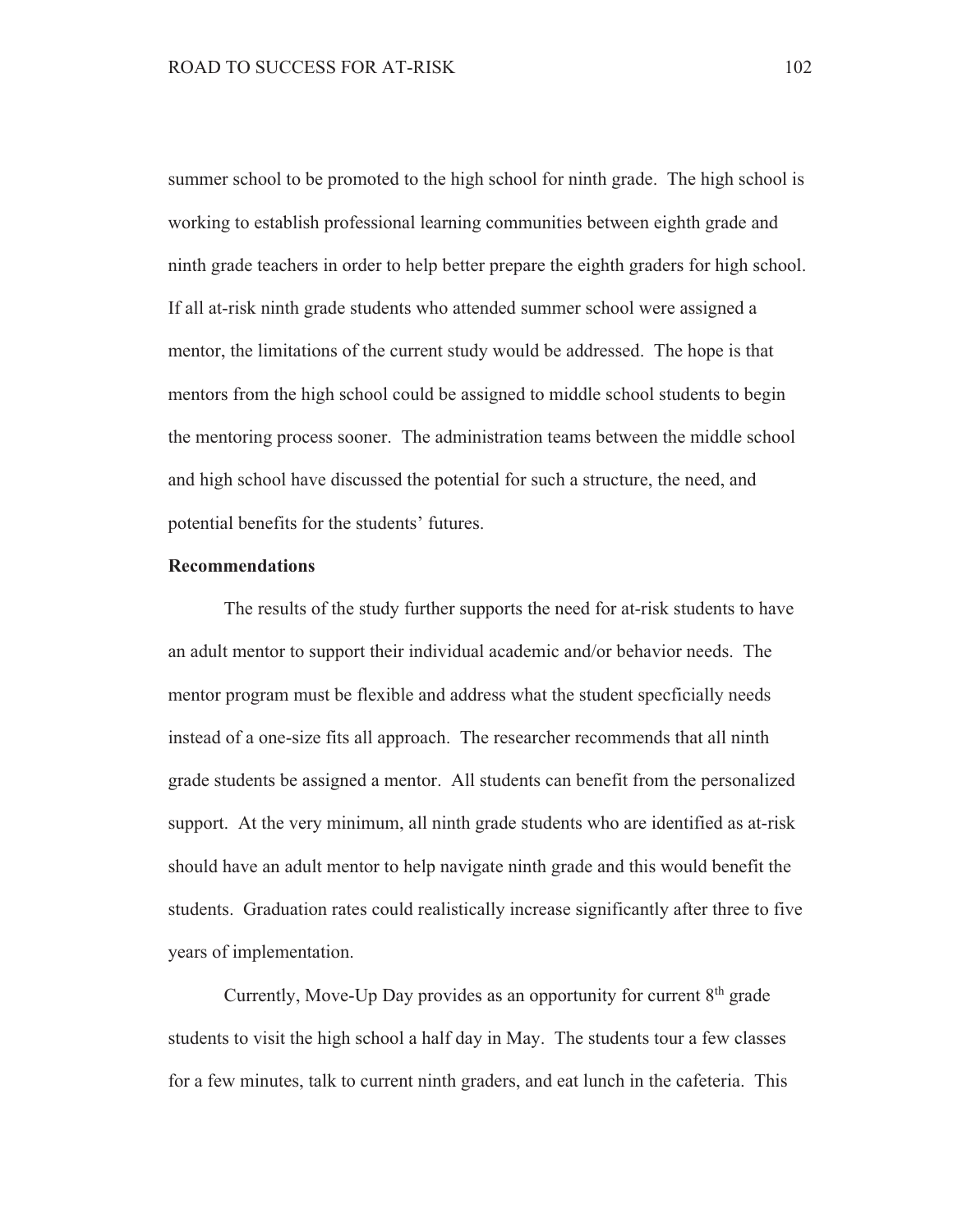summer school to be promoted to the high school for ninth grade. The high school is working to establish professional learning communities between eighth grade and ninth grade teachers in order to help better prepare the eighth graders for high school. If all at-risk ninth grade students who attended summer school were assigned a mentor, the limitations of the current study would be addressed. The hope is that mentors from the high school could be assigned to middle school students to begin the mentoring process sooner. The administration teams between the middle school and high school have discussed the potential for such a structure, the need, and potential benefits for the students' futures.

**Recommendations**

The results of the study further supports the need for at-risk students to have an adult mentor to support their individual academic and/or behavior needs. The mentor program must be flexible and address what the student specficially needs instead of a one-size fits all approach. The researcher recommends that all ninth grade students be assigned a mentor. All students can benefit from the personalized support. At the very minimum, all ninth grade students who are identified as at-risk should have an adult mentor to help navigate ninth grade and this would benefit the students. Graduation rates could realistically increase significantly after three to five years of implementation.

Currently, Move-Up Day provides as an opportunity for current 8th grade students to visit the high school a half day in May. The students tour a few classes for a few minutes, talk to current ninth graders, and eat lunch in the cafeteria. This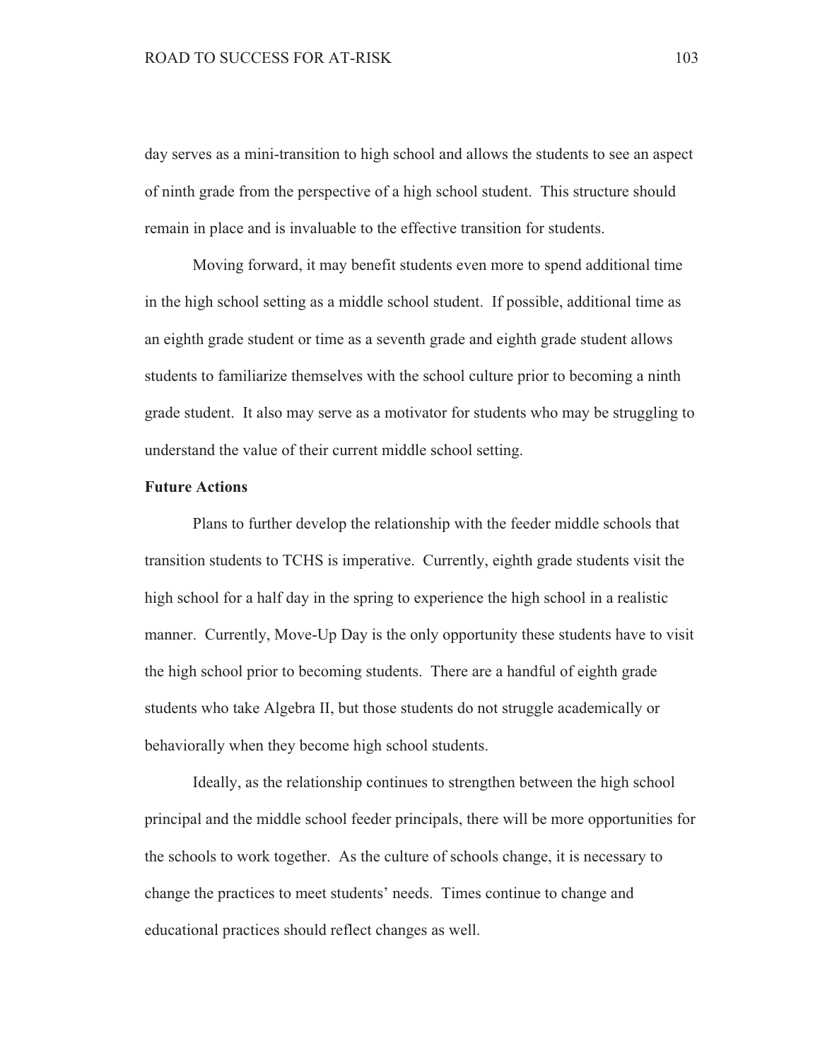day serves as a mini-transition to high school and allows the students to see an aspect of ninth grade from the perspective of a high school student. This structure should remain in place and is invaluable to the effective transition for students.

Moving forward, it may benefit students even more to spend additional time in the high school setting as a middle school student. If possible, additional time as an eighth grade student or time as a seventh grade and eighth grade student allows students to familiarize themselves with the school culture prior to becoming a ninth grade student. It also may serve as a motivator for students who may be struggling to understand the value of their current middle school setting.

**Future Actions**

Plans to further develop the relationship with the feeder middle schools that transition students to TCHS is imperative. Currently, eighth grade students visit the high school for a half day in the spring to experience the high school in a realistic manner. Currently, Move-Up Day is the only opportunity these students have to visit the high school prior to becoming students. There are a handful of eighth grade students who take Algebra II, but those students do not struggle academically or behaviorally when they become high school students.

Ideally, as the relationship continues to strengthen between the high school principal and the middle school feeder principals, there will be more opportunities for the schools to work together. As the culture of schools change, it is necessary to change the practices to meet students' needs. Times continue to change and educational practices should reflect changes as well.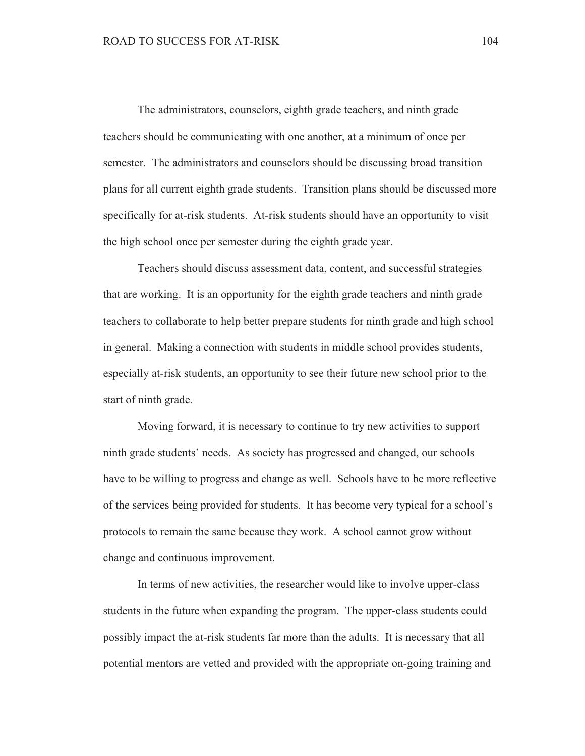The administrators, counselors, eighth grade teachers, and ninth grade teachers should be communicating with one another, at a minimum of once per semester. The administrators and counselors should be discussing broad transition plans for all current eighth grade students. Transition plans should be discussed more specifically for at-risk students. At-risk students should have an opportunity to visit the high school once per semester during the eighth grade year.

Teachers should discuss assessment data, content, and successful strategies that are working. It is an opportunity for the eighth grade teachers and ninth grade teachers to collaborate to help better prepare students for ninth grade and high school in general. Making a connection with students in middle school provides students, especially at-risk students, an opportunity to see their future new school prior to the start of ninth grade.

Moving forward, it is necessary to continue to try new activities to support ninth grade students' needs. As society has progressed and changed, our schools have to be willing to progress and change as well. Schools have to be more reflective of the services being provided for students. It has become very typical for a school's protocols to remain the same because they work. A school cannot grow without change and continuous improvement.

In terms of new activities, the researcher would like to involve upper-class students in the future when expanding the program. The upper-class students could possibly impact the at-risk students far more than the adults. It is necessary that all potential mentors are vetted and provided with the appropriate on-going training and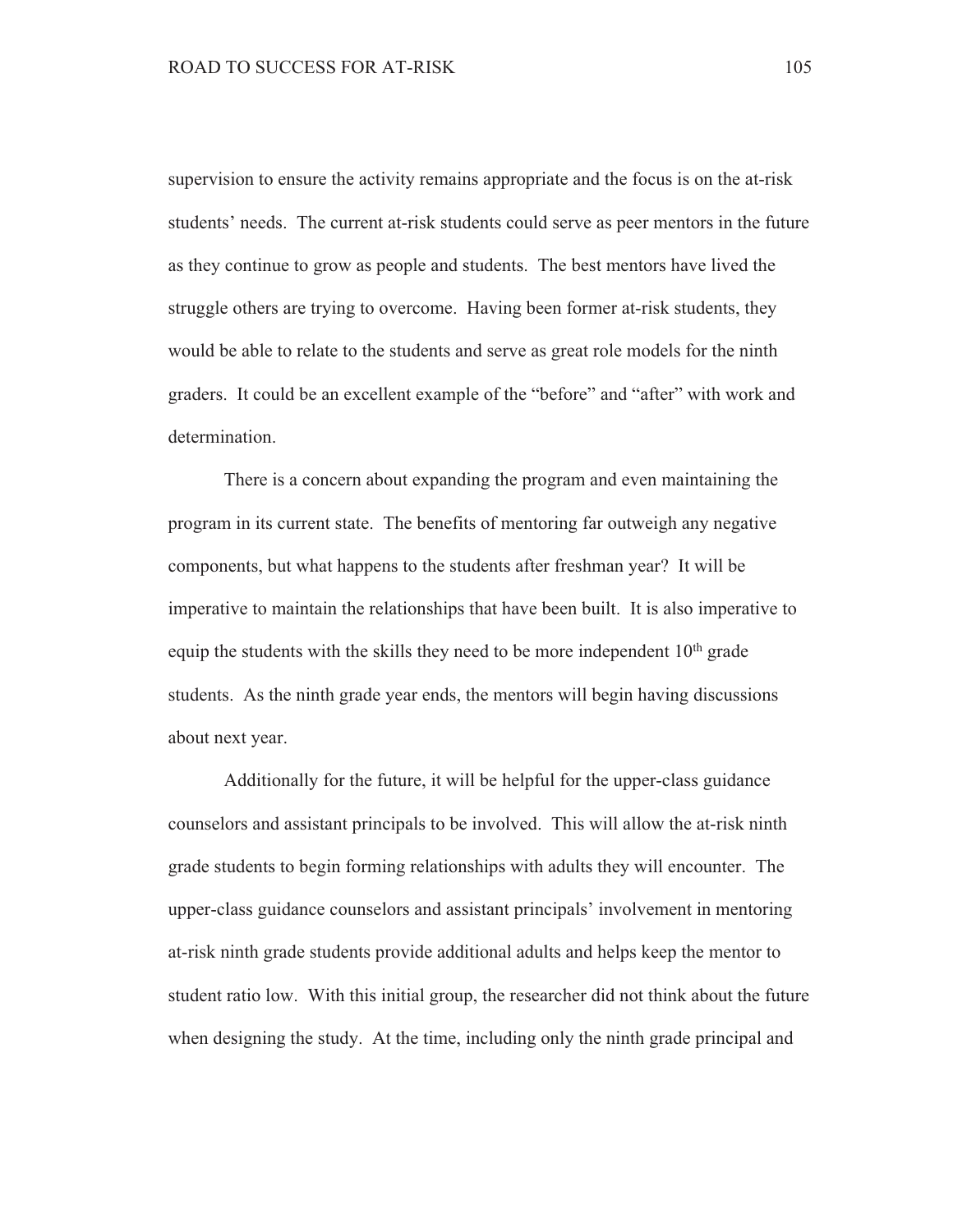supervision to ensure the activity remains appropriate and the focus is on the at-risk students' needs. The current at-risk students could serve as peer mentors in the future as they continue to grow as people and students. The best mentors have lived the struggle others are trying to overcome. Having been former at-risk students, they would be able to relate to the students and serve as great role models for the ninth graders. It could be an excellent example of the "before" and "after" with work and determination.

There is a concern about expanding the program and even maintaining the program in its current state. The benefits of mentoring far outweigh any negative components, but what happens to the students after freshman year? It will be imperative to maintain the relationships that have been built. It is also imperative to equip the students with the skills they need to be more independent 10th grade students. As the ninth grade year ends, the mentors will begin having discussions about next year.

Additionally for the future, it will be helpful for the upper-class guidance counselors and assistant principals to be involved. This will allow the at-risk ninth grade students to begin forming relationships with adults they will encounter. The upper-class guidance counselors and assistant principals' involvement in mentoring at-risk ninth grade students provide additional adults and helps keep the mentor to student ratio low. With this initial group, the researcher did not think about the future when designing the study. At the time, including only the ninth grade principal and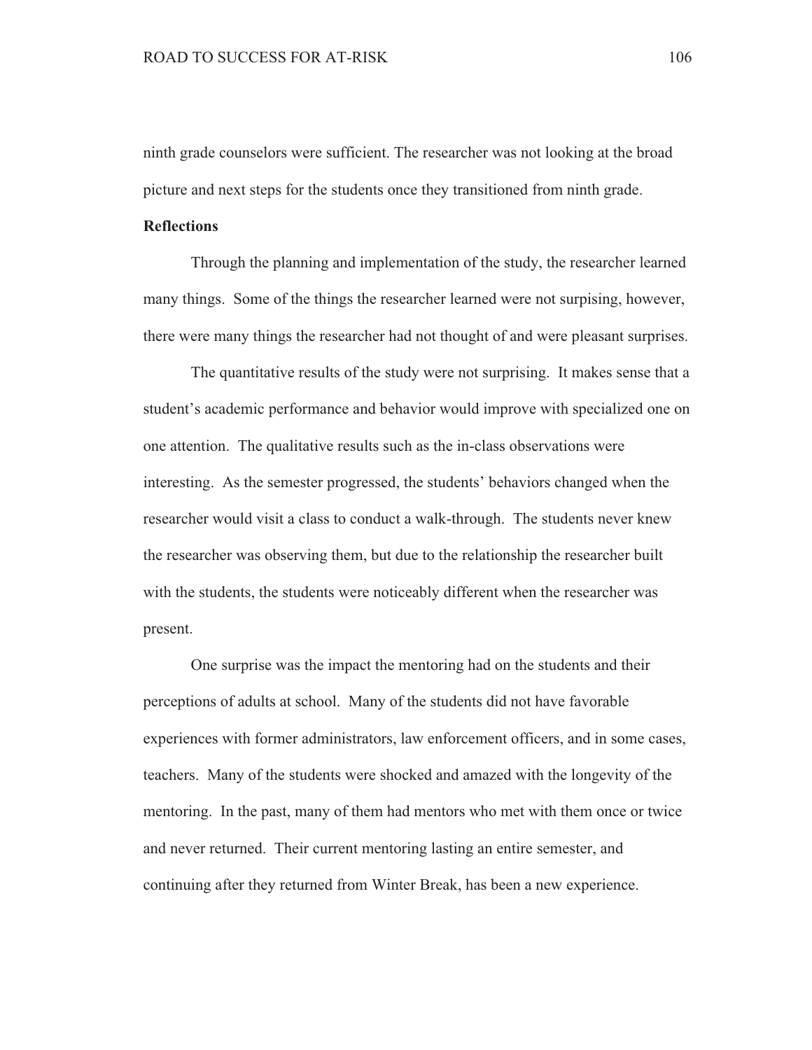ninth grade counselors were sufficient. The researcher was not looking at the broad picture and next steps for the students once they transitioned from ninth grade.

**Reflections**

Through the planning and implementation of the study, the researcher learned many things. Some of the things the researcher learned were not surpising, however, there were many things the researcher had not thought of and were pleasant surprises.

The quantitative results of the study were not surprising. It makes sense that a student's academic performance and behavior would improve with specialized one on one attention. The qualitative results such as the in-class observations were interesting. As the semester progressed, the students' behaviors changed when the researcher would visit a class to conduct a walk-through. The students never knew the researcher was observing them, but due to the relationship the researcher built with the students, the students were noticeably different when the researcher was present.

One surprise was the impact the mentoring had on the students and their perceptions of adults at school. Many of the students did not have favorable experiences with former administrators, law enforcement officers, and in some cases, teachers. Many of the students were shocked and amazed with the longevity of the mentoring. In the past, many of them had mentors who met with them once or twice and never returned. Their current mentoring lasting an entire semester, and continuing after they returned from Winter Break, has been a new experience.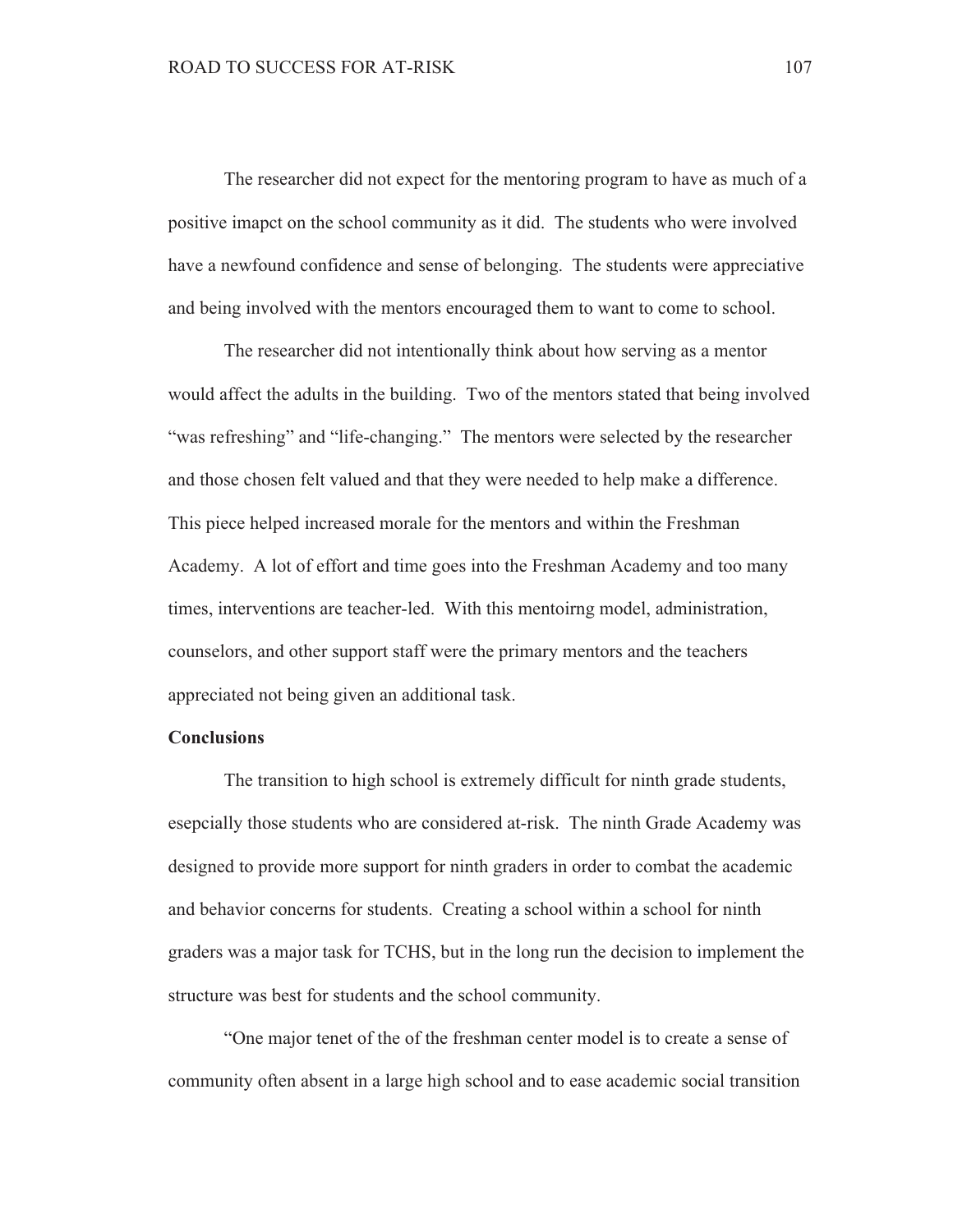The researcher did not expect for the mentoring program to have as much of a positive imapct on the school community as it did. The students who were involved have a newfound confidence and sense of belonging. The students were appreciative and being involved with the mentors encouraged them to want to come to school.

The researcher did not intentionally think about how serving as a mentor would affect the adults in the building. Two of the mentors stated that being involved "was refreshing" and "life-changing." The mentors were selected by the researcher and those chosen felt valued and that they were needed to help make a difference. This piece helped increased morale for the mentors and within the Freshman Academy. A lot of effort and time goes into the Freshman Academy and too many times, interventions are teacher-led. With this mentoirng model, administration, counselors, and other support staff were the primary mentors and the teachers appreciated not being given an additional task.

**Conclusions**

The transition to high school is extremely difficult for ninth grade students, esepcially those students who are considered at-risk. The ninth Grade Academy was designed to provide more support for ninth graders in order to combat the academic and behavior concerns for students. Creating a school within a school for ninth graders was a major task for TCHS, but in the long run the decision to implement the structure was best for students and the school community.

"One major tenet of the of the freshman center model is to create a sense of community often absent in a large high school and to ease academic social transition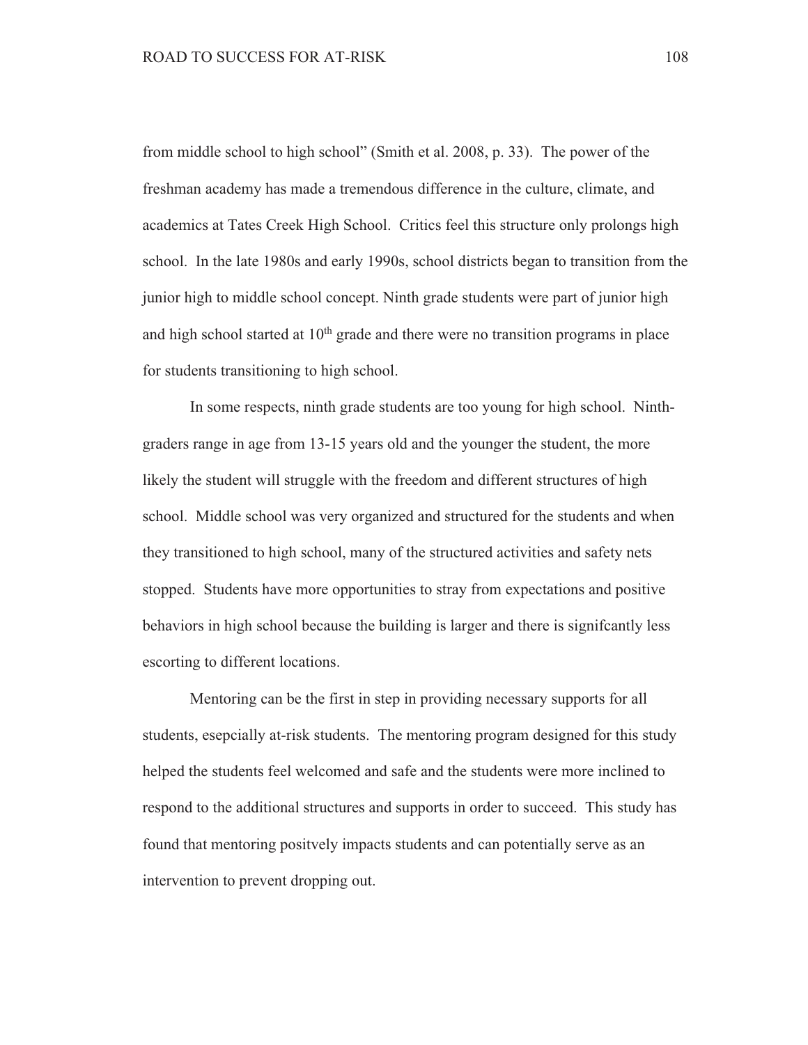from middle school to high school" (Smith et al. 2008, p. 33). The power of the freshman academy has made a tremendous difference in the culture, climate, and academics at Tates Creek High School. Critics feel this structure only prolongs high school. In the late 1980s and early 1990s, school districts began to transition from the junior high to middle school concept. Ninth grade students were part of junior high and high school started at 10th grade and there were no transition programs in place for students transitioning to high school.

In some respects, ninth grade students are too young for high school. Ninth-graders range in age from 13-15 years old and the younger the student, the more likely the student will struggle with the freedom and different structures of high school. Middle school was very organized and structured for the students and when they transitioned to high school, many of the structured activities and safety nets stopped. Students have more opportunities to stray from expectations and positive behaviors in high school because the building is larger and there is signifcantly less escorting to different locations.

Mentoring can be the first in step in providing necessary supports for all students, esepcially at-risk students. The mentoring program designed for this study helped the students feel welcomed and safe and the students were more inclined to respond to the additional structures and supports in order to succeed. This study has found that mentoring positvely impacts students and can potentially serve as an intervention to prevent dropping out.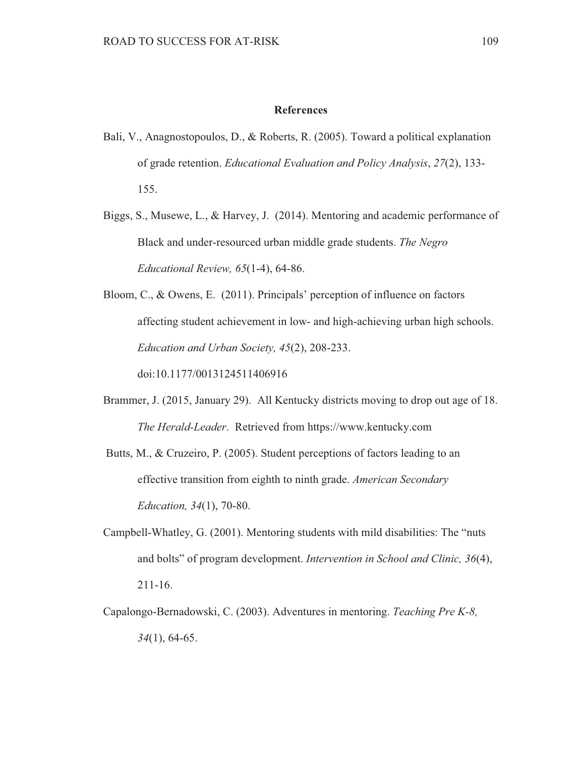## References

Bali, V., Anagnostopoulos, D., & Roberts, R. (2005). Toward a political explanation of grade retention. *Educational Evaluation and Policy Analysis*, *27*(2), 133-155.

Biggs, S., Musewe, L., & Harvey, J. (2014). Mentoring and academic performance of Black and under-resourced urban middle grade students. *The Negro Educational Review, 65*(1-4), 64-86.

Bloom, C., & Owens, E. (2011). Principals' perception of influence on factors affecting student achievement in low- and high-achieving urban high schools. *Education and Urban Society, 45*(2), 208-233. doi:10.1177/0013124511406916

Brammer, J. (2015, January 29). All Kentucky districts moving to drop out age of 18. *The Herald-Leader*. Retrieved from https://www.kentucky.com

Butts, M., & Cruzeiro, P. (2005). Student perceptions of factors leading to an effective transition from eighth to ninth grade. *American Secondary Education, 34*(1), 70-80.

Campbell-Whatley, G. (2001). Mentoring students with mild disabilities: The "nuts and bolts" of program development. *Intervention in School and Clinic, 36*(4), 211-16.

Capalongo-Bernadowski, C. (2003). Adventures in mentoring. *Teaching Pre K-8, 34*(1), 64-65.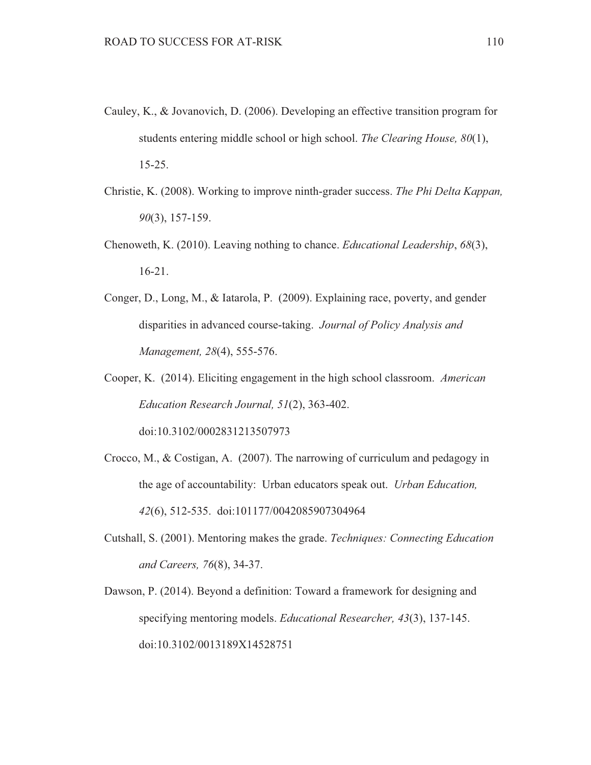Cauley, K., & Jovanovich, D. (2006). Developing an effective transition program for students entering middle school or high school. *The Clearing House, 80*(1), 15-25.

Christie, K. (2008). Working to improve ninth-grader success. *The Phi Delta Kappan, 90*(3), 157-159.

Chenoweth, K. (2010). Leaving nothing to chance. *Educational Leadership*, *68*(3), 16-21.

Conger, D., Long, M., & Iatarola, P. (2009). Explaining race, poverty, and gender disparities in advanced course-taking. *Journal of Policy Analysis and Management, 28*(4), 555-576.

Cooper, K. (2014). Eliciting engagement in the high school classroom. *American Education Research Journal, 51*(2), 363-402. doi:10.3102/0002831213507973

Crocco, M., & Costigan, A. (2007). The narrowing of curriculum and pedagogy in the age of accountability: Urban educators speak out. *Urban Education, 42*(6), 512-535. doi:101177/0042085907304964

Cutshall, S. (2001). Mentoring makes the grade. *Techniques: Connecting Education and Careers, 76*(8), 34-37.

Dawson, P. (2014). Beyond a definition: Toward a framework for designing and specifying mentoring models. *Educational Researcher, 43*(3), 137-145. doi:10.3102/0013189X14528751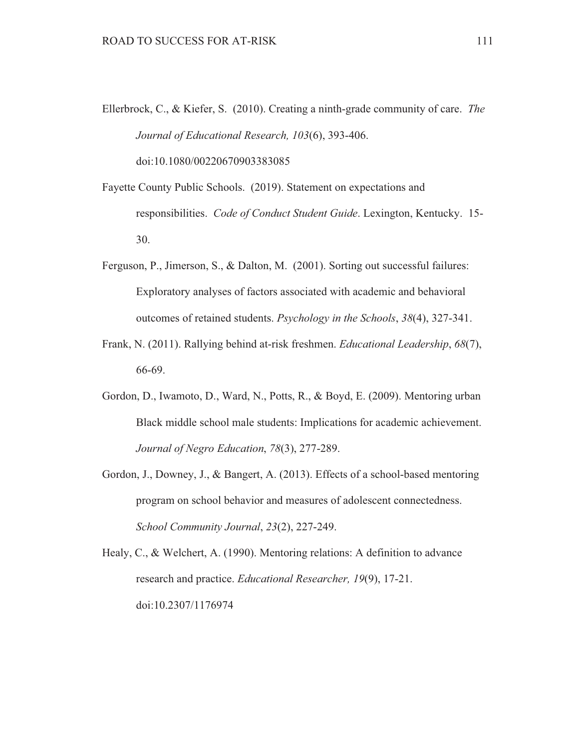Ellerbrock, C., & Kiefer, S. (2010). Creating a ninth-grade community of care. *The Journal of Educational Research, 103*(6), 393-406. doi:10.1080/00220670903383085

Fayette County Public Schools. (2019). Statement on expectations and responsibilities. *Code of Conduct Student Guide*. Lexington, Kentucky. 15-30.

Ferguson, P., Jimerson, S., & Dalton, M. (2001). Sorting out successful failures: Exploratory analyses of factors associated with academic and behavioral outcomes of retained students. *Psychology in the Schools*, *38*(4), 327-341.

Frank, N. (2011). Rallying behind at-risk freshmen. *Educational Leadership*, *68*(7), 66-69.

Gordon, D., Iwamoto, D., Ward, N., Potts, R., & Boyd, E. (2009). Mentoring urban Black middle school male students: Implications for academic achievement. *Journal of Negro Education*, *78*(3), 277-289.

Gordon, J., Downey, J., & Bangert, A. (2013). Effects of a school-based mentoring program on school behavior and measures of adolescent connectedness. *School Community Journal*, *23*(2), 227-249.

Healy, C., & Welchert, A. (1990). Mentoring relations: A definition to advance research and practice. *Educational Researcher, 19*(9), 17-21. doi:10.2307/1176974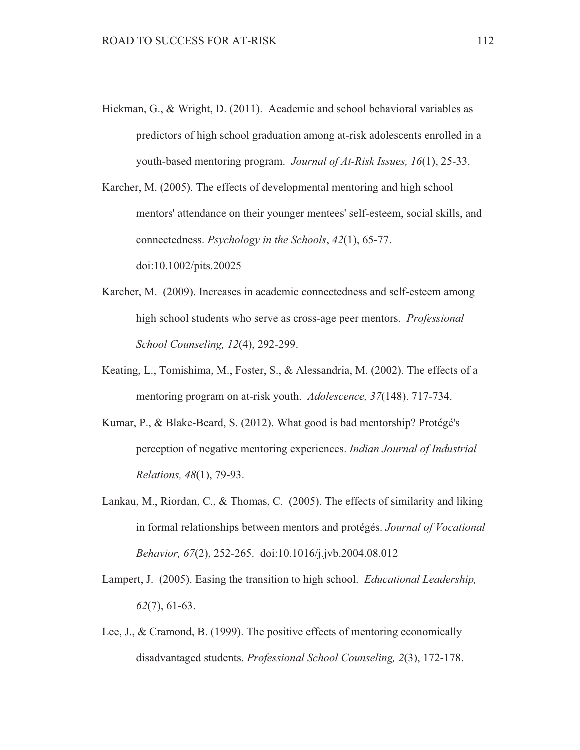Hickman, G., & Wright, D. (2011). Academic and school behavioral variables as predictors of high school graduation among at-risk adolescents enrolled in a youth-based mentoring program. *Journal of At-Risk Issues, 16*(1), 25-33.

Karcher, M. (2005). The effects of developmental mentoring and high school mentors' attendance on their younger mentees' self-esteem, social skills, and connectedness. *Psychology in the Schools*, *42*(1), 65-77. doi:10.1002/pits.20025

Karcher, M. (2009). Increases in academic connectedness and self-esteem among high school students who serve as cross-age peer mentors. *Professional School Counseling, 12*(4), 292-299.

Keating, L., Tomishima, M., Foster, S., & Alessandria, M. (2002). The effects of a mentoring program on at-risk youth. *Adolescence, 37*(148). 717-734.

Kumar, P., & Blake-Beard, S. (2012). What good is bad mentorship? Protégé's perception of negative mentoring experiences. *Indian Journal of Industrial Relations, 48*(1), 79-93.

Lankau, M., Riordan, C., & Thomas, C. (2005). The effects of similarity and liking in formal relationships between mentors and protégés. *Journal of Vocational Behavior, 67*(2), 252-265. doi:10.1016/j.jvb.2004.08.012

Lampert, J. (2005). Easing the transition to high school. *Educational Leadership, 62*(7), 61-63.

Lee, J., & Cramond, B. (1999). The positive effects of mentoring economically disadvantaged students. *Professional School Counseling, 2*(3), 172-178.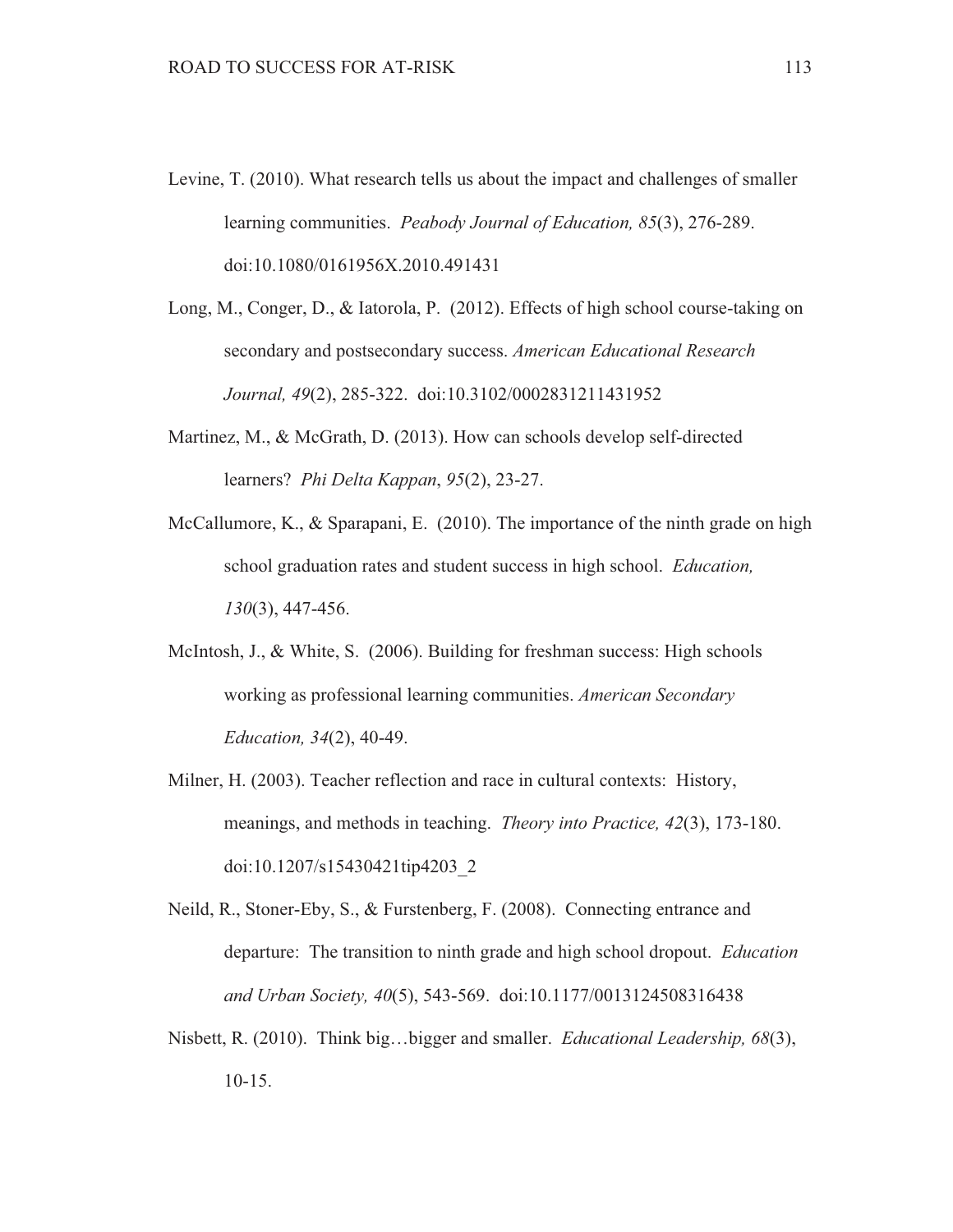Levine, T. (2010). What research tells us about the impact and challenges of smaller learning communities. *Peabody Journal of Education, 85*(3), 276-289. doi:10.1080/0161956X.2010.491431

Long, M., Conger, D., & Iatorola, P. (2012). Effects of high school course-taking on secondary and postsecondary success. *American Educational Research Journal, 49*(2), 285-322. doi:10.3102/0002831211431952

Martinez, M., & McGrath, D. (2013). How can schools develop self-directed learners? *Phi Delta Kappan*, *95*(2), 23-27.

McCallumore, K., & Sparapani, E. (2010). The importance of the ninth grade on high school graduation rates and student success in high school. *Education, 130*(3), 447-456.

McIntosh, J., & White, S. (2006). Building for freshman success: High schools working as professional learning communities. *American Secondary Education, 34*(2), 40-49.

Milner, H. (2003). Teacher reflection and race in cultural contexts: History, meanings, and methods in teaching. *Theory into Practice, 42*(3), 173-180. doi:10.1207/s15430421tip4203_2

Neild, R., Stoner-Eby, S., & Furstenberg, F. (2008). Connecting entrance and departure: The transition to ninth grade and high school dropout. *Education and Urban Society, 40*(5), 543-569. doi:10.1177/0013124508316438

Nisbett, R. (2010). Think big…bigger and smaller. *Educational Leadership, 68*(3), 10-15.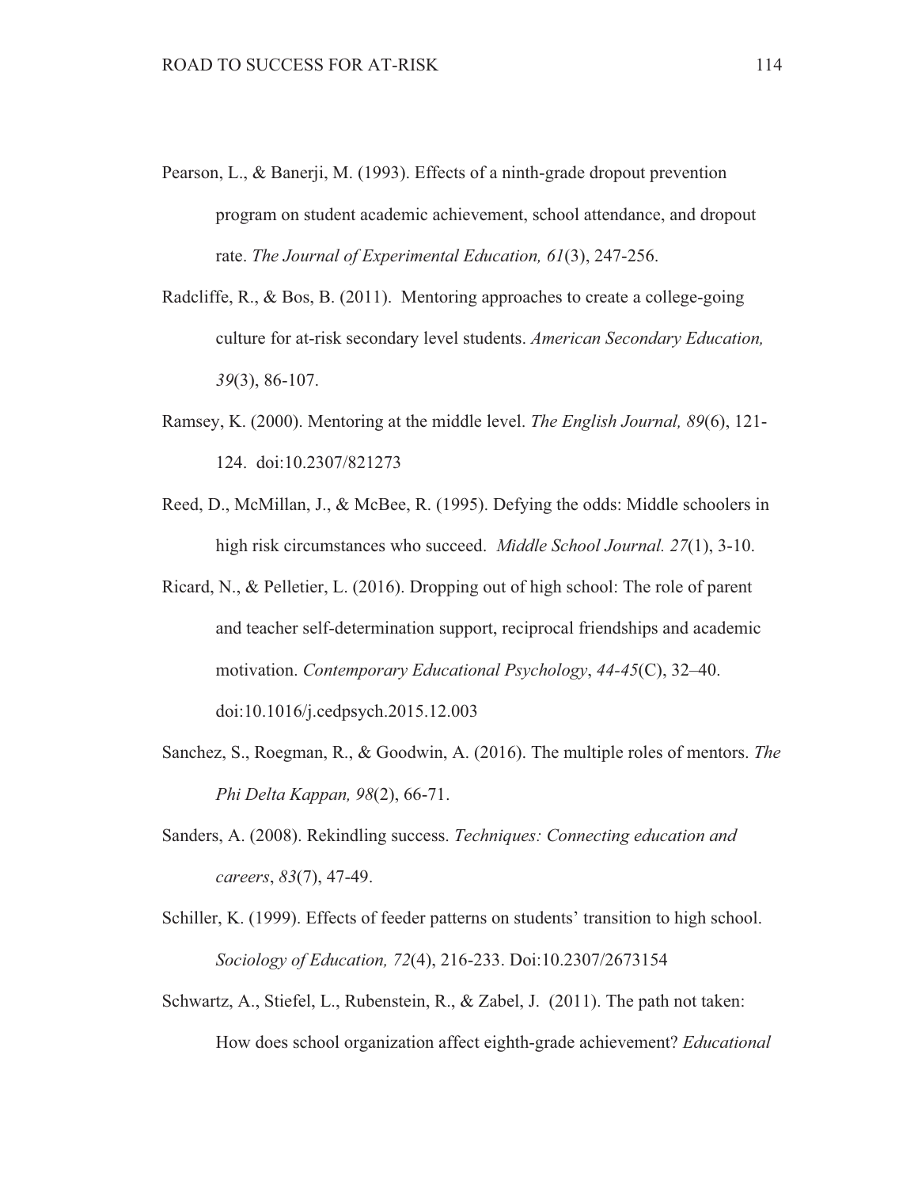Pearson, L., & Banerji, M. (1993). Effects of a ninth-grade dropout prevention program on student academic achievement, school attendance, and dropout rate. *The Journal of Experimental Education, 61*(3), 247-256.

Radcliffe, R., & Bos, B. (2011). Mentoring approaches to create a college-going culture for at-risk secondary level students. *American Secondary Education, 39*(3), 86-107.

Ramsey, K. (2000). Mentoring at the middle level. *The English Journal, 89*(6), 121-124. doi:10.2307/821273

Reed, D., McMillan, J., & McBee, R. (1995). Defying the odds: Middle schoolers in high risk circumstances who succeed. *Middle School Journal. 27*(1), 3-10.

Ricard, N., & Pelletier, L. (2016). Dropping out of high school: The role of parent and teacher self-determination support, reciprocal friendships and academic motivation. *Contemporary Educational Psychology*, *44-45*(C), 32–40. doi:10.1016/j.cedpsych.2015.12.003

Sanchez, S., Roegman, R., & Goodwin, A. (2016). The multiple roles of mentors. *The Phi Delta Kappan, 98*(2), 66-71.

Sanders, A. (2008). Rekindling success. *Techniques: Connecting education and careers*, *83*(7), 47-49.

Schiller, K. (1999). Effects of feeder patterns on students' transition to high school. *Sociology of Education, 72*(4), 216-233. Doi:10.2307/2673154

Schwartz, A., Stiefel, L., Rubenstein, R., & Zabel, J. (2011). The path not taken: How does school organization affect eighth-grade achievement? *Educational*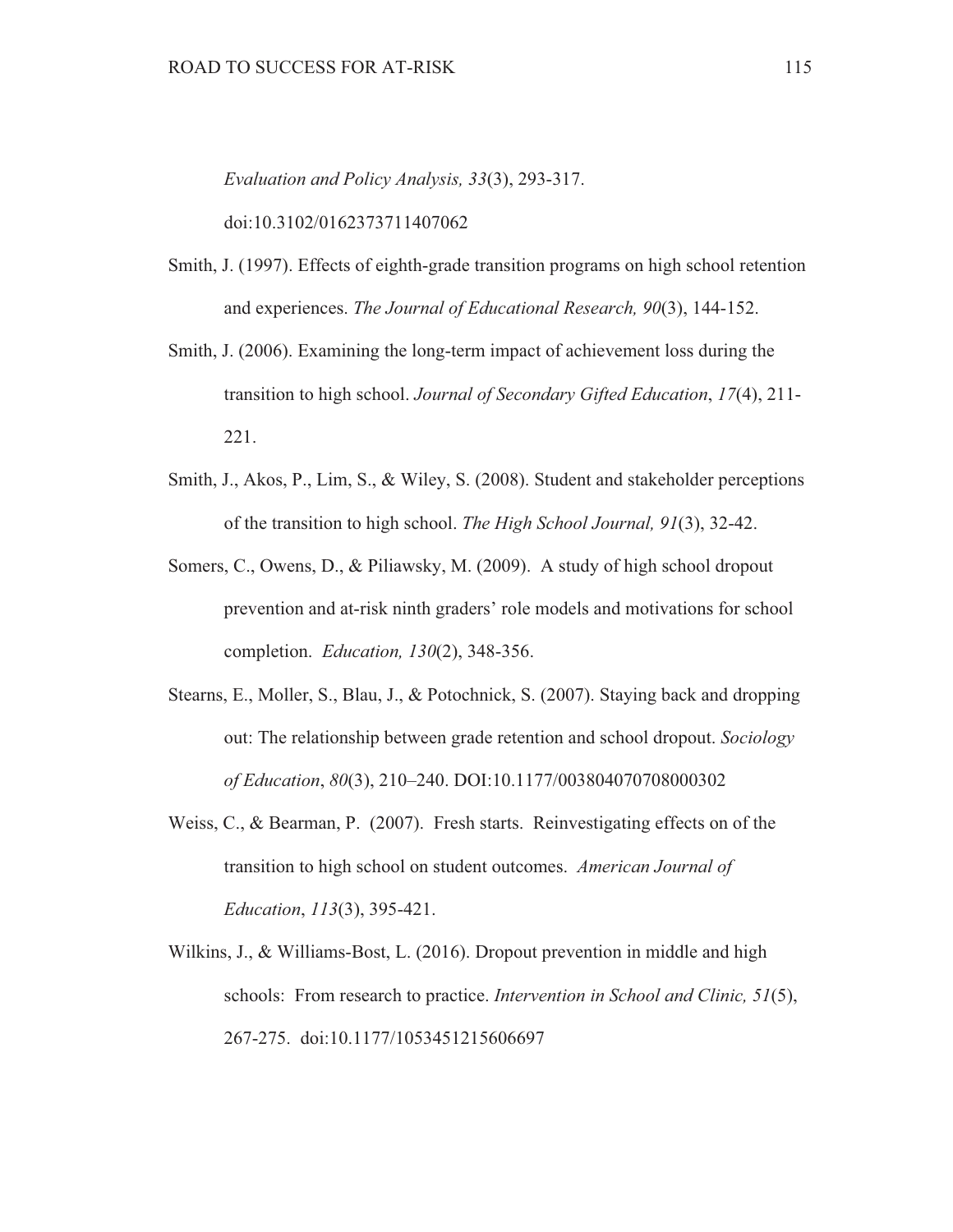*Evaluation and Policy Analysis, 33*(3), 293-317. doi:10.3102/0162373711407062

Smith, J. (1997). Effects of eighth-grade transition programs on high school retention and experiences. *The Journal of Educational Research, 90*(3), 144-152.

Smith, J. (2006). Examining the long-term impact of achievement loss during the transition to high school. *Journal of Secondary Gifted Education*, *17*(4), 211-221.

Smith, J., Akos, P., Lim, S., & Wiley, S. (2008). Student and stakeholder perceptions of the transition to high school. *The High School Journal, 91*(3), 32-42.

Somers, C., Owens, D., & Piliawsky, M. (2009). A study of high school dropout prevention and at-risk ninth graders' role models and motivations for school completion. *Education, 130*(2), 348-356.

Stearns, E., Moller, S., Blau, J., & Potochnick, S. (2007). Staying back and dropping out: The relationship between grade retention and school dropout. *Sociology of Education*, *80*(3), 210–240. DOI:10.1177/003804070708000302

Weiss, C., & Bearman, P. (2007). Fresh starts. Reinvestigating effects on of the transition to high school on student outcomes. *American Journal of Education*, *113*(3), 395-421.

Wilkins, J., & Williams-Bost, L. (2016). Dropout prevention in middle and high schools: From research to practice. *Intervention in School and Clinic, 51*(5), 267-275. doi:10.1177/1053451215606697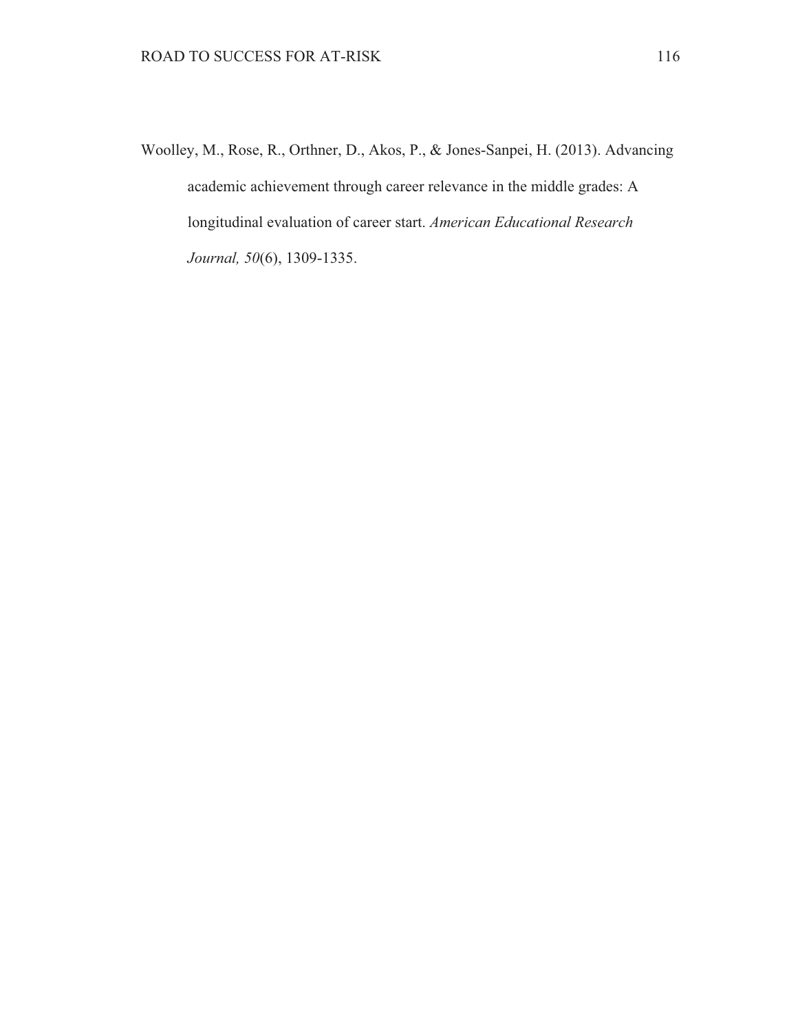Woolley, M., Rose, R., Orthner, D., Akos, P., & Jones-Sanpei, H. (2013). Advancing academic achievement through career relevance in the middle grades: A longitudinal evaluation of career start. *American Educational Research Journal, 50*(6), 1309-1335.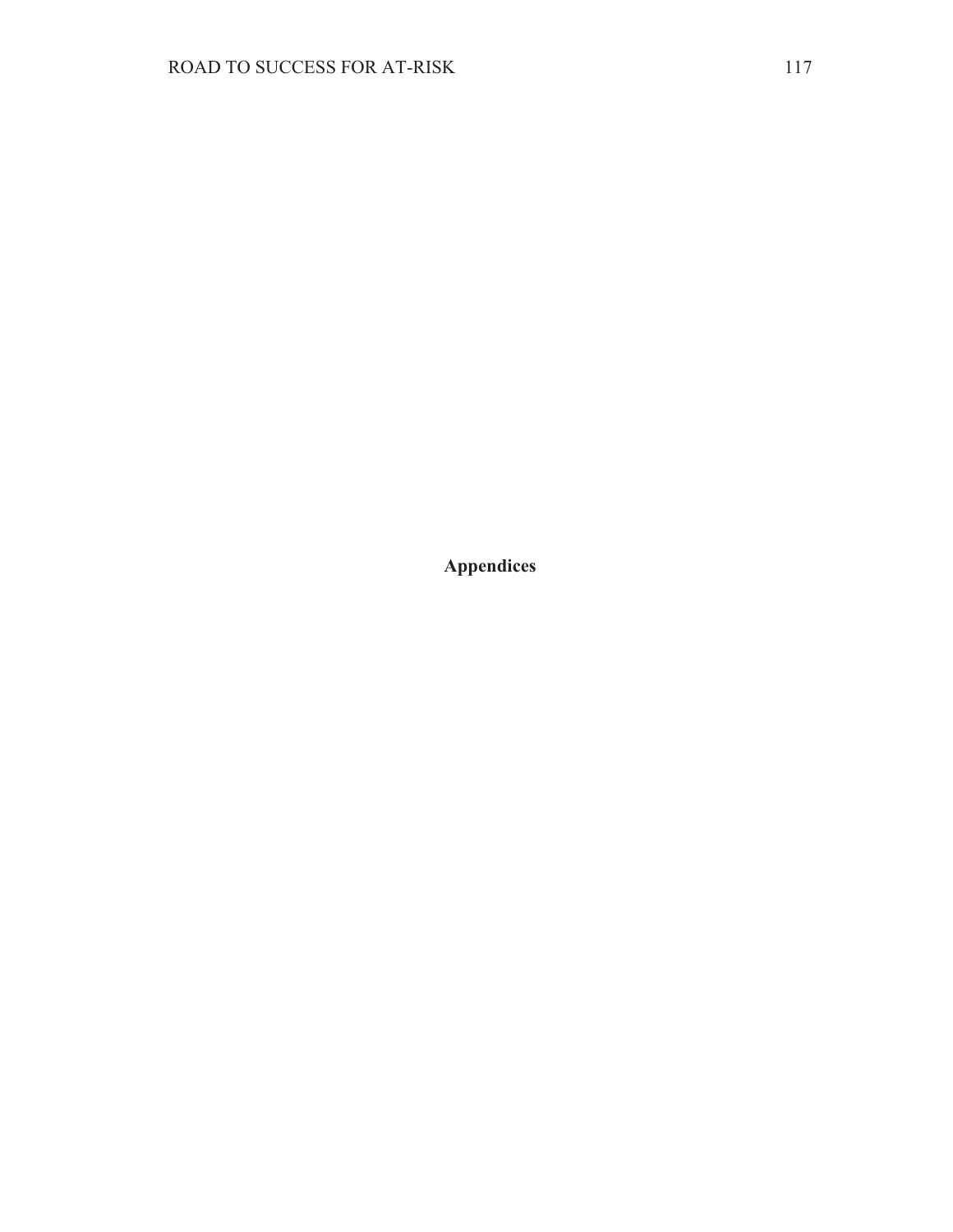# Appendices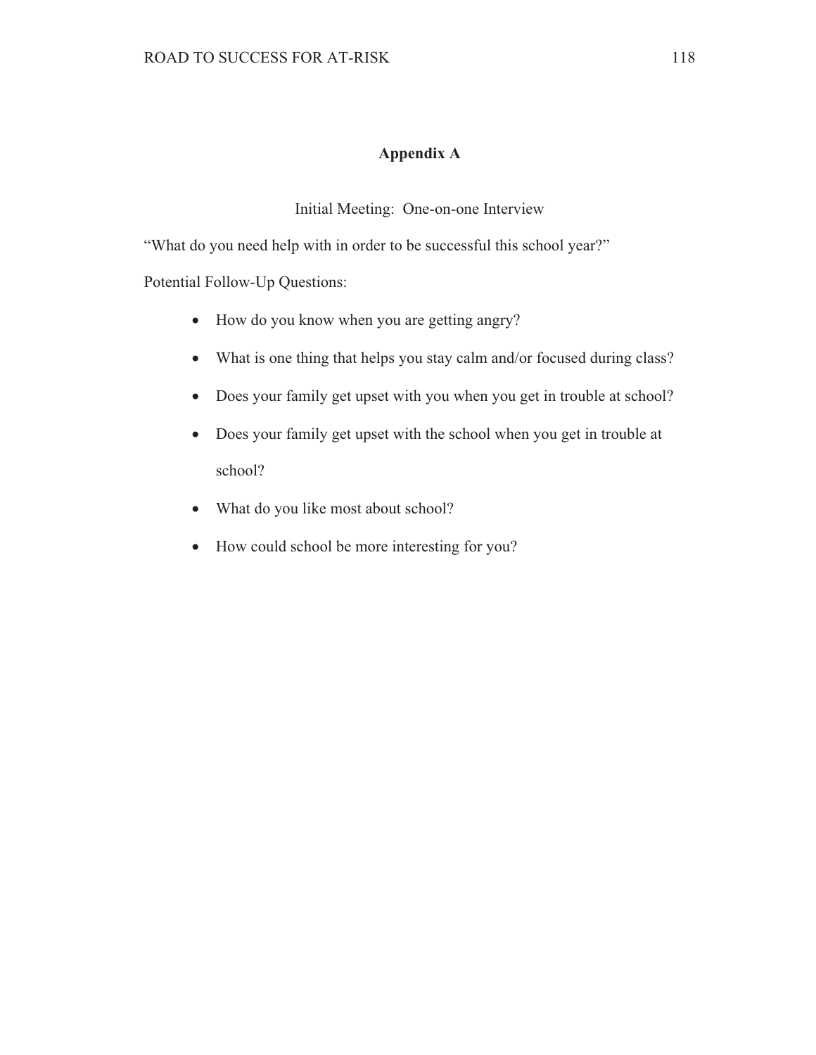# Appendix A

Initial Meeting: One-on-one Interview

"What do you need help with in order to be successful this school year?"

Potential Follow-Up Questions:

- How do you know when you are getting angry?
- What is one thing that helps you stay calm and/or focused during class?
- Does your family get upset with you when you get in trouble at school?
- Does your family get upset with the school when you get in trouble at school?
- What do you like most about school?
- How could school be more interesting for you?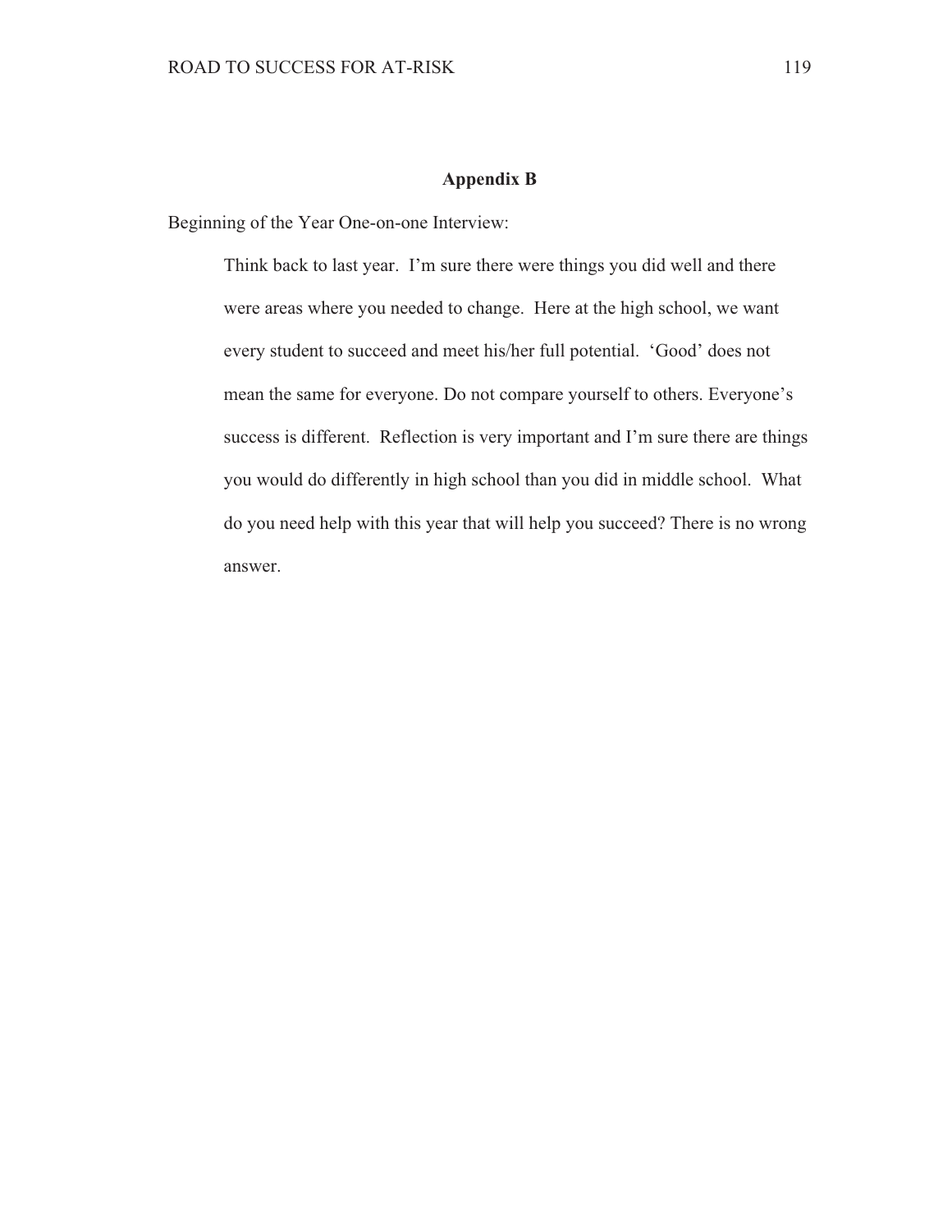# Appendix B

Beginning of the Year One-on-one Interview:

> Think back to last year. I'm sure there were things you did well and there were areas where you needed to change. Here at the high school, we want every student to succeed and meet his/her full potential. 'Good' does not mean the same for everyone. Do not compare yourself to others. Everyone's success is different. Reflection is very important and I'm sure there are things you would do differently in high school than you did in middle school. What do you need help with this year that will help you succeed? There is no wrong answer.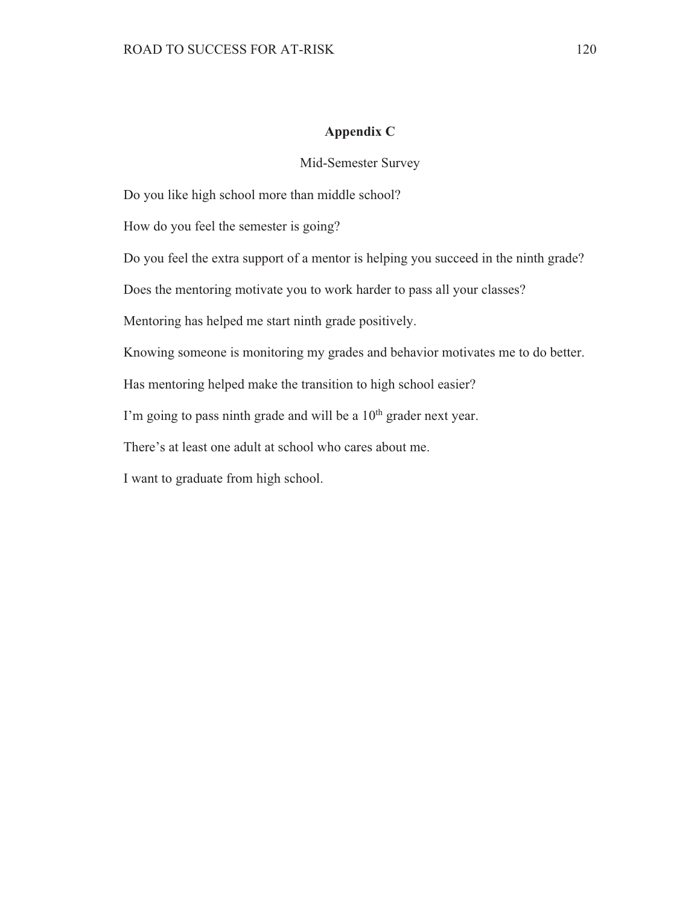## Appendix C

Mid-Semester Survey

Do you like high school more than middle school?

How do you feel the semester is going?

Do you feel the extra support of a mentor is helping you succeed in the ninth grade?

Does the mentoring motivate you to work harder to pass all your classes?

Mentoring has helped me start ninth grade positively.

Knowing someone is monitoring my grades and behavior motivates me to do better.

Has mentoring helped make the transition to high school easier?

I'm going to pass ninth grade and will be a 10th grader next year.

There's at least one adult at school who cares about me.

I want to graduate from high school.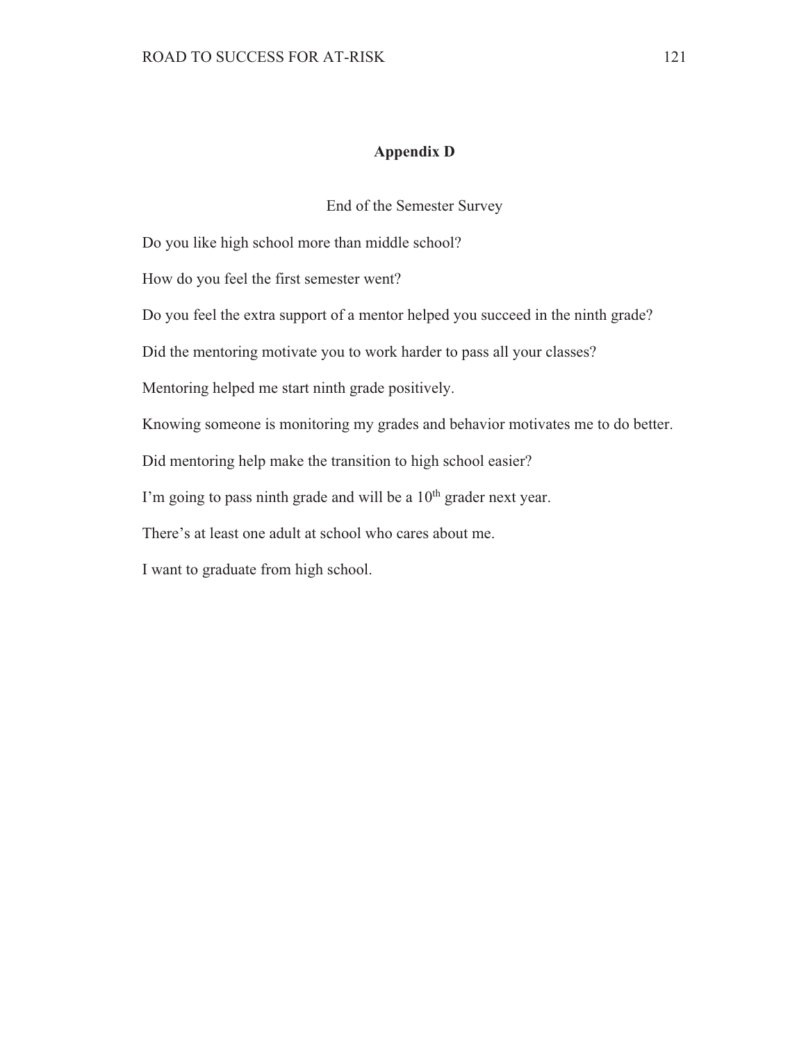# Appendix D

End of the Semester Survey

Do you like high school more than middle school?

How do you feel the first semester went?

Do you feel the extra support of a mentor helped you succeed in the ninth grade?

Did the mentoring motivate you to work harder to pass all your classes?

Mentoring helped me start ninth grade positively.

Knowing someone is monitoring my grades and behavior motivates me to do better.

Did mentoring help make the transition to high school easier?

I'm going to pass ninth grade and will be a 10th grader next year.

There's at least one adult at school who cares about me.

I want to graduate from high school.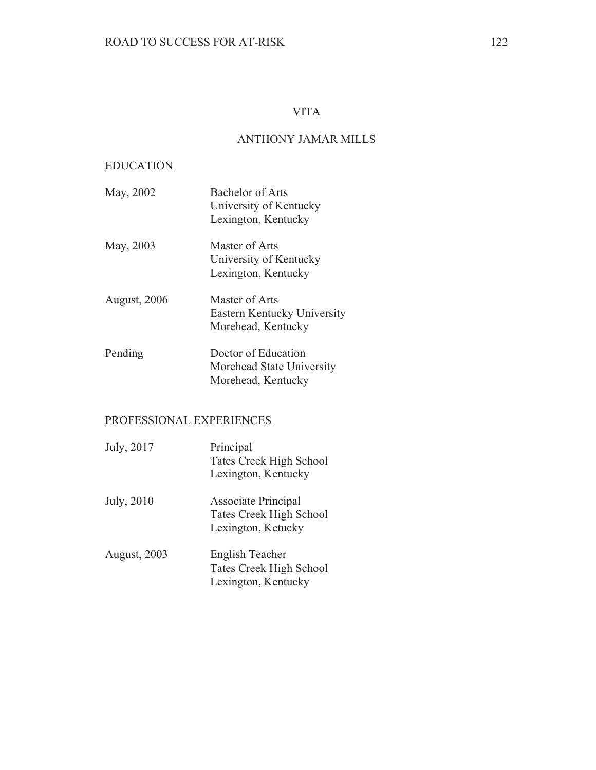# VITA

## ANTHONY JAMAR MILLS

### EDUCATION

| | |
|---|---|
| May, 2002 | Bachelor of Arts<br>University of Kentucky<br>Lexington, Kentucky |
| May, 2003 | Master of Arts<br>University of Kentucky<br>Lexington, Kentucky |
| August, 2006 | Master of Arts<br>Eastern Kentucky University<br>Morehead, Kentucky |
| Pending | Doctor of Education<br>Morehead State University<br>Morehead, Kentucky |

### PROFESSIONAL EXPERIENCES

| | |
|---|---|
| July, 2017 | Principal<br>Tates Creek High School<br>Lexington, Kentucky |
| July, 2010 | Associate Principal<br>Tates Creek High School<br>Lexington, Ketucky |
| August, 2003 | English Teacher<br>Tates Creek High School<br>Lexington, Kentucky |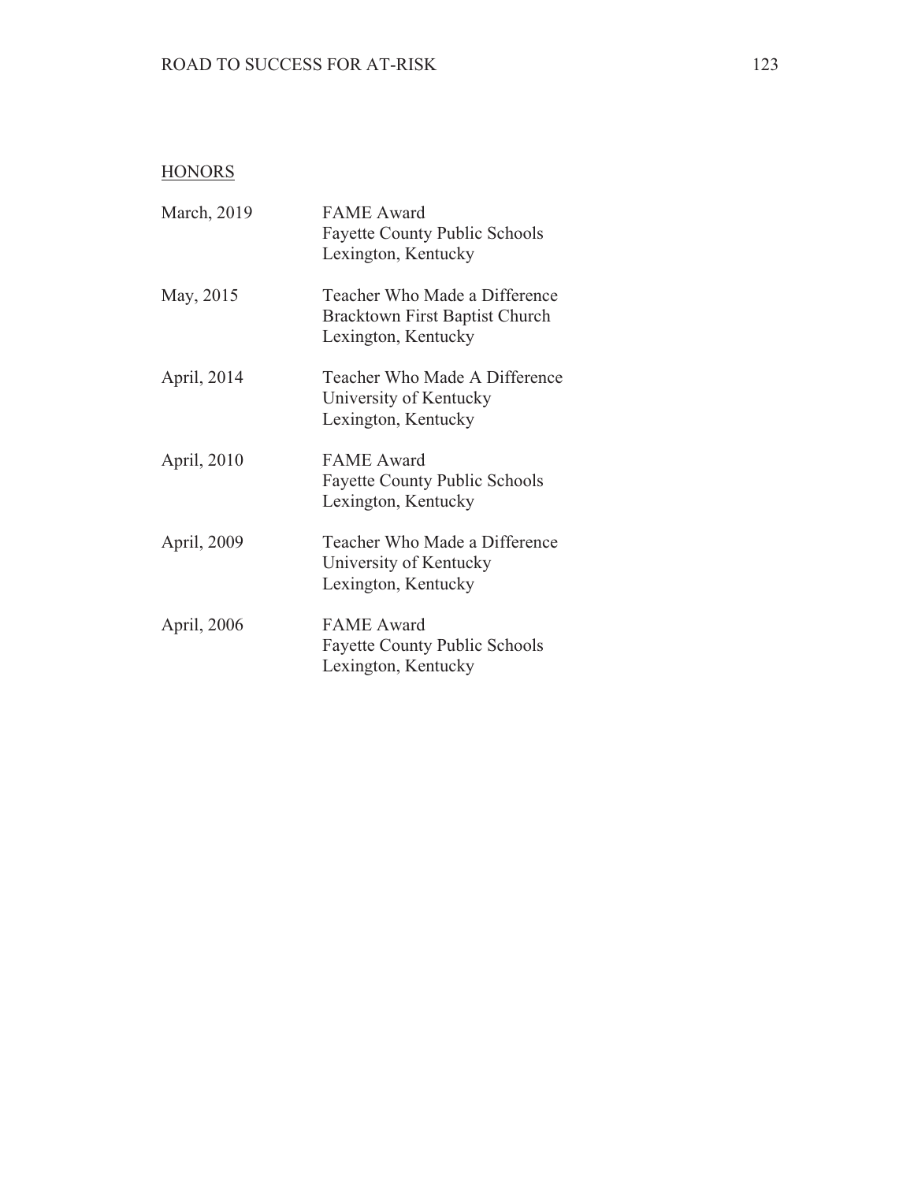HONORS

| | |
|---|---|
| March, 2019 | FAME Award<br>Fayette County Public Schools<br>Lexington, Kentucky |
| May, 2015 | Teacher Who Made a Difference<br>Bracktown First Baptist Church<br>Lexington, Kentucky |
| April, 2014 | Teacher Who Made A Difference<br>University of Kentucky<br>Lexington, Kentucky |
| April, 2010 | FAME Award<br>Fayette County Public Schools<br>Lexington, Kentucky |
| April, 2009 | Teacher Who Made a Difference<br>University of Kentucky<br>Lexington, Kentucky |
| April, 2006 | FAME Award<br>Fayette County Public Schools<br>Lexington, Kentucky |